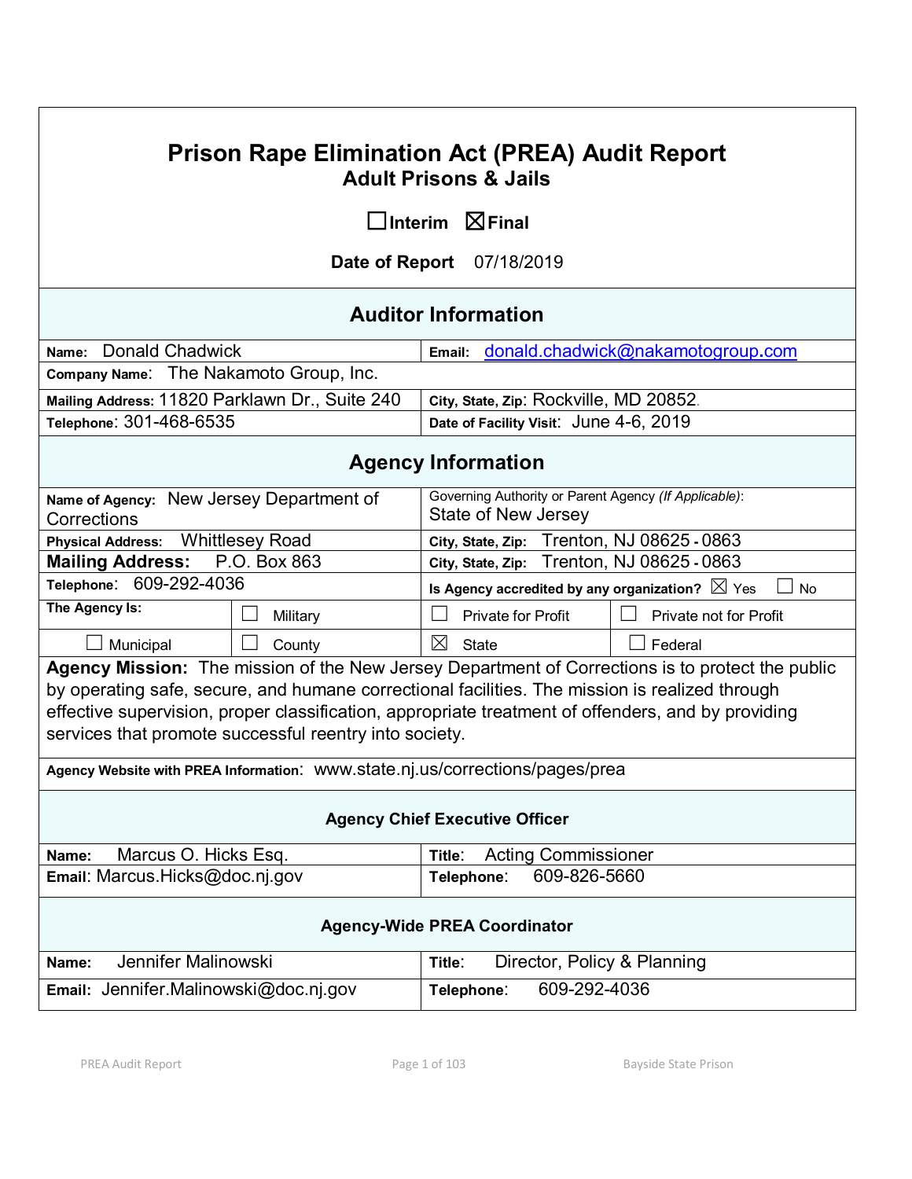# Prison Rape Elimination Act (PREA) Audit Report
## Adult Prisons & Jails

☐ Interim ☒ Final

**Date of Report** 07/18/2019

## Auditor Information

| | |
|---|---|
| **Name:** Donald Chadwick | **Email:** donald.chadwick@nakamotogroup.com |
| **Company Name:** The Nakamoto Group, Inc. | |
| **Mailing Address:** 11820 Parklawn Dr., Suite 240 | **City, State, Zip:** Rockville, MD 20852. |
| **Telephone:** 301-468-6535 | **Date of Facility Visit:** June 4-6, 2019 |

## Agency Information

| | | | |
|---|---|---|---|
| **Name of Agency:** New Jersey Department of Corrections | | Governing Authority or Parent Agency *(If Applicable)*: State of New Jersey | |
| **Physical Address:** Whittlesey Road | | **City, State, Zip:** Trenton, NJ 08625 - 0863 | |
| **Mailing Address:** P.O. Box 863 | | **City, State, Zip:** Trenton, NJ 08625 - 0863 | |
| **Telephone:** 609-292-4036 | | **Is Agency accredited by any organization?** ☒ Yes ☐ No | |
| **The Agency Is:** | ☐ Military | ☐ Private for Profit | ☐ Private not for Profit |
| ☐ Municipal | ☐ County | ☒ State | ☐ Federal |

**Agency Mission:** The mission of the New Jersey Department of Corrections is to protect the public by operating safe, secure, and humane correctional facilities. The mission is realized through effective supervision, proper classification, appropriate treatment of offenders, and by providing services that promote successful reentry into society.

**Agency Website with PREA Information:** www.state.nj.us/corrections/pages/prea

### Agency Chief Executive Officer

| | |
|---|---|
| **Name:** Marcus O. Hicks Esq. | **Title:** Acting Commissioner |
| **Email:** Marcus.Hicks@doc.nj.gov | **Telephone:** 609-826-5660 |

### Agency-Wide PREA Coordinator

| | |
|---|---|
| **Name:** Jennifer Malinowski | **Title:** Director, Policy & Planning |
| **Email:** Jennifer.Malinowski@doc.nj.gov | **Telephone:** 609-292-4036 |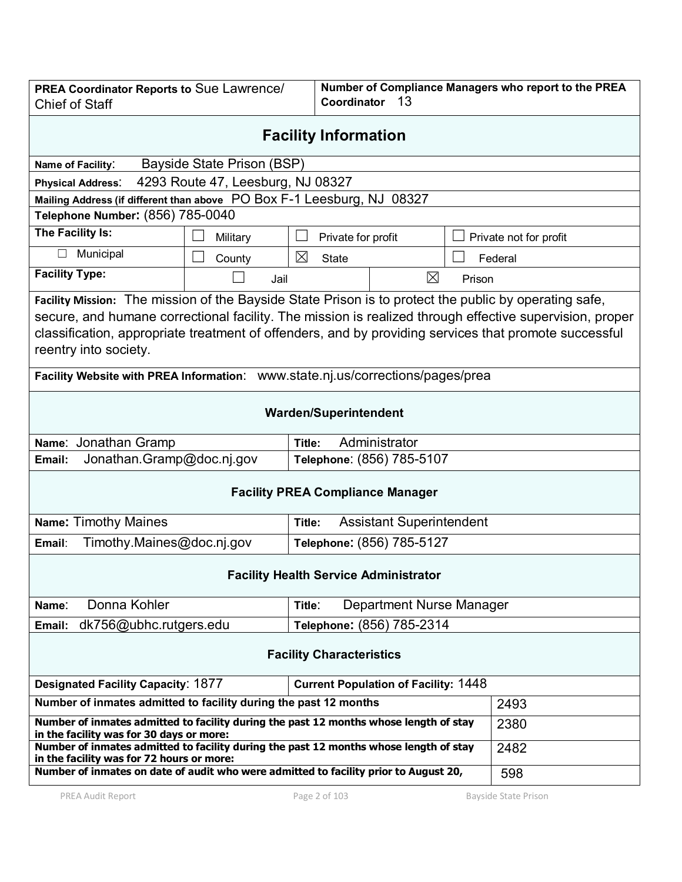| **PREA Coordinator Reports to** Sue Lawrence/ Chief of Staff | **Number of Compliance Managers who report to the PREA Coordinator** 13 |
|---|---|

## Facility Information

**Name of Facility**: Bayside State Prison (BSP)

**Physical Address**: 4293 Route 47, Leesburg, NJ 08327

**Mailing Address (if different than above** PO Box F-1 Leesburg, NJ 08327

**Telephone Number:** (856) 785-0040

| **The Facility Is:** | ☐ Military | ☐ Private for profit | ☐ Private not for profit |
|---|---|---|---|
| ☐ Municipal | ☐ County | ☒ State | ☐ Federal |

| **Facility Type:** | ☐ Jail | ☒ Prison |
|---|---|---|

**Facility Mission:** The mission of the Bayside State Prison is to protect the public by operating safe, secure, and humane correctional facility. The mission is realized through effective supervision, proper classification, appropriate treatment of offenders, and by providing services that promote successful reentry into society.

**Facility Website with PREA Information**: www.state.nj.us/corrections/pages/prea

### Warden/Superintendent

| **Name**: Jonathan Gramp | **Title:** Administrator |
|---|---|
| **Email:** Jonathan.Gramp@doc.nj.gov | **Telephone**: (856) 785-5107 |

### Facility PREA Compliance Manager

| **Name:** Timothy Maines | **Title:** Assistant Superintendent |
|---|---|
| **Email**: Timothy.Maines@doc.nj.gov | **Telephone:** (856) 785-5127 |

### Facility Health Service Administrator

| **Name**: Donna Kohler | **Title**: Department Nurse Manager |
|---|---|
| **Email:** dk756@ubhc.rutgers.edu | **Telephone:** (856) 785-2314 |

### Facility Characteristics

| **Designated Facility Capacity**: 1877 | **Current Population of Facility:** 1448 |
|---|---|

| | |
|---|---|
| **Number of inmates admitted to facility during the past 12 months** | 2493 |
| **Number of inmates admitted to facility during the past 12 months whose length of stay in the facility was for 30 days or more:** | 2380 |
| **Number of inmates admitted to facility during the past 12 months whose length of stay in the facility was for 72 hours or more:** | 2482 |
| **Number of inmates on date of audit who were admitted to facility prior to August 20,** | 598 |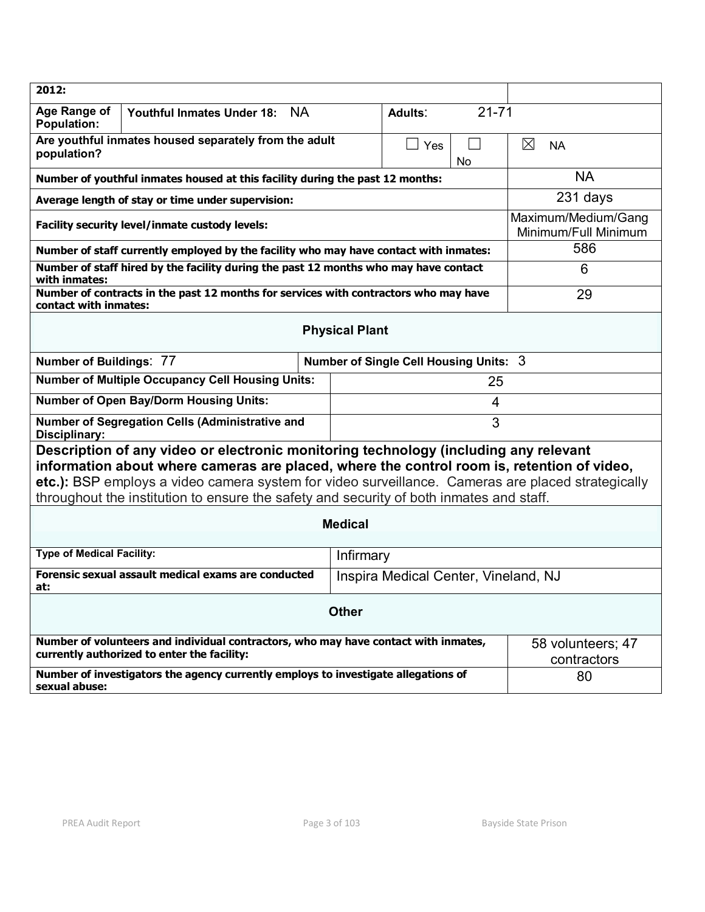| **2012:** | | | | |
|---|---|---|---|---|
| **Age Range of Population:** | **Youthful Inmates Under 18:** NA | **Adults**: 21-71 | | |
| **Are youthful inmates housed separately from the adult population?** | | ☐ Yes | ☐ No | ☒ NA |
| **Number of youthful inmates housed at this facility during the past 12 months:** | | | | NA |
| **Average length of stay or time under supervision:** | | | | 231 days |
| **Facility security level/inmate custody levels:** | | | | Maximum/Medium/Gang Minimum/Full Minimum |
| **Number of staff currently employed by the facility who may have contact with inmates:** | | | | 586 |
| **Number of staff hired by the facility during the past 12 months who may have contact with inmates:** | | | | 6 |
| **Number of contracts in the past 12 months for services with contractors who may have contact with inmates:** | | | | 29 |

## Physical Plant

| **Number of Buildings**: 77 | **Number of Single Cell Housing Units:** 3 |
|---|---|
| **Number of Multiple Occupancy Cell Housing Units:** | 25 |
| **Number of Open Bay/Dorm Housing Units:** | 4 |
| **Number of Segregation Cells (Administrative and Disciplinary:** | 3 |

**Description of any video or electronic monitoring technology (including any relevant information about where cameras are placed, where the control room is, retention of video, etc.):** BSP employs a video camera system for video surveillance. Cameras are placed strategically throughout the institution to ensure the safety and security of both inmates and staff.

## Medical

| **Type of Medical Facility:** | Infirmary |
|---|---|
| **Forensic sexual assault medical exams are conducted at:** | Inspira Medical Center, Vineland, NJ |

## Other

| **Number of volunteers and individual contractors, who may have contact with inmates, currently authorized to enter the facility:** | 58 volunteers; 47 contractors |
|---|---|
| **Number of investigators the agency currently employs to investigate allegations of sexual abuse:** | 80 |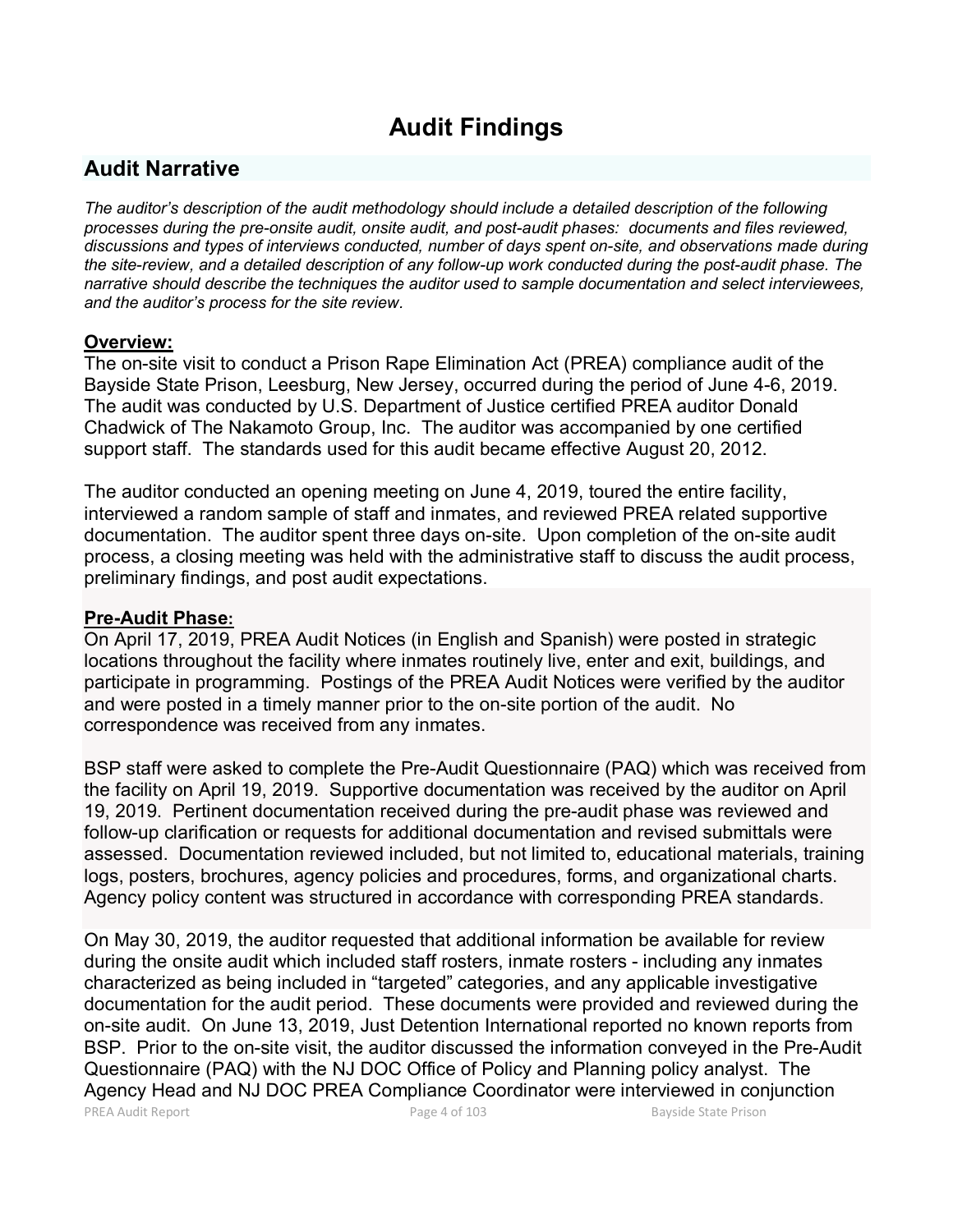# Audit Findings

## Audit Narrative

*The auditor's description of the audit methodology should include a detailed description of the following processes during the pre-onsite audit, onsite audit, and post-audit phases: documents and files reviewed, discussions and types of interviews conducted, number of days spent on-site, and observations made during the site-review, and a detailed description of any follow-up work conducted during the post-audit phase. The narrative should describe the techniques the auditor used to sample documentation and select interviewees, and the auditor's process for the site review.*

**Overview:**

The on-site visit to conduct a Prison Rape Elimination Act (PREA) compliance audit of the Bayside State Prison, Leesburg, New Jersey, occurred during the period of June 4-6, 2019. The audit was conducted by U.S. Department of Justice certified PREA auditor Donald Chadwick of The Nakamoto Group, Inc. The auditor was accompanied by one certified support staff. The standards used for this audit became effective August 20, 2012.

The auditor conducted an opening meeting on June 4, 2019, toured the entire facility, interviewed a random sample of staff and inmates, and reviewed PREA related supportive documentation. The auditor spent three days on-site. Upon completion of the on-site audit process, a closing meeting was held with the administrative staff to discuss the audit process, preliminary findings, and post audit expectations.

**Pre-Audit Phase:**

On April 17, 2019, PREA Audit Notices (in English and Spanish) were posted in strategic locations throughout the facility where inmates routinely live, enter and exit, buildings, and participate in programming. Postings of the PREA Audit Notices were verified by the auditor and were posted in a timely manner prior to the on-site portion of the audit. No correspondence was received from any inmates.

BSP staff were asked to complete the Pre-Audit Questionnaire (PAQ) which was received from the facility on April 19, 2019. Supportive documentation was received by the auditor on April 19, 2019. Pertinent documentation received during the pre-audit phase was reviewed and follow-up clarification or requests for additional documentation and revised submittals were assessed. Documentation reviewed included, but not limited to, educational materials, training logs, posters, brochures, agency policies and procedures, forms, and organizational charts. Agency policy content was structured in accordance with corresponding PREA standards.

On May 30, 2019, the auditor requested that additional information be available for review during the onsite audit which included staff rosters, inmate rosters - including any inmates characterized as being included in "targeted" categories, and any applicable investigative documentation for the audit period. These documents were provided and reviewed during the on-site audit. On June 13, 2019, Just Detention International reported no known reports from BSP. Prior to the on-site visit, the auditor discussed the information conveyed in the Pre-Audit Questionnaire (PAQ) with the NJ DOC Office of Policy and Planning policy analyst. The Agency Head and NJ DOC PREA Compliance Coordinator were interviewed in conjunction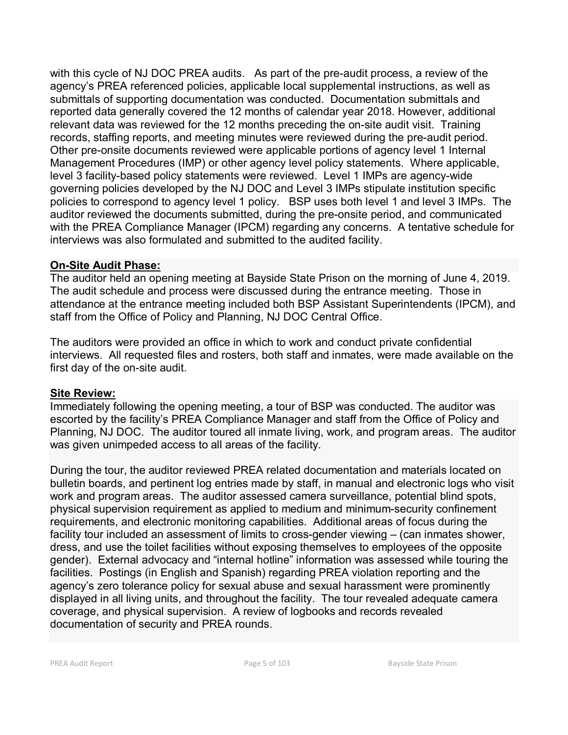with this cycle of NJ DOC PREA audits. As part of the pre-audit process, a review of the agency's PREA referenced policies, applicable local supplemental instructions, as well as submittals of supporting documentation was conducted. Documentation submittals and reported data generally covered the 12 months of calendar year 2018. However, additional relevant data was reviewed for the 12 months preceding the on-site audit visit. Training records, staffing reports, and meeting minutes were reviewed during the pre-audit period. Other pre-onsite documents reviewed were applicable portions of agency level 1 Internal Management Procedures (IMP) or other agency level policy statements. Where applicable, level 3 facility-based policy statements were reviewed. Level 1 IMPs are agency-wide governing policies developed by the NJ DOC and Level 3 IMPs stipulate institution specific policies to correspond to agency level 1 policy. BSP uses both level 1 and level 3 IMPs. The auditor reviewed the documents submitted, during the pre-onsite period, and communicated with the PREA Compliance Manager (IPCM) regarding any concerns. A tentative schedule for interviews was also formulated and submitted to the audited facility.

**On-Site Audit Phase:**

The auditor held an opening meeting at Bayside State Prison on the morning of June 4, 2019. The audit schedule and process were discussed during the entrance meeting. Those in attendance at the entrance meeting included both BSP Assistant Superintendents (IPCM), and staff from the Office of Policy and Planning, NJ DOC Central Office.

The auditors were provided an office in which to work and conduct private confidential interviews. All requested files and rosters, both staff and inmates, were made available on the first day of the on-site audit.

**Site Review:**

Immediately following the opening meeting, a tour of BSP was conducted. The auditor was escorted by the facility's PREA Compliance Manager and staff from the Office of Policy and Planning, NJ DOC. The auditor toured all inmate living, work, and program areas. The auditor was given unimpeded access to all areas of the facility.

During the tour, the auditor reviewed PREA related documentation and materials located on bulletin boards, and pertinent log entries made by staff, in manual and electronic logs who visit work and program areas. The auditor assessed camera surveillance, potential blind spots, physical supervision requirement as applied to medium and minimum-security confinement requirements, and electronic monitoring capabilities. Additional areas of focus during the facility tour included an assessment of limits to cross-gender viewing – (can inmates shower, dress, and use the toilet facilities without exposing themselves to employees of the opposite gender). External advocacy and "internal hotline" information was assessed while touring the facilities. Postings (in English and Spanish) regarding PREA violation reporting and the agency's zero tolerance policy for sexual abuse and sexual harassment were prominently displayed in all living units, and throughout the facility. The tour revealed adequate camera coverage, and physical supervision. A review of logbooks and records revealed documentation of security and PREA rounds.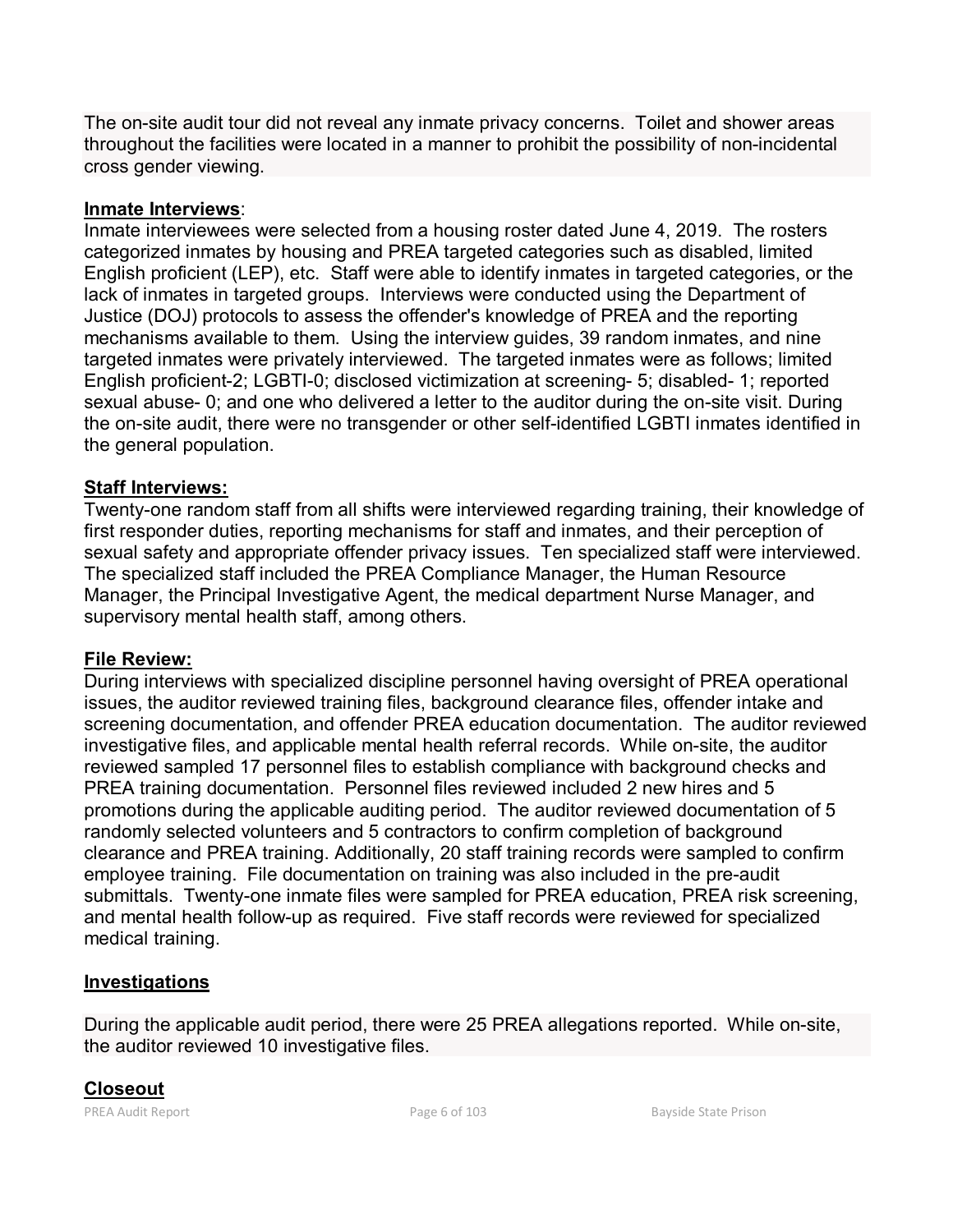The on-site audit tour did not reveal any inmate privacy concerns. Toilet and shower areas throughout the facilities were located in a manner to prohibit the possibility of non-incidental cross gender viewing.

**Inmate Interviews**:

Inmate interviewees were selected from a housing roster dated June 4, 2019. The rosters categorized inmates by housing and PREA targeted categories such as disabled, limited English proficient (LEP), etc. Staff were able to identify inmates in targeted categories, or the lack of inmates in targeted groups. Interviews were conducted using the Department of Justice (DOJ) protocols to assess the offender's knowledge of PREA and the reporting mechanisms available to them. Using the interview guides, 39 random inmates, and nine targeted inmates were privately interviewed. The targeted inmates were as follows; limited English proficient-2; LGBTI-0; disclosed victimization at screening- 5; disabled- 1; reported sexual abuse- 0; and one who delivered a letter to the auditor during the on-site visit. During the on-site audit, there were no transgender or other self-identified LGBTI inmates identified in the general population.

**Staff Interviews:**

Twenty-one random staff from all shifts were interviewed regarding training, their knowledge of first responder duties, reporting mechanisms for staff and inmates, and their perception of sexual safety and appropriate offender privacy issues. Ten specialized staff were interviewed. The specialized staff included the PREA Compliance Manager, the Human Resource Manager, the Principal Investigative Agent, the medical department Nurse Manager, and supervisory mental health staff, among others.

**File Review:**

During interviews with specialized discipline personnel having oversight of PREA operational issues, the auditor reviewed training files, background clearance files, offender intake and screening documentation, and offender PREA education documentation. The auditor reviewed investigative files, and applicable mental health referral records. While on-site, the auditor reviewed sampled 17 personnel files to establish compliance with background checks and PREA training documentation. Personnel files reviewed included 2 new hires and 5 promotions during the applicable auditing period. The auditor reviewed documentation of 5 randomly selected volunteers and 5 contractors to confirm completion of background clearance and PREA training. Additionally, 20 staff training records were sampled to confirm employee training. File documentation on training was also included in the pre-audit submittals. Twenty-one inmate files were sampled for PREA education, PREA risk screening, and mental health follow-up as required. Five staff records were reviewed for specialized medical training.

**Investigations**

During the applicable audit period, there were 25 PREA allegations reported. While on-site, the auditor reviewed 10 investigative files.

**Closeout**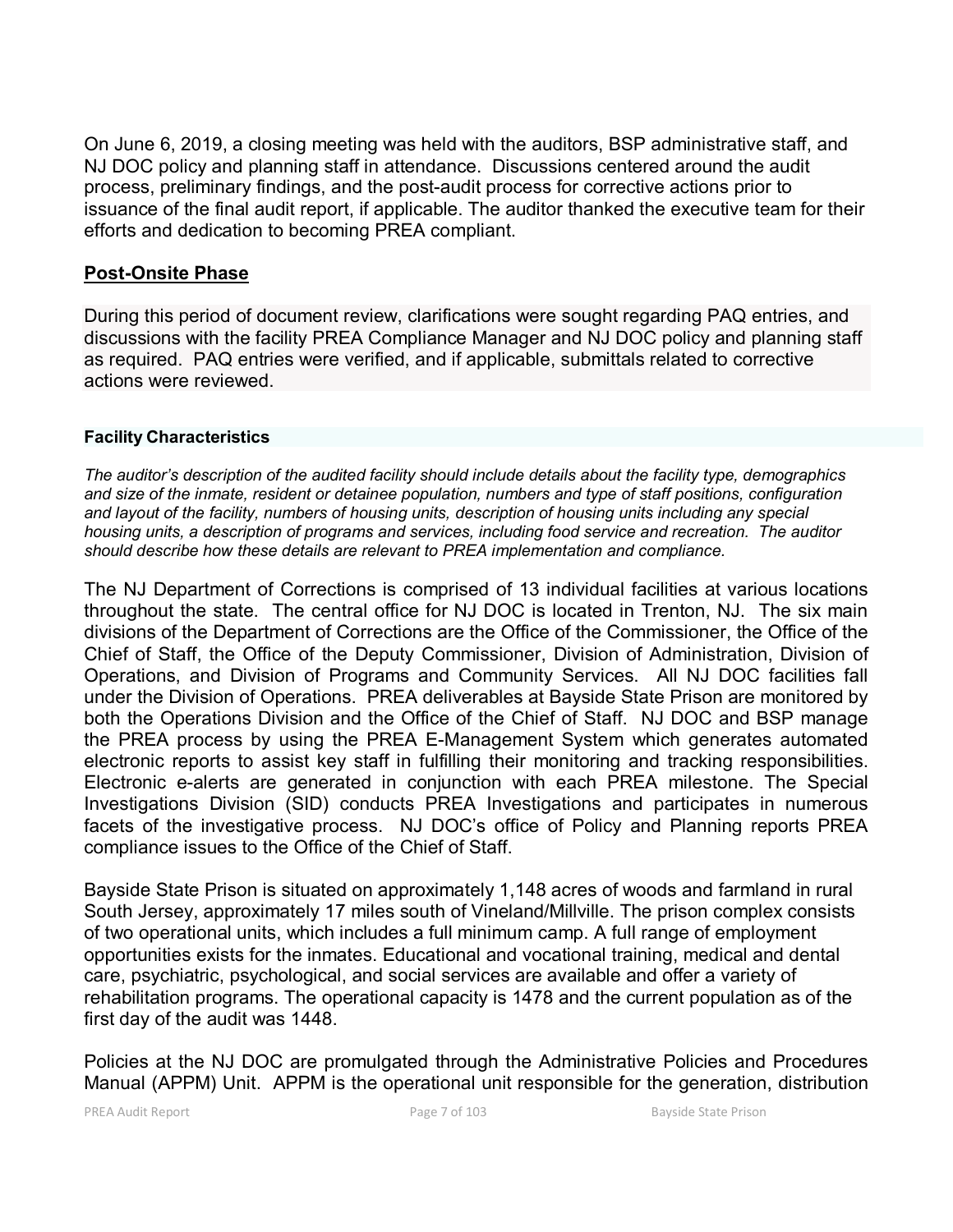On June 6, 2019, a closing meeting was held with the auditors, BSP administrative staff, and NJ DOC policy and planning staff in attendance. Discussions centered around the audit process, preliminary findings, and the post-audit process for corrective actions prior to issuance of the final audit report, if applicable. The auditor thanked the executive team for their efforts and dedication to becoming PREA compliant.

## Post-Onsite Phase

During this period of document review, clarifications were sought regarding PAQ entries, and discussions with the facility PREA Compliance Manager and NJ DOC policy and planning staff as required. PAQ entries were verified, and if applicable, submittals related to corrective actions were reviewed.

### Facility Characteristics

*The auditor's description of the audited facility should include details about the facility type, demographics and size of the inmate, resident or detainee population, numbers and type of staff positions, configuration and layout of the facility, numbers of housing units, description of housing units including any special housing units, a description of programs and services, including food service and recreation. The auditor should describe how these details are relevant to PREA implementation and compliance.*

The NJ Department of Corrections is comprised of 13 individual facilities at various locations throughout the state. The central office for NJ DOC is located in Trenton, NJ. The six main divisions of the Department of Corrections are the Office of the Commissioner, the Office of the Chief of Staff, the Office of the Deputy Commissioner, Division of Administration, Division of Operations, and Division of Programs and Community Services. All NJ DOC facilities fall under the Division of Operations. PREA deliverables at Bayside State Prison are monitored by both the Operations Division and the Office of the Chief of Staff. NJ DOC and BSP manage the PREA process by using the PREA E-Management System which generates automated electronic reports to assist key staff in fulfilling their monitoring and tracking responsibilities. Electronic e-alerts are generated in conjunction with each PREA milestone. The Special Investigations Division (SID) conducts PREA Investigations and participates in numerous facets of the investigative process. NJ DOC's office of Policy and Planning reports PREA compliance issues to the Office of the Chief of Staff.

Bayside State Prison is situated on approximately 1,148 acres of woods and farmland in rural South Jersey, approximately 17 miles south of Vineland/Millville. The prison complex consists of two operational units, which includes a full minimum camp. A full range of employment opportunities exists for the inmates. Educational and vocational training, medical and dental care, psychiatric, psychological, and social services are available and offer a variety of rehabilitation programs. The operational capacity is 1478 and the current population as of the first day of the audit was 1448.

Policies at the NJ DOC are promulgated through the Administrative Policies and Procedures Manual (APPM) Unit. APPM is the operational unit responsible for the generation, distribution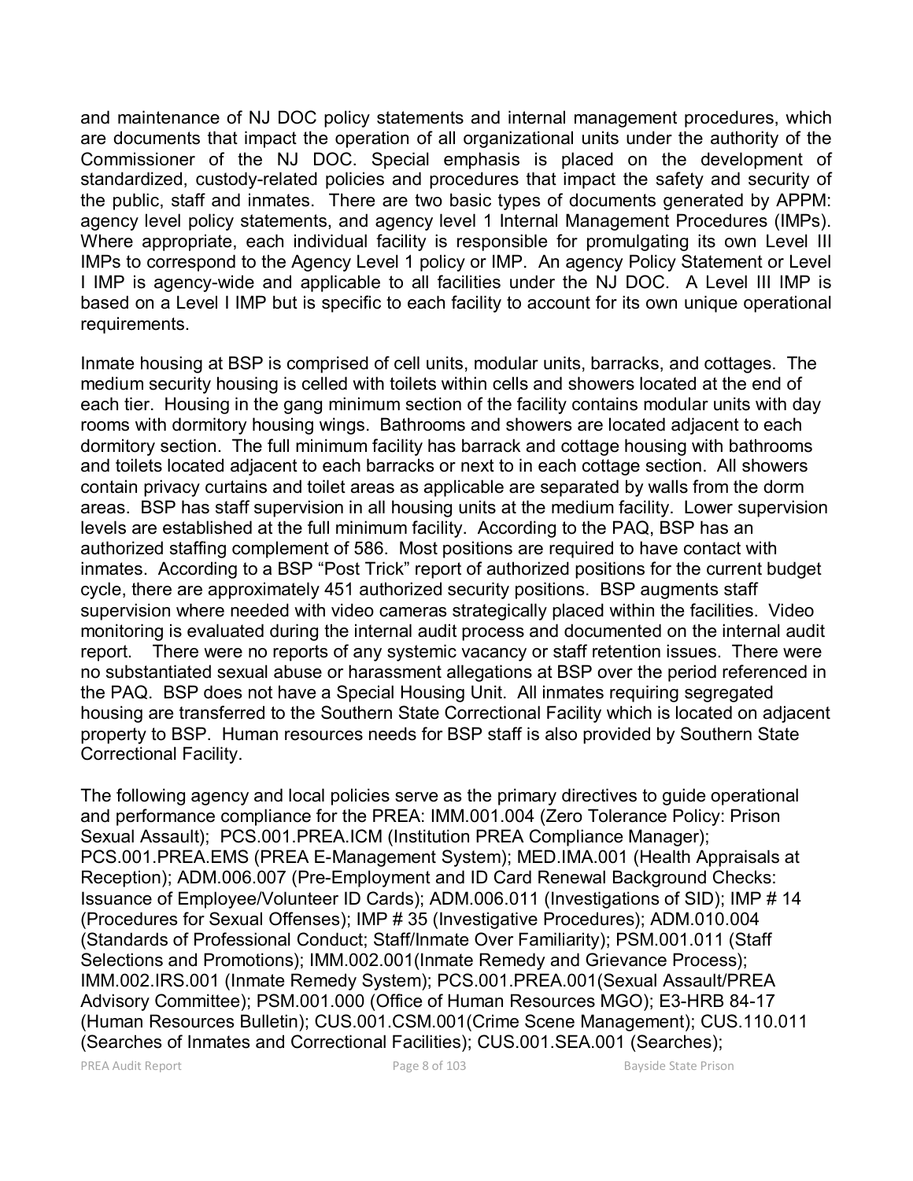and maintenance of NJ DOC policy statements and internal management procedures, which are documents that impact the operation of all organizational units under the authority of the Commissioner of the NJ DOC. Special emphasis is placed on the development of standardized, custody-related policies and procedures that impact the safety and security of the public, staff and inmates. There are two basic types of documents generated by APPM: agency level policy statements, and agency level 1 Internal Management Procedures (IMPs). Where appropriate, each individual facility is responsible for promulgating its own Level III IMPs to correspond to the Agency Level 1 policy or IMP. An agency Policy Statement or Level I IMP is agency-wide and applicable to all facilities under the NJ DOC. A Level III IMP is based on a Level I IMP but is specific to each facility to account for its own unique operational requirements.

Inmate housing at BSP is comprised of cell units, modular units, barracks, and cottages. The medium security housing is celled with toilets within cells and showers located at the end of each tier. Housing in the gang minimum section of the facility contains modular units with day rooms with dormitory housing wings. Bathrooms and showers are located adjacent to each dormitory section. The full minimum facility has barrack and cottage housing with bathrooms and toilets located adjacent to each barracks or next to in each cottage section. All showers contain privacy curtains and toilet areas as applicable are separated by walls from the dorm areas. BSP has staff supervision in all housing units at the medium facility. Lower supervision levels are established at the full minimum facility. According to the PAQ, BSP has an authorized staffing complement of 586. Most positions are required to have contact with inmates. According to a BSP "Post Trick" report of authorized positions for the current budget cycle, there are approximately 451 authorized security positions. BSP augments staff supervision where needed with video cameras strategically placed within the facilities. Video monitoring is evaluated during the internal audit process and documented on the internal audit report. There were no reports of any systemic vacancy or staff retention issues. There were no substantiated sexual abuse or harassment allegations at BSP over the period referenced in the PAQ. BSP does not have a Special Housing Unit. All inmates requiring segregated housing are transferred to the Southern State Correctional Facility which is located on adjacent property to BSP. Human resources needs for BSP staff is also provided by Southern State Correctional Facility.

The following agency and local policies serve as the primary directives to guide operational and performance compliance for the PREA: IMM.001.004 (Zero Tolerance Policy: Prison Sexual Assault); PCS.001.PREA.ICM (Institution PREA Compliance Manager); PCS.001.PREA.EMS (PREA E-Management System); MED.IMA.001 (Health Appraisals at Reception); ADM.006.007 (Pre-Employment and ID Card Renewal Background Checks: Issuance of Employee/Volunteer ID Cards); ADM.006.011 (Investigations of SID); IMP # 14 (Procedures for Sexual Offenses); IMP # 35 (Investigative Procedures); ADM.010.004 (Standards of Professional Conduct; Staff/Inmate Over Familiarity); PSM.001.011 (Staff Selections and Promotions); IMM.002.001(Inmate Remedy and Grievance Process); IMM.002.IRS.001 (Inmate Remedy System); PCS.001.PREA.001(Sexual Assault/PREA Advisory Committee); PSM.001.000 (Office of Human Resources MGO); E3-HRB 84-17 (Human Resources Bulletin); CUS.001.CSM.001(Crime Scene Management); CUS.110.011 (Searches of Inmates and Correctional Facilities); CUS.001.SEA.001 (Searches);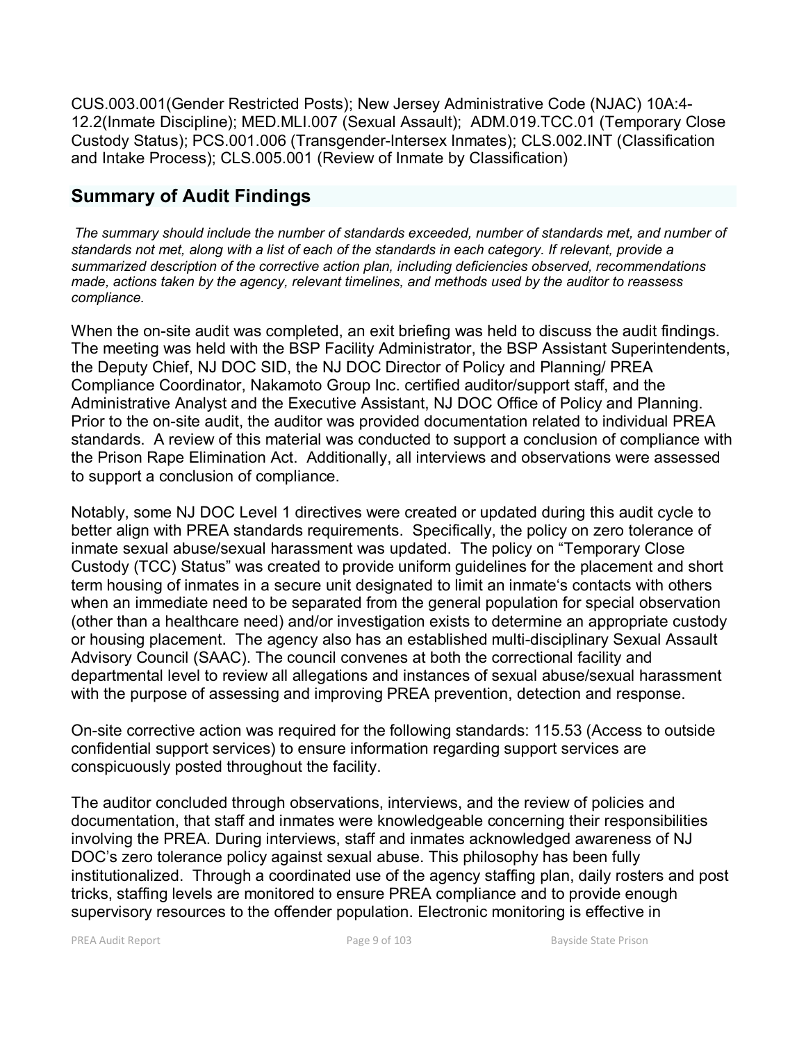CUS.003.001(Gender Restricted Posts); New Jersey Administrative Code (NJAC) 10A:4-12.2(Inmate Discipline); MED.MLI.007 (Sexual Assault); ADM.019.TCC.01 (Temporary Close Custody Status); PCS.001.006 (Transgender-Intersex Inmates); CLS.002.INT (Classification and Intake Process); CLS.005.001 (Review of Inmate by Classification)

## Summary of Audit Findings

*The summary should include the number of standards exceeded, number of standards met, and number of standards not met, along with a list of each of the standards in each category. If relevant, provide a summarized description of the corrective action plan, including deficiencies observed, recommendations made, actions taken by the agency, relevant timelines, and methods used by the auditor to reassess compliance.*

When the on-site audit was completed, an exit briefing was held to discuss the audit findings. The meeting was held with the BSP Facility Administrator, the BSP Assistant Superintendents, the Deputy Chief, NJ DOC SID, the NJ DOC Director of Policy and Planning/ PREA Compliance Coordinator, Nakamoto Group Inc. certified auditor/support staff, and the Administrative Analyst and the Executive Assistant, NJ DOC Office of Policy and Planning. Prior to the on-site audit, the auditor was provided documentation related to individual PREA standards. A review of this material was conducted to support a conclusion of compliance with the Prison Rape Elimination Act. Additionally, all interviews and observations were assessed to support a conclusion of compliance.

Notably, some NJ DOC Level 1 directives were created or updated during this audit cycle to better align with PREA standards requirements. Specifically, the policy on zero tolerance of inmate sexual abuse/sexual harassment was updated. The policy on "Temporary Close Custody (TCC) Status" was created to provide uniform guidelines for the placement and short term housing of inmates in a secure unit designated to limit an inmate's contacts with others when an immediate need to be separated from the general population for special observation (other than a healthcare need) and/or investigation exists to determine an appropriate custody or housing placement. The agency also has an established multi-disciplinary Sexual Assault Advisory Council (SAAC). The council convenes at both the correctional facility and departmental level to review all allegations and instances of sexual abuse/sexual harassment with the purpose of assessing and improving PREA prevention, detection and response.

On-site corrective action was required for the following standards: 115.53 (Access to outside confidential support services) to ensure information regarding support services are conspicuously posted throughout the facility.

The auditor concluded through observations, interviews, and the review of policies and documentation, that staff and inmates were knowledgeable concerning their responsibilities involving the PREA. During interviews, staff and inmates acknowledged awareness of NJ DOC's zero tolerance policy against sexual abuse. This philosophy has been fully institutionalized. Through a coordinated use of the agency staffing plan, daily rosters and post tricks, staffing levels are monitored to ensure PREA compliance and to provide enough supervisory resources to the offender population. Electronic monitoring is effective in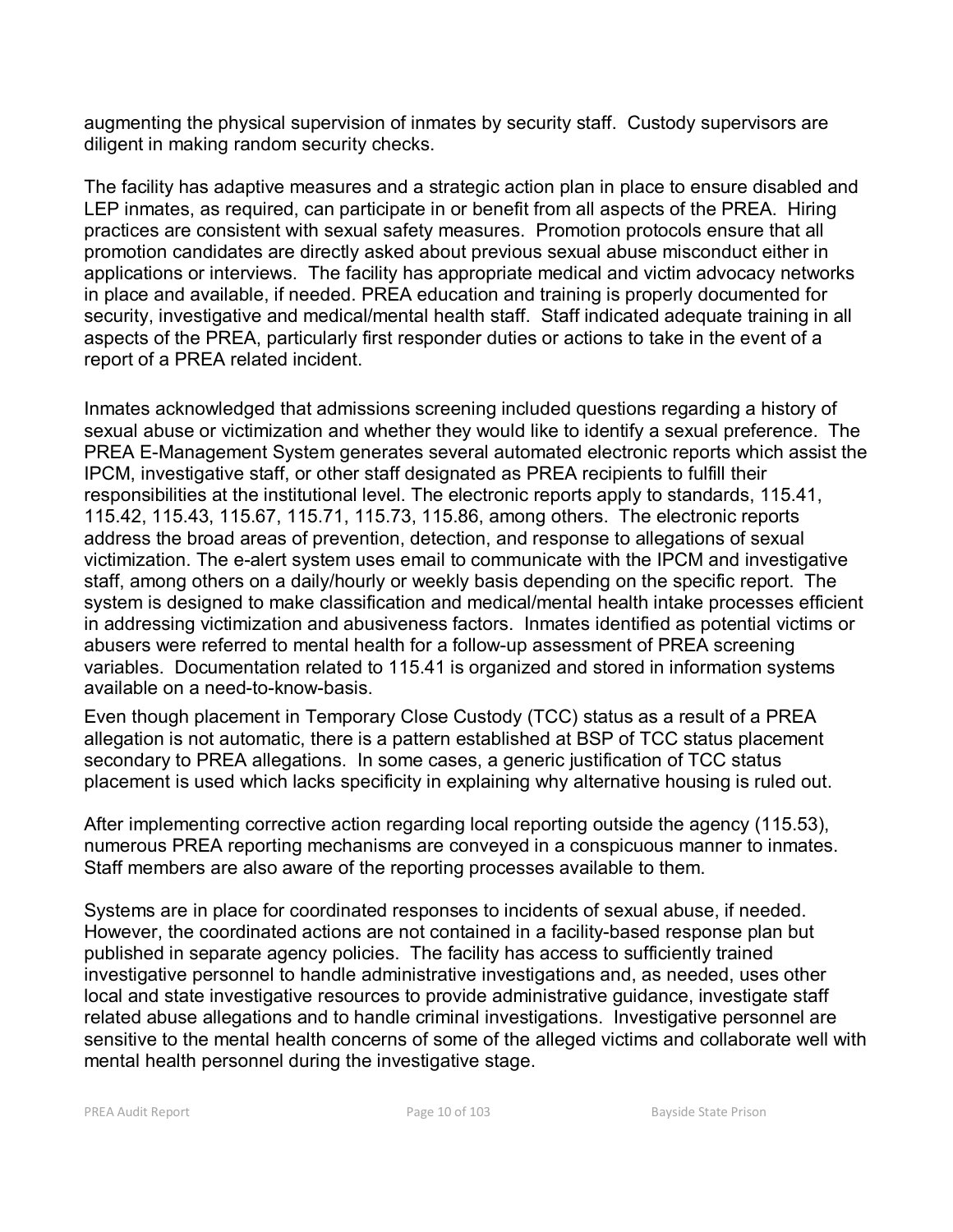augmenting the physical supervision of inmates by security staff. Custody supervisors are diligent in making random security checks.

The facility has adaptive measures and a strategic action plan in place to ensure disabled and LEP inmates, as required, can participate in or benefit from all aspects of the PREA. Hiring practices are consistent with sexual safety measures. Promotion protocols ensure that all promotion candidates are directly asked about previous sexual abuse misconduct either in applications or interviews. The facility has appropriate medical and victim advocacy networks in place and available, if needed. PREA education and training is properly documented for security, investigative and medical/mental health staff. Staff indicated adequate training in all aspects of the PREA, particularly first responder duties or actions to take in the event of a report of a PREA related incident.

Inmates acknowledged that admissions screening included questions regarding a history of sexual abuse or victimization and whether they would like to identify a sexual preference. The PREA E-Management System generates several automated electronic reports which assist the IPCM, investigative staff, or other staff designated as PREA recipients to fulfill their responsibilities at the institutional level. The electronic reports apply to standards, 115.41, 115.42, 115.43, 115.67, 115.71, 115.73, 115.86, among others. The electronic reports address the broad areas of prevention, detection, and response to allegations of sexual victimization. The e-alert system uses email to communicate with the IPCM and investigative staff, among others on a daily/hourly or weekly basis depending on the specific report. The system is designed to make classification and medical/mental health intake processes efficient in addressing victimization and abusiveness factors. Inmates identified as potential victims or abusers were referred to mental health for a follow-up assessment of PREA screening variables. Documentation related to 115.41 is organized and stored in information systems available on a need-to-know-basis.

Even though placement in Temporary Close Custody (TCC) status as a result of a PREA allegation is not automatic, there is a pattern established at BSP of TCC status placement secondary to PREA allegations. In some cases, a generic justification of TCC status placement is used which lacks specificity in explaining why alternative housing is ruled out.

After implementing corrective action regarding local reporting outside the agency (115.53), numerous PREA reporting mechanisms are conveyed in a conspicuous manner to inmates. Staff members are also aware of the reporting processes available to them.

Systems are in place for coordinated responses to incidents of sexual abuse, if needed. However, the coordinated actions are not contained in a facility-based response plan but published in separate agency policies. The facility has access to sufficiently trained investigative personnel to handle administrative investigations and, as needed, uses other local and state investigative resources to provide administrative guidance, investigate staff related abuse allegations and to handle criminal investigations. Investigative personnel are sensitive to the mental health concerns of some of the alleged victims and collaborate well with mental health personnel during the investigative stage.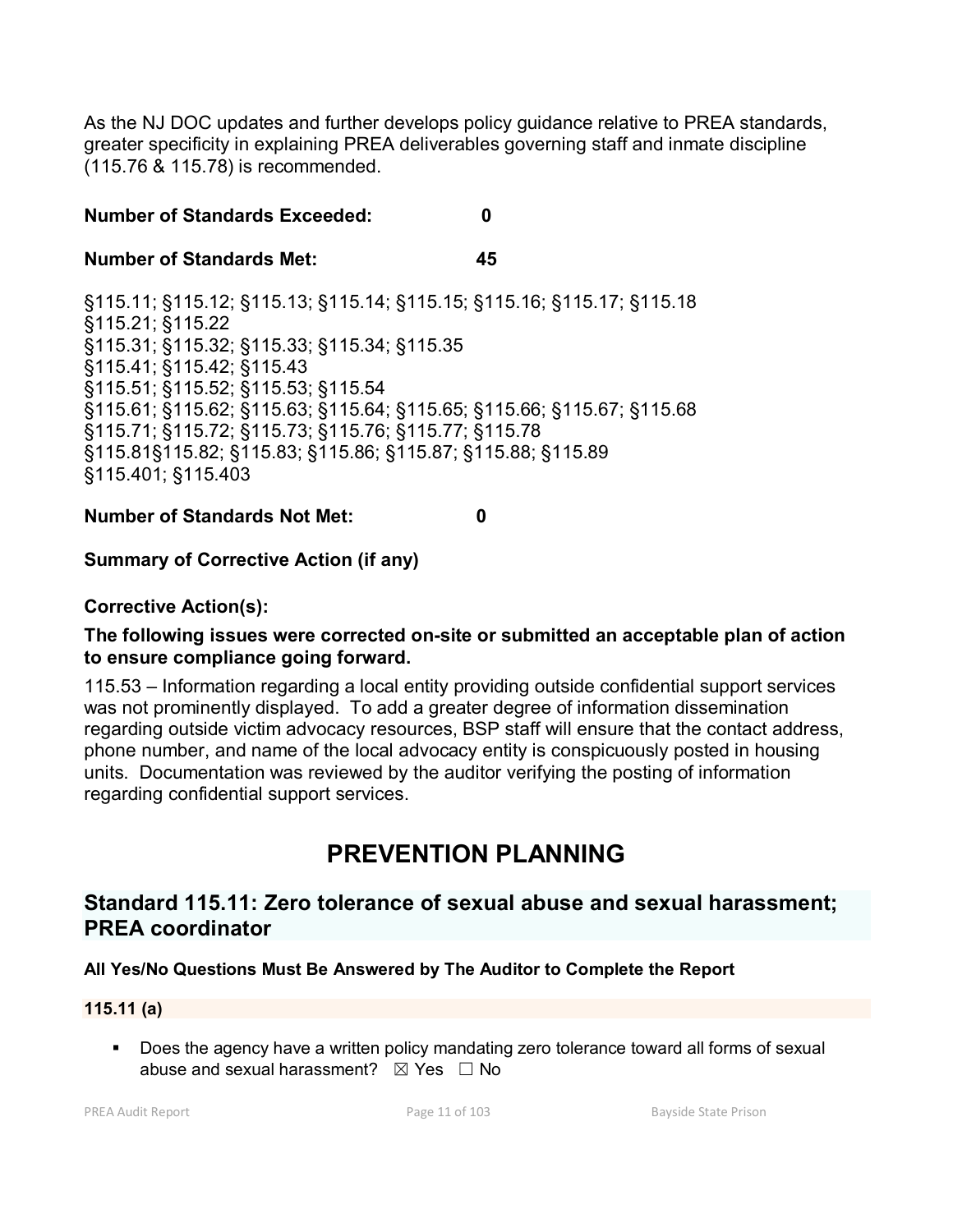As the NJ DOC updates and further develops policy guidance relative to PREA standards, greater specificity in explaining PREA deliverables governing staff and inmate discipline (115.76 & 115.78) is recommended.

**Number of Standards Exceeded: 0**

**Number of Standards Met: 45**

§115.11; §115.12; §115.13; §115.14; §115.15; §115.16; §115.17; §115.18
§115.21; §115.22
§115.31; §115.32; §115.33; §115.34; §115.35
§115.41; §115.42; §115.43
§115.51; §115.52; §115.53; §115.54
§115.61; §115.62; §115.63; §115.64; §115.65; §115.66; §115.67; §115.68
§115.71; §115.72; §115.73; §115.76; §115.77; §115.78
§115.81§115.82; §115.83; §115.86; §115.87; §115.88; §115.89
§115.401; §115.403

**Number of Standards Not Met: 0**

**Summary of Corrective Action (if any)**

**Corrective Action(s):**

**The following issues were corrected on-site or submitted an acceptable plan of action to ensure compliance going forward.**

115.53 – Information regarding a local entity providing outside confidential support services was not prominently displayed. To add a greater degree of information dissemination regarding outside victim advocacy resources, BSP staff will ensure that the contact address, phone number, and name of the local advocacy entity is conspicuously posted in housing units. Documentation was reviewed by the auditor verifying the posting of information regarding confidential support services.

# PREVENTION PLANNING

## Standard 115.11: Zero tolerance of sexual abuse and sexual harassment; PREA coordinator

**All Yes/No Questions Must Be Answered by The Auditor to Complete the Report**

**115.11 (a)**

- Does the agency have a written policy mandating zero tolerance toward all forms of sexual abuse and sexual harassment? ☒ Yes ☐ No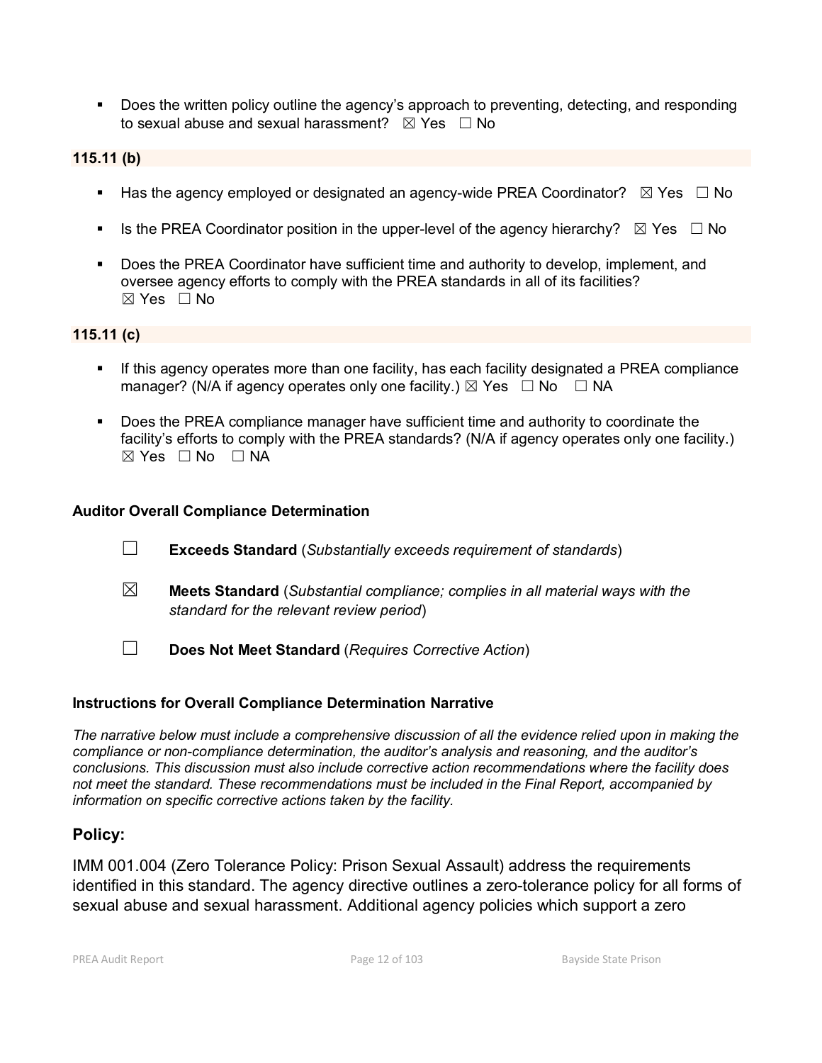- Does the written policy outline the agency's approach to preventing, detecting, and responding to sexual abuse and sexual harassment? ☒ Yes ☐ No

**115.11 (b)**

- Has the agency employed or designated an agency-wide PREA Coordinator? ☒ Yes ☐ No
- Is the PREA Coordinator position in the upper-level of the agency hierarchy? ☒ Yes ☐ No
- Does the PREA Coordinator have sufficient time and authority to develop, implement, and oversee agency efforts to comply with the PREA standards in all of its facilities? ☒ Yes ☐ No

**115.11 (c)**

- If this agency operates more than one facility, has each facility designated a PREA compliance manager? (N/A if agency operates only one facility.) ☒ Yes ☐ No ☐ NA
- Does the PREA compliance manager have sufficient time and authority to coordinate the facility's efforts to comply with the PREA standards? (N/A if agency operates only one facility.) ☒ Yes ☐ No ☐ NA

**Auditor Overall Compliance Determination**

☐ **Exceeds Standard** (*Substantially exceeds requirement of standards*)

☒ **Meets Standard** (*Substantial compliance; complies in all material ways with the standard for the relevant review period*)

☐ **Does Not Meet Standard** (*Requires Corrective Action*)

**Instructions for Overall Compliance Determination Narrative**

*The narrative below must include a comprehensive discussion of all the evidence relied upon in making the compliance or non-compliance determination, the auditor's analysis and reasoning, and the auditor's conclusions. This discussion must also include corrective action recommendations where the facility does not meet the standard. These recommendations must be included in the Final Report, accompanied by information on specific corrective actions taken by the facility.*

## Policy:

IMM 001.004 (Zero Tolerance Policy: Prison Sexual Assault) address the requirements identified in this standard. The agency directive outlines a zero-tolerance policy for all forms of sexual abuse and sexual harassment. Additional agency policies which support a zero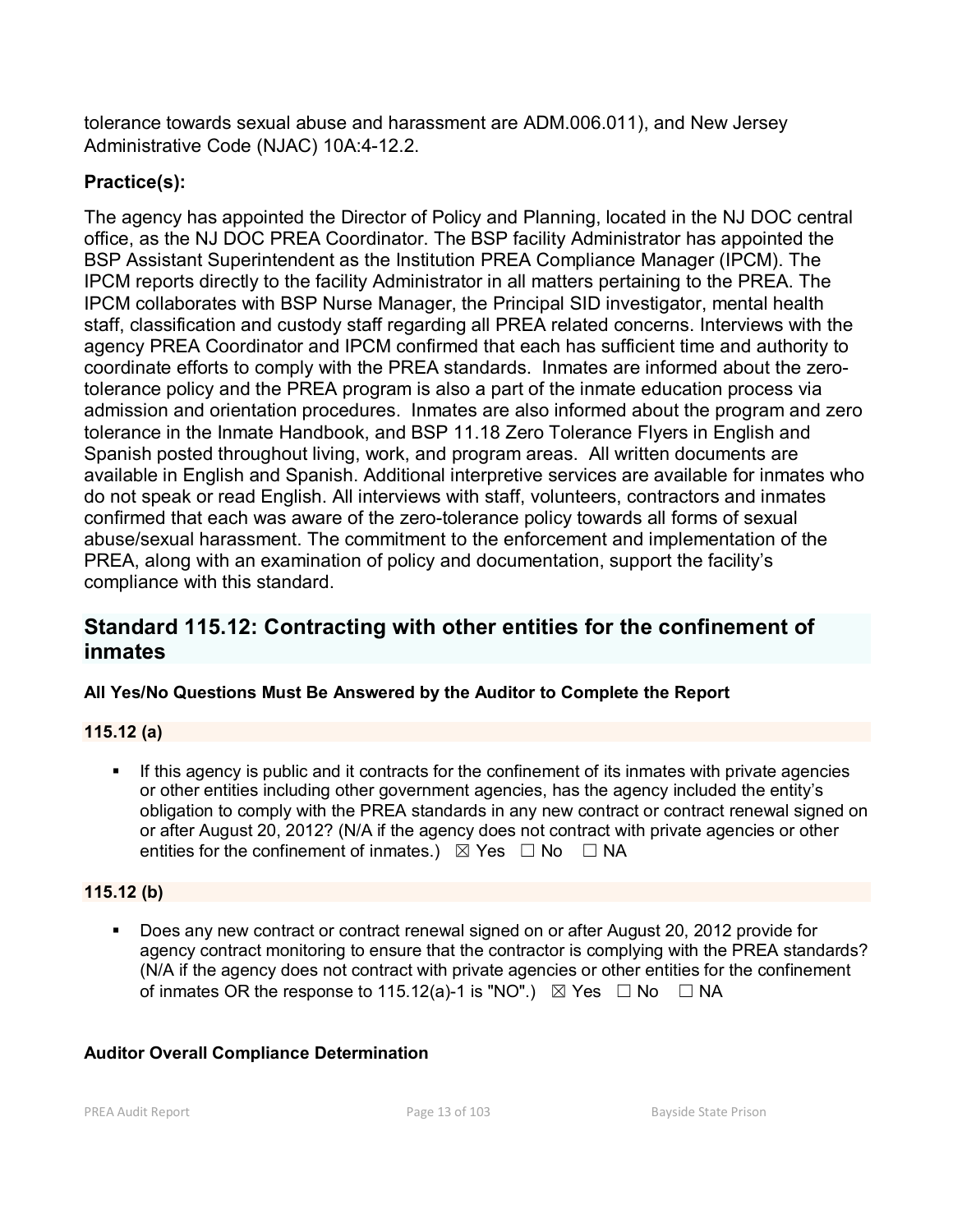tolerance towards sexual abuse and harassment are ADM.006.011), and New Jersey Administrative Code (NJAC) 10A:4-12.2.

**Practice(s):**

The agency has appointed the Director of Policy and Planning, located in the NJ DOC central office, as the NJ DOC PREA Coordinator. The BSP facility Administrator has appointed the BSP Assistant Superintendent as the Institution PREA Compliance Manager (IPCM). The IPCM reports directly to the facility Administrator in all matters pertaining to the PREA. The IPCM collaborates with BSP Nurse Manager, the Principal SID investigator, mental health staff, classification and custody staff regarding all PREA related concerns. Interviews with the agency PREA Coordinator and IPCM confirmed that each has sufficient time and authority to coordinate efforts to comply with the PREA standards. Inmates are informed about the zero-tolerance policy and the PREA program is also a part of the inmate education process via admission and orientation procedures. Inmates are also informed about the program and zero tolerance in the Inmate Handbook, and BSP 11.18 Zero Tolerance Flyers in English and Spanish posted throughout living, work, and program areas. All written documents are available in English and Spanish. Additional interpretive services are available for inmates who do not speak or read English. All interviews with staff, volunteers, contractors and inmates confirmed that each was aware of the zero-tolerance policy towards all forms of sexual abuse/sexual harassment. The commitment to the enforcement and implementation of the PREA, along with an examination of policy and documentation, support the facility's compliance with this standard.

## Standard 115.12: Contracting with other entities for the confinement of inmates

**All Yes/No Questions Must Be Answered by the Auditor to Complete the Report**

### 115.12 (a)

- If this agency is public and it contracts for the confinement of its inmates with private agencies or other entities including other government agencies, has the agency included the entity's obligation to comply with the PREA standards in any new contract or contract renewal signed on or after August 20, 2012? (N/A if the agency does not contract with private agencies or other entities for the confinement of inmates.) ☒ Yes ☐ No ☐ NA

### 115.12 (b)

- Does any new contract or contract renewal signed on or after August 20, 2012 provide for agency contract monitoring to ensure that the contractor is complying with the PREA standards? (N/A if the agency does not contract with private agencies or other entities for the confinement of inmates OR the response to 115.12(a)-1 is "NO".) ☒ Yes ☐ No ☐ NA

**Auditor Overall Compliance Determination**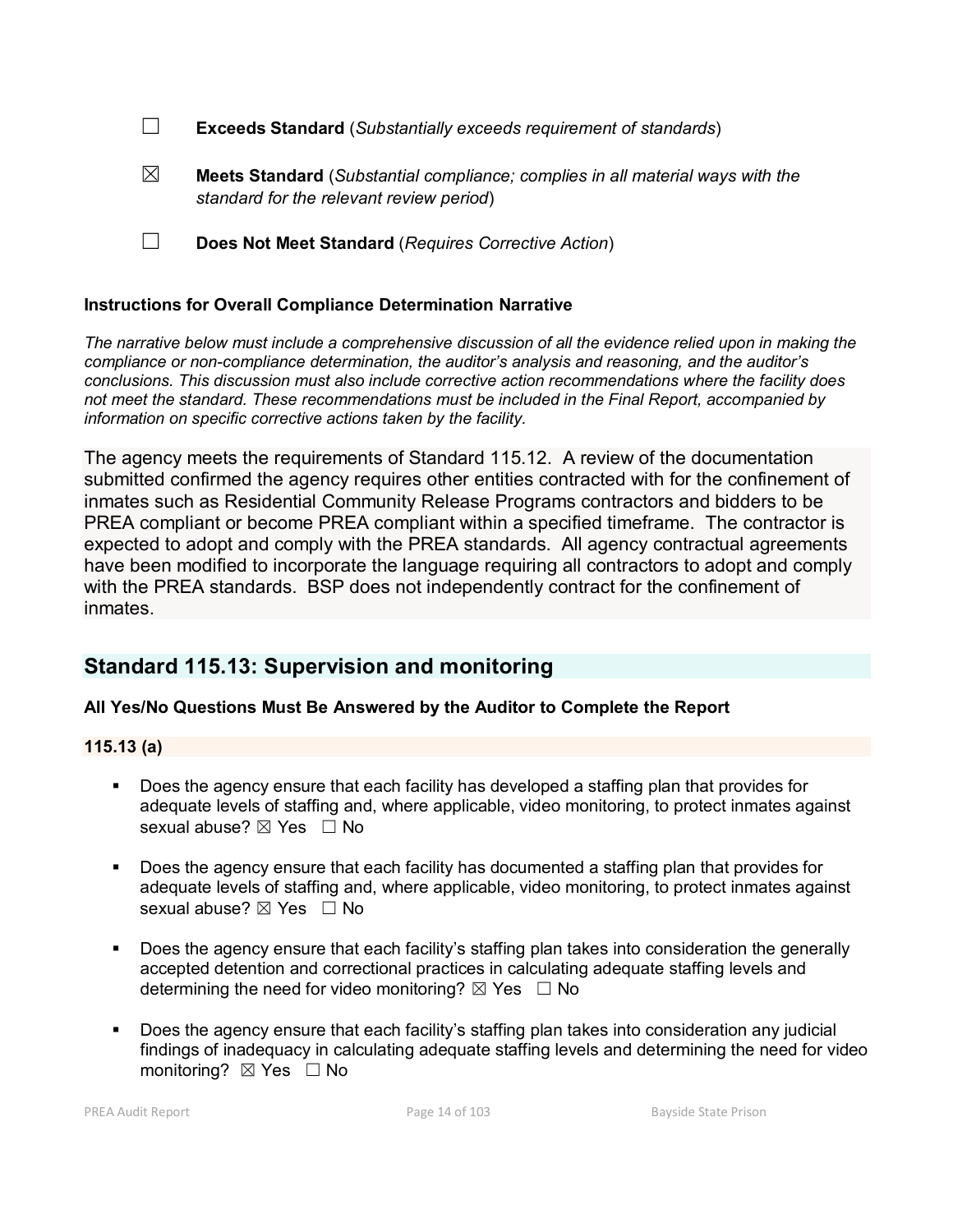☐ **Exceeds Standard** (*Substantially exceeds requirement of standards*)

☒ **Meets Standard** (*Substantial compliance; complies in all material ways with the standard for the relevant review period*)

☐ **Does Not Meet Standard** (*Requires Corrective Action*)

**Instructions for Overall Compliance Determination Narrative**

*The narrative below must include a comprehensive discussion of all the evidence relied upon in making the compliance or non-compliance determination, the auditor's analysis and reasoning, and the auditor's conclusions. This discussion must also include corrective action recommendations where the facility does not meet the standard. These recommendations must be included in the Final Report, accompanied by information on specific corrective actions taken by the facility.*

The agency meets the requirements of Standard 115.12. A review of the documentation submitted confirmed the agency requires other entities contracted with for the confinement of inmates such as Residential Community Release Programs contractors and bidders to be PREA compliant or become PREA compliant within a specified timeframe. The contractor is expected to adopt and comply with the PREA standards. All agency contractual agreements have been modified to incorporate the language requiring all contractors to adopt and comply with the PREA standards. BSP does not independently contract for the confinement of inmates.

## Standard 115.13: Supervision and monitoring

**All Yes/No Questions Must Be Answered by the Auditor to Complete the Report**

### 115.13 (a)

- Does the agency ensure that each facility has developed a staffing plan that provides for adequate levels of staffing and, where applicable, video monitoring, to protect inmates against sexual abuse? ☒ Yes ☐ No
- Does the agency ensure that each facility has documented a staffing plan that provides for adequate levels of staffing and, where applicable, video monitoring, to protect inmates against sexual abuse? ☒ Yes ☐ No
- Does the agency ensure that each facility's staffing plan takes into consideration the generally accepted detention and correctional practices in calculating adequate staffing levels and determining the need for video monitoring? ☒ Yes ☐ No
- Does the agency ensure that each facility's staffing plan takes into consideration any judicial findings of inadequacy in calculating adequate staffing levels and determining the need for video monitoring? ☒ Yes ☐ No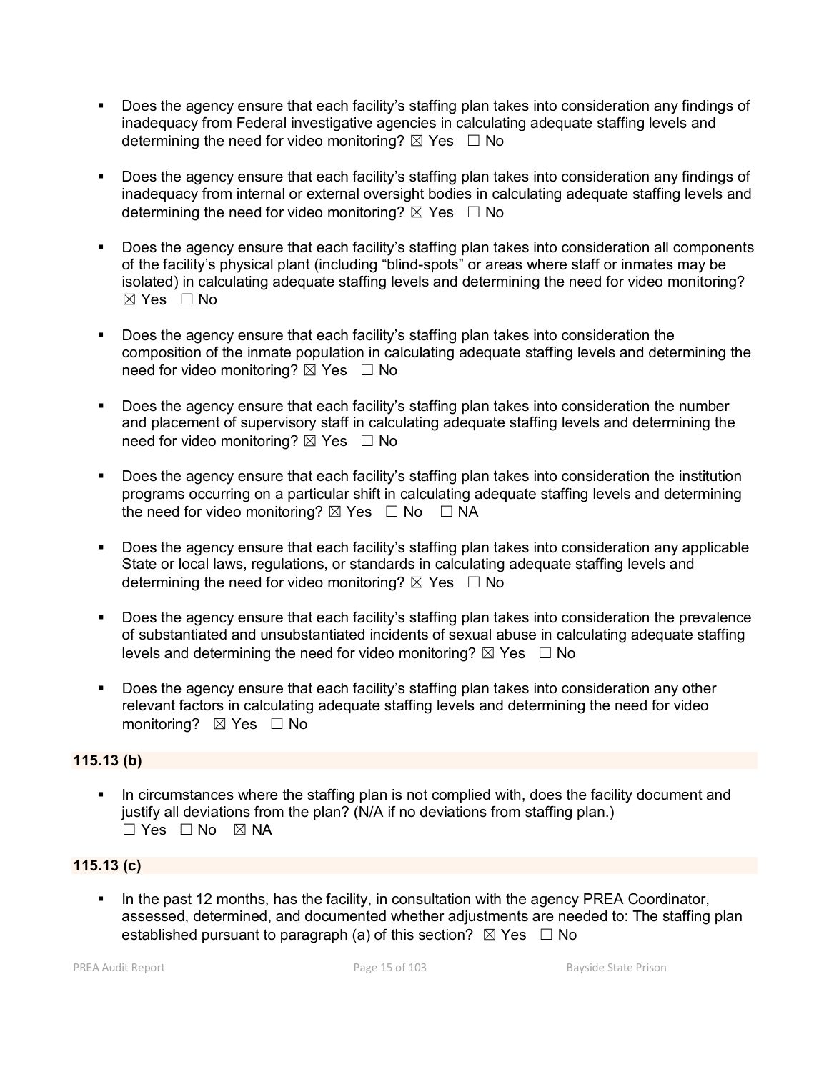- Does the agency ensure that each facility's staffing plan takes into consideration any findings of inadequacy from Federal investigative agencies in calculating adequate staffing levels and determining the need for video monitoring? ☒ Yes ☐ No

- Does the agency ensure that each facility's staffing plan takes into consideration any findings of inadequacy from internal or external oversight bodies in calculating adequate staffing levels and determining the need for video monitoring? ☒ Yes ☐ No

- Does the agency ensure that each facility's staffing plan takes into consideration all components of the facility's physical plant (including "blind-spots" or areas where staff or inmates may be isolated) in calculating adequate staffing levels and determining the need for video monitoring? ☒ Yes ☐ No

- Does the agency ensure that each facility's staffing plan takes into consideration the composition of the inmate population in calculating adequate staffing levels and determining the need for video monitoring? ☒ Yes ☐ No

- Does the agency ensure that each facility's staffing plan takes into consideration the number and placement of supervisory staff in calculating adequate staffing levels and determining the need for video monitoring? ☒ Yes ☐ No

- Does the agency ensure that each facility's staffing plan takes into consideration the institution programs occurring on a particular shift in calculating adequate staffing levels and determining the need for video monitoring? ☒ Yes ☐ No ☐ NA

- Does the agency ensure that each facility's staffing plan takes into consideration any applicable State or local laws, regulations, or standards in calculating adequate staffing levels and determining the need for video monitoring? ☒ Yes ☐ No

- Does the agency ensure that each facility's staffing plan takes into consideration the prevalence of substantiated and unsubstantiated incidents of sexual abuse in calculating adequate staffing levels and determining the need for video monitoring? ☒ Yes ☐ No

- Does the agency ensure that each facility's staffing plan takes into consideration any other relevant factors in calculating adequate staffing levels and determining the need for video monitoring? ☒ Yes ☐ No

**115.13 (b)**

- In circumstances where the staffing plan is not complied with, does the facility document and justify all deviations from the plan? (N/A if no deviations from staffing plan.) ☐ Yes ☐ No ☒ NA

**115.13 (c)**

- In the past 12 months, has the facility, in consultation with the agency PREA Coordinator, assessed, determined, and documented whether adjustments are needed to: The staffing plan established pursuant to paragraph (a) of this section? ☒ Yes ☐ No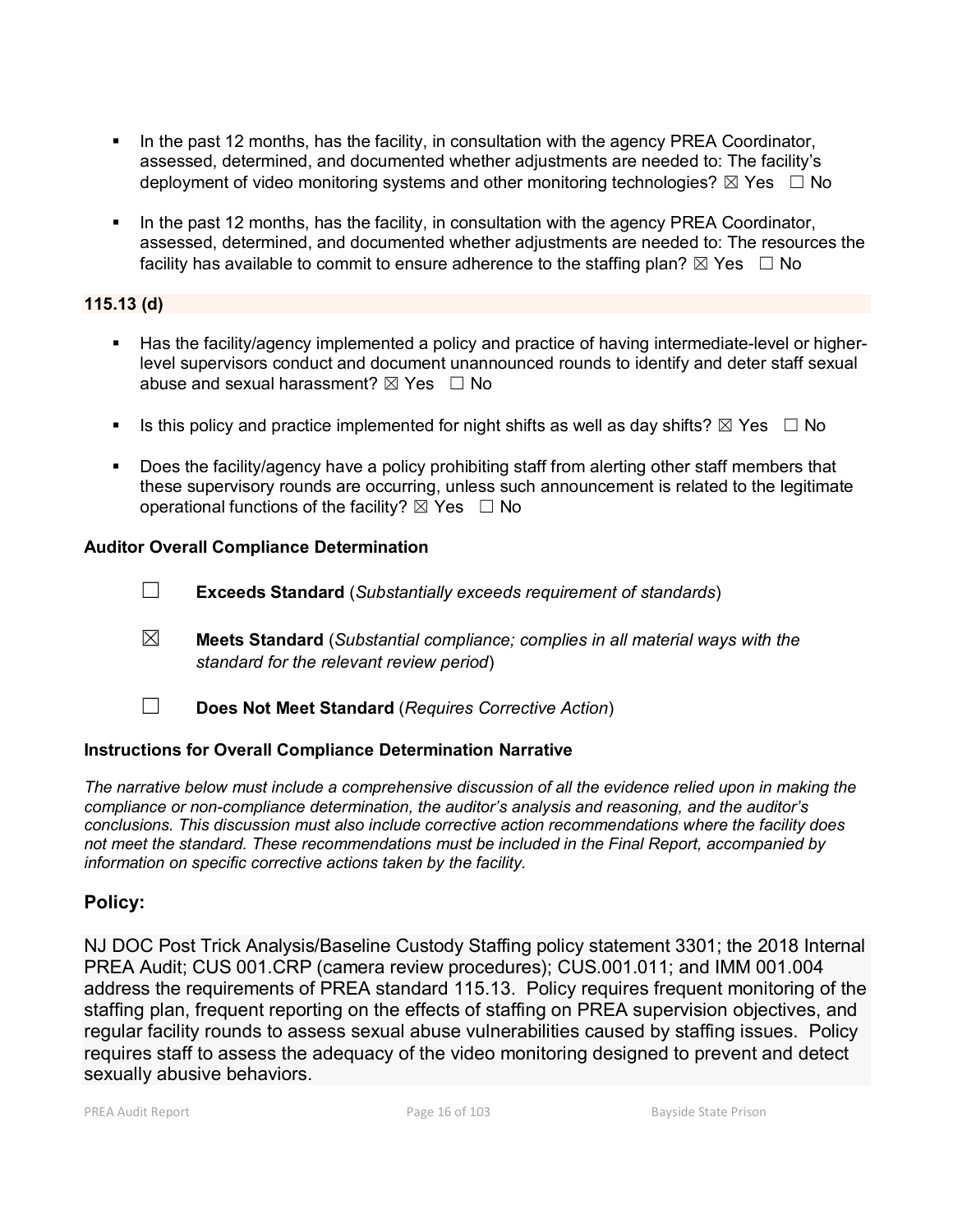- In the past 12 months, has the facility, in consultation with the agency PREA Coordinator, assessed, determined, and documented whether adjustments are needed to: The facility's deployment of video monitoring systems and other monitoring technologies? ☒ Yes ☐ No

- In the past 12 months, has the facility, in consultation with the agency PREA Coordinator, assessed, determined, and documented whether adjustments are needed to: The resources the facility has available to commit to ensure adherence to the staffing plan? ☒ Yes ☐ No

**115.13 (d)**

- Has the facility/agency implemented a policy and practice of having intermediate-level or higher-level supervisors conduct and document unannounced rounds to identify and deter staff sexual abuse and sexual harassment? ☒ Yes ☐ No

- Is this policy and practice implemented for night shifts as well as day shifts? ☒ Yes ☐ No

- Does the facility/agency have a policy prohibiting staff from alerting other staff members that these supervisory rounds are occurring, unless such announcement is related to the legitimate operational functions of the facility? ☒ Yes ☐ No

**Auditor Overall Compliance Determination**

☐ **Exceeds Standard** (*Substantially exceeds requirement of standards*)

☒ **Meets Standard** (*Substantial compliance; complies in all material ways with the standard for the relevant review period*)

☐ **Does Not Meet Standard** (*Requires Corrective Action*)

**Instructions for Overall Compliance Determination Narrative**

*The narrative below must include a comprehensive discussion of all the evidence relied upon in making the compliance or non-compliance determination, the auditor's analysis and reasoning, and the auditor's conclusions. This discussion must also include corrective action recommendations where the facility does not meet the standard. These recommendations must be included in the Final Report, accompanied by information on specific corrective actions taken by the facility.*

## Policy:

NJ DOC Post Trick Analysis/Baseline Custody Staffing policy statement 3301; the 2018 Internal PREA Audit; CUS 001.CRP (camera review procedures); CUS.001.011; and IMM 001.004 address the requirements of PREA standard 115.13. Policy requires frequent monitoring of the staffing plan, frequent reporting on the effects of staffing on PREA supervision objectives, and regular facility rounds to assess sexual abuse vulnerabilities caused by staffing issues. Policy requires staff to assess the adequacy of the video monitoring designed to prevent and detect sexually abusive behaviors.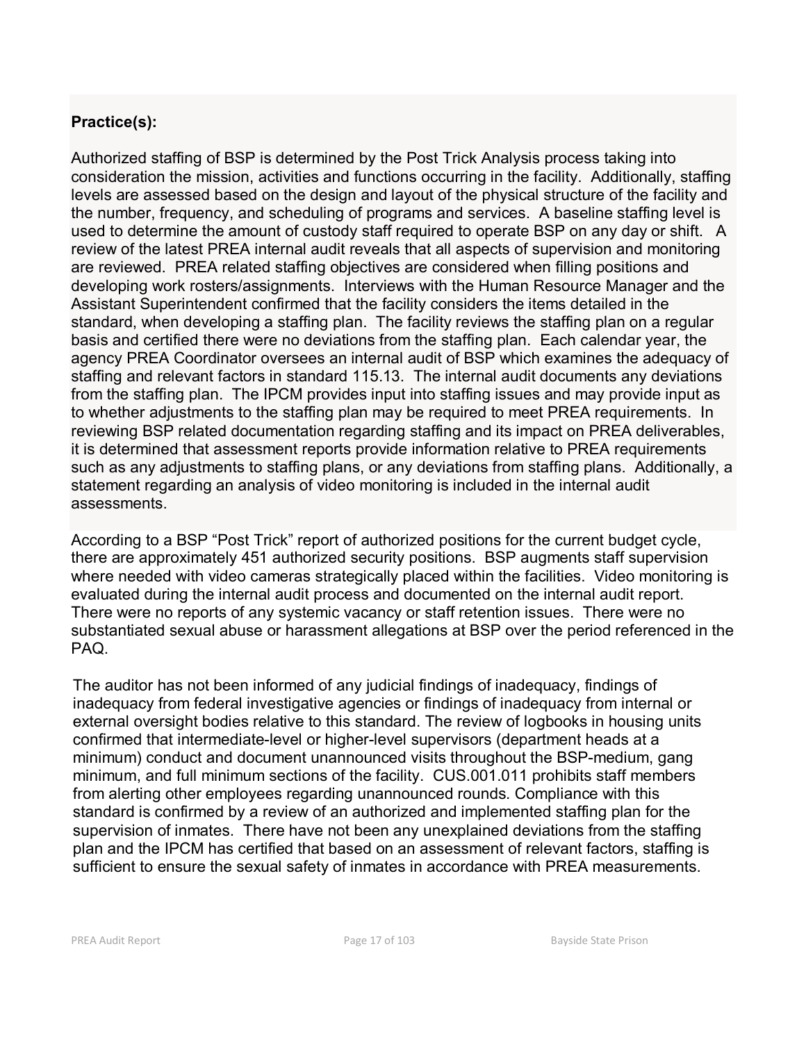**Practice(s):**

Authorized staffing of BSP is determined by the Post Trick Analysis process taking into consideration the mission, activities and functions occurring in the facility. Additionally, staffing levels are assessed based on the design and layout of the physical structure of the facility and the number, frequency, and scheduling of programs and services. A baseline staffing level is used to determine the amount of custody staff required to operate BSP on any day or shift. A review of the latest PREA internal audit reveals that all aspects of supervision and monitoring are reviewed. PREA related staffing objectives are considered when filling positions and developing work rosters/assignments. Interviews with the Human Resource Manager and the Assistant Superintendent confirmed that the facility considers the items detailed in the standard, when developing a staffing plan. The facility reviews the staffing plan on a regular basis and certified there were no deviations from the staffing plan. Each calendar year, the agency PREA Coordinator oversees an internal audit of BSP which examines the adequacy of staffing and relevant factors in standard 115.13. The internal audit documents any deviations from the staffing plan. The IPCM provides input into staffing issues and may provide input as to whether adjustments to the staffing plan may be required to meet PREA requirements. In reviewing BSP related documentation regarding staffing and its impact on PREA deliverables, it is determined that assessment reports provide information relative to PREA requirements such as any adjustments to staffing plans, or any deviations from staffing plans. Additionally, a statement regarding an analysis of video monitoring is included in the internal audit assessments.

According to a BSP "Post Trick" report of authorized positions for the current budget cycle, there are approximately 451 authorized security positions. BSP augments staff supervision where needed with video cameras strategically placed within the facilities. Video monitoring is evaluated during the internal audit process and documented on the internal audit report. There were no reports of any systemic vacancy or staff retention issues. There were no substantiated sexual abuse or harassment allegations at BSP over the period referenced in the PAQ.

The auditor has not been informed of any judicial findings of inadequacy, findings of inadequacy from federal investigative agencies or findings of inadequacy from internal or external oversight bodies relative to this standard. The review of logbooks in housing units confirmed that intermediate-level or higher-level supervisors (department heads at a minimum) conduct and document unannounced visits throughout the BSP-medium, gang minimum, and full minimum sections of the facility. CUS.001.011 prohibits staff members from alerting other employees regarding unannounced rounds. Compliance with this standard is confirmed by a review of an authorized and implemented staffing plan for the supervision of inmates. There have not been any unexplained deviations from the staffing plan and the IPCM has certified that based on an assessment of relevant factors, staffing is sufficient to ensure the sexual safety of inmates in accordance with PREA measurements.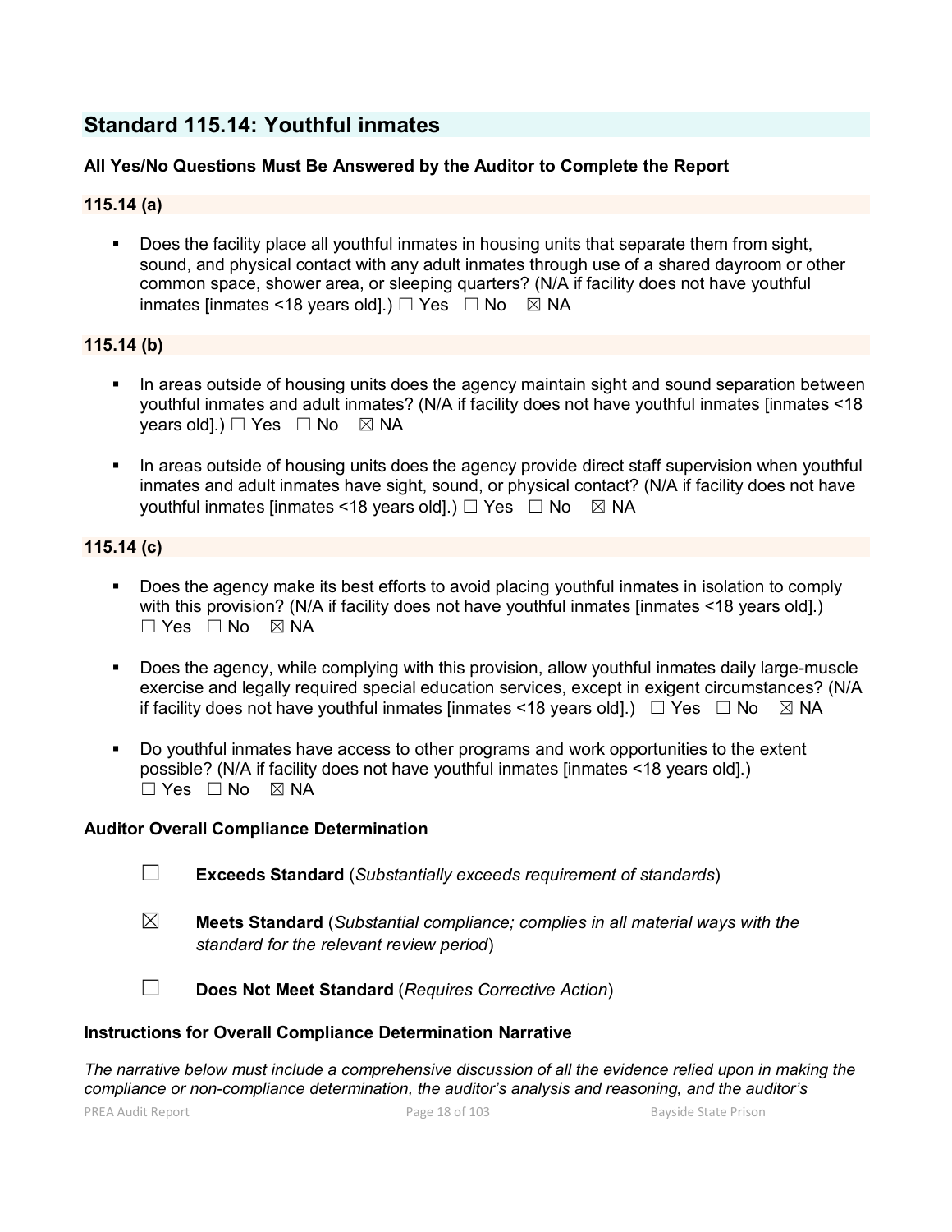## Standard 115.14: Youthful inmates

**All Yes/No Questions Must Be Answered by the Auditor to Complete the Report**

### 115.14 (a)

- Does the facility place all youthful inmates in housing units that separate them from sight, sound, and physical contact with any adult inmates through use of a shared dayroom or other common space, shower area, or sleeping quarters? (N/A if facility does not have youthful inmates [inmates <18 years old].) ☐ Yes ☐ No ☒ NA

### 115.14 (b)

- In areas outside of housing units does the agency maintain sight and sound separation between youthful inmates and adult inmates? (N/A if facility does not have youthful inmates [inmates <18 years old].) ☐ Yes ☐ No ☒ NA

- In areas outside of housing units does the agency provide direct staff supervision when youthful inmates and adult inmates have sight, sound, or physical contact? (N/A if facility does not have youthful inmates [inmates <18 years old].) ☐ Yes ☐ No ☒ NA

### 115.14 (c)

- Does the agency make its best efforts to avoid placing youthful inmates in isolation to comply with this provision? (N/A if facility does not have youthful inmates [inmates <18 years old].) ☐ Yes ☐ No ☒ NA

- Does the agency, while complying with this provision, allow youthful inmates daily large-muscle exercise and legally required special education services, except in exigent circumstances? (N/A if facility does not have youthful inmates [inmates <18 years old].) ☐ Yes ☐ No ☒ NA

- Do youthful inmates have access to other programs and work opportunities to the extent possible? (N/A if facility does not have youthful inmates [inmates <18 years old].) ☐ Yes ☐ No ☒ NA

**Auditor Overall Compliance Determination**

☐ **Exceeds Standard** (*Substantially exceeds requirement of standards*)

☒ **Meets Standard** (*Substantial compliance; complies in all material ways with the standard for the relevant review period*)

☐ **Does Not Meet Standard** (*Requires Corrective Action*)

**Instructions for Overall Compliance Determination Narrative**

*The narrative below must include a comprehensive discussion of all the evidence relied upon in making the compliance or non-compliance determination, the auditor's analysis and reasoning, and the auditor's*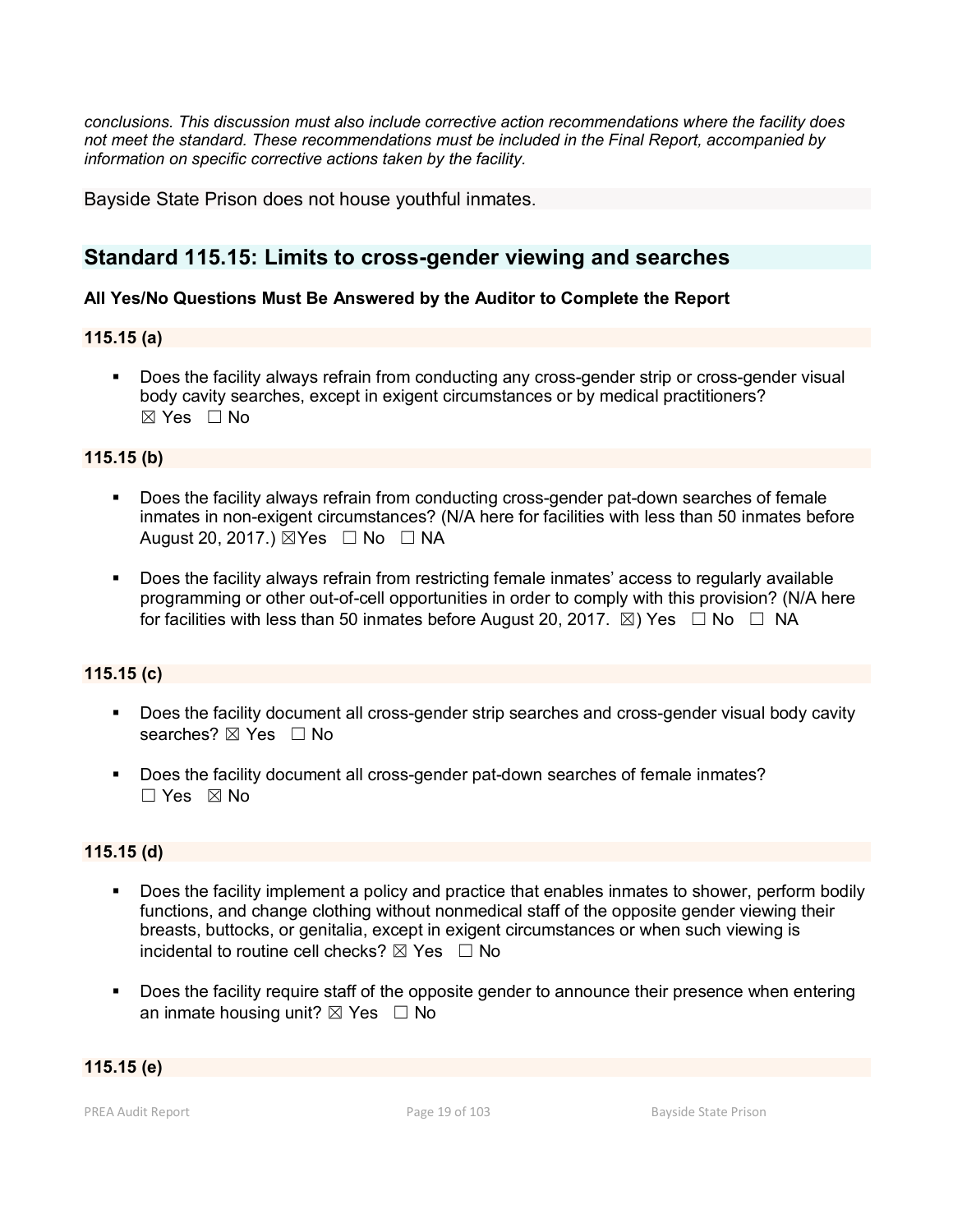*conclusions. This discussion must also include corrective action recommendations where the facility does not meet the standard. These recommendations must be included in the Final Report, accompanied by information on specific corrective actions taken by the facility.*

Bayside State Prison does not house youthful inmates.

## Standard 115.15: Limits to cross-gender viewing and searches

**All Yes/No Questions Must Be Answered by the Auditor to Complete the Report**

**115.15 (a)**

- Does the facility always refrain from conducting any cross-gender strip or cross-gender visual body cavity searches, except in exigent circumstances or by medical practitioners?
  ☒ Yes ☐ No

**115.15 (b)**

- Does the facility always refrain from conducting cross-gender pat-down searches of female inmates in non-exigent circumstances? (N/A here for facilities with less than 50 inmates before August 20, 2017.) ☒Yes ☐ No ☐ NA

- Does the facility always refrain from restricting female inmates' access to regularly available programming or other out-of-cell opportunities in order to comply with this provision? (N/A here for facilities with less than 50 inmates before August 20, 2017. ☒) Yes ☐ No ☐ NA

**115.15 (c)**

- Does the facility document all cross-gender strip searches and cross-gender visual body cavity searches? ☒ Yes ☐ No

- Does the facility document all cross-gender pat-down searches of female inmates?
  ☐ Yes ☒ No

**115.15 (d)**

- Does the facility implement a policy and practice that enables inmates to shower, perform bodily functions, and change clothing without nonmedical staff of the opposite gender viewing their breasts, buttocks, or genitalia, except in exigent circumstances or when such viewing is incidental to routine cell checks? ☒ Yes ☐ No

- Does the facility require staff of the opposite gender to announce their presence when entering an inmate housing unit? ☒ Yes ☐ No

**115.15 (e)**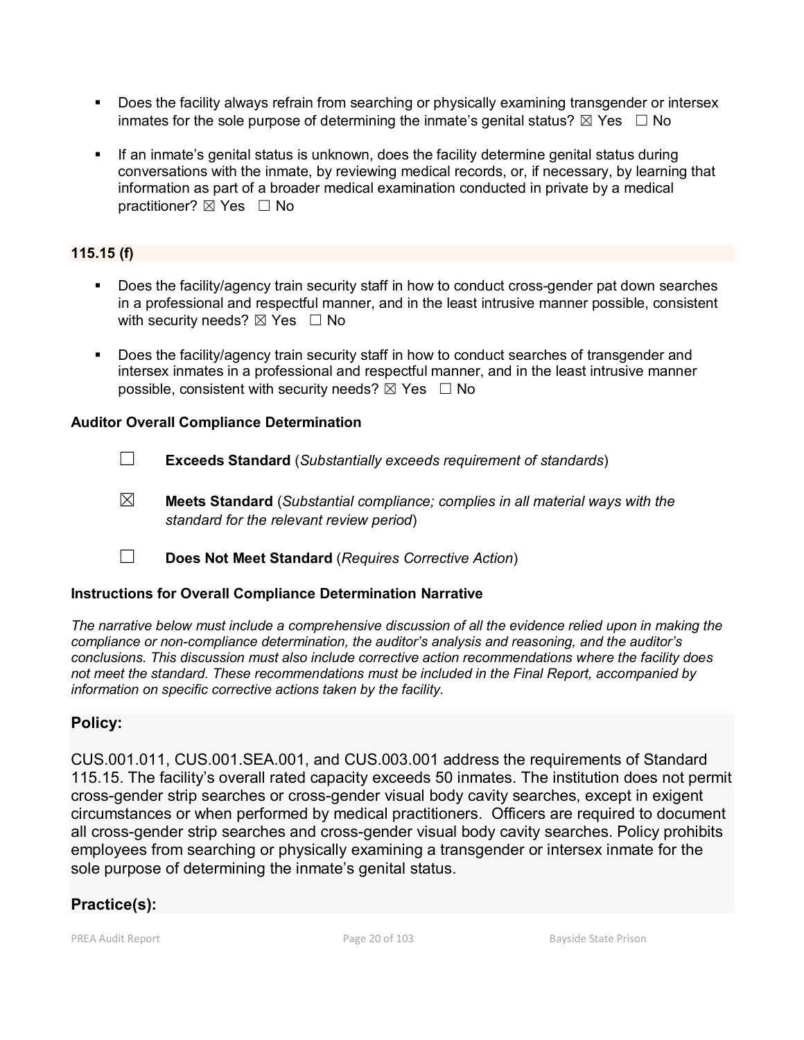- Does the facility always refrain from searching or physically examining transgender or intersex inmates for the sole purpose of determining the inmate's genital status? ☒ Yes ☐ No

- If an inmate's genital status is unknown, does the facility determine genital status during conversations with the inmate, by reviewing medical records, or, if necessary, by learning that information as part of a broader medical examination conducted in private by a medical practitioner? ☒ Yes ☐ No

**115.15 (f)**

- Does the facility/agency train security staff in how to conduct cross-gender pat down searches in a professional and respectful manner, and in the least intrusive manner possible, consistent with security needs? ☒ Yes ☐ No

- Does the facility/agency train security staff in how to conduct searches of transgender and intersex inmates in a professional and respectful manner, and in the least intrusive manner possible, consistent with security needs? ☒ Yes ☐ No

**Auditor Overall Compliance Determination**

☐ **Exceeds Standard** (*Substantially exceeds requirement of standards*)

☒ **Meets Standard** (*Substantial compliance; complies in all material ways with the standard for the relevant review period*)

☐ **Does Not Meet Standard** (*Requires Corrective Action*)

**Instructions for Overall Compliance Determination Narrative**

*The narrative below must include a comprehensive discussion of all the evidence relied upon in making the compliance or non-compliance determination, the auditor's analysis and reasoning, and the auditor's conclusions. This discussion must also include corrective action recommendations where the facility does not meet the standard. These recommendations must be included in the Final Report, accompanied by information on specific corrective actions taken by the facility.*

## Policy:

CUS.001.011, CUS.001.SEA.001, and CUS.003.001 address the requirements of Standard 115.15. The facility's overall rated capacity exceeds 50 inmates. The institution does not permit cross-gender strip searches or cross-gender visual body cavity searches, except in exigent circumstances or when performed by medical practitioners. Officers are required to document all cross-gender strip searches and cross-gender visual body cavity searches. Policy prohibits employees from searching or physically examining a transgender or intersex inmate for the sole purpose of determining the inmate's genital status.

## Practice(s):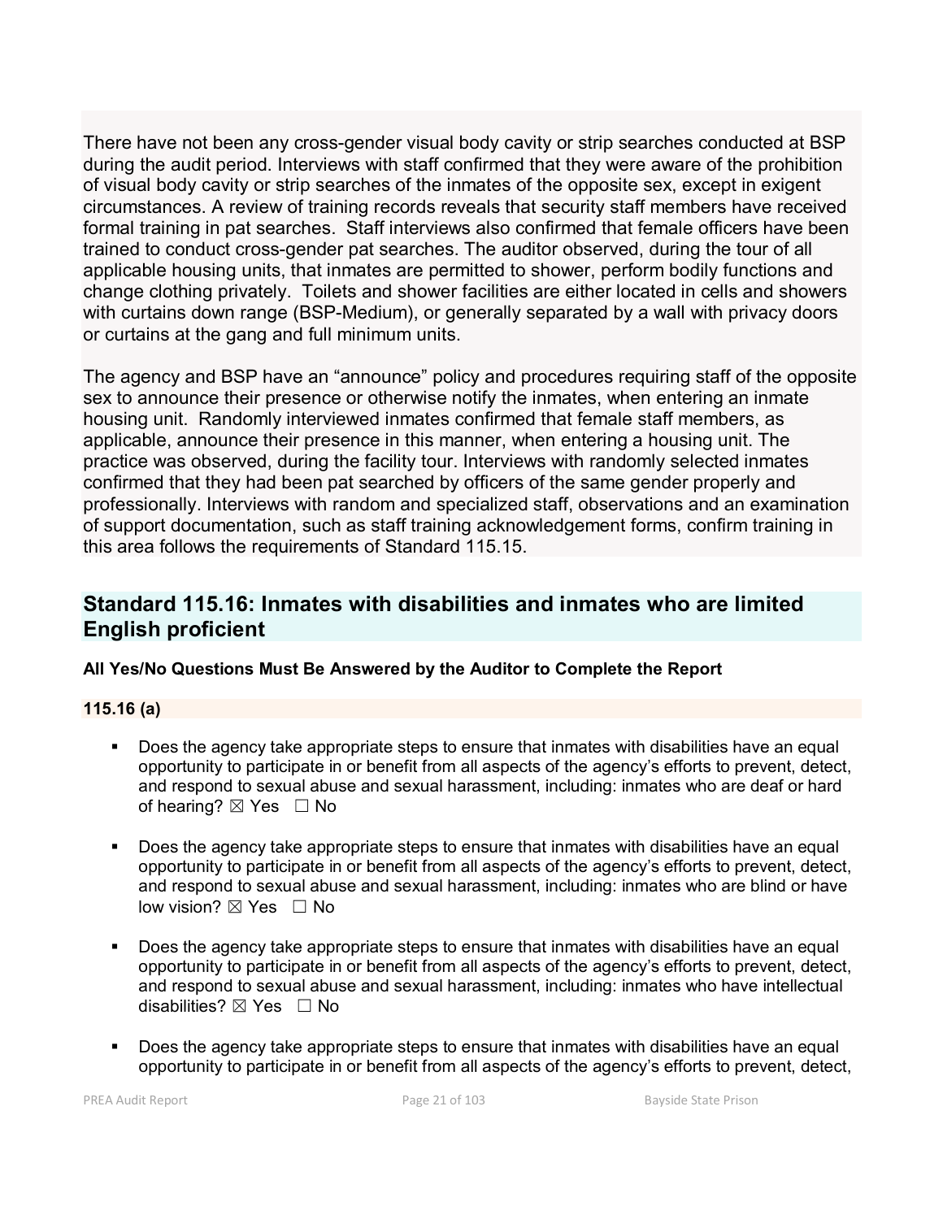There have not been any cross-gender visual body cavity or strip searches conducted at BSP during the audit period. Interviews with staff confirmed that they were aware of the prohibition of visual body cavity or strip searches of the inmates of the opposite sex, except in exigent circumstances. A review of training records reveals that security staff members have received formal training in pat searches. Staff interviews also confirmed that female officers have been trained to conduct cross-gender pat searches. The auditor observed, during the tour of all applicable housing units, that inmates are permitted to shower, perform bodily functions and change clothing privately. Toilets and shower facilities are either located in cells and showers with curtains down range (BSP-Medium), or generally separated by a wall with privacy doors or curtains at the gang and full minimum units.

The agency and BSP have an "announce" policy and procedures requiring staff of the opposite sex to announce their presence or otherwise notify the inmates, when entering an inmate housing unit. Randomly interviewed inmates confirmed that female staff members, as applicable, announce their presence in this manner, when entering a housing unit. The practice was observed, during the facility tour. Interviews with randomly selected inmates confirmed that they had been pat searched by officers of the same gender properly and professionally. Interviews with random and specialized staff, observations and an examination of support documentation, such as staff training acknowledgement forms, confirm training in this area follows the requirements of Standard 115.15.

## Standard 115.16: Inmates with disabilities and inmates who are limited English proficient

**All Yes/No Questions Must Be Answered by the Auditor to Complete the Report**

**115.16 (a)**

- Does the agency take appropriate steps to ensure that inmates with disabilities have an equal opportunity to participate in or benefit from all aspects of the agency's efforts to prevent, detect, and respond to sexual abuse and sexual harassment, including: inmates who are deaf or hard of hearing? ☒ Yes ☐ No

- Does the agency take appropriate steps to ensure that inmates with disabilities have an equal opportunity to participate in or benefit from all aspects of the agency's efforts to prevent, detect, and respond to sexual abuse and sexual harassment, including: inmates who are blind or have low vision? ☒ Yes ☐ No

- Does the agency take appropriate steps to ensure that inmates with disabilities have an equal opportunity to participate in or benefit from all aspects of the agency's efforts to prevent, detect, and respond to sexual abuse and sexual harassment, including: inmates who have intellectual disabilities? ☒ Yes ☐ No

- Does the agency take appropriate steps to ensure that inmates with disabilities have an equal opportunity to participate in or benefit from all aspects of the agency's efforts to prevent, detect,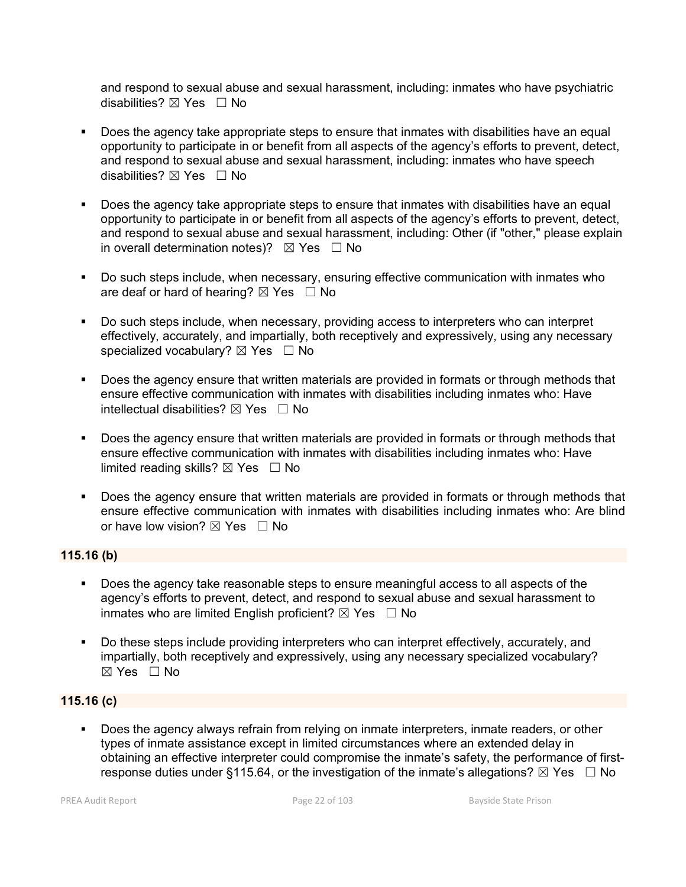and respond to sexual abuse and sexual harassment, including: inmates who have psychiatric disabilities? ☒ Yes ☐ No

- Does the agency take appropriate steps to ensure that inmates with disabilities have an equal opportunity to participate in or benefit from all aspects of the agency's efforts to prevent, detect, and respond to sexual abuse and sexual harassment, including: inmates who have speech disabilities? ☒ Yes ☐ No

- Does the agency take appropriate steps to ensure that inmates with disabilities have an equal opportunity to participate in or benefit from all aspects of the agency's efforts to prevent, detect, and respond to sexual abuse and sexual harassment, including: Other (if "other," please explain in overall determination notes)? ☒ Yes ☐ No

- Do such steps include, when necessary, ensuring effective communication with inmates who are deaf or hard of hearing? ☒ Yes ☐ No

- Do such steps include, when necessary, providing access to interpreters who can interpret effectively, accurately, and impartially, both receptively and expressively, using any necessary specialized vocabulary? ☒ Yes ☐ No

- Does the agency ensure that written materials are provided in formats or through methods that ensure effective communication with inmates with disabilities including inmates who: Have intellectual disabilities? ☒ Yes ☐ No

- Does the agency ensure that written materials are provided in formats or through methods that ensure effective communication with inmates with disabilities including inmates who: Have limited reading skills? ☒ Yes ☐ No

- Does the agency ensure that written materials are provided in formats or through methods that ensure effective communication with inmates with disabilities including inmates who: Are blind or have low vision? ☒ Yes ☐ No

**115.16 (b)**

- Does the agency take reasonable steps to ensure meaningful access to all aspects of the agency's efforts to prevent, detect, and respond to sexual abuse and sexual harassment to inmates who are limited English proficient? ☒ Yes ☐ No

- Do these steps include providing interpreters who can interpret effectively, accurately, and impartially, both receptively and expressively, using any necessary specialized vocabulary? ☒ Yes ☐ No

**115.16 (c)**

- Does the agency always refrain from relying on inmate interpreters, inmate readers, or other types of inmate assistance except in limited circumstances where an extended delay in obtaining an effective interpreter could compromise the inmate's safety, the performance of first-response duties under §115.64, or the investigation of the inmate's allegations? ☒ Yes ☐ No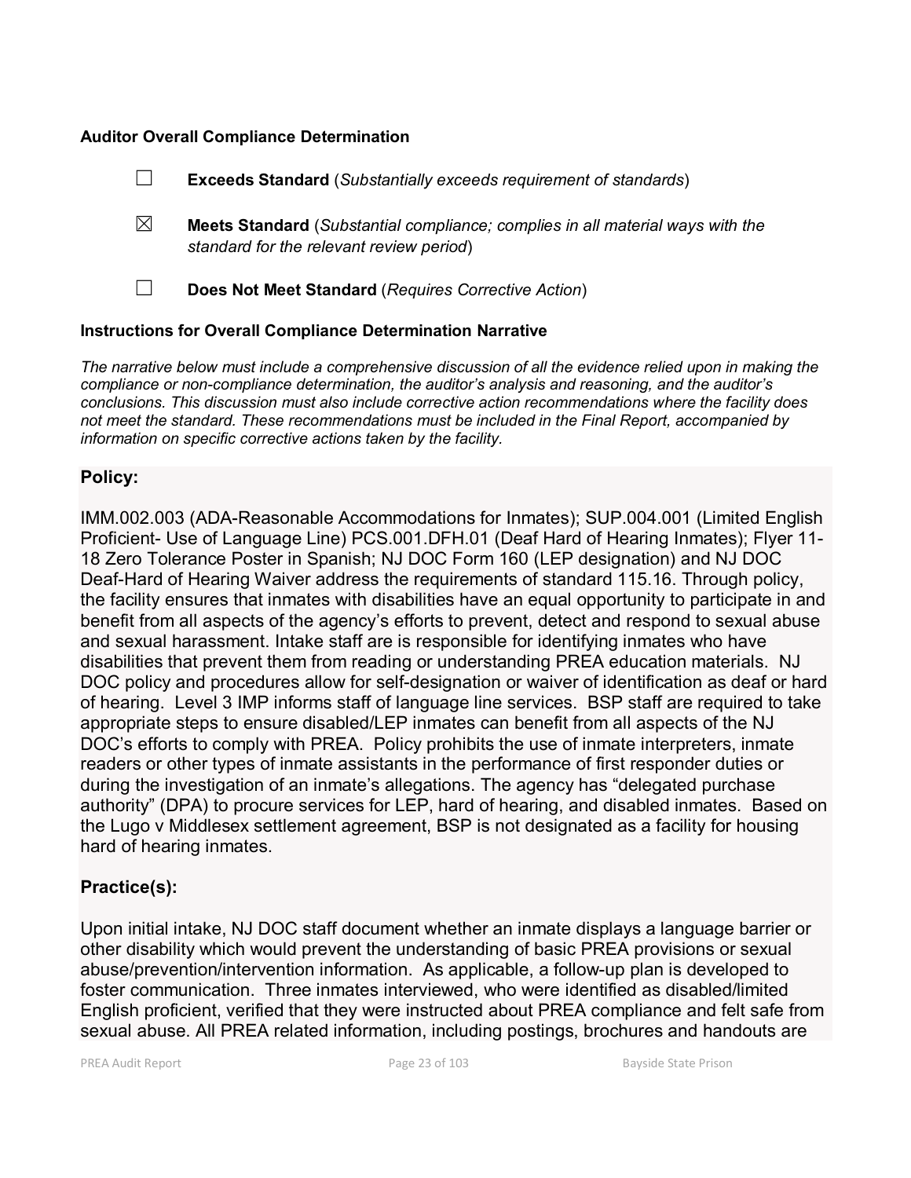**Auditor Overall Compliance Determination**

☐ **Exceeds Standard** (*Substantially exceeds requirement of standards*)

☒ **Meets Standard** (*Substantial compliance; complies in all material ways with the standard for the relevant review period*)

☐ **Does Not Meet Standard** (*Requires Corrective Action*)

**Instructions for Overall Compliance Determination Narrative**

*The narrative below must include a comprehensive discussion of all the evidence relied upon in making the compliance or non-compliance determination, the auditor's analysis and reasoning, and the auditor's conclusions. This discussion must also include corrective action recommendations where the facility does not meet the standard. These recommendations must be included in the Final Report, accompanied by information on specific corrective actions taken by the facility.*

## Policy:

IMM.002.003 (ADA-Reasonable Accommodations for Inmates); SUP.004.001 (Limited English Proficient- Use of Language Line) PCS.001.DFH.01 (Deaf Hard of Hearing Inmates); Flyer 11-18 Zero Tolerance Poster in Spanish; NJ DOC Form 160 (LEP designation) and NJ DOC Deaf-Hard of Hearing Waiver address the requirements of standard 115.16. Through policy, the facility ensures that inmates with disabilities have an equal opportunity to participate in and benefit from all aspects of the agency's efforts to prevent, detect and respond to sexual abuse and sexual harassment. Intake staff are is responsible for identifying inmates who have disabilities that prevent them from reading or understanding PREA education materials. NJ DOC policy and procedures allow for self-designation or waiver of identification as deaf or hard of hearing. Level 3 IMP informs staff of language line services. BSP staff are required to take appropriate steps to ensure disabled/LEP inmates can benefit from all aspects of the NJ DOC's efforts to comply with PREA. Policy prohibits the use of inmate interpreters, inmate readers or other types of inmate assistants in the performance of first responder duties or during the investigation of an inmate's allegations. The agency has "delegated purchase authority" (DPA) to procure services for LEP, hard of hearing, and disabled inmates. Based on the Lugo v Middlesex settlement agreement, BSP is not designated as a facility for housing hard of hearing inmates.

## Practice(s):

Upon initial intake, NJ DOC staff document whether an inmate displays a language barrier or other disability which would prevent the understanding of basic PREA provisions or sexual abuse/prevention/intervention information. As applicable, a follow-up plan is developed to foster communication. Three inmates interviewed, who were identified as disabled/limited English proficient, verified that they were instructed about PREA compliance and felt safe from sexual abuse. All PREA related information, including postings, brochures and handouts are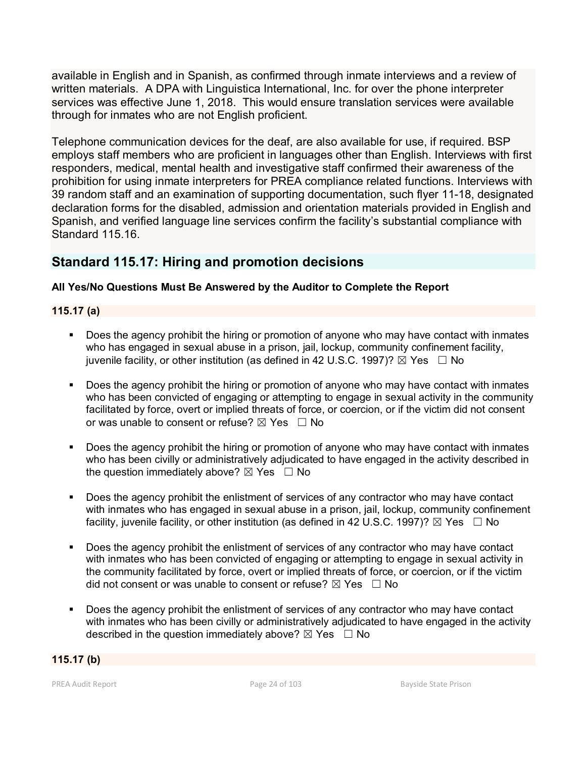available in English and in Spanish, as confirmed through inmate interviews and a review of written materials. A DPA with Linguistica International, Inc. for over the phone interpreter services was effective June 1, 2018. This would ensure translation services were available through for inmates who are not English proficient.

Telephone communication devices for the deaf, are also available for use, if required. BSP employs staff members who are proficient in languages other than English. Interviews with first responders, medical, mental health and investigative staff confirmed their awareness of the prohibition for using inmate interpreters for PREA compliance related functions. Interviews with 39 random staff and an examination of supporting documentation, such flyer 11-18, designated declaration forms for the disabled, admission and orientation materials provided in English and Spanish, and verified language line services confirm the facility's substantial compliance with Standard 115.16.

## Standard 115.17: Hiring and promotion decisions

**All Yes/No Questions Must Be Answered by the Auditor to Complete the Report**

**115.17 (a)**

- Does the agency prohibit the hiring or promotion of anyone who may have contact with inmates who has engaged in sexual abuse in a prison, jail, lockup, community confinement facility, juvenile facility, or other institution (as defined in 42 U.S.C. 1997)? ☒ Yes ☐ No

- Does the agency prohibit the hiring or promotion of anyone who may have contact with inmates who has been convicted of engaging or attempting to engage in sexual activity in the community facilitated by force, overt or implied threats of force, or coercion, or if the victim did not consent or was unable to consent or refuse? ☒ Yes ☐ No

- Does the agency prohibit the hiring or promotion of anyone who may have contact with inmates who has been civilly or administratively adjudicated to have engaged in the activity described in the question immediately above? ☒ Yes ☐ No

- Does the agency prohibit the enlistment of services of any contractor who may have contact with inmates who has engaged in sexual abuse in a prison, jail, lockup, community confinement facility, juvenile facility, or other institution (as defined in 42 U.S.C. 1997)? ☒ Yes ☐ No

- Does the agency prohibit the enlistment of services of any contractor who may have contact with inmates who has been convicted of engaging or attempting to engage in sexual activity in the community facilitated by force, overt or implied threats of force, or coercion, or if the victim did not consent or was unable to consent or refuse? ☒ Yes ☐ No

- Does the agency prohibit the enlistment of services of any contractor who may have contact with inmates who has been civilly or administratively adjudicated to have engaged in the activity described in the question immediately above? ☒ Yes ☐ No

**115.17 (b)**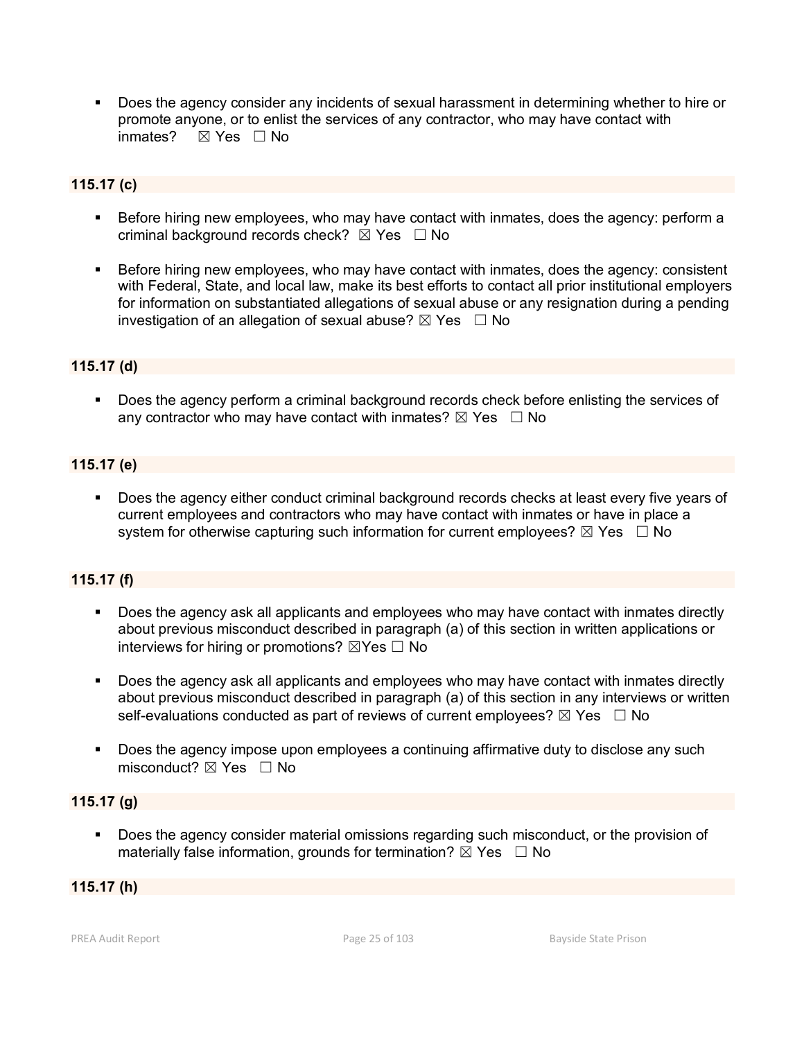- Does the agency consider any incidents of sexual harassment in determining whether to hire or promote anyone, or to enlist the services of any contractor, who may have contact with inmates? ☒ Yes ☐ No

**115.17 (c)**

- Before hiring new employees, who may have contact with inmates, does the agency: perform a criminal background records check? ☒ Yes ☐ No

- Before hiring new employees, who may have contact with inmates, does the agency: consistent with Federal, State, and local law, make its best efforts to contact all prior institutional employers for information on substantiated allegations of sexual abuse or any resignation during a pending investigation of an allegation of sexual abuse? ☒ Yes ☐ No

**115.17 (d)**

- Does the agency perform a criminal background records check before enlisting the services of any contractor who may have contact with inmates? ☒ Yes ☐ No

**115.17 (e)**

- Does the agency either conduct criminal background records checks at least every five years of current employees and contractors who may have contact with inmates or have in place a system for otherwise capturing such information for current employees? ☒ Yes ☐ No

**115.17 (f)**

- Does the agency ask all applicants and employees who may have contact with inmates directly about previous misconduct described in paragraph (a) of this section in written applications or interviews for hiring or promotions? ☒Yes ☐ No

- Does the agency ask all applicants and employees who may have contact with inmates directly about previous misconduct described in paragraph (a) of this section in any interviews or written self-evaluations conducted as part of reviews of current employees? ☒ Yes ☐ No

- Does the agency impose upon employees a continuing affirmative duty to disclose any such misconduct? ☒ Yes ☐ No

**115.17 (g)**

- Does the agency consider material omissions regarding such misconduct, or the provision of materially false information, grounds for termination? ☒ Yes ☐ No

**115.17 (h)**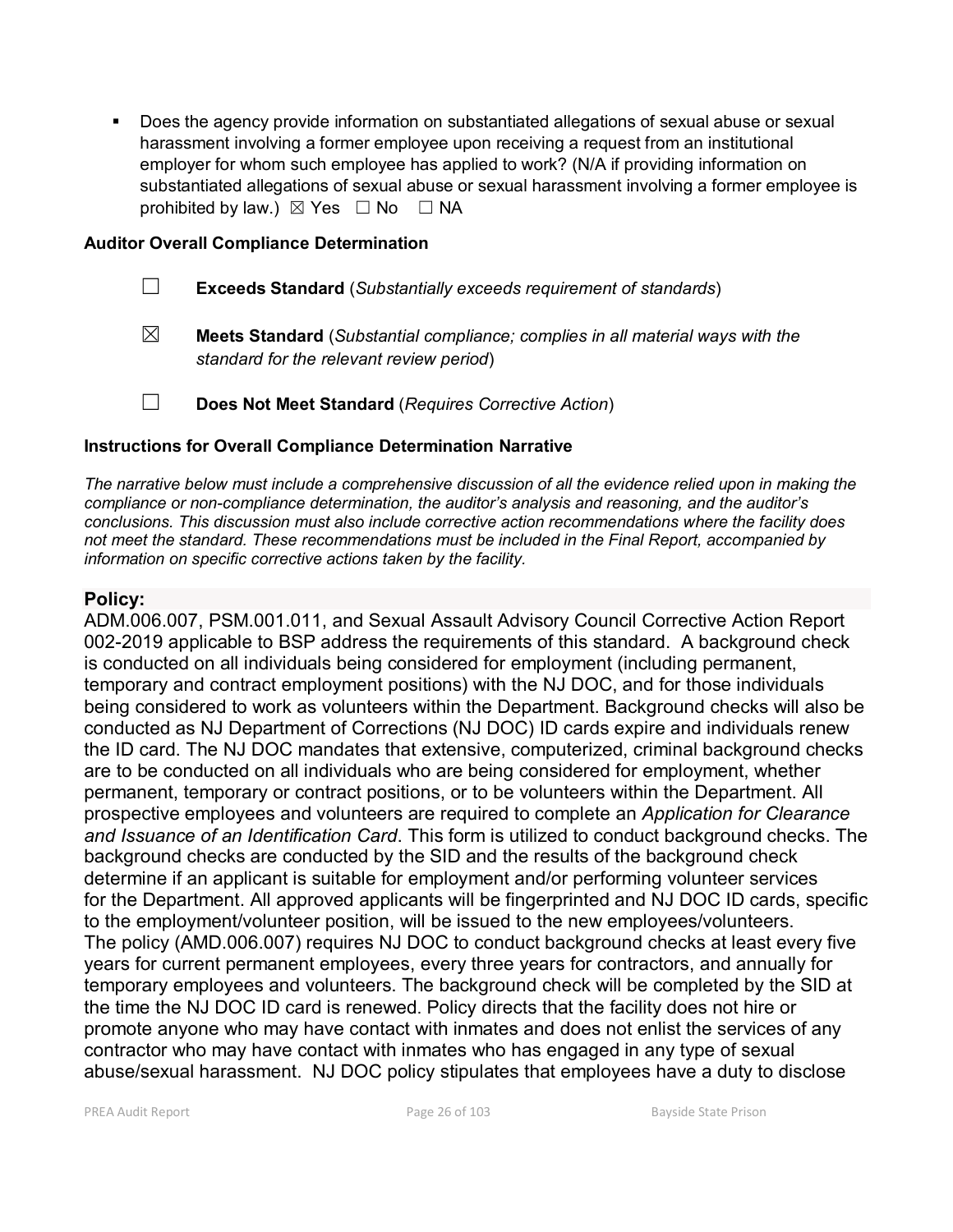- Does the agency provide information on substantiated allegations of sexual abuse or sexual harassment involving a former employee upon receiving a request from an institutional employer for whom such employee has applied to work? (N/A if providing information on substantiated allegations of sexual abuse or sexual harassment involving a former employee is prohibited by law.) ☒ Yes ☐ No ☐ NA

**Auditor Overall Compliance Determination**

☐ **Exceeds Standard** (*Substantially exceeds requirement of standards*)

☒ **Meets Standard** (*Substantial compliance; complies in all material ways with the standard for the relevant review period*)

☐ **Does Not Meet Standard** (*Requires Corrective Action*)

**Instructions for Overall Compliance Determination Narrative**

*The narrative below must include a comprehensive discussion of all the evidence relied upon in making the compliance or non-compliance determination, the auditor's analysis and reasoning, and the auditor's conclusions. This discussion must also include corrective action recommendations where the facility does not meet the standard. These recommendations must be included in the Final Report, accompanied by information on specific corrective actions taken by the facility.*

**Policy:**

ADM.006.007, PSM.001.011, and Sexual Assault Advisory Council Corrective Action Report 002-2019 applicable to BSP address the requirements of this standard. A background check is conducted on all individuals being considered for employment (including permanent, temporary and contract employment positions) with the NJ DOC, and for those individuals being considered to work as volunteers within the Department. Background checks will also be conducted as NJ Department of Corrections (NJ DOC) ID cards expire and individuals renew the ID card. The NJ DOC mandates that extensive, computerized, criminal background checks are to be conducted on all individuals who are being considered for employment, whether permanent, temporary or contract positions, or to be volunteers within the Department. All prospective employees and volunteers are required to complete an *Application for Clearance and Issuance of an Identification Card*. This form is utilized to conduct background checks. The background checks are conducted by the SID and the results of the background check determine if an applicant is suitable for employment and/or performing volunteer services for the Department. All approved applicants will be fingerprinted and NJ DOC ID cards, specific to the employment/volunteer position, will be issued to the new employees/volunteers. The policy (AMD.006.007) requires NJ DOC to conduct background checks at least every five years for current permanent employees, every three years for contractors, and annually for temporary employees and volunteers. The background check will be completed by the SID at the time the NJ DOC ID card is renewed. Policy directs that the facility does not hire or promote anyone who may have contact with inmates and does not enlist the services of any contractor who may have contact with inmates who has engaged in any type of sexual abuse/sexual harassment. NJ DOC policy stipulates that employees have a duty to disclose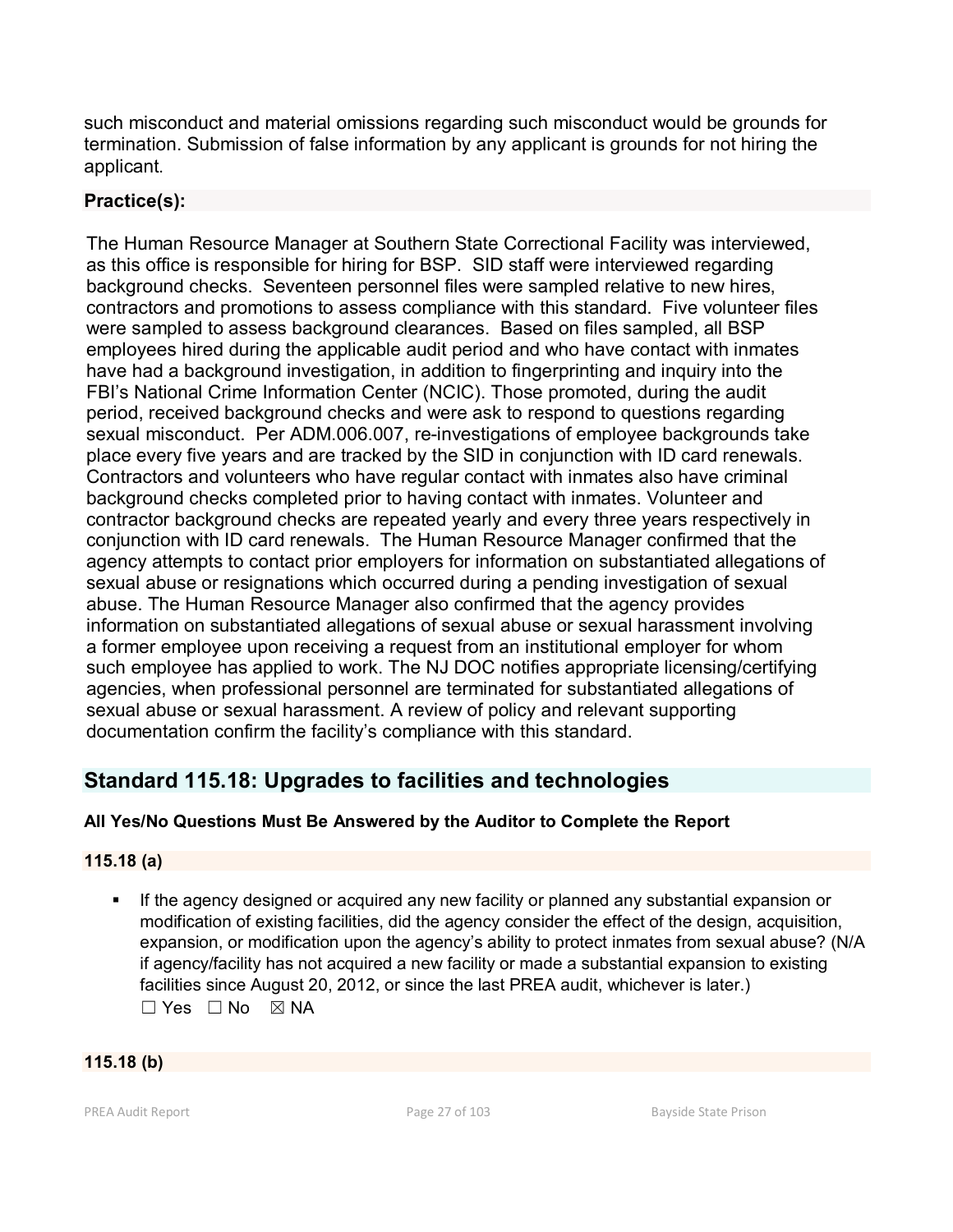such misconduct and material omissions regarding such misconduct would be grounds for termination. Submission of false information by any applicant is grounds for not hiring the applicant.

**Practice(s):**

The Human Resource Manager at Southern State Correctional Facility was interviewed, as this office is responsible for hiring for BSP. SID staff were interviewed regarding background checks. Seventeen personnel files were sampled relative to new hires, contractors and promotions to assess compliance with this standard. Five volunteer files were sampled to assess background clearances. Based on files sampled, all BSP employees hired during the applicable audit period and who have contact with inmates have had a background investigation, in addition to fingerprinting and inquiry into the FBI's National Crime Information Center (NCIC). Those promoted, during the audit period, received background checks and were ask to respond to questions regarding sexual misconduct. Per ADM.006.007, re-investigations of employee backgrounds take place every five years and are tracked by the SID in conjunction with ID card renewals. Contractors and volunteers who have regular contact with inmates also have criminal background checks completed prior to having contact with inmates. Volunteer and contractor background checks are repeated yearly and every three years respectively in conjunction with ID card renewals. The Human Resource Manager confirmed that the agency attempts to contact prior employers for information on substantiated allegations of sexual abuse or resignations which occurred during a pending investigation of sexual abuse. The Human Resource Manager also confirmed that the agency provides information on substantiated allegations of sexual abuse or sexual harassment involving a former employee upon receiving a request from an institutional employer for whom such employee has applied to work. The NJ DOC notifies appropriate licensing/certifying agencies, when professional personnel are terminated for substantiated allegations of sexual abuse or sexual harassment. A review of policy and relevant supporting documentation confirm the facility's compliance with this standard.

## Standard 115.18: Upgrades to facilities and technologies

**All Yes/No Questions Must Be Answered by the Auditor to Complete the Report**

**115.18 (a)**

- If the agency designed or acquired any new facility or planned any substantial expansion or modification of existing facilities, did the agency consider the effect of the design, acquisition, expansion, or modification upon the agency's ability to protect inmates from sexual abuse? (N/A if agency/facility has not acquired a new facility or made a substantial expansion to existing facilities since August 20, 2012, or since the last PREA audit, whichever is later.)
  ☐ Yes ☐ No ☒ NA

**115.18 (b)**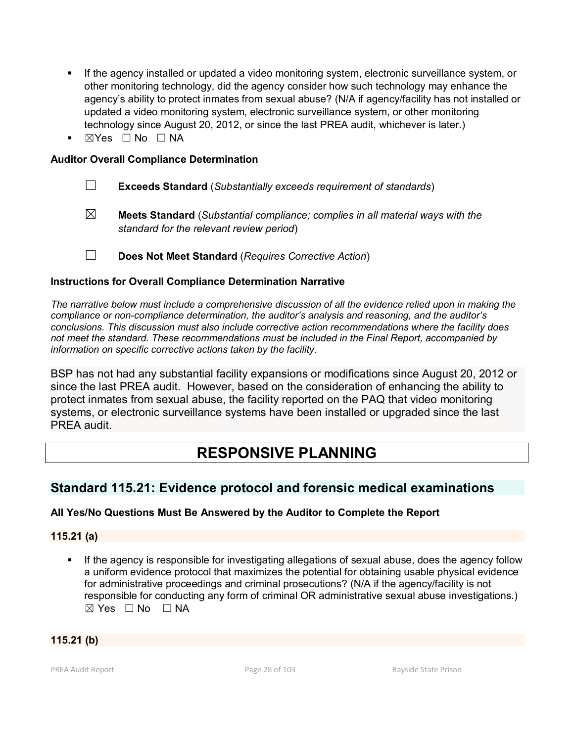- If the agency installed or updated a video monitoring system, electronic surveillance system, or other monitoring technology, did the agency consider how such technology may enhance the agency's ability to protect inmates from sexual abuse? (N/A if agency/facility has not installed or updated a video monitoring system, electronic surveillance system, or other monitoring technology since August 20, 2012, or since the last PREA audit, whichever is later.)
- ☒Yes ☐ No ☐ NA

**Auditor Overall Compliance Determination**

☐ **Exceeds Standard** (*Substantially exceeds requirement of standards*)

☒ **Meets Standard** (*Substantial compliance; complies in all material ways with the standard for the relevant review period*)

☐ **Does Not Meet Standard** (*Requires Corrective Action*)

**Instructions for Overall Compliance Determination Narrative**

*The narrative below must include a comprehensive discussion of all the evidence relied upon in making the compliance or non-compliance determination, the auditor's analysis and reasoning, and the auditor's conclusions. This discussion must also include corrective action recommendations where the facility does not meet the standard. These recommendations must be included in the Final Report, accompanied by information on specific corrective actions taken by the facility.*

BSP has not had any substantial facility expansions or modifications since August 20, 2012 or since the last PREA audit. However, based on the consideration of enhancing the ability to protect inmates from sexual abuse, the facility reported on the PAQ that video monitoring systems, or electronic surveillance systems have been installed or upgraded since the last PREA audit.

# RESPONSIVE PLANNING

## Standard 115.21: Evidence protocol and forensic medical examinations

**All Yes/No Questions Must Be Answered by the Auditor to Complete the Report**

**115.21 (a)**

- If the agency is responsible for investigating allegations of sexual abuse, does the agency follow a uniform evidence protocol that maximizes the potential for obtaining usable physical evidence for administrative proceedings and criminal prosecutions? (N/A if the agency/facility is not responsible for conducting any form of criminal OR administrative sexual abuse investigations.) ☒ Yes ☐ No ☐ NA

**115.21 (b)**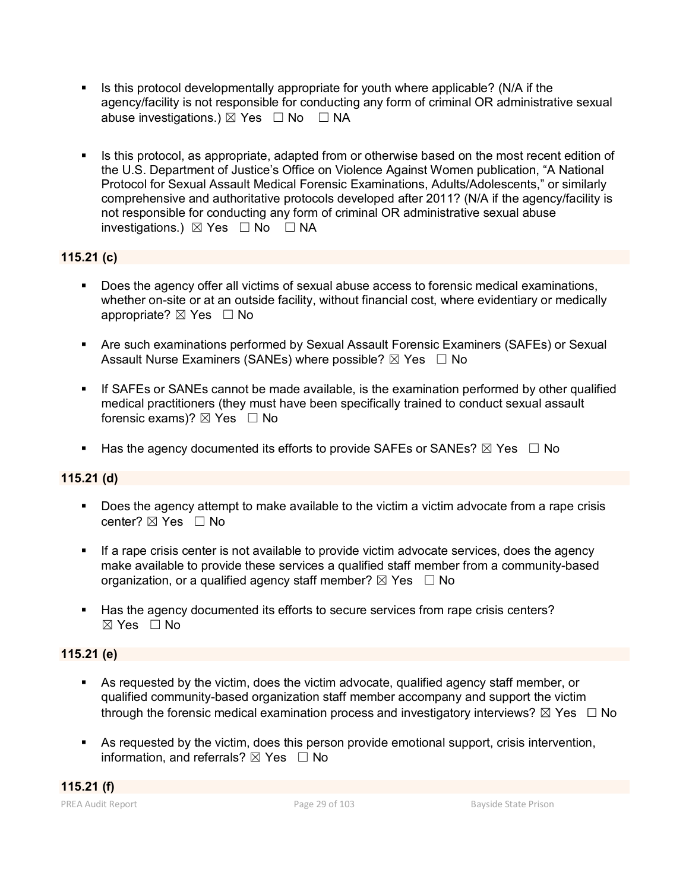- Is this protocol developmentally appropriate for youth where applicable? (N/A if the agency/facility is not responsible for conducting any form of criminal OR administrative sexual abuse investigations.) ☒ Yes ☐ No ☐ NA

- Is this protocol, as appropriate, adapted from or otherwise based on the most recent edition of the U.S. Department of Justice's Office on Violence Against Women publication, "A National Protocol for Sexual Assault Medical Forensic Examinations, Adults/Adolescents," or similarly comprehensive and authoritative protocols developed after 2011? (N/A if the agency/facility is not responsible for conducting any form of criminal OR administrative sexual abuse investigations.) ☒ Yes ☐ No ☐ NA

**115.21 (c)**

- Does the agency offer all victims of sexual abuse access to forensic medical examinations, whether on-site or at an outside facility, without financial cost, where evidentiary or medically appropriate? ☒ Yes ☐ No

- Are such examinations performed by Sexual Assault Forensic Examiners (SAFEs) or Sexual Assault Nurse Examiners (SANEs) where possible? ☒ Yes ☐ No

- If SAFEs or SANEs cannot be made available, is the examination performed by other qualified medical practitioners (they must have been specifically trained to conduct sexual assault forensic exams)? ☒ Yes ☐ No

- Has the agency documented its efforts to provide SAFEs or SANEs? ☒ Yes ☐ No

**115.21 (d)**

- Does the agency attempt to make available to the victim a victim advocate from a rape crisis center? ☒ Yes ☐ No

- If a rape crisis center is not available to provide victim advocate services, does the agency make available to provide these services a qualified staff member from a community-based organization, or a qualified agency staff member? ☒ Yes ☐ No

- Has the agency documented its efforts to secure services from rape crisis centers? ☒ Yes ☐ No

**115.21 (e)**

- As requested by the victim, does the victim advocate, qualified agency staff member, or qualified community-based organization staff member accompany and support the victim through the forensic medical examination process and investigatory interviews? ☒ Yes ☐ No

- As requested by the victim, does this person provide emotional support, crisis intervention, information, and referrals? ☒ Yes ☐ No

**115.21 (f)**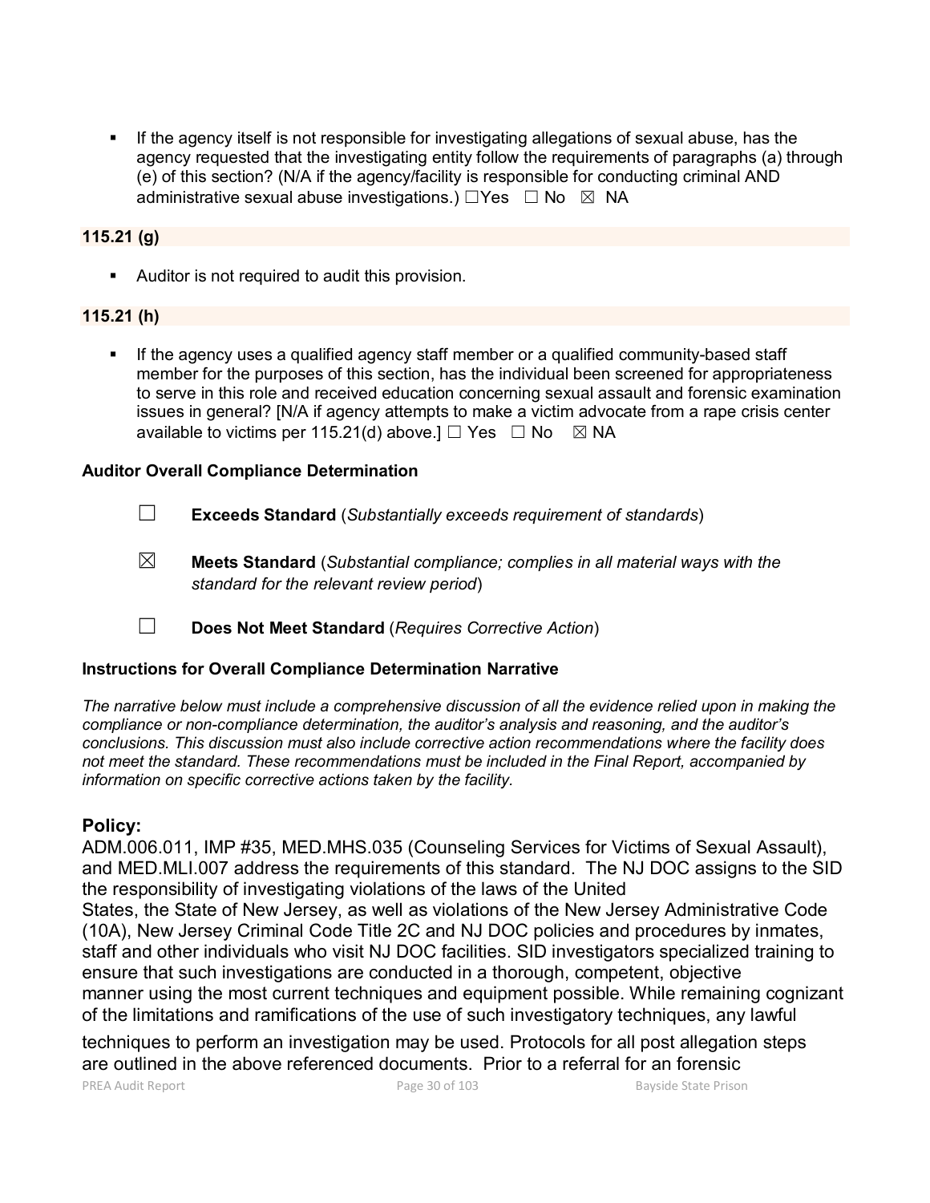- If the agency itself is not responsible for investigating allegations of sexual abuse, has the agency requested that the investigating entity follow the requirements of paragraphs (a) through (e) of this section? (N/A if the agency/facility is responsible for conducting criminal AND administrative sexual abuse investigations.) ☐Yes ☐ No ☒ NA

**115.21 (g)**

- Auditor is not required to audit this provision.

**115.21 (h)**

- If the agency uses a qualified agency staff member or a qualified community-based staff member for the purposes of this section, has the individual been screened for appropriateness to serve in this role and received education concerning sexual assault and forensic examination issues in general? [N/A if agency attempts to make a victim advocate from a rape crisis center available to victims per 115.21(d) above.] ☐ Yes ☐ No ☒ NA

**Auditor Overall Compliance Determination**

☐ **Exceeds Standard** (*Substantially exceeds requirement of standards*)

☒ **Meets Standard** (*Substantial compliance; complies in all material ways with the standard for the relevant review period*)

☐ **Does Not Meet Standard** (*Requires Corrective Action*)

**Instructions for Overall Compliance Determination Narrative**

*The narrative below must include a comprehensive discussion of all the evidence relied upon in making the compliance or non-compliance determination, the auditor's analysis and reasoning, and the auditor's conclusions. This discussion must also include corrective action recommendations where the facility does not meet the standard. These recommendations must be included in the Final Report, accompanied by information on specific corrective actions taken by the facility.*

**Policy:**

ADM.006.011, IMP #35, MED.MHS.035 (Counseling Services for Victims of Sexual Assault), and MED.MLI.007 address the requirements of this standard. The NJ DOC assigns to the SID the responsibility of investigating violations of the laws of the United States, the State of New Jersey, as well as violations of the New Jersey Administrative Code (10A), New Jersey Criminal Code Title 2C and NJ DOC policies and procedures by inmates, staff and other individuals who visit NJ DOC facilities. SID investigators specialized training to ensure that such investigations are conducted in a thorough, competent, objective manner using the most current techniques and equipment possible. While remaining cognizant of the limitations and ramifications of the use of such investigatory techniques, any lawful techniques to perform an investigation may be used. Protocols for all post allegation steps are outlined in the above referenced documents. Prior to a referral for an forensic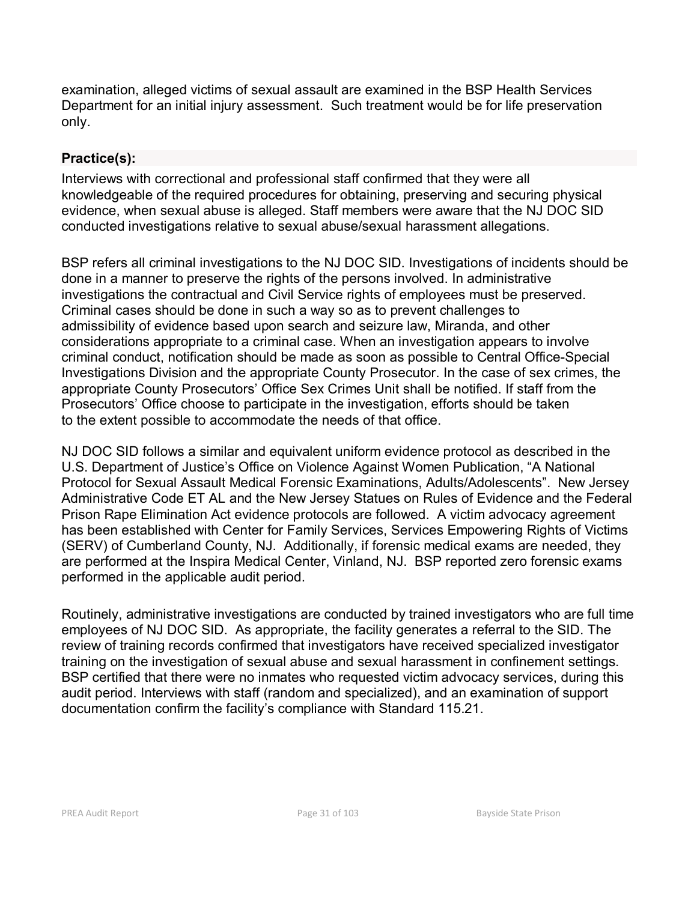examination, alleged victims of sexual assault are examined in the BSP Health Services Department for an initial injury assessment. Such treatment would be for life preservation only.

**Practice(s):**

Interviews with correctional and professional staff confirmed that they were all knowledgeable of the required procedures for obtaining, preserving and securing physical evidence, when sexual abuse is alleged. Staff members were aware that the NJ DOC SID conducted investigations relative to sexual abuse/sexual harassment allegations.

BSP refers all criminal investigations to the NJ DOC SID. Investigations of incidents should be done in a manner to preserve the rights of the persons involved. In administrative investigations the contractual and Civil Service rights of employees must be preserved. Criminal cases should be done in such a way so as to prevent challenges to admissibility of evidence based upon search and seizure law, Miranda, and other considerations appropriate to a criminal case. When an investigation appears to involve criminal conduct, notification should be made as soon as possible to Central Office-Special Investigations Division and the appropriate County Prosecutor. In the case of sex crimes, the appropriate County Prosecutors' Office Sex Crimes Unit shall be notified. If staff from the Prosecutors' Office choose to participate in the investigation, efforts should be taken to the extent possible to accommodate the needs of that office.

NJ DOC SID follows a similar and equivalent uniform evidence protocol as described in the U.S. Department of Justice's Office on Violence Against Women Publication, "A National Protocol for Sexual Assault Medical Forensic Examinations, Adults/Adolescents". New Jersey Administrative Code ET AL and the New Jersey Statues on Rules of Evidence and the Federal Prison Rape Elimination Act evidence protocols are followed. A victim advocacy agreement has been established with Center for Family Services, Services Empowering Rights of Victims (SERV) of Cumberland County, NJ. Additionally, if forensic medical exams are needed, they are performed at the Inspira Medical Center, Vinland, NJ. BSP reported zero forensic exams performed in the applicable audit period.

Routinely, administrative investigations are conducted by trained investigators who are full time employees of NJ DOC SID. As appropriate, the facility generates a referral to the SID. The review of training records confirmed that investigators have received specialized investigator training on the investigation of sexual abuse and sexual harassment in confinement settings. BSP certified that there were no inmates who requested victim advocacy services, during this audit period. Interviews with staff (random and specialized), and an examination of support documentation confirm the facility's compliance with Standard 115.21.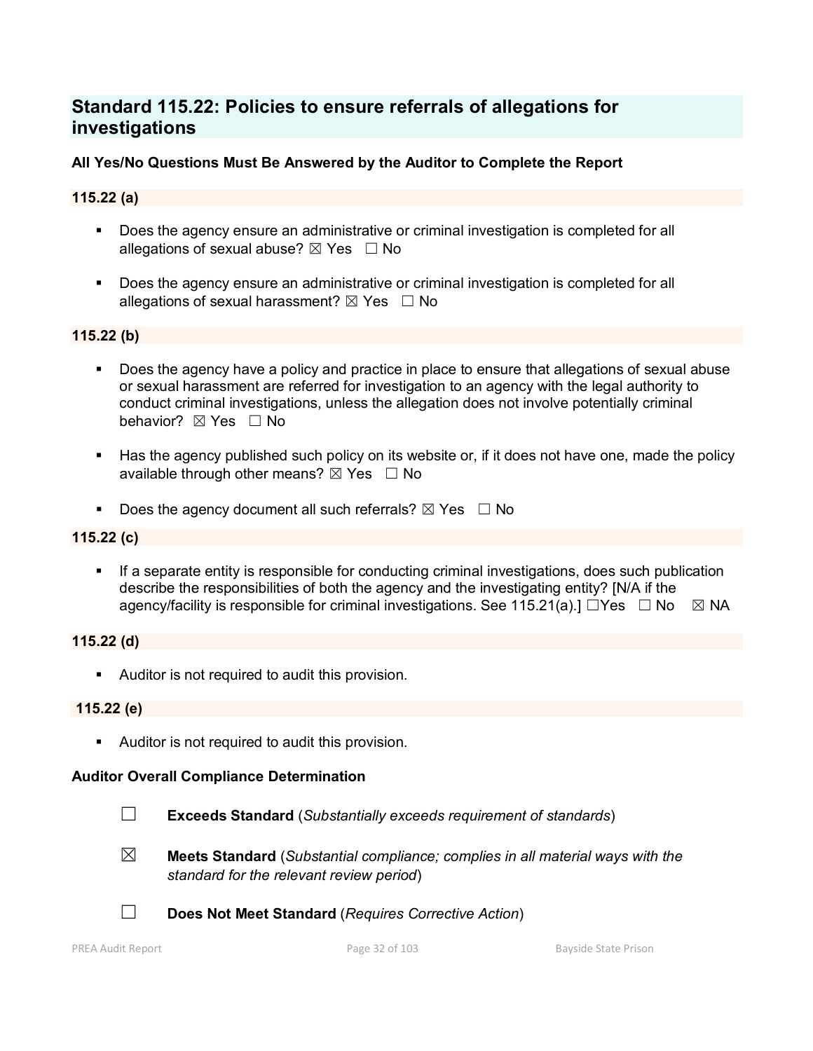## Standard 115.22: Policies to ensure referrals of allegations for investigations

**All Yes/No Questions Must Be Answered by the Auditor to Complete the Report**

### 115.22 (a)

- Does the agency ensure an administrative or criminal investigation is completed for all allegations of sexual abuse? ☒ Yes ☐ No
- Does the agency ensure an administrative or criminal investigation is completed for all allegations of sexual harassment? ☒ Yes ☐ No

### 115.22 (b)

- Does the agency have a policy and practice in place to ensure that allegations of sexual abuse or sexual harassment are referred for investigation to an agency with the legal authority to conduct criminal investigations, unless the allegation does not involve potentially criminal behavior? ☒ Yes ☐ No
- Has the agency published such policy on its website or, if it does not have one, made the policy available through other means? ☒ Yes ☐ No
- Does the agency document all such referrals? ☒ Yes ☐ No

### 115.22 (c)

- If a separate entity is responsible for conducting criminal investigations, does such publication describe the responsibilities of both the agency and the investigating entity? [N/A if the agency/facility is responsible for criminal investigations. See 115.21(a).] ☐Yes ☐ No ☒ NA

### 115.22 (d)

- Auditor is not required to audit this provision.

### 115.22 (e)

- Auditor is not required to audit this provision.

**Auditor Overall Compliance Determination**

☐ **Exceeds Standard** (*Substantially exceeds requirement of standards*)

☒ **Meets Standard** (*Substantial compliance; complies in all material ways with the standard for the relevant review period*)

☐ **Does Not Meet Standard** (*Requires Corrective Action*)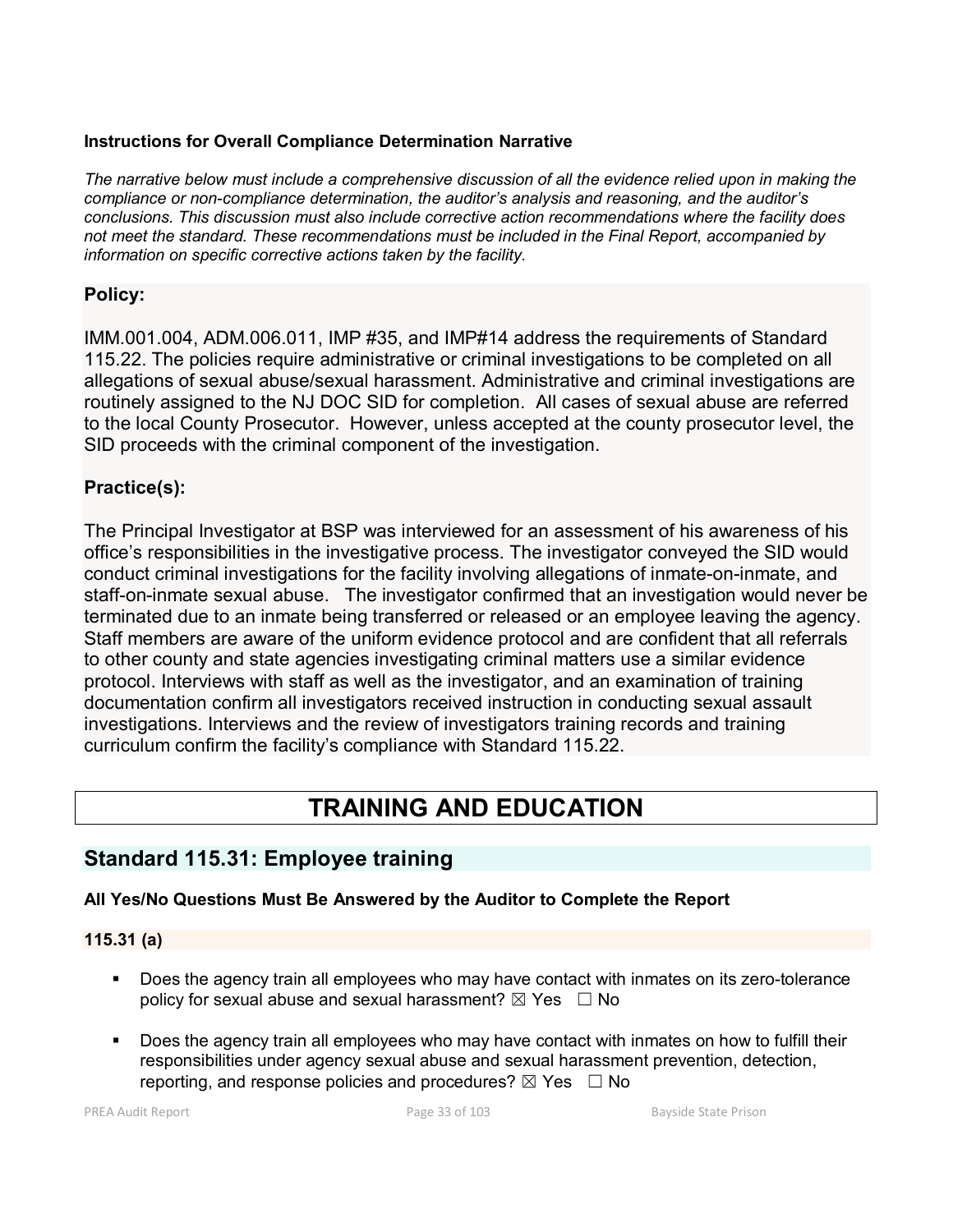**Instructions for Overall Compliance Determination Narrative**

*The narrative below must include a comprehensive discussion of all the evidence relied upon in making the compliance or non-compliance determination, the auditor's analysis and reasoning, and the auditor's conclusions. This discussion must also include corrective action recommendations where the facility does not meet the standard. These recommendations must be included in the Final Report, accompanied by information on specific corrective actions taken by the facility.*

### Policy:

IMM.001.004, ADM.006.011, IMP #35, and IMP#14 address the requirements of Standard 115.22. The policies require administrative or criminal investigations to be completed on all allegations of sexual abuse/sexual harassment. Administrative and criminal investigations are routinely assigned to the NJ DOC SID for completion. All cases of sexual abuse are referred to the local County Prosecutor. However, unless accepted at the county prosecutor level, the SID proceeds with the criminal component of the investigation.

### Practice(s):

The Principal Investigator at BSP was interviewed for an assessment of his awareness of his office's responsibilities in the investigative process. The investigator conveyed the SID would conduct criminal investigations for the facility involving allegations of inmate-on-inmate, and staff-on-inmate sexual abuse. The investigator confirmed that an investigation would never be terminated due to an inmate being transferred or released or an employee leaving the agency. Staff members are aware of the uniform evidence protocol and are confident that all referrals to other county and state agencies investigating criminal matters use a similar evidence protocol. Interviews with staff as well as the investigator, and an examination of training documentation confirm all investigators received instruction in conducting sexual assault investigations. Interviews and the review of investigators training records and training curriculum confirm the facility's compliance with Standard 115.22.

# TRAINING AND EDUCATION

## Standard 115.31: Employee training

**All Yes/No Questions Must Be Answered by the Auditor to Complete the Report**

**115.31 (a)**

- Does the agency train all employees who may have contact with inmates on its zero-tolerance policy for sexual abuse and sexual harassment? ☒ Yes ☐ No
- Does the agency train all employees who may have contact with inmates on how to fulfill their responsibilities under agency sexual abuse and sexual harassment prevention, detection, reporting, and response policies and procedures? ☒ Yes ☐ No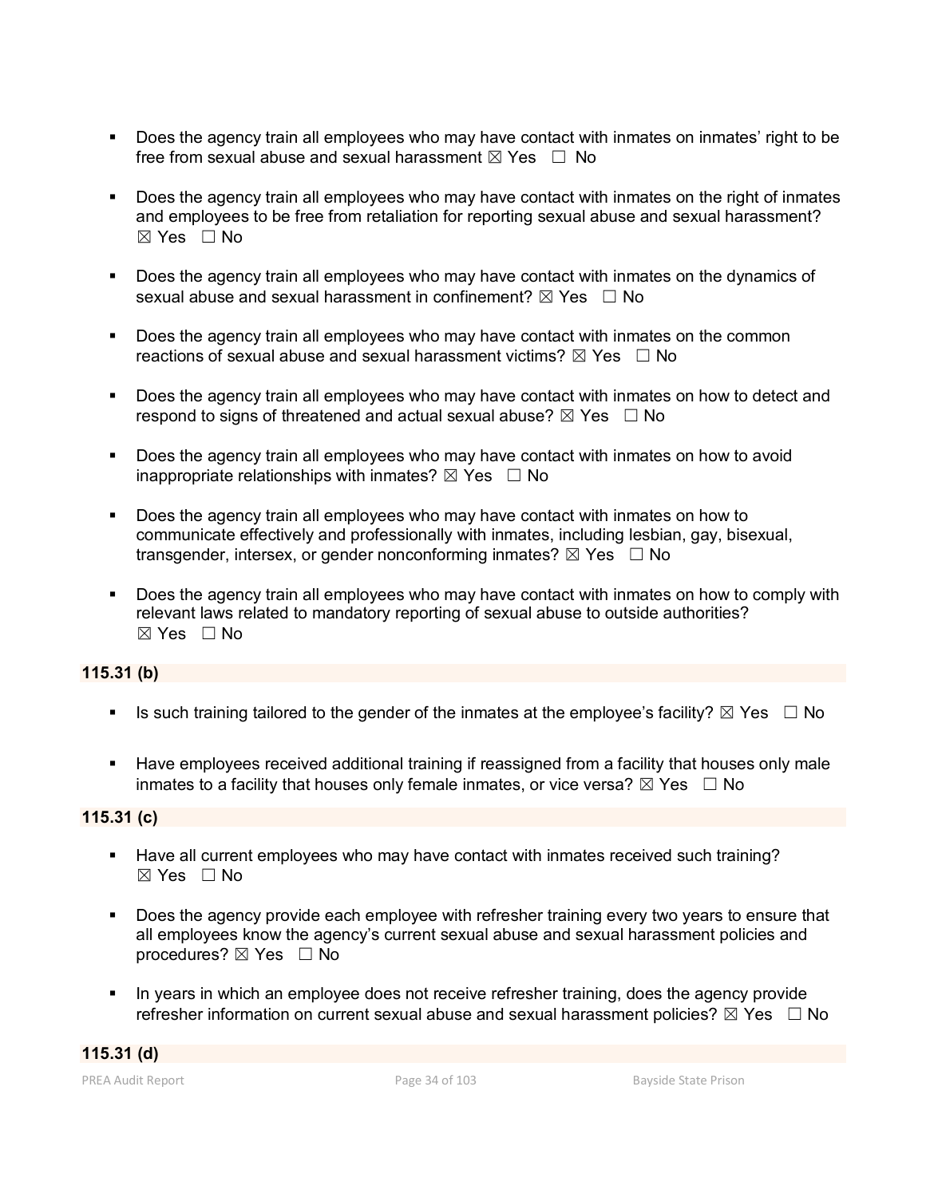- Does the agency train all employees who may have contact with inmates on inmates' right to be free from sexual abuse and sexual harassment ☒ Yes ☐ No

- Does the agency train all employees who may have contact with inmates on the right of inmates and employees to be free from retaliation for reporting sexual abuse and sexual harassment? ☒ Yes ☐ No

- Does the agency train all employees who may have contact with inmates on the dynamics of sexual abuse and sexual harassment in confinement? ☒ Yes ☐ No

- Does the agency train all employees who may have contact with inmates on the common reactions of sexual abuse and sexual harassment victims? ☒ Yes ☐ No

- Does the agency train all employees who may have contact with inmates on how to detect and respond to signs of threatened and actual sexual abuse? ☒ Yes ☐ No

- Does the agency train all employees who may have contact with inmates on how to avoid inappropriate relationships with inmates? ☒ Yes ☐ No

- Does the agency train all employees who may have contact with inmates on how to communicate effectively and professionally with inmates, including lesbian, gay, bisexual, transgender, intersex, or gender nonconforming inmates? ☒ Yes ☐ No

- Does the agency train all employees who may have contact with inmates on how to comply with relevant laws related to mandatory reporting of sexual abuse to outside authorities? ☒ Yes ☐ No

**115.31 (b)**

- Is such training tailored to the gender of the inmates at the employee's facility? ☒ Yes ☐ No

- Have employees received additional training if reassigned from a facility that houses only male inmates to a facility that houses only female inmates, or vice versa? ☒ Yes ☐ No

**115.31 (c)**

- Have all current employees who may have contact with inmates received such training? ☒ Yes ☐ No

- Does the agency provide each employee with refresher training every two years to ensure that all employees know the agency's current sexual abuse and sexual harassment policies and procedures? ☒ Yes ☐ No

- In years in which an employee does not receive refresher training, does the agency provide refresher information on current sexual abuse and sexual harassment policies? ☒ Yes ☐ No

**115.31 (d)**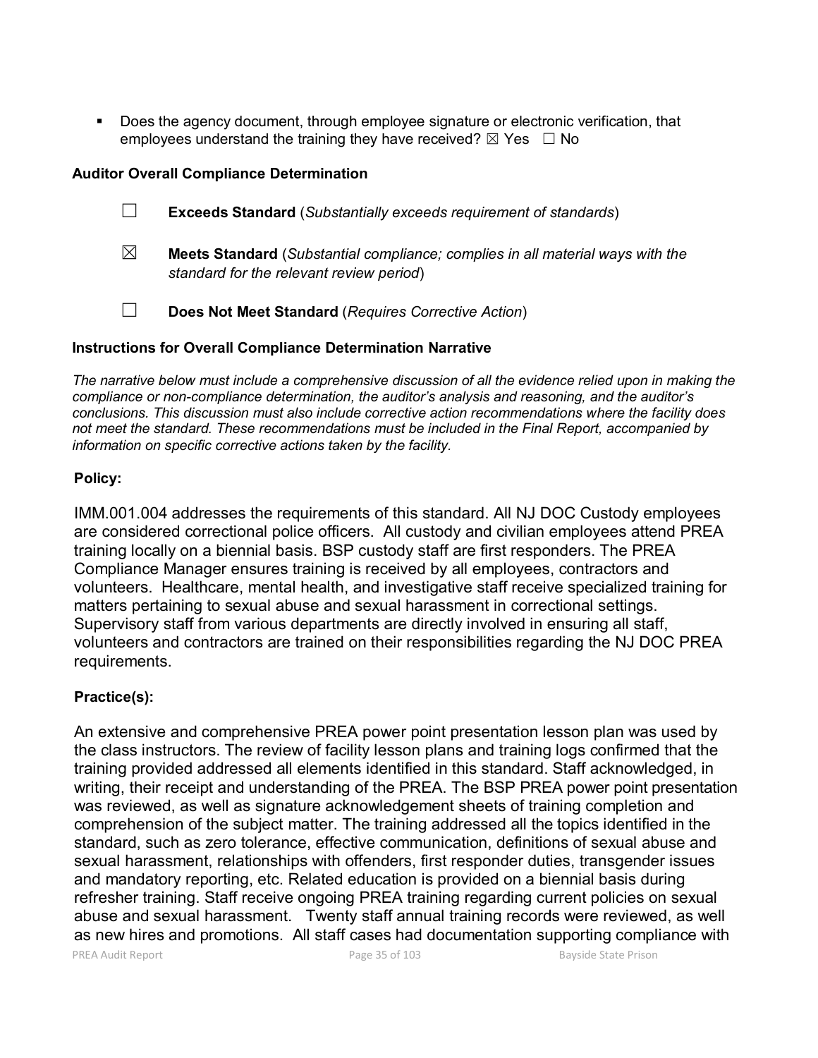- Does the agency document, through employee signature or electronic verification, that employees understand the training they have received? ☒ Yes ☐ No

**Auditor Overall Compliance Determination**

☐ **Exceeds Standard** (*Substantially exceeds requirement of standards*)

☒ **Meets Standard** (*Substantial compliance; complies in all material ways with the standard for the relevant review period*)

☐ **Does Not Meet Standard** (*Requires Corrective Action*)

**Instructions for Overall Compliance Determination Narrative**

*The narrative below must include a comprehensive discussion of all the evidence relied upon in making the compliance or non-compliance determination, the auditor's analysis and reasoning, and the auditor's conclusions. This discussion must also include corrective action recommendations where the facility does not meet the standard. These recommendations must be included in the Final Report, accompanied by information on specific corrective actions taken by the facility.*

**Policy:**

IMM.001.004 addresses the requirements of this standard. All NJ DOC Custody employees are considered correctional police officers. All custody and civilian employees attend PREA training locally on a biennial basis. BSP custody staff are first responders. The PREA Compliance Manager ensures training is received by all employees, contractors and volunteers. Healthcare, mental health, and investigative staff receive specialized training for matters pertaining to sexual abuse and sexual harassment in correctional settings. Supervisory staff from various departments are directly involved in ensuring all staff, volunteers and contractors are trained on their responsibilities regarding the NJ DOC PREA requirements.

**Practice(s):**

An extensive and comprehensive PREA power point presentation lesson plan was used by the class instructors. The review of facility lesson plans and training logs confirmed that the training provided addressed all elements identified in this standard. Staff acknowledged, in writing, their receipt and understanding of the PREA. The BSP PREA power point presentation was reviewed, as well as signature acknowledgement sheets of training completion and comprehension of the subject matter. The training addressed all the topics identified in the standard, such as zero tolerance, effective communication, definitions of sexual abuse and sexual harassment, relationships with offenders, first responder duties, transgender issues and mandatory reporting, etc. Related education is provided on a biennial basis during refresher training. Staff receive ongoing PREA training regarding current policies on sexual abuse and sexual harassment. Twenty staff annual training records were reviewed, as well as new hires and promotions. All staff cases had documentation supporting compliance with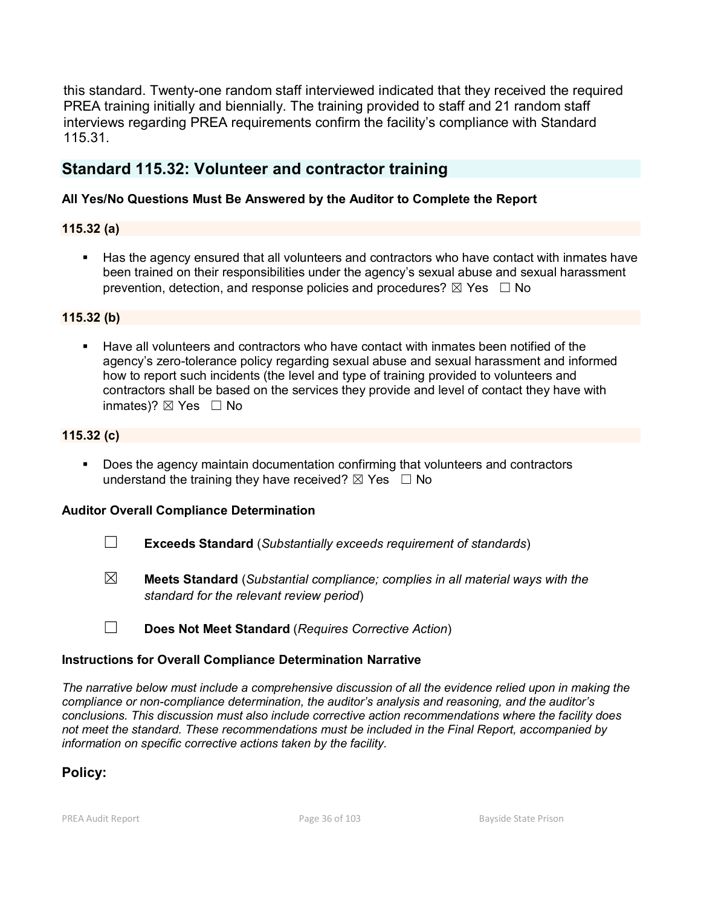this standard. Twenty-one random staff interviewed indicated that they received the required PREA training initially and biennially. The training provided to staff and 21 random staff interviews regarding PREA requirements confirm the facility's compliance with Standard 115.31.

## Standard 115.32: Volunteer and contractor training

**All Yes/No Questions Must Be Answered by the Auditor to Complete the Report**

### 115.32 (a)

- Has the agency ensured that all volunteers and contractors who have contact with inmates have been trained on their responsibilities under the agency's sexual abuse and sexual harassment prevention, detection, and response policies and procedures? ☒ Yes ☐ No

### 115.32 (b)

- Have all volunteers and contractors who have contact with inmates been notified of the agency's zero-tolerance policy regarding sexual abuse and sexual harassment and informed how to report such incidents (the level and type of training provided to volunteers and contractors shall be based on the services they provide and level of contact they have with inmates)? ☒ Yes ☐ No

### 115.32 (c)

- Does the agency maintain documentation confirming that volunteers and contractors understand the training they have received? ☒ Yes ☐ No

**Auditor Overall Compliance Determination**

☐ **Exceeds Standard** (*Substantially exceeds requirement of standards*)

☒ **Meets Standard** (*Substantial compliance; complies in all material ways with the standard for the relevant review period*)

☐ **Does Not Meet Standard** (*Requires Corrective Action*)

**Instructions for Overall Compliance Determination Narrative**

*The narrative below must include a comprehensive discussion of all the evidence relied upon in making the compliance or non-compliance determination, the auditor's analysis and reasoning, and the auditor's conclusions. This discussion must also include corrective action recommendations where the facility does not meet the standard. These recommendations must be included in the Final Report, accompanied by information on specific corrective actions taken by the facility.*

### Policy: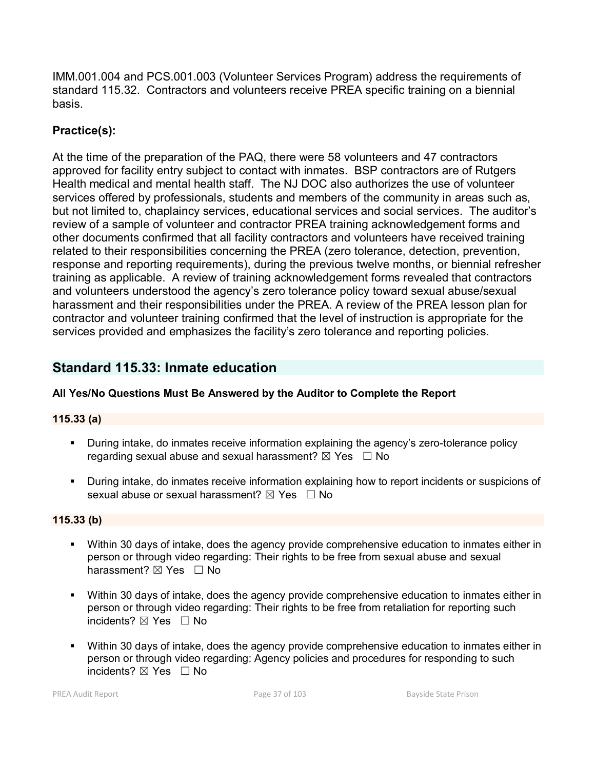IMM.001.004 and PCS.001.003 (Volunteer Services Program) address the requirements of standard 115.32. Contractors and volunteers receive PREA specific training on a biennial basis.

**Practice(s):**

At the time of the preparation of the PAQ, there were 58 volunteers and 47 contractors approved for facility entry subject to contact with inmates. BSP contractors are of Rutgers Health medical and mental health staff. The NJ DOC also authorizes the use of volunteer services offered by professionals, students and members of the community in areas such as, but not limited to, chaplaincy services, educational services and social services. The auditor's review of a sample of volunteer and contractor PREA training acknowledgement forms and other documents confirmed that all facility contractors and volunteers have received training related to their responsibilities concerning the PREA (zero tolerance, detection, prevention, response and reporting requirements), during the previous twelve months, or biennial refresher training as applicable. A review of training acknowledgement forms revealed that contractors and volunteers understood the agency's zero tolerance policy toward sexual abuse/sexual harassment and their responsibilities under the PREA. A review of the PREA lesson plan for contractor and volunteer training confirmed that the level of instruction is appropriate for the services provided and emphasizes the facility's zero tolerance and reporting policies.

## Standard 115.33: Inmate education

**All Yes/No Questions Must Be Answered by the Auditor to Complete the Report**

**115.33 (a)**

- During intake, do inmates receive information explaining the agency's zero-tolerance policy regarding sexual abuse and sexual harassment? ☒ Yes ☐ No
- During intake, do inmates receive information explaining how to report incidents or suspicions of sexual abuse or sexual harassment? ☒ Yes ☐ No

**115.33 (b)**

- Within 30 days of intake, does the agency provide comprehensive education to inmates either in person or through video regarding: Their rights to be free from sexual abuse and sexual harassment? ☒ Yes ☐ No
- Within 30 days of intake, does the agency provide comprehensive education to inmates either in person or through video regarding: Their rights to be free from retaliation for reporting such incidents? ☒ Yes ☐ No
- Within 30 days of intake, does the agency provide comprehensive education to inmates either in person or through video regarding: Agency policies and procedures for responding to such incidents? ☒ Yes ☐ No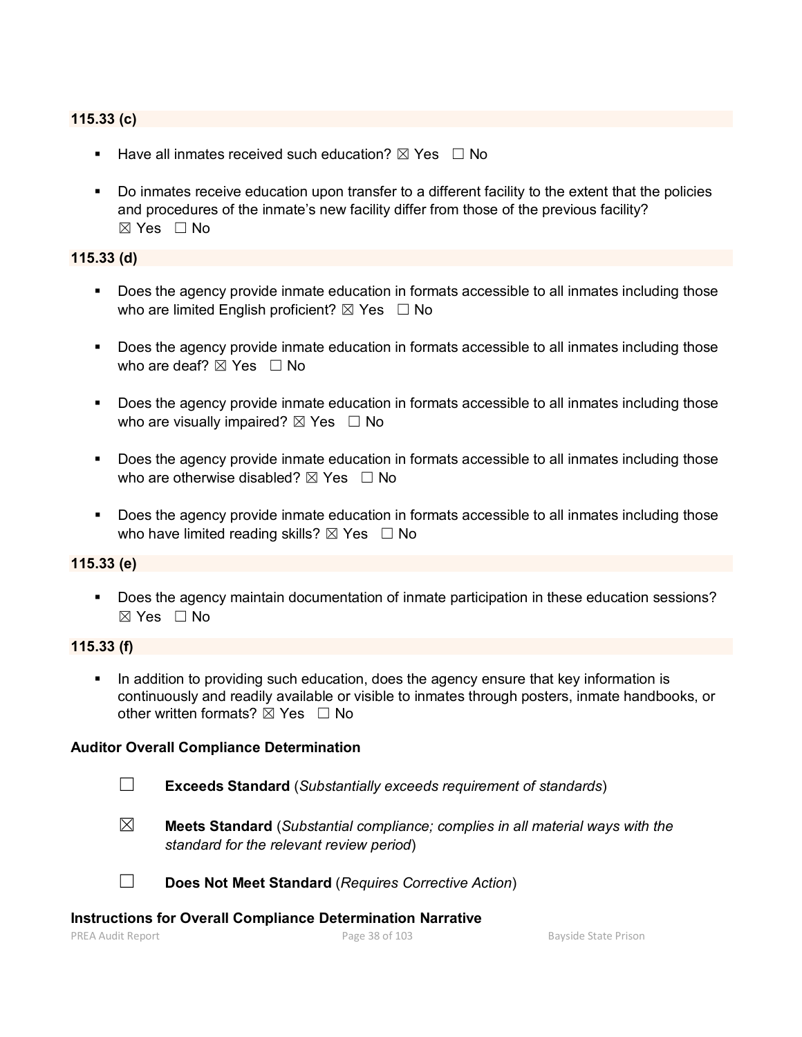**115.33 (c)**

- Have all inmates received such education? ☒ Yes ☐ No
- Do inmates receive education upon transfer to a different facility to the extent that the policies and procedures of the inmate's new facility differ from those of the previous facility? ☒ Yes ☐ No

**115.33 (d)**

- Does the agency provide inmate education in formats accessible to all inmates including those who are limited English proficient? ☒ Yes ☐ No
- Does the agency provide inmate education in formats accessible to all inmates including those who are deaf? ☒ Yes ☐ No
- Does the agency provide inmate education in formats accessible to all inmates including those who are visually impaired? ☒ Yes ☐ No
- Does the agency provide inmate education in formats accessible to all inmates including those who are otherwise disabled? ☒ Yes ☐ No
- Does the agency provide inmate education in formats accessible to all inmates including those who have limited reading skills? ☒ Yes ☐ No

**115.33 (e)**

- Does the agency maintain documentation of inmate participation in these education sessions? ☒ Yes ☐ No

**115.33 (f)**

- In addition to providing such education, does the agency ensure that key information is continuously and readily available or visible to inmates through posters, inmate handbooks, or other written formats? ☒ Yes ☐ No

**Auditor Overall Compliance Determination**

☐ **Exceeds Standard** (*Substantially exceeds requirement of standards*)

☒ **Meets Standard** (*Substantial compliance; complies in all material ways with the standard for the relevant review period*)

☐ **Does Not Meet Standard** (*Requires Corrective Action*)

**Instructions for Overall Compliance Determination Narrative**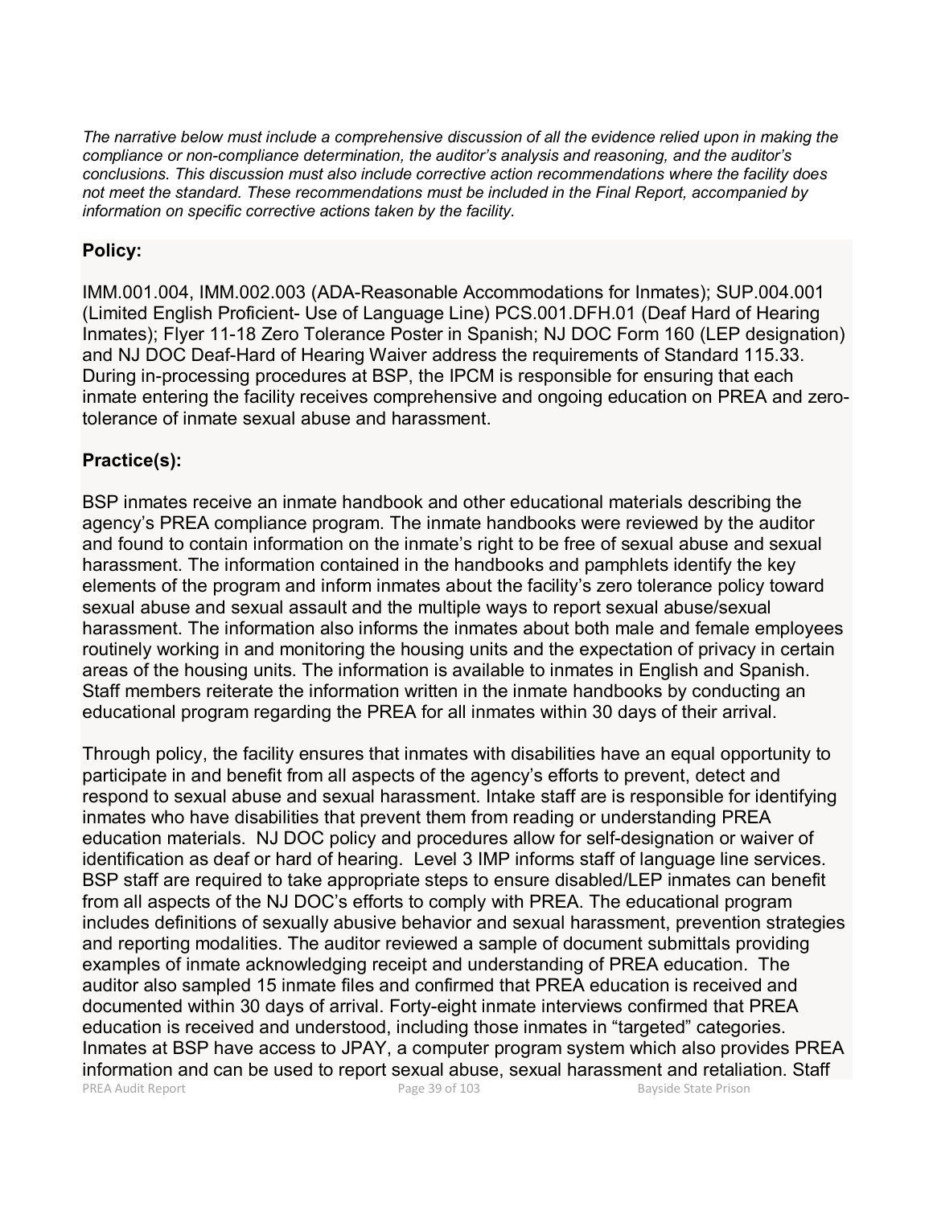*The narrative below must include a comprehensive discussion of all the evidence relied upon in making the compliance or non-compliance determination, the auditor's analysis and reasoning, and the auditor's conclusions. This discussion must also include corrective action recommendations where the facility does not meet the standard. These recommendations must be included in the Final Report, accompanied by information on specific corrective actions taken by the facility.*

**Policy:**

IMM.001.004, IMM.002.003 (ADA-Reasonable Accommodations for Inmates); SUP.004.001 (Limited English Proficient- Use of Language Line) PCS.001.DFH.01 (Deaf Hard of Hearing Inmates); Flyer 11-18 Zero Tolerance Poster in Spanish; NJ DOC Form 160 (LEP designation) and NJ DOC Deaf-Hard of Hearing Waiver address the requirements of Standard 115.33. During in-processing procedures at BSP, the IPCM is responsible for ensuring that each inmate entering the facility receives comprehensive and ongoing education on PREA and zero-tolerance of inmate sexual abuse and harassment.

**Practice(s):**

BSP inmates receive an inmate handbook and other educational materials describing the agency's PREA compliance program. The inmate handbooks were reviewed by the auditor and found to contain information on the inmate's right to be free of sexual abuse and sexual harassment. The information contained in the handbooks and pamphlets identify the key elements of the program and inform inmates about the facility's zero tolerance policy toward sexual abuse and sexual assault and the multiple ways to report sexual abuse/sexual harassment. The information also informs the inmates about both male and female employees routinely working in and monitoring the housing units and the expectation of privacy in certain areas of the housing units. The information is available to inmates in English and Spanish. Staff members reiterate the information written in the inmate handbooks by conducting an educational program regarding the PREA for all inmates within 30 days of their arrival.

Through policy, the facility ensures that inmates with disabilities have an equal opportunity to participate in and benefit from all aspects of the agency's efforts to prevent, detect and respond to sexual abuse and sexual harassment. Intake staff are is responsible for identifying inmates who have disabilities that prevent them from reading or understanding PREA education materials. NJ DOC policy and procedures allow for self-designation or waiver of identification as deaf or hard of hearing. Level 3 IMP informs staff of language line services. BSP staff are required to take appropriate steps to ensure disabled/LEP inmates can benefit from all aspects of the NJ DOC's efforts to comply with PREA. The educational program includes definitions of sexually abusive behavior and sexual harassment, prevention strategies and reporting modalities. The auditor reviewed a sample of document submittals providing examples of inmate acknowledging receipt and understanding of PREA education. The auditor also sampled 15 inmate files and confirmed that PREA education is received and documented within 30 days of arrival. Forty-eight inmate interviews confirmed that PREA education is received and understood, including those inmates in "targeted" categories. Inmates at BSP have access to JPAY, a computer program system which also provides PREA information and can be used to report sexual abuse, sexual harassment and retaliation. Staff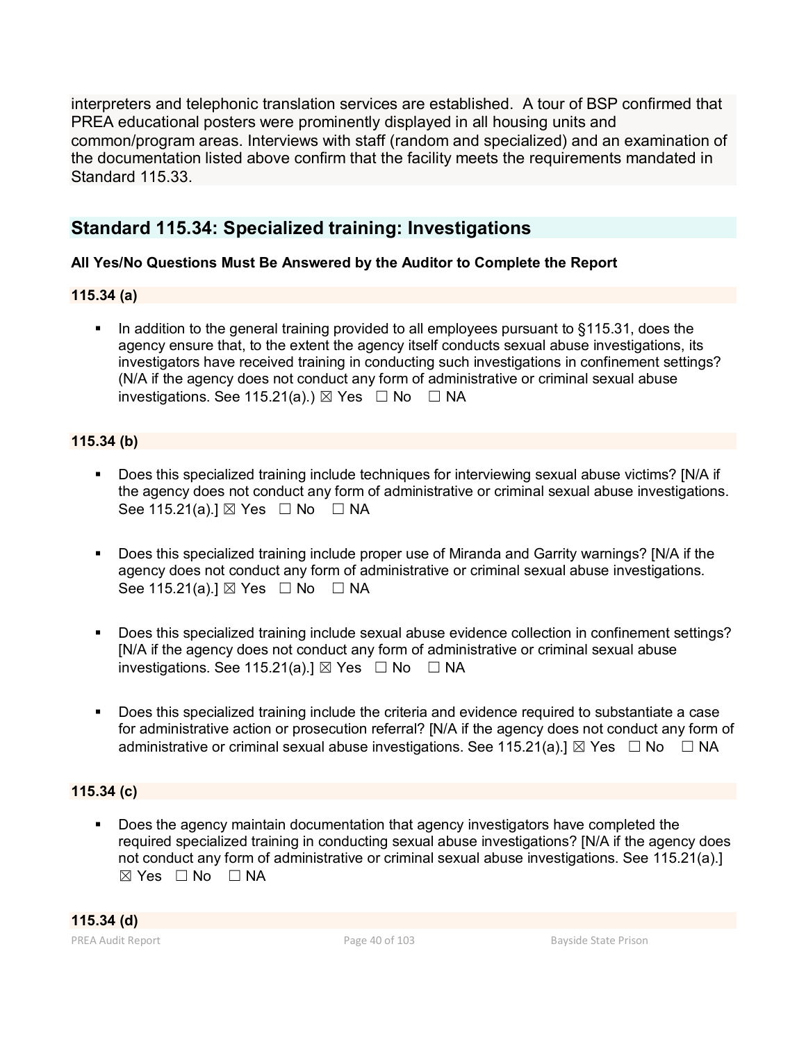interpreters and telephonic translation services are established. A tour of BSP confirmed that PREA educational posters were prominently displayed in all housing units and common/program areas. Interviews with staff (random and specialized) and an examination of the documentation listed above confirm that the facility meets the requirements mandated in Standard 115.33.

## Standard 115.34: Specialized training: Investigations

**All Yes/No Questions Must Be Answered by the Auditor to Complete the Report**

**115.34 (a)**

- In addition to the general training provided to all employees pursuant to §115.31, does the agency ensure that, to the extent the agency itself conducts sexual abuse investigations, its investigators have received training in conducting such investigations in confinement settings? (N/A if the agency does not conduct any form of administrative or criminal sexual abuse investigations. See 115.21(a).) ☒ Yes ☐ No ☐ NA

**115.34 (b)**

- Does this specialized training include techniques for interviewing sexual abuse victims? [N/A if the agency does not conduct any form of administrative or criminal sexual abuse investigations. See 115.21(a).] ☒ Yes ☐ No ☐ NA

- Does this specialized training include proper use of Miranda and Garrity warnings? [N/A if the agency does not conduct any form of administrative or criminal sexual abuse investigations. See 115.21(a).] ☒ Yes ☐ No ☐ NA

- Does this specialized training include sexual abuse evidence collection in confinement settings? [N/A if the agency does not conduct any form of administrative or criminal sexual abuse investigations. See 115.21(a).] ☒ Yes ☐ No ☐ NA

- Does this specialized training include the criteria and evidence required to substantiate a case for administrative action or prosecution referral? [N/A if the agency does not conduct any form of administrative or criminal sexual abuse investigations. See 115.21(a).] ☒ Yes ☐ No ☐ NA

**115.34 (c)**

- Does the agency maintain documentation that agency investigators have completed the required specialized training in conducting sexual abuse investigations? [N/A if the agency does not conduct any form of administrative or criminal sexual abuse investigations. See 115.21(a).] ☒ Yes ☐ No ☐ NA

**115.34 (d)**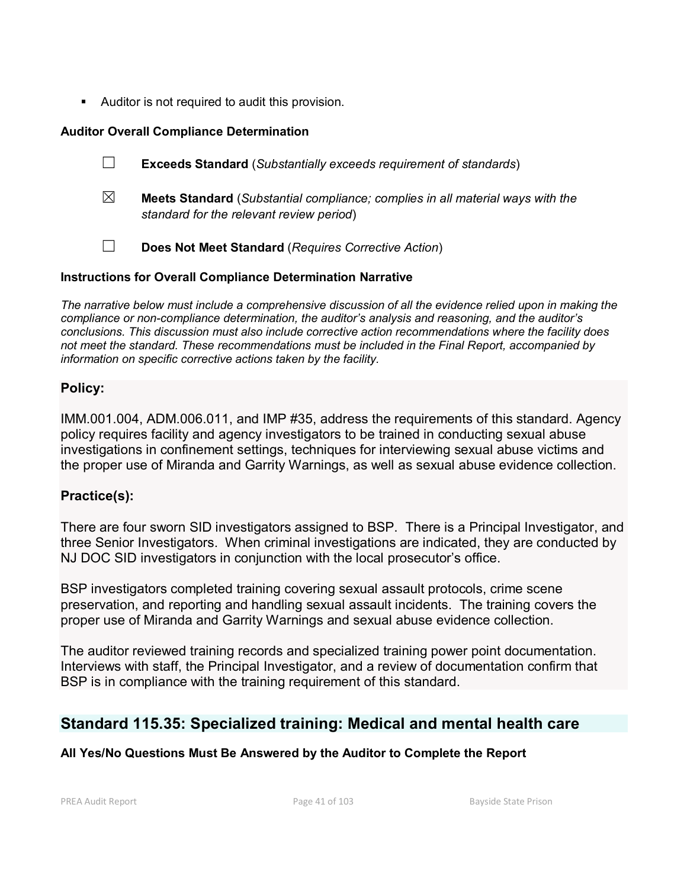- Auditor is not required to audit this provision.

**Auditor Overall Compliance Determination**

☐ **Exceeds Standard** (*Substantially exceeds requirement of standards*)

☒ **Meets Standard** (*Substantial compliance; complies in all material ways with the standard for the relevant review period*)

☐ **Does Not Meet Standard** (*Requires Corrective Action*)

**Instructions for Overall Compliance Determination Narrative**

*The narrative below must include a comprehensive discussion of all the evidence relied upon in making the compliance or non-compliance determination, the auditor's analysis and reasoning, and the auditor's conclusions. This discussion must also include corrective action recommendations where the facility does not meet the standard. These recommendations must be included in the Final Report, accompanied by information on specific corrective actions taken by the facility.*

**Policy:**

IMM.001.004, ADM.006.011, and IMP #35, address the requirements of this standard. Agency policy requires facility and agency investigators to be trained in conducting sexual abuse investigations in confinement settings, techniques for interviewing sexual abuse victims and the proper use of Miranda and Garrity Warnings, as well as sexual abuse evidence collection.

**Practice(s):**

There are four sworn SID investigators assigned to BSP. There is a Principal Investigator, and three Senior Investigators. When criminal investigations are indicated, they are conducted by NJ DOC SID investigators in conjunction with the local prosecutor's office.

BSP investigators completed training covering sexual assault protocols, crime scene preservation, and reporting and handling sexual assault incidents. The training covers the proper use of Miranda and Garrity Warnings and sexual abuse evidence collection.

The auditor reviewed training records and specialized training power point documentation. Interviews with staff, the Principal Investigator, and a review of documentation confirm that BSP is in compliance with the training requirement of this standard.

## Standard 115.35: Specialized training: Medical and mental health care

**All Yes/No Questions Must Be Answered by the Auditor to Complete the Report**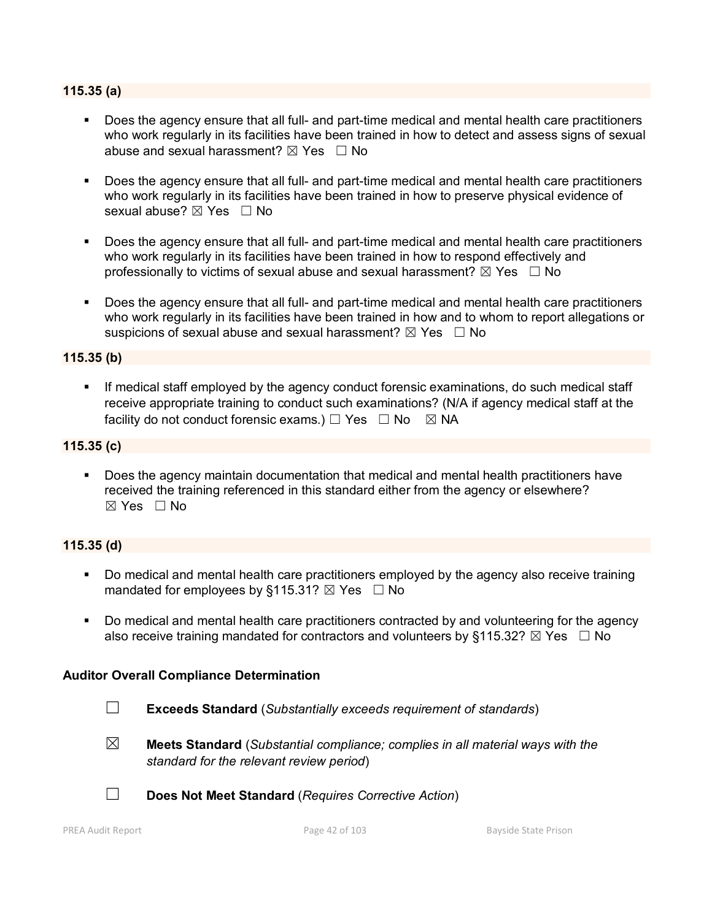**115.35 (a)**

- Does the agency ensure that all full- and part-time medical and mental health care practitioners who work regularly in its facilities have been trained in how to detect and assess signs of sexual abuse and sexual harassment? ☒ Yes ☐ No

- Does the agency ensure that all full- and part-time medical and mental health care practitioners who work regularly in its facilities have been trained in how to preserve physical evidence of sexual abuse? ☒ Yes ☐ No

- Does the agency ensure that all full- and part-time medical and mental health care practitioners who work regularly in its facilities have been trained in how to respond effectively and professionally to victims of sexual abuse and sexual harassment? ☒ Yes ☐ No

- Does the agency ensure that all full- and part-time medical and mental health care practitioners who work regularly in its facilities have been trained in how and to whom to report allegations or suspicions of sexual abuse and sexual harassment? ☒ Yes ☐ No

**115.35 (b)**

- If medical staff employed by the agency conduct forensic examinations, do such medical staff receive appropriate training to conduct such examinations? (N/A if agency medical staff at the facility do not conduct forensic exams.) ☐ Yes ☐ No ☒ NA

**115.35 (c)**

- Does the agency maintain documentation that medical and mental health practitioners have received the training referenced in this standard either from the agency or elsewhere? ☒ Yes ☐ No

**115.35 (d)**

- Do medical and mental health care practitioners employed by the agency also receive training mandated for employees by §115.31? ☒ Yes ☐ No

- Do medical and mental health care practitioners contracted by and volunteering for the agency also receive training mandated for contractors and volunteers by §115.32? ☒ Yes ☐ No

**Auditor Overall Compliance Determination**

☐ **Exceeds Standard** (*Substantially exceeds requirement of standards*)

☒ **Meets Standard** (*Substantial compliance; complies in all material ways with the standard for the relevant review period*)

☐ **Does Not Meet Standard** (*Requires Corrective Action*)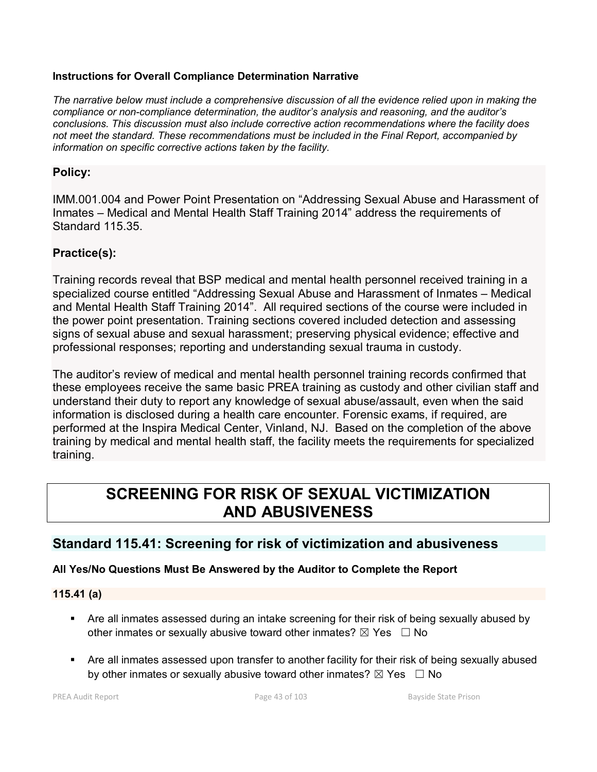**Instructions for Overall Compliance Determination Narrative**

*The narrative below must include a comprehensive discussion of all the evidence relied upon in making the compliance or non-compliance determination, the auditor's analysis and reasoning, and the auditor's conclusions. This discussion must also include corrective action recommendations where the facility does not meet the standard. These recommendations must be included in the Final Report, accompanied by information on specific corrective actions taken by the facility.*

### Policy:

IMM.001.004 and Power Point Presentation on "Addressing Sexual Abuse and Harassment of Inmates – Medical and Mental Health Staff Training 2014" address the requirements of Standard 115.35.

### Practice(s):

Training records reveal that BSP medical and mental health personnel received training in a specialized course entitled "Addressing Sexual Abuse and Harassment of Inmates – Medical and Mental Health Staff Training 2014". All required sections of the course were included in the power point presentation. Training sections covered included detection and assessing signs of sexual abuse and sexual harassment; preserving physical evidence; effective and professional responses; reporting and understanding sexual trauma in custody.

The auditor's review of medical and mental health personnel training records confirmed that these employees receive the same basic PREA training as custody and other civilian staff and understand their duty to report any knowledge of sexual abuse/assault, even when the said information is disclosed during a health care encounter. Forensic exams, if required, are performed at the Inspira Medical Center, Vinland, NJ. Based on the completion of the above training by medical and mental health staff, the facility meets the requirements for specialized training.

# SCREENING FOR RISK OF SEXUAL VICTIMIZATION AND ABUSIVENESS

## Standard 115.41: Screening for risk of victimization and abusiveness

**All Yes/No Questions Must Be Answered by the Auditor to Complete the Report**

**115.41 (a)**

- Are all inmates assessed during an intake screening for their risk of being sexually abused by other inmates or sexually abusive toward other inmates? ☒ Yes ☐ No
- Are all inmates assessed upon transfer to another facility for their risk of being sexually abused by other inmates or sexually abusive toward other inmates? ☒ Yes ☐ No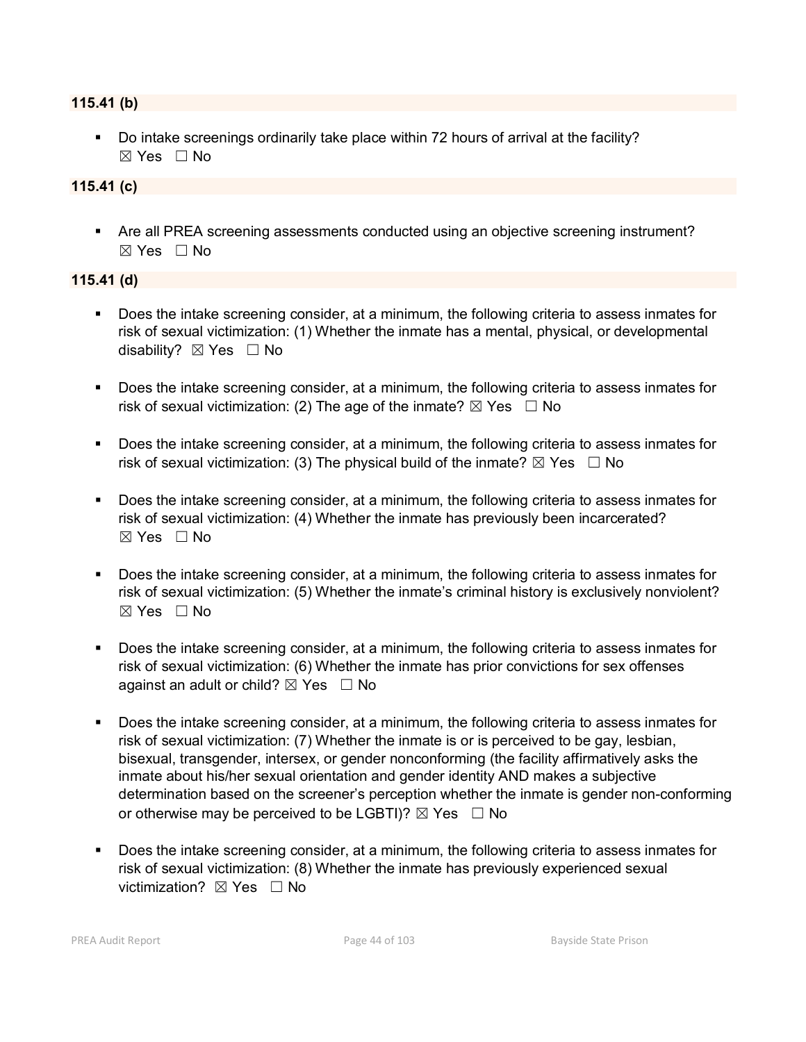**115.41 (b)**

- Do intake screenings ordinarily take place within 72 hours of arrival at the facility?
☒ Yes ☐ No

**115.41 (c)**

- Are all PREA screening assessments conducted using an objective screening instrument?
☒ Yes ☐ No

**115.41 (d)**

- Does the intake screening consider, at a minimum, the following criteria to assess inmates for risk of sexual victimization: (1) Whether the inmate has a mental, physical, or developmental disability? ☒ Yes ☐ No

- Does the intake screening consider, at a minimum, the following criteria to assess inmates for risk of sexual victimization: (2) The age of the inmate? ☒ Yes ☐ No

- Does the intake screening consider, at a minimum, the following criteria to assess inmates for risk of sexual victimization: (3) The physical build of the inmate? ☒ Yes ☐ No

- Does the intake screening consider, at a minimum, the following criteria to assess inmates for risk of sexual victimization: (4) Whether the inmate has previously been incarcerated?
☒ Yes ☐ No

- Does the intake screening consider, at a minimum, the following criteria to assess inmates for risk of sexual victimization: (5) Whether the inmate's criminal history is exclusively nonviolent?
☒ Yes ☐ No

- Does the intake screening consider, at a minimum, the following criteria to assess inmates for risk of sexual victimization: (6) Whether the inmate has prior convictions for sex offenses against an adult or child? ☒ Yes ☐ No

- Does the intake screening consider, at a minimum, the following criteria to assess inmates for risk of sexual victimization: (7) Whether the inmate is or is perceived to be gay, lesbian, bisexual, transgender, intersex, or gender nonconforming (the facility affirmatively asks the inmate about his/her sexual orientation and gender identity AND makes a subjective determination based on the screener's perception whether the inmate is gender non-conforming or otherwise may be perceived to be LGBTI)? ☒ Yes ☐ No

- Does the intake screening consider, at a minimum, the following criteria to assess inmates for risk of sexual victimization: (8) Whether the inmate has previously experienced sexual victimization? ☒ Yes ☐ No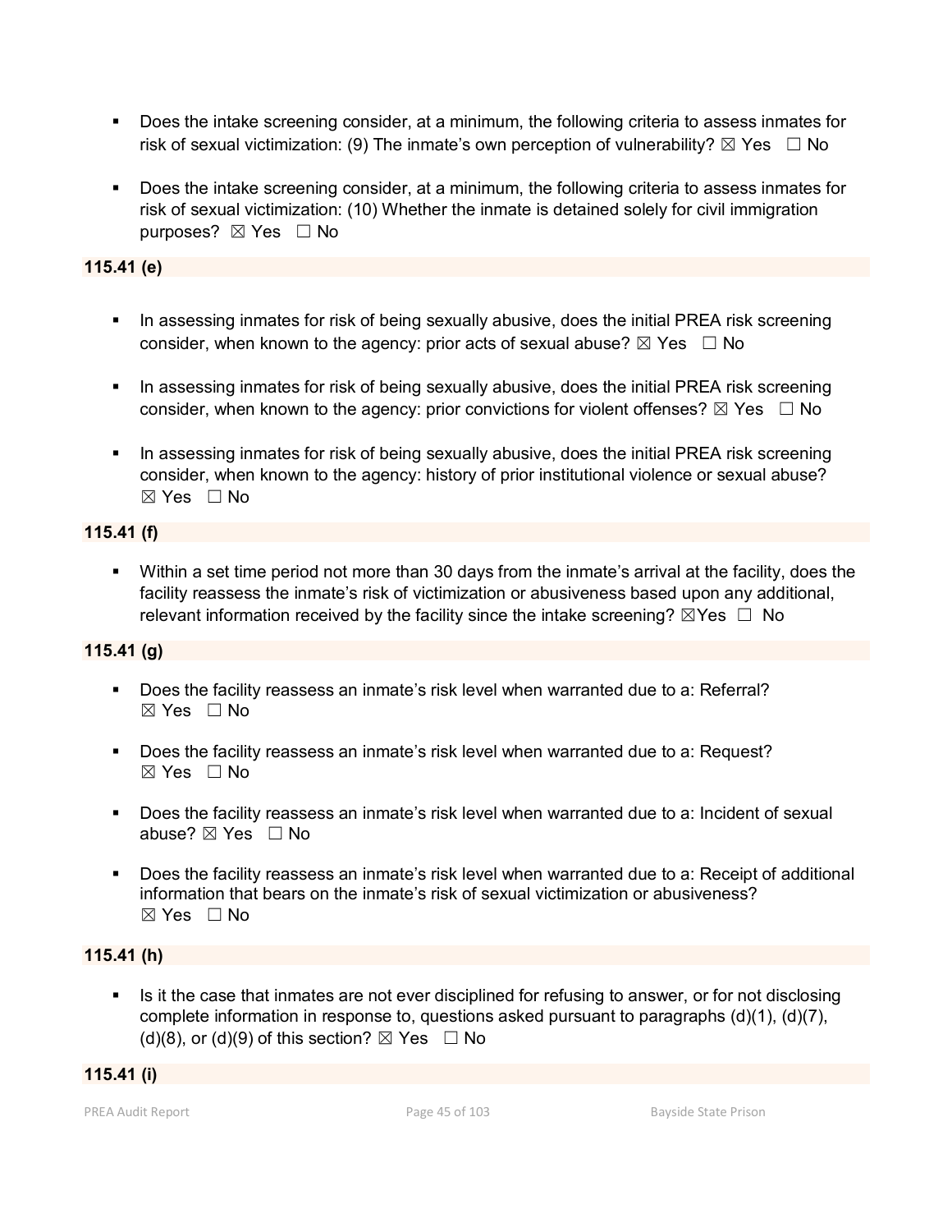- Does the intake screening consider, at a minimum, the following criteria to assess inmates for risk of sexual victimization: (9) The inmate's own perception of vulnerability? ☒ Yes ☐ No

- Does the intake screening consider, at a minimum, the following criteria to assess inmates for risk of sexual victimization: (10) Whether the inmate is detained solely for civil immigration purposes? ☒ Yes ☐ No

**115.41 (e)**

- In assessing inmates for risk of being sexually abusive, does the initial PREA risk screening consider, when known to the agency: prior acts of sexual abuse? ☒ Yes ☐ No

- In assessing inmates for risk of being sexually abusive, does the initial PREA risk screening consider, when known to the agency: prior convictions for violent offenses? ☒ Yes ☐ No

- In assessing inmates for risk of being sexually abusive, does the initial PREA risk screening consider, when known to the agency: history of prior institutional violence or sexual abuse? ☒ Yes ☐ No

**115.41 (f)**

- Within a set time period not more than 30 days from the inmate's arrival at the facility, does the facility reassess the inmate's risk of victimization or abusiveness based upon any additional, relevant information received by the facility since the intake screening? ☒Yes ☐ No

**115.41 (g)**

- Does the facility reassess an inmate's risk level when warranted due to a: Referral? ☒ Yes ☐ No

- Does the facility reassess an inmate's risk level when warranted due to a: Request? ☒ Yes ☐ No

- Does the facility reassess an inmate's risk level when warranted due to a: Incident of sexual abuse? ☒ Yes ☐ No

- Does the facility reassess an inmate's risk level when warranted due to a: Receipt of additional information that bears on the inmate's risk of sexual victimization or abusiveness? ☒ Yes ☐ No

**115.41 (h)**

- Is it the case that inmates are not ever disciplined for refusing to answer, or for not disclosing complete information in response to, questions asked pursuant to paragraphs (d)(1), (d)(7), (d)(8), or (d)(9) of this section? ☒ Yes ☐ No

**115.41 (i)**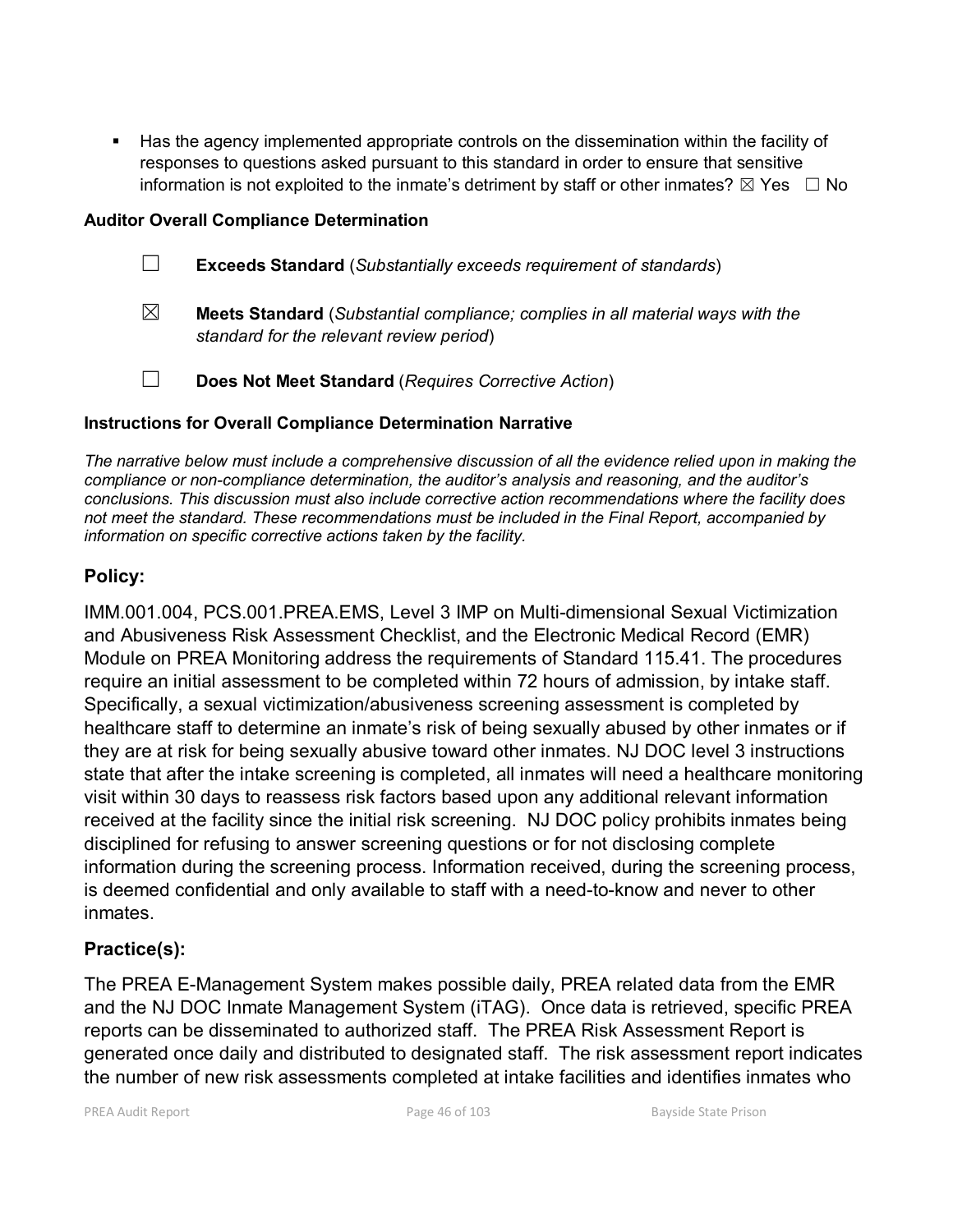- Has the agency implemented appropriate controls on the dissemination within the facility of responses to questions asked pursuant to this standard in order to ensure that sensitive information is not exploited to the inmate's detriment by staff or other inmates? ☒ Yes ☐ No

**Auditor Overall Compliance Determination**

☐ **Exceeds Standard** (*Substantially exceeds requirement of standards*)

☒ **Meets Standard** (*Substantial compliance; complies in all material ways with the standard for the relevant review period*)

☐ **Does Not Meet Standard** (*Requires Corrective Action*)

**Instructions for Overall Compliance Determination Narrative**

*The narrative below must include a comprehensive discussion of all the evidence relied upon in making the compliance or non-compliance determination, the auditor's analysis and reasoning, and the auditor's conclusions. This discussion must also include corrective action recommendations where the facility does not meet the standard. These recommendations must be included in the Final Report, accompanied by information on specific corrective actions taken by the facility.*

## Policy:

IMM.001.004, PCS.001.PREA.EMS, Level 3 IMP on Multi-dimensional Sexual Victimization and Abusiveness Risk Assessment Checklist, and the Electronic Medical Record (EMR) Module on PREA Monitoring address the requirements of Standard 115.41. The procedures require an initial assessment to be completed within 72 hours of admission, by intake staff. Specifically, a sexual victimization/abusiveness screening assessment is completed by healthcare staff to determine an inmate's risk of being sexually abused by other inmates or if they are at risk for being sexually abusive toward other inmates. NJ DOC level 3 instructions state that after the intake screening is completed, all inmates will need a healthcare monitoring visit within 30 days to reassess risk factors based upon any additional relevant information received at the facility since the initial risk screening. NJ DOC policy prohibits inmates being disciplined for refusing to answer screening questions or for not disclosing complete information during the screening process. Information received, during the screening process, is deemed confidential and only available to staff with a need-to-know and never to other inmates.

## Practice(s):

The PREA E-Management System makes possible daily, PREA related data from the EMR and the NJ DOC Inmate Management System (iTAG). Once data is retrieved, specific PREA reports can be disseminated to authorized staff. The PREA Risk Assessment Report is generated once daily and distributed to designated staff. The risk assessment report indicates the number of new risk assessments completed at intake facilities and identifies inmates who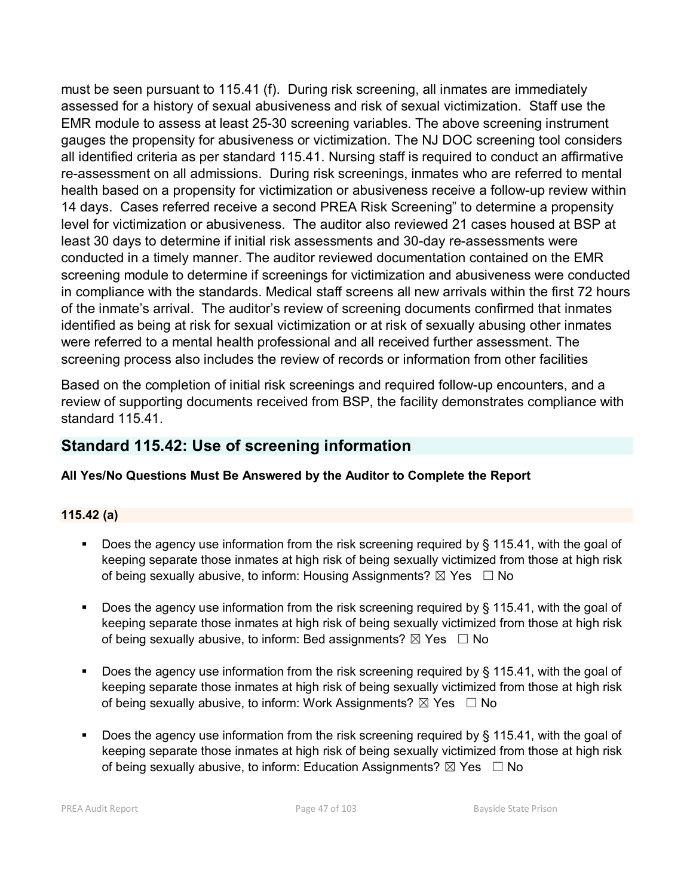must be seen pursuant to 115.41 (f). During risk screening, all inmates are immediately assessed for a history of sexual abusiveness and risk of sexual victimization. Staff use the EMR module to assess at least 25-30 screening variables. The above screening instrument gauges the propensity for abusiveness or victimization. The NJ DOC screening tool considers all identified criteria as per standard 115.41. Nursing staff is required to conduct an affirmative re-assessment on all admissions. During risk screenings, inmates who are referred to mental health based on a propensity for victimization or abusiveness receive a follow-up review within 14 days. Cases referred receive a second PREA Risk Screening" to determine a propensity level for victimization or abusiveness. The auditor also reviewed 21 cases housed at BSP at least 30 days to determine if initial risk assessments and 30-day re-assessments were conducted in a timely manner. The auditor reviewed documentation contained on the EMR screening module to determine if screenings for victimization and abusiveness were conducted in compliance with the standards. Medical staff screens all new arrivals within the first 72 hours of the inmate's arrival. The auditor's review of screening documents confirmed that inmates identified as being at risk for sexual victimization or at risk of sexually abusing other inmates were referred to a mental health professional and all received further assessment. The screening process also includes the review of records or information from other facilities

Based on the completion of initial risk screenings and required follow-up encounters, and a review of supporting documents received from BSP, the facility demonstrates compliance with standard 115.41.

## Standard 115.42: Use of screening information

**All Yes/No Questions Must Be Answered by the Auditor to Complete the Report**

**115.42 (a)**

- Does the agency use information from the risk screening required by § 115.41, with the goal of keeping separate those inmates at high risk of being sexually victimized from those at high risk of being sexually abusive, to inform: Housing Assignments? ☒ Yes ☐ No
- Does the agency use information from the risk screening required by § 115.41, with the goal of keeping separate those inmates at high risk of being sexually victimized from those at high risk of being sexually abusive, to inform: Bed assignments? ☒ Yes ☐ No
- Does the agency use information from the risk screening required by § 115.41, with the goal of keeping separate those inmates at high risk of being sexually victimized from those at high risk of being sexually abusive, to inform: Work Assignments? ☒ Yes ☐ No
- Does the agency use information from the risk screening required by § 115.41, with the goal of keeping separate those inmates at high risk of being sexually victimized from those at high risk of being sexually abusive, to inform: Education Assignments? ☒ Yes ☐ No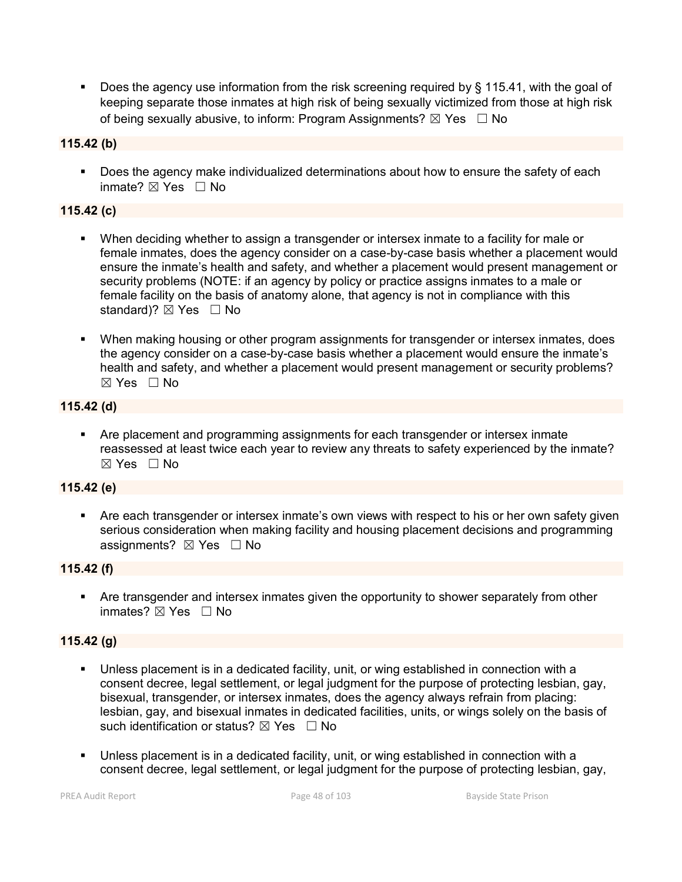- Does the agency use information from the risk screening required by § 115.41, with the goal of keeping separate those inmates at high risk of being sexually victimized from those at high risk of being sexually abusive, to inform: Program Assignments? ☒ Yes ☐ No

**115.42 (b)**

- Does the agency make individualized determinations about how to ensure the safety of each inmate? ☒ Yes ☐ No

**115.42 (c)**

- When deciding whether to assign a transgender or intersex inmate to a facility for male or female inmates, does the agency consider on a case-by-case basis whether a placement would ensure the inmate's health and safety, and whether a placement would present management or security problems (NOTE: if an agency by policy or practice assigns inmates to a male or female facility on the basis of anatomy alone, that agency is not in compliance with this standard)? ☒ Yes ☐ No

- When making housing or other program assignments for transgender or intersex inmates, does the agency consider on a case-by-case basis whether a placement would ensure the inmate's health and safety, and whether a placement would present management or security problems? ☒ Yes ☐ No

**115.42 (d)**

- Are placement and programming assignments for each transgender or intersex inmate reassessed at least twice each year to review any threats to safety experienced by the inmate? ☒ Yes ☐ No

**115.42 (e)**

- Are each transgender or intersex inmate's own views with respect to his or her own safety given serious consideration when making facility and housing placement decisions and programming assignments? ☒ Yes ☐ No

**115.42 (f)**

- Are transgender and intersex inmates given the opportunity to shower separately from other inmates? ☒ Yes ☐ No

**115.42 (g)**

- Unless placement is in a dedicated facility, unit, or wing established in connection with a consent decree, legal settlement, or legal judgment for the purpose of protecting lesbian, gay, bisexual, transgender, or intersex inmates, does the agency always refrain from placing: lesbian, gay, and bisexual inmates in dedicated facilities, units, or wings solely on the basis of such identification or status? ☒ Yes ☐ No

- Unless placement is in a dedicated facility, unit, or wing established in connection with a consent decree, legal settlement, or legal judgment for the purpose of protecting lesbian, gay,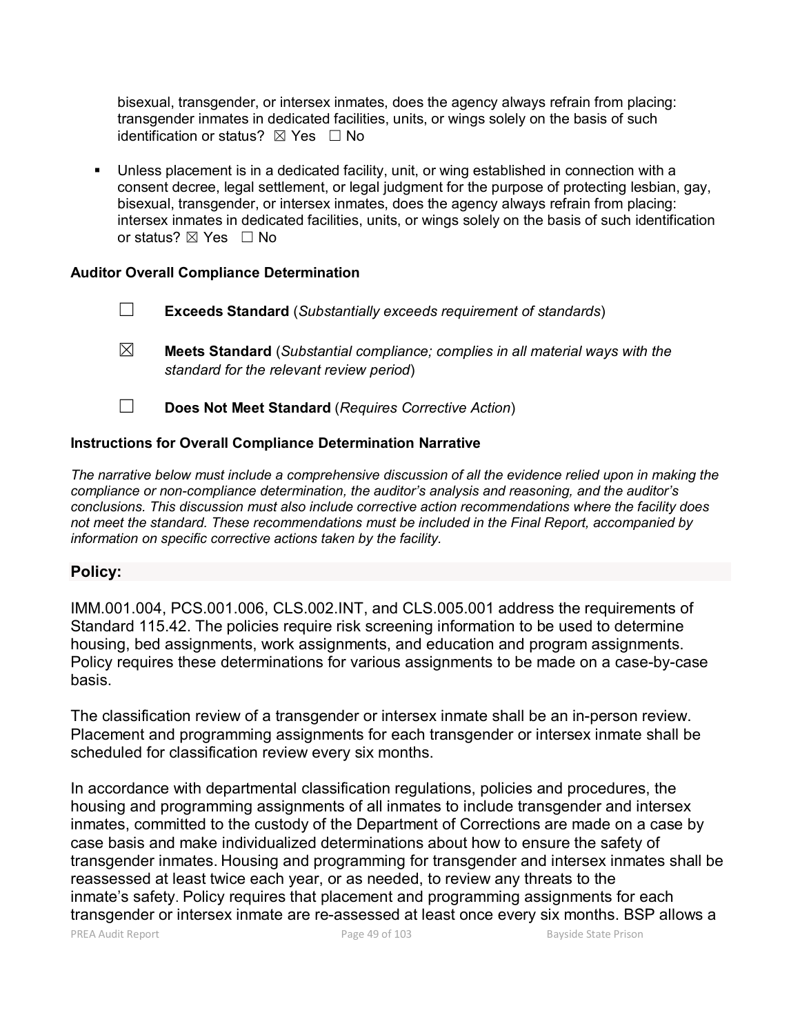bisexual, transgender, or intersex inmates, does the agency always refrain from placing: transgender inmates in dedicated facilities, units, or wings solely on the basis of such identification or status? ☒ Yes ☐ No

- Unless placement is in a dedicated facility, unit, or wing established in connection with a consent decree, legal settlement, or legal judgment for the purpose of protecting lesbian, gay, bisexual, transgender, or intersex inmates, does the agency always refrain from placing: intersex inmates in dedicated facilities, units, or wings solely on the basis of such identification or status? ☒ Yes ☐ No

**Auditor Overall Compliance Determination**

☐ **Exceeds Standard** (*Substantially exceeds requirement of standards*)

☒ **Meets Standard** (*Substantial compliance; complies in all material ways with the standard for the relevant review period*)

☐ **Does Not Meet Standard** (*Requires Corrective Action*)

**Instructions for Overall Compliance Determination Narrative**

*The narrative below must include a comprehensive discussion of all the evidence relied upon in making the compliance or non-compliance determination, the auditor's analysis and reasoning, and the auditor's conclusions. This discussion must also include corrective action recommendations where the facility does not meet the standard. These recommendations must be included in the Final Report, accompanied by information on specific corrective actions taken by the facility.*

**Policy:**

IMM.001.004, PCS.001.006, CLS.002.INT, and CLS.005.001 address the requirements of Standard 115.42. The policies require risk screening information to be used to determine housing, bed assignments, work assignments, and education and program assignments. Policy requires these determinations for various assignments to be made on a case-by-case basis.

The classification review of a transgender or intersex inmate shall be an in-person review. Placement and programming assignments for each transgender or intersex inmate shall be scheduled for classification review every six months.

In accordance with departmental classification regulations, policies and procedures, the housing and programming assignments of all inmates to include transgender and intersex inmates, committed to the custody of the Department of Corrections are made on a case by case basis and make individualized determinations about how to ensure the safety of transgender inmates. Housing and programming for transgender and intersex inmates shall be reassessed at least twice each year, or as needed, to review any threats to the inmate's safety. Policy requires that placement and programming assignments for each transgender or intersex inmate are re-assessed at least once every six months. BSP allows a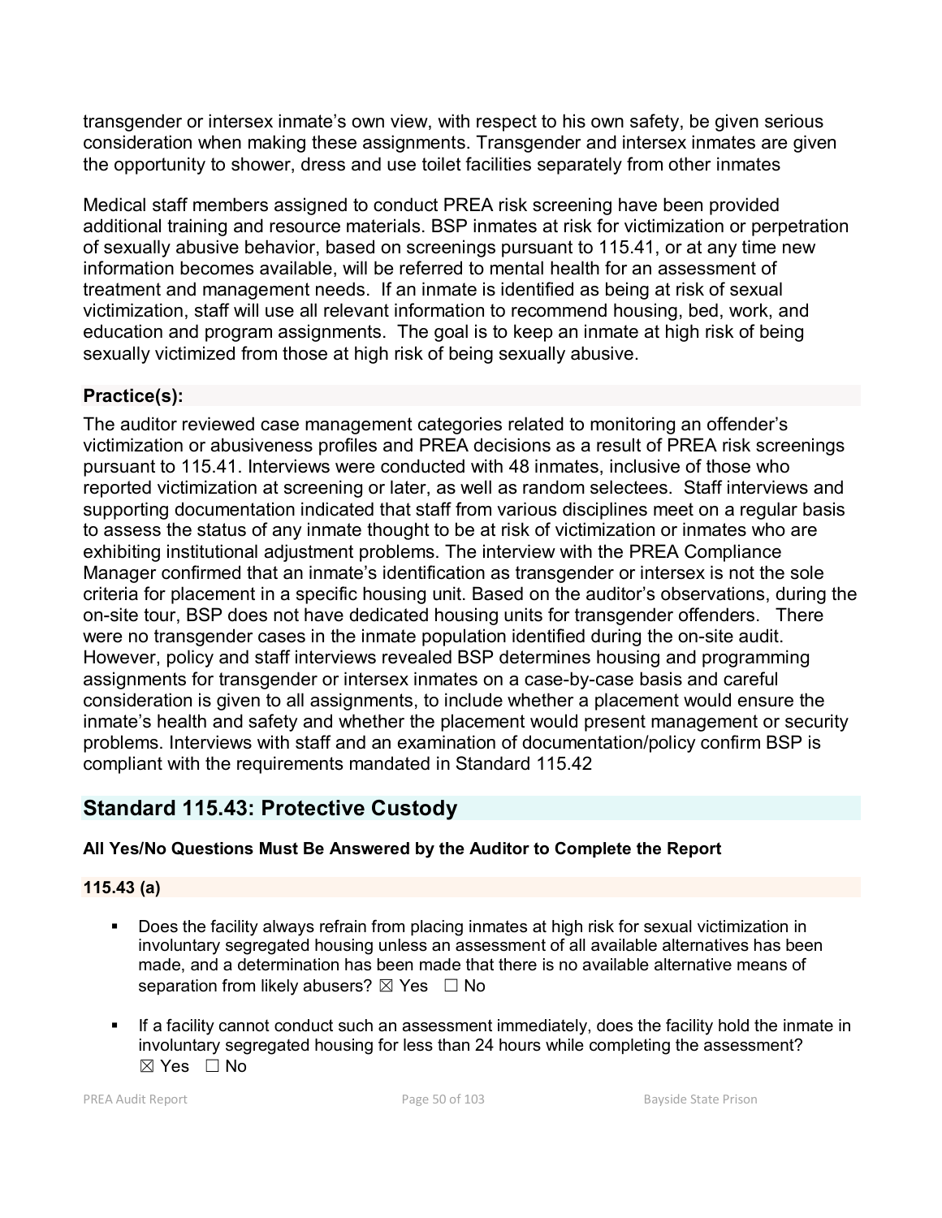transgender or intersex inmate's own view, with respect to his own safety, be given serious consideration when making these assignments. Transgender and intersex inmates are given the opportunity to shower, dress and use toilet facilities separately from other inmates

Medical staff members assigned to conduct PREA risk screening have been provided additional training and resource materials. BSP inmates at risk for victimization or perpetration of sexually abusive behavior, based on screenings pursuant to 115.41, or at any time new information becomes available, will be referred to mental health for an assessment of treatment and management needs. If an inmate is identified as being at risk of sexual victimization, staff will use all relevant information to recommend housing, bed, work, and education and program assignments. The goal is to keep an inmate at high risk of being sexually victimized from those at high risk of being sexually abusive.

### Practice(s):

The auditor reviewed case management categories related to monitoring an offender's victimization or abusiveness profiles and PREA decisions as a result of PREA risk screenings pursuant to 115.41. Interviews were conducted with 48 inmates, inclusive of those who reported victimization at screening or later, as well as random selectees. Staff interviews and supporting documentation indicated that staff from various disciplines meet on a regular basis to assess the status of any inmate thought to be at risk of victimization or inmates who are exhibiting institutional adjustment problems. The interview with the PREA Compliance Manager confirmed that an inmate's identification as transgender or intersex is not the sole criteria for placement in a specific housing unit. Based on the auditor's observations, during the on-site tour, BSP does not have dedicated housing units for transgender offenders. There were no transgender cases in the inmate population identified during the on-site audit. However, policy and staff interviews revealed BSP determines housing and programming assignments for transgender or intersex inmates on a case-by-case basis and careful consideration is given to all assignments, to include whether a placement would ensure the inmate's health and safety and whether the placement would present management or security problems. Interviews with staff and an examination of documentation/policy confirm BSP is compliant with the requirements mandated in Standard 115.42

## Standard 115.43: Protective Custody

**All Yes/No Questions Must Be Answered by the Auditor to Complete the Report**

### 115.43 (a)

- Does the facility always refrain from placing inmates at high risk for sexual victimization in involuntary segregated housing unless an assessment of all available alternatives has been made, and a determination has been made that there is no available alternative means of separation from likely abusers? ☒ Yes ☐ No

- If a facility cannot conduct such an assessment immediately, does the facility hold the inmate in involuntary segregated housing for less than 24 hours while completing the assessment? ☒ Yes ☐ No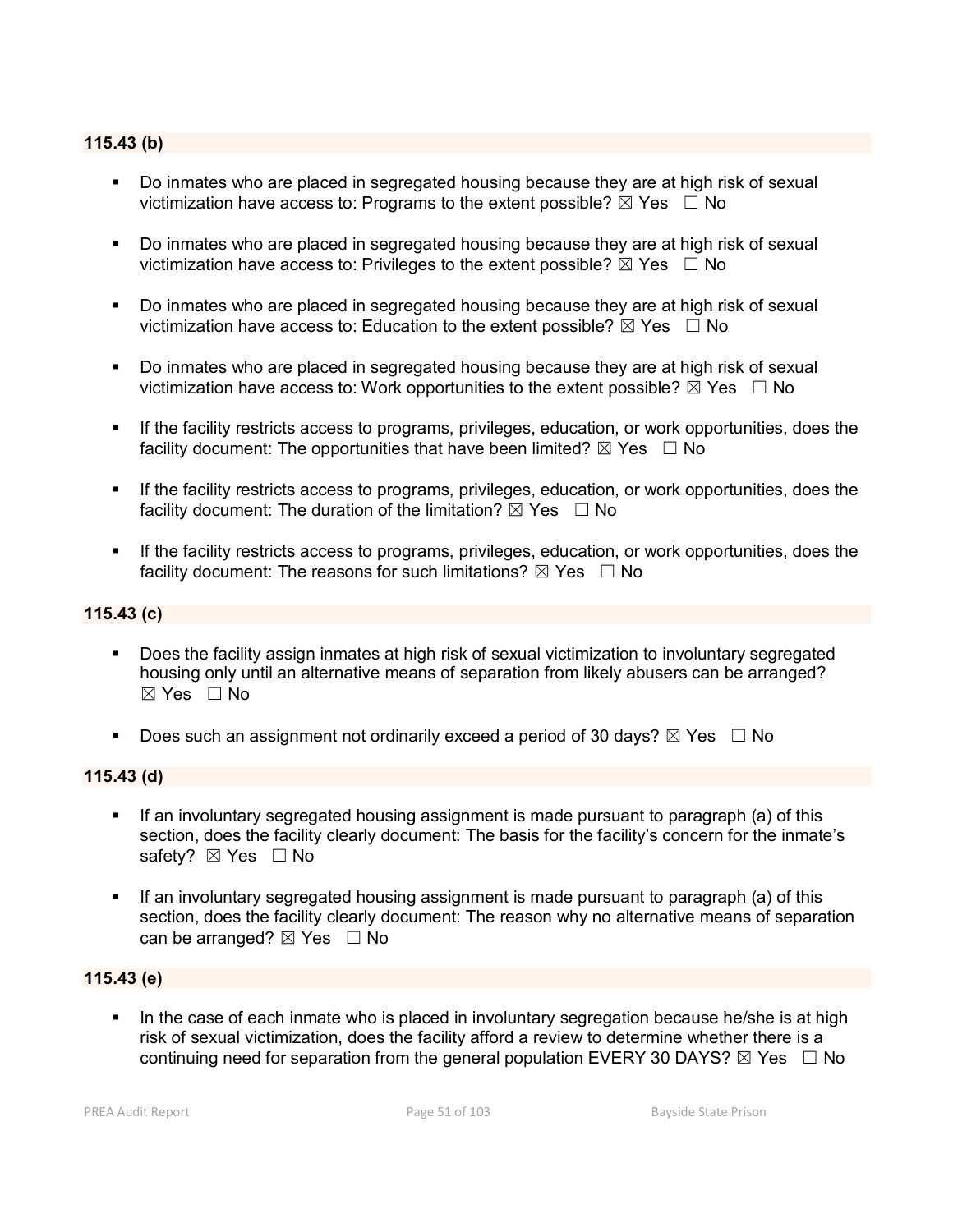**115.43 (b)**

- Do inmates who are placed in segregated housing because they are at high risk of sexual victimization have access to: Programs to the extent possible? ☒ Yes ☐ No

- Do inmates who are placed in segregated housing because they are at high risk of sexual victimization have access to: Privileges to the extent possible? ☒ Yes ☐ No

- Do inmates who are placed in segregated housing because they are at high risk of sexual victimization have access to: Education to the extent possible? ☒ Yes ☐ No

- Do inmates who are placed in segregated housing because they are at high risk of sexual victimization have access to: Work opportunities to the extent possible? ☒ Yes ☐ No

- If the facility restricts access to programs, privileges, education, or work opportunities, does the facility document: The opportunities that have been limited? ☒ Yes ☐ No

- If the facility restricts access to programs, privileges, education, or work opportunities, does the facility document: The duration of the limitation? ☒ Yes ☐ No

- If the facility restricts access to programs, privileges, education, or work opportunities, does the facility document: The reasons for such limitations? ☒ Yes ☐ No

**115.43 (c)**

- Does the facility assign inmates at high risk of sexual victimization to involuntary segregated housing only until an alternative means of separation from likely abusers can be arranged? ☒ Yes ☐ No

- Does such an assignment not ordinarily exceed a period of 30 days? ☒ Yes ☐ No

**115.43 (d)**

- If an involuntary segregated housing assignment is made pursuant to paragraph (a) of this section, does the facility clearly document: The basis for the facility's concern for the inmate's safety? ☒ Yes ☐ No

- If an involuntary segregated housing assignment is made pursuant to paragraph (a) of this section, does the facility clearly document: The reason why no alternative means of separation can be arranged? ☒ Yes ☐ No

**115.43 (e)**

- In the case of each inmate who is placed in involuntary segregation because he/she is at high risk of sexual victimization, does the facility afford a review to determine whether there is a continuing need for separation from the general population EVERY 30 DAYS? ☒ Yes ☐ No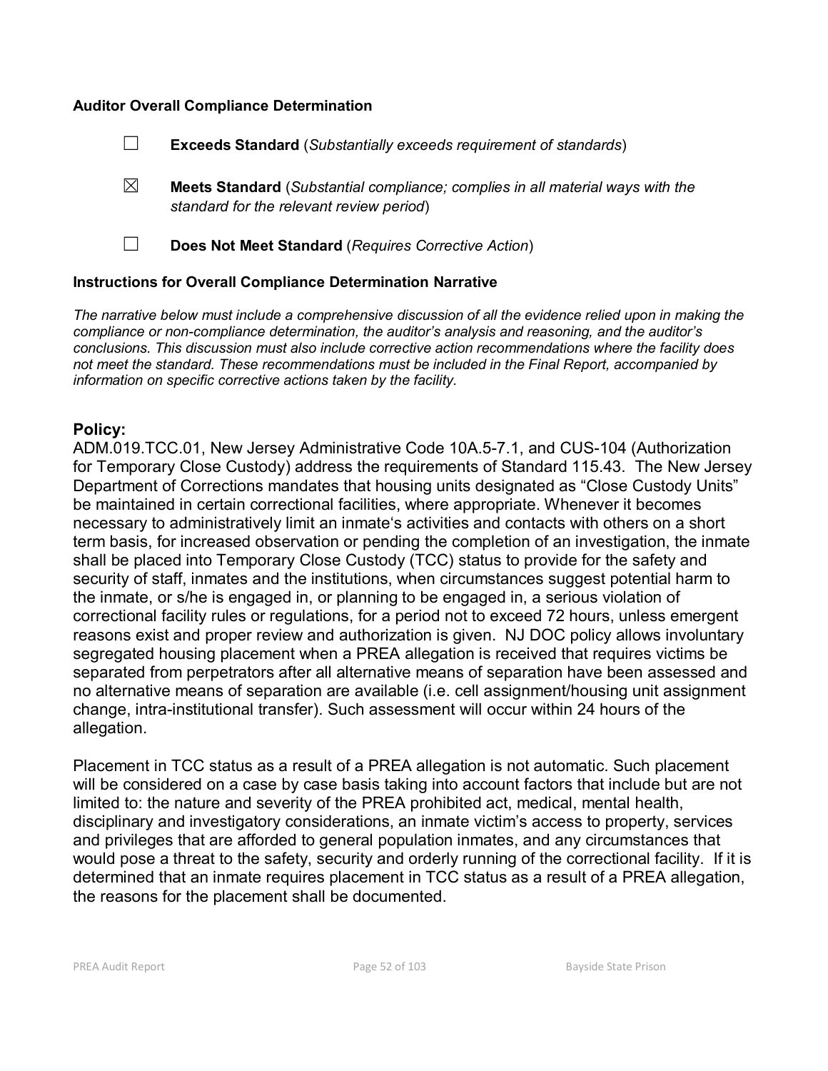**Auditor Overall Compliance Determination**

☐ **Exceeds Standard** (*Substantially exceeds requirement of standards*)

☒ **Meets Standard** (*Substantial compliance; complies in all material ways with the standard for the relevant review period*)

☐ **Does Not Meet Standard** (*Requires Corrective Action*)

**Instructions for Overall Compliance Determination Narrative**

*The narrative below must include a comprehensive discussion of all the evidence relied upon in making the compliance or non-compliance determination, the auditor's analysis and reasoning, and the auditor's conclusions. This discussion must also include corrective action recommendations where the facility does not meet the standard. These recommendations must be included in the Final Report, accompanied by information on specific corrective actions taken by the facility.*

## Policy:

ADM.019.TCC.01, New Jersey Administrative Code 10A.5-7.1, and CUS-104 (Authorization for Temporary Close Custody) address the requirements of Standard 115.43. The New Jersey Department of Corrections mandates that housing units designated as "Close Custody Units" be maintained in certain correctional facilities, where appropriate. Whenever it becomes necessary to administratively limit an inmate's activities and contacts with others on a short term basis, for increased observation or pending the completion of an investigation, the inmate shall be placed into Temporary Close Custody (TCC) status to provide for the safety and security of staff, inmates and the institutions, when circumstances suggest potential harm to the inmate, or s/he is engaged in, or planning to be engaged in, a serious violation of correctional facility rules or regulations, for a period not to exceed 72 hours, unless emergent reasons exist and proper review and authorization is given. NJ DOC policy allows involuntary segregated housing placement when a PREA allegation is received that requires victims be separated from perpetrators after all alternative means of separation have been assessed and no alternative means of separation are available (i.e. cell assignment/housing unit assignment change, intra-institutional transfer). Such assessment will occur within 24 hours of the allegation.

Placement in TCC status as a result of a PREA allegation is not automatic. Such placement will be considered on a case by case basis taking into account factors that include but are not limited to: the nature and severity of the PREA prohibited act, medical, mental health, disciplinary and investigatory considerations, an inmate victim's access to property, services and privileges that are afforded to general population inmates, and any circumstances that would pose a threat to the safety, security and orderly running of the correctional facility. If it is determined that an inmate requires placement in TCC status as a result of a PREA allegation, the reasons for the placement shall be documented.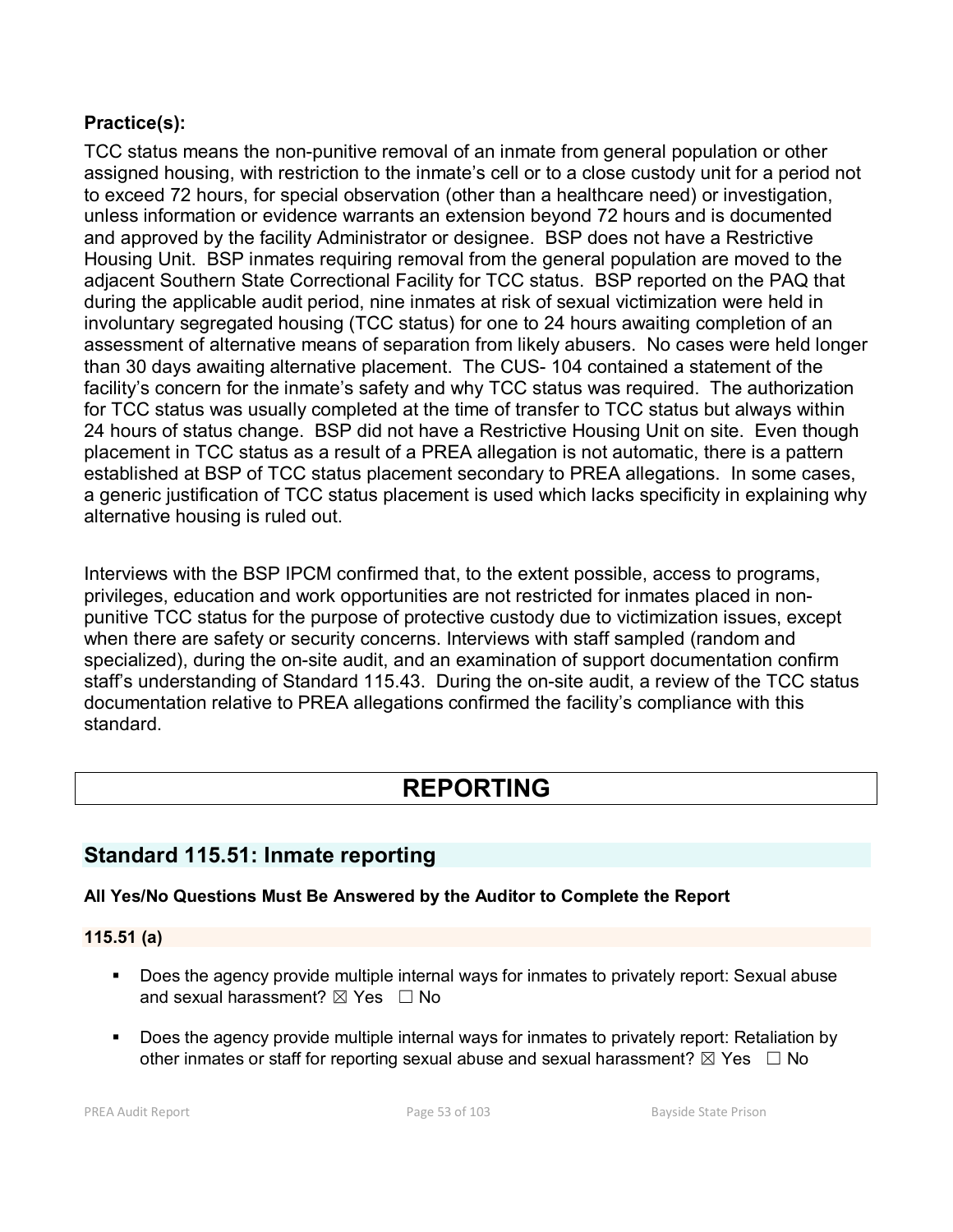**Practice(s):**

TCC status means the non-punitive removal of an inmate from general population or other assigned housing, with restriction to the inmate's cell or to a close custody unit for a period not to exceed 72 hours, for special observation (other than a healthcare need) or investigation, unless information or evidence warrants an extension beyond 72 hours and is documented and approved by the facility Administrator or designee. BSP does not have a Restrictive Housing Unit. BSP inmates requiring removal from the general population are moved to the adjacent Southern State Correctional Facility for TCC status. BSP reported on the PAQ that during the applicable audit period, nine inmates at risk of sexual victimization were held in involuntary segregated housing (TCC status) for one to 24 hours awaiting completion of an assessment of alternative means of separation from likely abusers. No cases were held longer than 30 days awaiting alternative placement. The CUS- 104 contained a statement of the facility's concern for the inmate's safety and why TCC status was required. The authorization for TCC status was usually completed at the time of transfer to TCC status but always within 24 hours of status change. BSP did not have a Restrictive Housing Unit on site. Even though placement in TCC status as a result of a PREA allegation is not automatic, there is a pattern established at BSP of TCC status placement secondary to PREA allegations. In some cases, a generic justification of TCC status placement is used which lacks specificity in explaining why alternative housing is ruled out.

Interviews with the BSP IPCM confirmed that, to the extent possible, access to programs, privileges, education and work opportunities are not restricted for inmates placed in non-punitive TCC status for the purpose of protective custody due to victimization issues, except when there are safety or security concerns. Interviews with staff sampled (random and specialized), during the on-site audit, and an examination of support documentation confirm staff's understanding of Standard 115.43. During the on-site audit, a review of the TCC status documentation relative to PREA allegations confirmed the facility's compliance with this standard.

# REPORTING

## Standard 115.51: Inmate reporting

**All Yes/No Questions Must Be Answered by the Auditor to Complete the Report**

**115.51 (a)**

- Does the agency provide multiple internal ways for inmates to privately report: Sexual abuse and sexual harassment? ☒ Yes ☐ No
- Does the agency provide multiple internal ways for inmates to privately report: Retaliation by other inmates or staff for reporting sexual abuse and sexual harassment? ☒ Yes ☐ No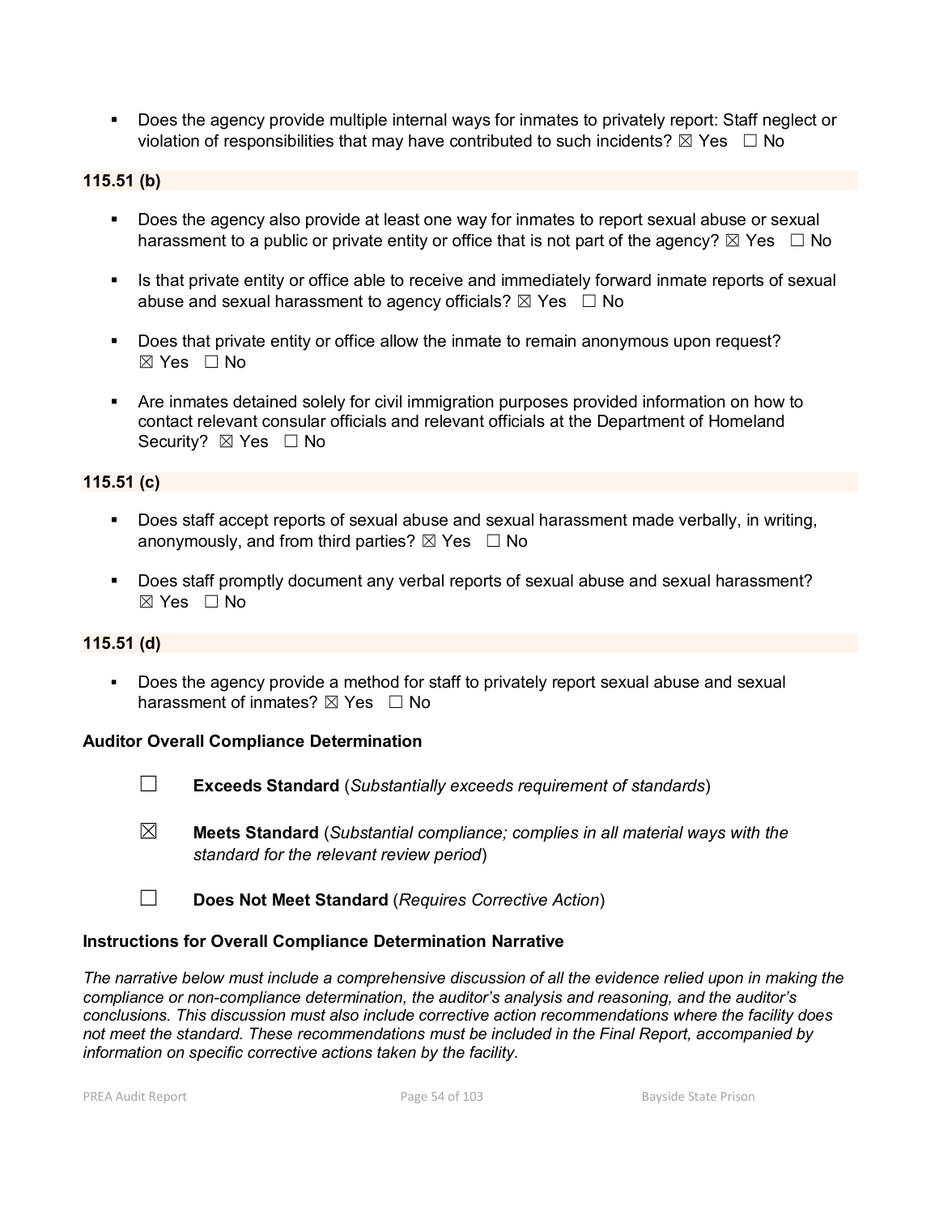- Does the agency provide multiple internal ways for inmates to privately report: Staff neglect or violation of responsibilities that may have contributed to such incidents? ☒ Yes ☐ No

**115.51 (b)**

- Does the agency also provide at least one way for inmates to report sexual abuse or sexual harassment to a public or private entity or office that is not part of the agency? ☒ Yes ☐ No
- Is that private entity or office able to receive and immediately forward inmate reports of sexual abuse and sexual harassment to agency officials? ☒ Yes ☐ No
- Does that private entity or office allow the inmate to remain anonymous upon request? ☒ Yes ☐ No
- Are inmates detained solely for civil immigration purposes provided information on how to contact relevant consular officials and relevant officials at the Department of Homeland Security? ☒ Yes ☐ No

**115.51 (c)**

- Does staff accept reports of sexual abuse and sexual harassment made verbally, in writing, anonymously, and from third parties? ☒ Yes ☐ No
- Does staff promptly document any verbal reports of sexual abuse and sexual harassment? ☒ Yes ☐ No

**115.51 (d)**

- Does the agency provide a method for staff to privately report sexual abuse and sexual harassment of inmates? ☒ Yes ☐ No

**Auditor Overall Compliance Determination**

☐ **Exceeds Standard** (*Substantially exceeds requirement of standards*)

☒ **Meets Standard** (*Substantial compliance; complies in all material ways with the standard for the relevant review period*)

☐ **Does Not Meet Standard** (*Requires Corrective Action*)

**Instructions for Overall Compliance Determination Narrative**

*The narrative below must include a comprehensive discussion of all the evidence relied upon in making the compliance or non-compliance determination, the auditor's analysis and reasoning, and the auditor's conclusions. This discussion must also include corrective action recommendations where the facility does not meet the standard. These recommendations must be included in the Final Report, accompanied by information on specific corrective actions taken by the facility.*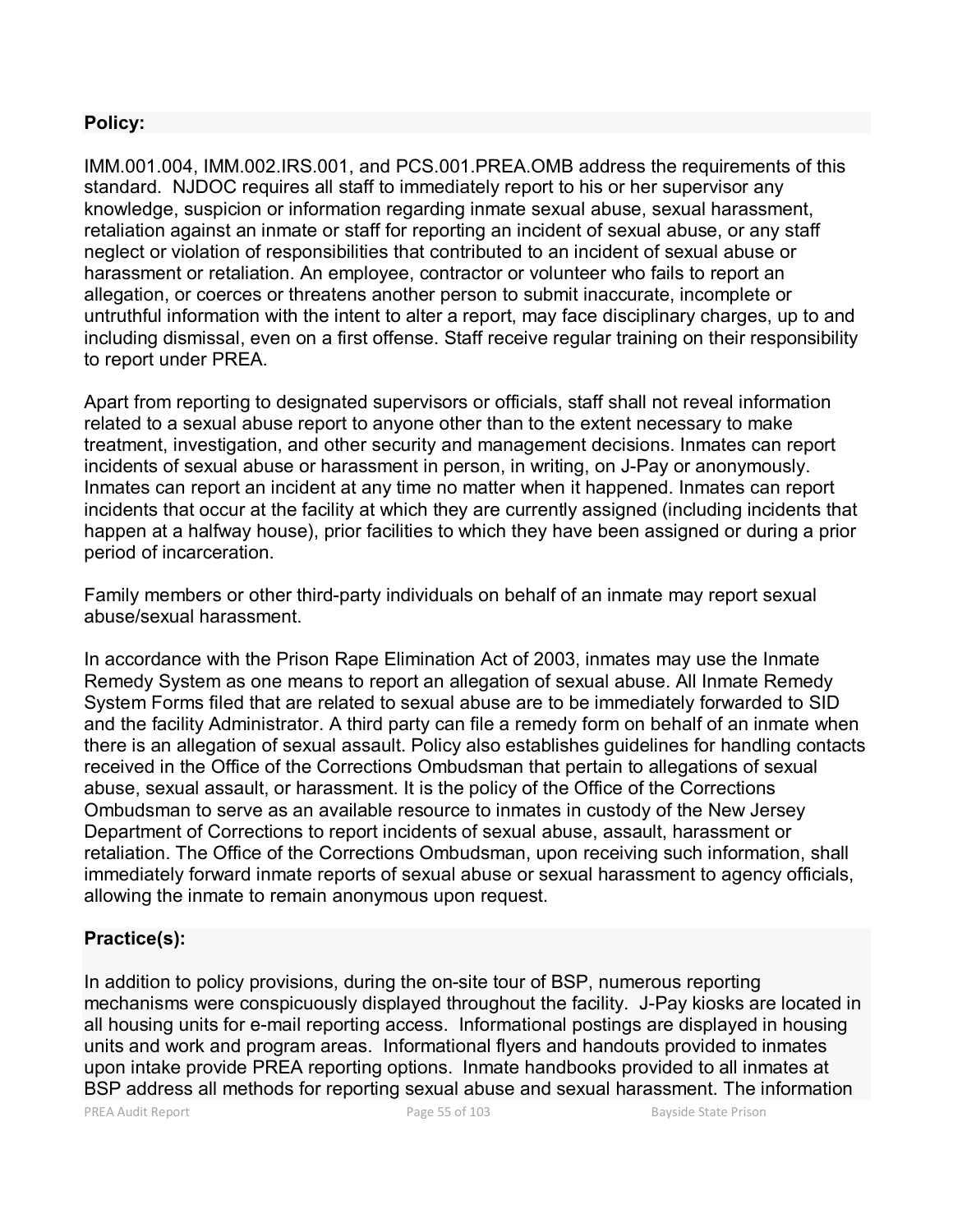**Policy:**

IMM.001.004, IMM.002.IRS.001, and PCS.001.PREA.OMB address the requirements of this standard. NJDOC requires all staff to immediately report to his or her supervisor any knowledge, suspicion or information regarding inmate sexual abuse, sexual harassment, retaliation against an inmate or staff for reporting an incident of sexual abuse, or any staff neglect or violation of responsibilities that contributed to an incident of sexual abuse or harassment or retaliation. An employee, contractor or volunteer who fails to report an allegation, or coerces or threatens another person to submit inaccurate, incomplete or untruthful information with the intent to alter a report, may face disciplinary charges, up to and including dismissal, even on a first offense. Staff receive regular training on their responsibility to report under PREA.

Apart from reporting to designated supervisors or officials, staff shall not reveal information related to a sexual abuse report to anyone other than to the extent necessary to make treatment, investigation, and other security and management decisions. Inmates can report incidents of sexual abuse or harassment in person, in writing, on J-Pay or anonymously. Inmates can report an incident at any time no matter when it happened. Inmates can report incidents that occur at the facility at which they are currently assigned (including incidents that happen at a halfway house), prior facilities to which they have been assigned or during a prior period of incarceration.

Family members or other third-party individuals on behalf of an inmate may report sexual abuse/sexual harassment.

In accordance with the Prison Rape Elimination Act of 2003, inmates may use the Inmate Remedy System as one means to report an allegation of sexual abuse. All Inmate Remedy System Forms filed that are related to sexual abuse are to be immediately forwarded to SID and the facility Administrator. A third party can file a remedy form on behalf of an inmate when there is an allegation of sexual assault. Policy also establishes guidelines for handling contacts received in the Office of the Corrections Ombudsman that pertain to allegations of sexual abuse, sexual assault, or harassment. It is the policy of the Office of the Corrections Ombudsman to serve as an available resource to inmates in custody of the New Jersey Department of Corrections to report incidents of sexual abuse, assault, harassment or retaliation. The Office of the Corrections Ombudsman, upon receiving such information, shall immediately forward inmate reports of sexual abuse or sexual harassment to agency officials, allowing the inmate to remain anonymous upon request.

**Practice(s):**

In addition to policy provisions, during the on-site tour of BSP, numerous reporting mechanisms were conspicuously displayed throughout the facility. J-Pay kiosks are located in all housing units for e-mail reporting access. Informational postings are displayed in housing units and work and program areas. Informational flyers and handouts provided to inmates upon intake provide PREA reporting options. Inmate handbooks provided to all inmates at BSP address all methods for reporting sexual abuse and sexual harassment. The information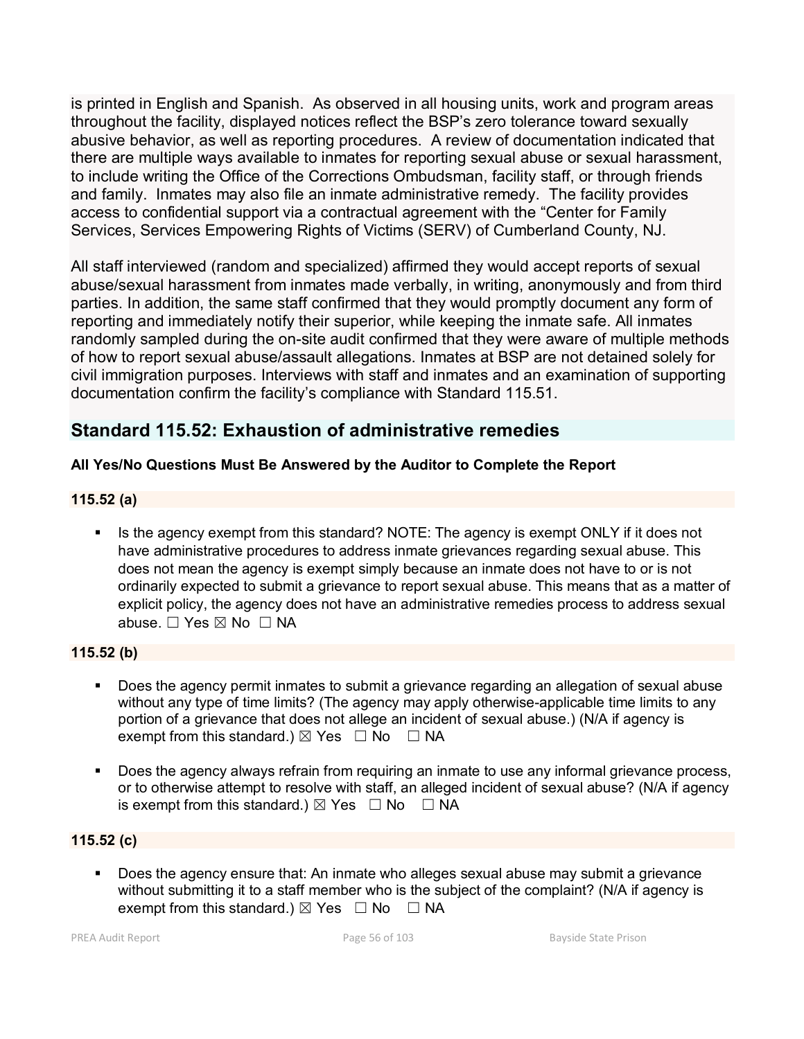is printed in English and Spanish. As observed in all housing units, work and program areas throughout the facility, displayed notices reflect the BSP's zero tolerance toward sexually abusive behavior, as well as reporting procedures. A review of documentation indicated that there are multiple ways available to inmates for reporting sexual abuse or sexual harassment, to include writing the Office of the Corrections Ombudsman, facility staff, or through friends and family. Inmates may also file an inmate administrative remedy. The facility provides access to confidential support via a contractual agreement with the "Center for Family Services, Services Empowering Rights of Victims (SERV) of Cumberland County, NJ.

All staff interviewed (random and specialized) affirmed they would accept reports of sexual abuse/sexual harassment from inmates made verbally, in writing, anonymously and from third parties. In addition, the same staff confirmed that they would promptly document any form of reporting and immediately notify their superior, while keeping the inmate safe. All inmates randomly sampled during the on-site audit confirmed that they were aware of multiple methods of how to report sexual abuse/assault allegations. Inmates at BSP are not detained solely for civil immigration purposes. Interviews with staff and inmates and an examination of supporting documentation confirm the facility's compliance with Standard 115.51.

## Standard 115.52: Exhaustion of administrative remedies

**All Yes/No Questions Must Be Answered by the Auditor to Complete the Report**

**115.52 (a)**

- Is the agency exempt from this standard? NOTE: The agency is exempt ONLY if it does not have administrative procedures to address inmate grievances regarding sexual abuse. This does not mean the agency is exempt simply because an inmate does not have to or is not ordinarily expected to submit a grievance to report sexual abuse. This means that as a matter of explicit policy, the agency does not have an administrative remedies process to address sexual abuse. ☐ Yes ☒ No ☐ NA

**115.52 (b)**

- Does the agency permit inmates to submit a grievance regarding an allegation of sexual abuse without any type of time limits? (The agency may apply otherwise-applicable time limits to any portion of a grievance that does not allege an incident of sexual abuse.) (N/A if agency is exempt from this standard.) ☒ Yes ☐ No ☐ NA

- Does the agency always refrain from requiring an inmate to use any informal grievance process, or to otherwise attempt to resolve with staff, an alleged incident of sexual abuse? (N/A if agency is exempt from this standard.) ☒ Yes ☐ No ☐ NA

**115.52 (c)**

- Does the agency ensure that: An inmate who alleges sexual abuse may submit a grievance without submitting it to a staff member who is the subject of the complaint? (N/A if agency is exempt from this standard.) ☒ Yes ☐ No ☐ NA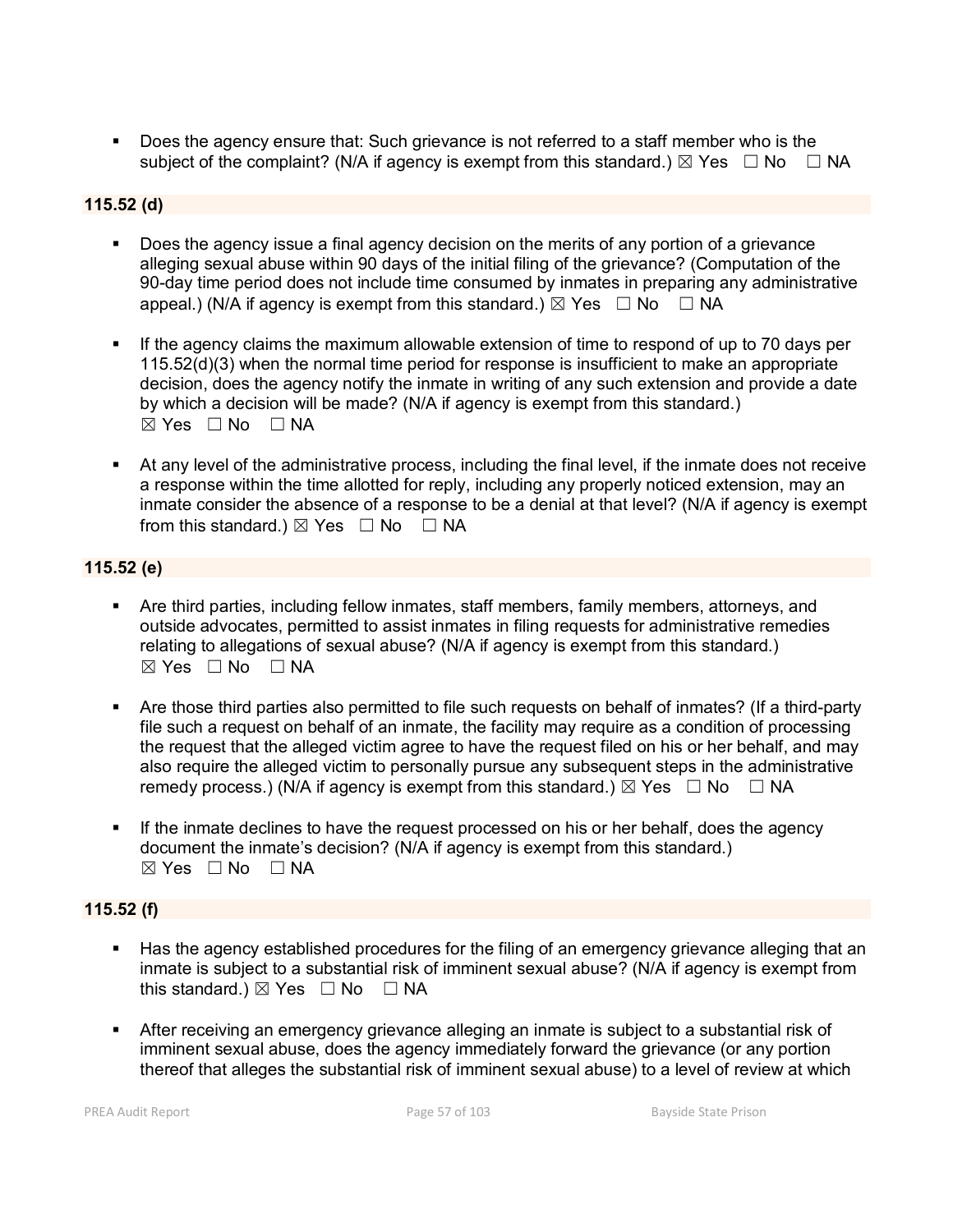- Does the agency ensure that: Such grievance is not referred to a staff member who is the subject of the complaint? (N/A if agency is exempt from this standard.) ☒ Yes ☐ No ☐ NA

### 115.52 (d)

- Does the agency issue a final agency decision on the merits of any portion of a grievance alleging sexual abuse within 90 days of the initial filing of the grievance? (Computation of the 90-day time period does not include time consumed by inmates in preparing any administrative appeal.) (N/A if agency is exempt from this standard.) ☒ Yes ☐ No ☐ NA

- If the agency claims the maximum allowable extension of time to respond of up to 70 days per 115.52(d)(3) when the normal time period for response is insufficient to make an appropriate decision, does the agency notify the inmate in writing of any such extension and provide a date by which a decision will be made? (N/A if agency is exempt from this standard.) ☒ Yes ☐ No ☐ NA

- At any level of the administrative process, including the final level, if the inmate does not receive a response within the time allotted for reply, including any properly noticed extension, may an inmate consider the absence of a response to be a denial at that level? (N/A if agency is exempt from this standard.) ☒ Yes ☐ No ☐ NA

### 115.52 (e)

- Are third parties, including fellow inmates, staff members, family members, attorneys, and outside advocates, permitted to assist inmates in filing requests for administrative remedies relating to allegations of sexual abuse? (N/A if agency is exempt from this standard.) ☒ Yes ☐ No ☐ NA

- Are those third parties also permitted to file such requests on behalf of inmates? (If a third-party file such a request on behalf of an inmate, the facility may require as a condition of processing the request that the alleged victim agree to have the request filed on his or her behalf, and may also require the alleged victim to personally pursue any subsequent steps in the administrative remedy process.) (N/A if agency is exempt from this standard.) ☒ Yes ☐ No ☐ NA

- If the inmate declines to have the request processed on his or her behalf, does the agency document the inmate's decision? (N/A if agency is exempt from this standard.) ☒ Yes ☐ No ☐ NA

### 115.52 (f)

- Has the agency established procedures for the filing of an emergency grievance alleging that an inmate is subject to a substantial risk of imminent sexual abuse? (N/A if agency is exempt from this standard.) ☒ Yes ☐ No ☐ NA

- After receiving an emergency grievance alleging an inmate is subject to a substantial risk of imminent sexual abuse, does the agency immediately forward the grievance (or any portion thereof that alleges the substantial risk of imminent sexual abuse) to a level of review at which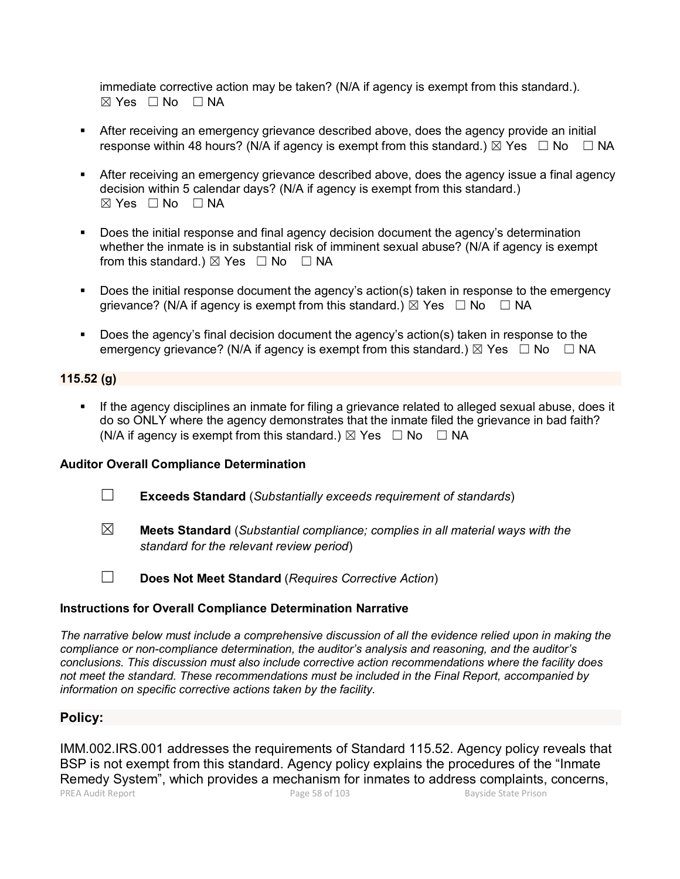immediate corrective action may be taken? (N/A if agency is exempt from this standard.).
☒ Yes ☐ No ☐ NA

- After receiving an emergency grievance described above, does the agency provide an initial response within 48 hours? (N/A if agency is exempt from this standard.) ☒ Yes ☐ No ☐ NA

- After receiving an emergency grievance described above, does the agency issue a final agency decision within 5 calendar days? (N/A if agency is exempt from this standard.)
☒ Yes ☐ No ☐ NA

- Does the initial response and final agency decision document the agency's determination whether the inmate is in substantial risk of imminent sexual abuse? (N/A if agency is exempt from this standard.) ☒ Yes ☐ No ☐ NA

- Does the initial response document the agency's action(s) taken in response to the emergency grievance? (N/A if agency is exempt from this standard.) ☒ Yes ☐ No ☐ NA

- Does the agency's final decision document the agency's action(s) taken in response to the emergency grievance? (N/A if agency is exempt from this standard.) ☒ Yes ☐ No ☐ NA

**115.52 (g)**

- If the agency disciplines an inmate for filing a grievance related to alleged sexual abuse, does it do so ONLY where the agency demonstrates that the inmate filed the grievance in bad faith? (N/A if agency is exempt from this standard.) ☒ Yes ☐ No ☐ NA

**Auditor Overall Compliance Determination**

☐ **Exceeds Standard** (*Substantially exceeds requirement of standards*)

☒ **Meets Standard** (*Substantial compliance; complies in all material ways with the standard for the relevant review period*)

☐ **Does Not Meet Standard** (*Requires Corrective Action*)

**Instructions for Overall Compliance Determination Narrative**

*The narrative below must include a comprehensive discussion of all the evidence relied upon in making the compliance or non-compliance determination, the auditor's analysis and reasoning, and the auditor's conclusions. This discussion must also include corrective action recommendations where the facility does not meet the standard. These recommendations must be included in the Final Report, accompanied by information on specific corrective actions taken by the facility.*

## Policy:

IMM.002.IRS.001 addresses the requirements of Standard 115.52. Agency policy reveals that BSP is not exempt from this standard. Agency policy explains the procedures of the "Inmate Remedy System", which provides a mechanism for inmates to address complaints, concerns,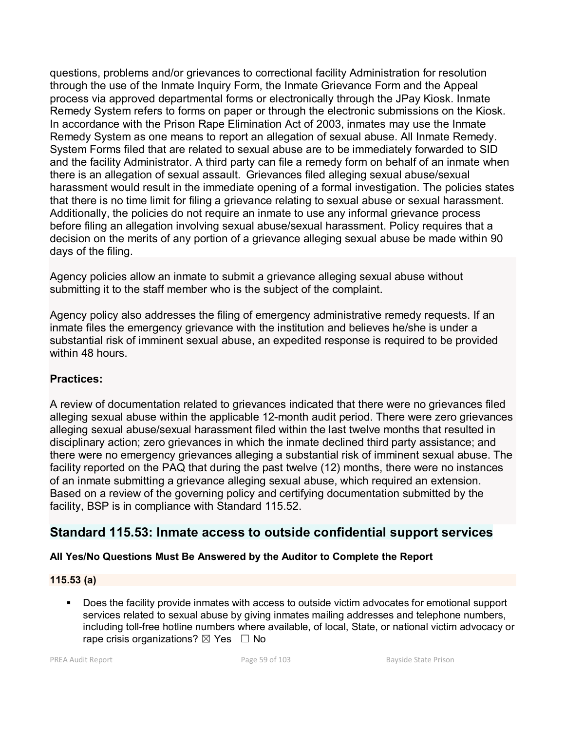questions, problems and/or grievances to correctional facility Administration for resolution through the use of the Inmate Inquiry Form, the Inmate Grievance Form and the Appeal process via approved departmental forms or electronically through the JPay Kiosk. Inmate Remedy System refers to forms on paper or through the electronic submissions on the Kiosk. In accordance with the Prison Rape Elimination Act of 2003, inmates may use the Inmate Remedy System as one means to report an allegation of sexual abuse. All Inmate Remedy. System Forms filed that are related to sexual abuse are to be immediately forwarded to SID and the facility Administrator. A third party can file a remedy form on behalf of an inmate when there is an allegation of sexual assault. Grievances filed alleging sexual abuse/sexual harassment would result in the immediate opening of a formal investigation. The policies states that there is no time limit for filing a grievance relating to sexual abuse or sexual harassment. Additionally, the policies do not require an inmate to use any informal grievance process before filing an allegation involving sexual abuse/sexual harassment. Policy requires that a decision on the merits of any portion of a grievance alleging sexual abuse be made within 90 days of the filing.

Agency policies allow an inmate to submit a grievance alleging sexual abuse without submitting it to the staff member who is the subject of the complaint.

Agency policy also addresses the filing of emergency administrative remedy requests. If an inmate files the emergency grievance with the institution and believes he/she is under a substantial risk of imminent sexual abuse, an expedited response is required to be provided within 48 hours.

**Practices:**

A review of documentation related to grievances indicated that there were no grievances filed alleging sexual abuse within the applicable 12-month audit period. There were zero grievances alleging sexual abuse/sexual harassment filed within the last twelve months that resulted in disciplinary action; zero grievances in which the inmate declined third party assistance; and there were no emergency grievances alleging a substantial risk of imminent sexual abuse. The facility reported on the PAQ that during the past twelve (12) months, there were no instances of an inmate submitting a grievance alleging sexual abuse, which required an extension. Based on a review of the governing policy and certifying documentation submitted by the facility, BSP is in compliance with Standard 115.52.

## Standard 115.53: Inmate access to outside confidential support services

**All Yes/No Questions Must Be Answered by the Auditor to Complete the Report**

**115.53 (a)**

- Does the facility provide inmates with access to outside victim advocates for emotional support services related to sexual abuse by giving inmates mailing addresses and telephone numbers, including toll-free hotline numbers where available, of local, State, or national victim advocacy or rape crisis organizations? ☒ Yes ☐ No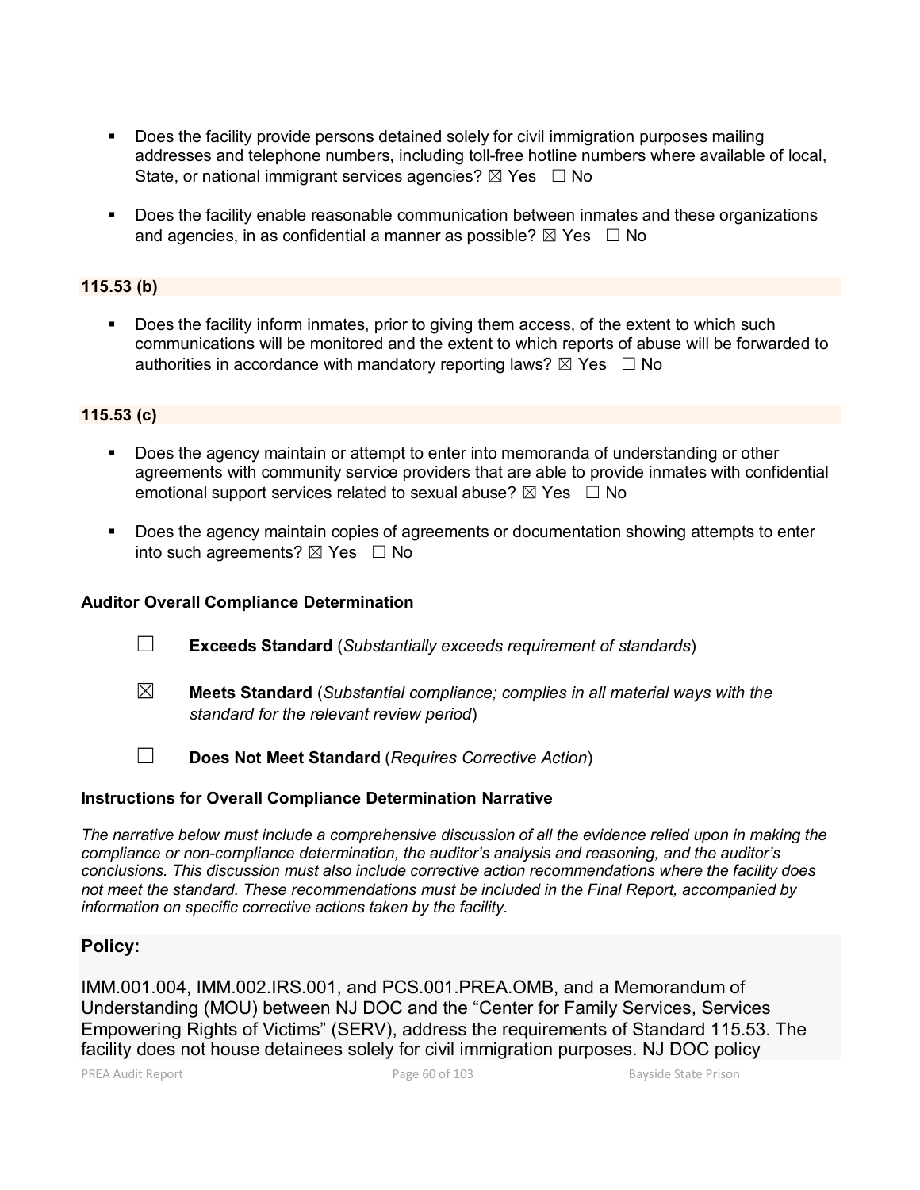- Does the facility provide persons detained solely for civil immigration purposes mailing addresses and telephone numbers, including toll-free hotline numbers where available of local, State, or national immigrant services agencies? ☒ Yes ☐ No

- Does the facility enable reasonable communication between inmates and these organizations and agencies, in as confidential a manner as possible? ☒ Yes ☐ No

**115.53 (b)**

- Does the facility inform inmates, prior to giving them access, of the extent to which such communications will be monitored and the extent to which reports of abuse will be forwarded to authorities in accordance with mandatory reporting laws? ☒ Yes ☐ No

**115.53 (c)**

- Does the agency maintain or attempt to enter into memoranda of understanding or other agreements with community service providers that are able to provide inmates with confidential emotional support services related to sexual abuse? ☒ Yes ☐ No

- Does the agency maintain copies of agreements or documentation showing attempts to enter into such agreements? ☒ Yes ☐ No

**Auditor Overall Compliance Determination**

☐ **Exceeds Standard** (*Substantially exceeds requirement of standards*)

☒ **Meets Standard** (*Substantial compliance; complies in all material ways with the standard for the relevant review period*)

☐ **Does Not Meet Standard** (*Requires Corrective Action*)

**Instructions for Overall Compliance Determination Narrative**

*The narrative below must include a comprehensive discussion of all the evidence relied upon in making the compliance or non-compliance determination, the auditor's analysis and reasoning, and the auditor's conclusions. This discussion must also include corrective action recommendations where the facility does not meet the standard. These recommendations must be included in the Final Report, accompanied by information on specific corrective actions taken by the facility.*

## Policy:

IMM.001.004, IMM.002.IRS.001, and PCS.001.PREA.OMB, and a Memorandum of Understanding (MOU) between NJ DOC and the "Center for Family Services, Services Empowering Rights of Victims" (SERV), address the requirements of Standard 115.53. The facility does not house detainees solely for civil immigration purposes. NJ DOC policy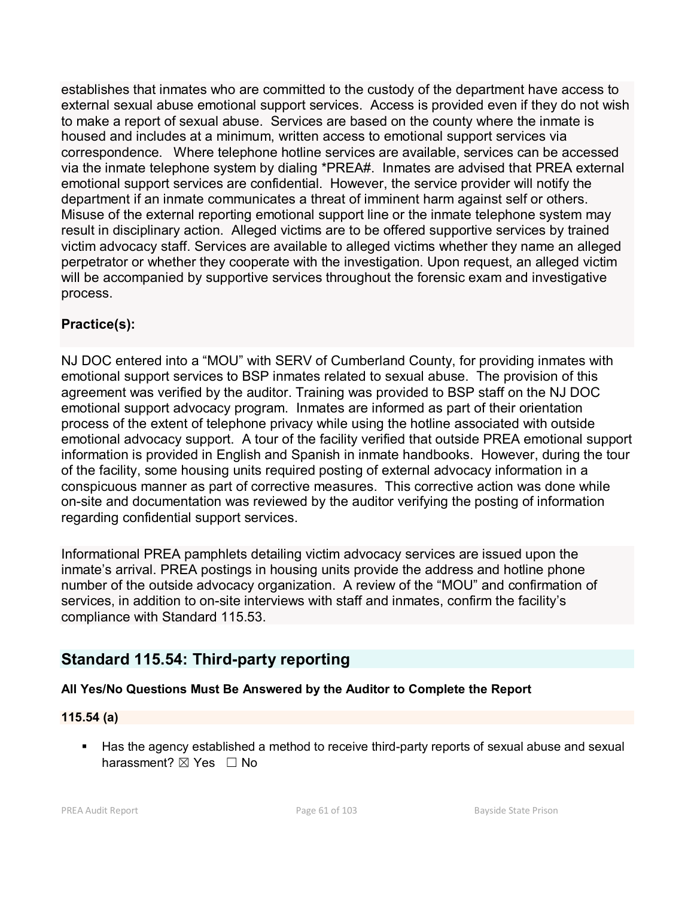establishes that inmates who are committed to the custody of the department have access to external sexual abuse emotional support services. Access is provided even if they do not wish to make a report of sexual abuse. Services are based on the county where the inmate is housed and includes at a minimum, written access to emotional support services via correspondence. Where telephone hotline services are available, services can be accessed via the inmate telephone system by dialing *PREA#. Inmates are advised that PREA external emotional support services are confidential. However, the service provider will notify the department if an inmate communicates a threat of imminent harm against self or others. Misuse of the external reporting emotional support line or the inmate telephone system may result in disciplinary action. Alleged victims are to be offered supportive services by trained victim advocacy staff. Services are available to alleged victims whether they name an alleged perpetrator or whether they cooperate with the investigation. Upon request, an alleged victim will be accompanied by supportive services throughout the forensic exam and investigative process.

**Practice(s):**

NJ DOC entered into a "MOU" with SERV of Cumberland County, for providing inmates with emotional support services to BSP inmates related to sexual abuse. The provision of this agreement was verified by the auditor. Training was provided to BSP staff on the NJ DOC emotional support advocacy program. Inmates are informed as part of their orientation process of the extent of telephone privacy while using the hotline associated with outside emotional advocacy support. A tour of the facility verified that outside PREA emotional support information is provided in English and Spanish in inmate handbooks. However, during the tour of the facility, some housing units required posting of external advocacy information in a conspicuous manner as part of corrective measures. This corrective action was done while on-site and documentation was reviewed by the auditor verifying the posting of information regarding confidential support services.

Informational PREA pamphlets detailing victim advocacy services are issued upon the inmate's arrival. PREA postings in housing units provide the address and hotline phone number of the outside advocacy organization. A review of the "MOU" and confirmation of services, in addition to on-site interviews with staff and inmates, confirm the facility's compliance with Standard 115.53.

## Standard 115.54: Third-party reporting

**All Yes/No Questions Must Be Answered by the Auditor to Complete the Report**

**115.54 (a)**

- Has the agency established a method to receive third-party reports of sexual abuse and sexual harassment? ☒ Yes ☐ No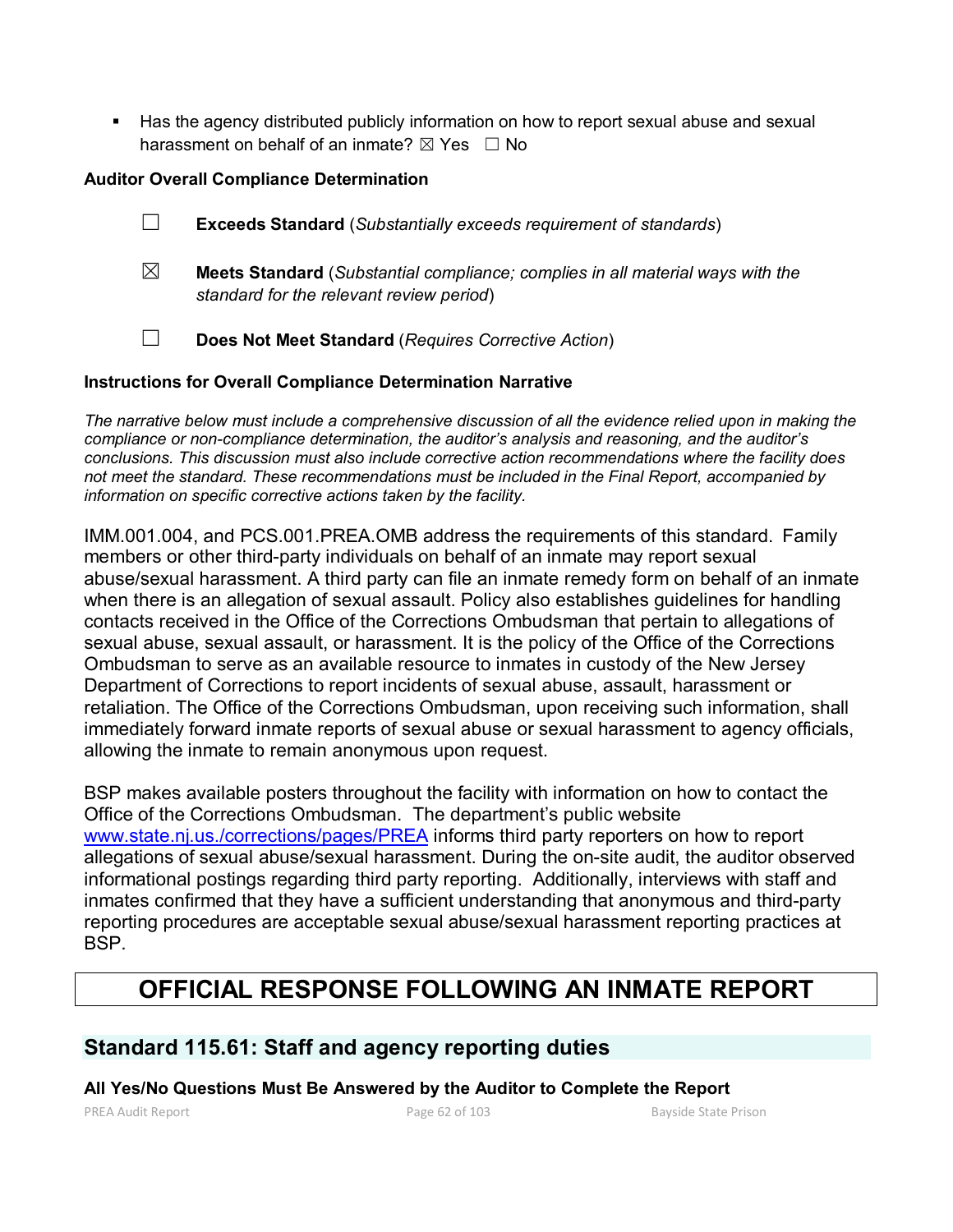- Has the agency distributed publicly information on how to report sexual abuse and sexual harassment on behalf of an inmate? ☒ Yes ☐ No

**Auditor Overall Compliance Determination**

☐ **Exceeds Standard** (*Substantially exceeds requirement of standards*)

☒ **Meets Standard** (*Substantial compliance; complies in all material ways with the standard for the relevant review period*)

☐ **Does Not Meet Standard** (*Requires Corrective Action*)

**Instructions for Overall Compliance Determination Narrative**

*The narrative below must include a comprehensive discussion of all the evidence relied upon in making the compliance or non-compliance determination, the auditor's analysis and reasoning, and the auditor's conclusions. This discussion must also include corrective action recommendations where the facility does not meet the standard. These recommendations must be included in the Final Report, accompanied by information on specific corrective actions taken by the facility.*

IMM.001.004, and PCS.001.PREA.OMB address the requirements of this standard. Family members or other third-party individuals on behalf of an inmate may report sexual abuse/sexual harassment. A third party can file an inmate remedy form on behalf of an inmate when there is an allegation of sexual assault. Policy also establishes guidelines for handling contacts received in the Office of the Corrections Ombudsman that pertain to allegations of sexual abuse, sexual assault, or harassment. It is the policy of the Office of the Corrections Ombudsman to serve as an available resource to inmates in custody of the New Jersey Department of Corrections to report incidents of sexual abuse, assault, harassment or retaliation. The Office of the Corrections Ombudsman, upon receiving such information, shall immediately forward inmate reports of sexual abuse or sexual harassment to agency officials, allowing the inmate to remain anonymous upon request.

BSP makes available posters throughout the facility with information on how to contact the Office of the Corrections Ombudsman. The department's public website www.state.nj.us./corrections/pages/PREA informs third party reporters on how to report allegations of sexual abuse/sexual harassment. During the on-site audit, the auditor observed informational postings regarding third party reporting. Additionally, interviews with staff and inmates confirmed that they have a sufficient understanding that anonymous and third-party reporting procedures are acceptable sexual abuse/sexual harassment reporting practices at BSP.

# OFFICIAL RESPONSE FOLLOWING AN INMATE REPORT

## Standard 115.61: Staff and agency reporting duties

**All Yes/No Questions Must Be Answered by the Auditor to Complete the Report**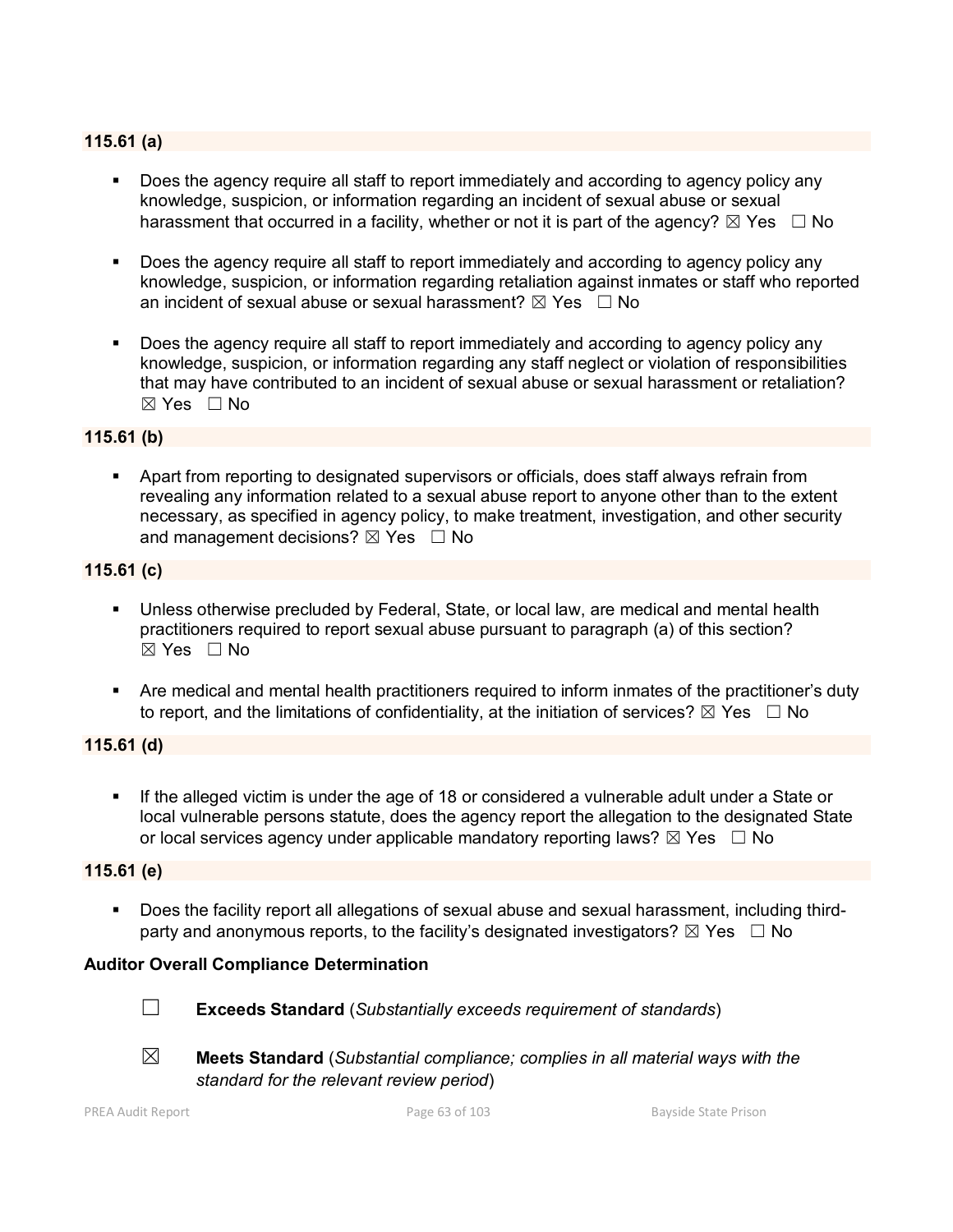### 115.61 (a)

- Does the agency require all staff to report immediately and according to agency policy any knowledge, suspicion, or information regarding an incident of sexual abuse or sexual harassment that occurred in a facility, whether or not it is part of the agency? ☒ Yes ☐ No
- Does the agency require all staff to report immediately and according to agency policy any knowledge, suspicion, or information regarding retaliation against inmates or staff who reported an incident of sexual abuse or sexual harassment? ☒ Yes ☐ No
- Does the agency require all staff to report immediately and according to agency policy any knowledge, suspicion, or information regarding any staff neglect or violation of responsibilities that may have contributed to an incident of sexual abuse or sexual harassment or retaliation? ☒ Yes ☐ No

### 115.61 (b)

- Apart from reporting to designated supervisors or officials, does staff always refrain from revealing any information related to a sexual abuse report to anyone other than to the extent necessary, as specified in agency policy, to make treatment, investigation, and other security and management decisions? ☒ Yes ☐ No

### 115.61 (c)

- Unless otherwise precluded by Federal, State, or local law, are medical and mental health practitioners required to report sexual abuse pursuant to paragraph (a) of this section? ☒ Yes ☐ No
- Are medical and mental health practitioners required to inform inmates of the practitioner's duty to report, and the limitations of confidentiality, at the initiation of services? ☒ Yes ☐ No

### 115.61 (d)

- If the alleged victim is under the age of 18 or considered a vulnerable adult under a State or local vulnerable persons statute, does the agency report the allegation to the designated State or local services agency under applicable mandatory reporting laws? ☒ Yes ☐ No

### 115.61 (e)

- Does the facility report all allegations of sexual abuse and sexual harassment, including third-party and anonymous reports, to the facility's designated investigators? ☒ Yes ☐ No

**Auditor Overall Compliance Determination**

☐ **Exceeds Standard** (*Substantially exceeds requirement of standards*)

☒ **Meets Standard** (*Substantial compliance; complies in all material ways with the standard for the relevant review period*)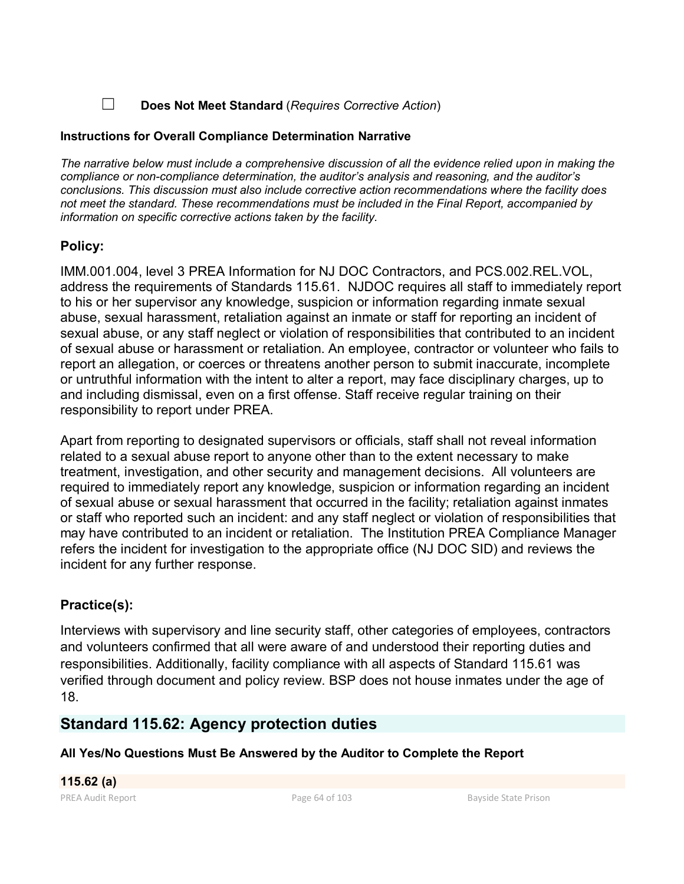☐ **Does Not Meet Standard** (*Requires Corrective Action*)

**Instructions for Overall Compliance Determination Narrative**

*The narrative below must include a comprehensive discussion of all the evidence relied upon in making the compliance or non-compliance determination, the auditor's analysis and reasoning, and the auditor's conclusions. This discussion must also include corrective action recommendations where the facility does not meet the standard. These recommendations must be included in the Final Report, accompanied by information on specific corrective actions taken by the facility.*

### Policy:

IMM.001.004, level 3 PREA Information for NJ DOC Contractors, and PCS.002.REL.VOL, address the requirements of Standards 115.61. NJDOC requires all staff to immediately report to his or her supervisor any knowledge, suspicion or information regarding inmate sexual abuse, sexual harassment, retaliation against an inmate or staff for reporting an incident of sexual abuse, or any staff neglect or violation of responsibilities that contributed to an incident of sexual abuse or harassment or retaliation. An employee, contractor or volunteer who fails to report an allegation, or coerces or threatens another person to submit inaccurate, incomplete or untruthful information with the intent to alter a report, may face disciplinary charges, up to and including dismissal, even on a first offense. Staff receive regular training on their responsibility to report under PREA.

Apart from reporting to designated supervisors or officials, staff shall not reveal information related to a sexual abuse report to anyone other than to the extent necessary to make treatment, investigation, and other security and management decisions. All volunteers are required to immediately report any knowledge, suspicion or information regarding an incident of sexual abuse or sexual harassment that occurred in the facility; retaliation against inmates or staff who reported such an incident: and any staff neglect or violation of responsibilities that may have contributed to an incident or retaliation. The Institution PREA Compliance Manager refers the incident for investigation to the appropriate office (NJ DOC SID) and reviews the incident for any further response.

### Practice(s):

Interviews with supervisory and line security staff, other categories of employees, contractors and volunteers confirmed that all were aware of and understood their reporting duties and responsibilities. Additionally, facility compliance with all aspects of Standard 115.61 was verified through document and policy review. BSP does not house inmates under the age of 18.

## Standard 115.62: Agency protection duties

**All Yes/No Questions Must Be Answered by the Auditor to Complete the Report**

**115.62 (a)**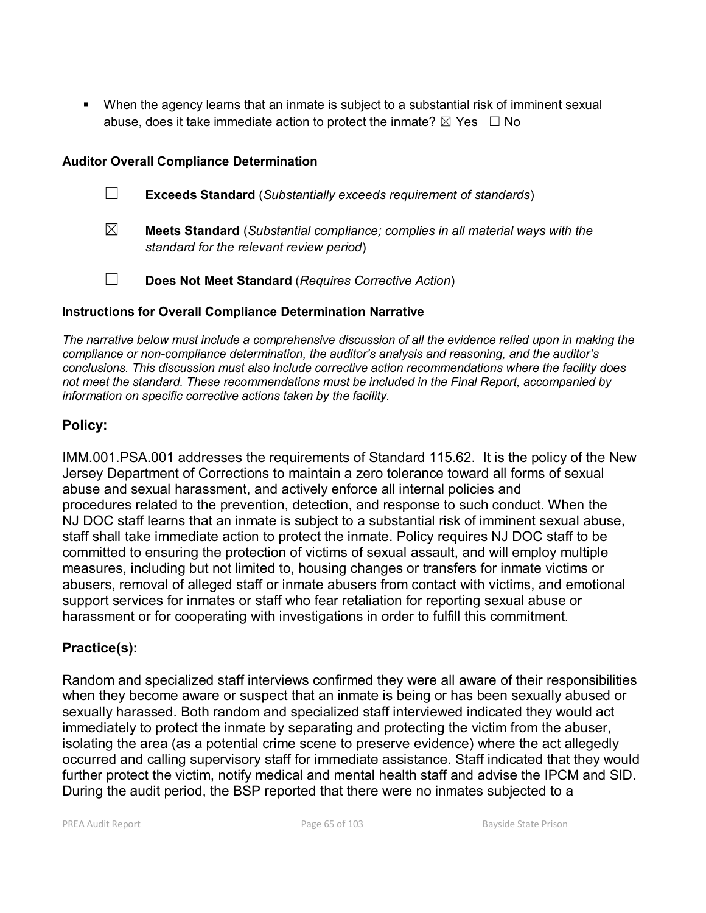- When the agency learns that an inmate is subject to a substantial risk of imminent sexual abuse, does it take immediate action to protect the inmate? ☒ Yes ☐ No

**Auditor Overall Compliance Determination**

☐ **Exceeds Standard** (*Substantially exceeds requirement of standards*)

☒ **Meets Standard** (*Substantial compliance; complies in all material ways with the standard for the relevant review period*)

☐ **Does Not Meet Standard** (*Requires Corrective Action*)

**Instructions for Overall Compliance Determination Narrative**

*The narrative below must include a comprehensive discussion of all the evidence relied upon in making the compliance or non-compliance determination, the auditor's analysis and reasoning, and the auditor's conclusions. This discussion must also include corrective action recommendations where the facility does not meet the standard. These recommendations must be included in the Final Report, accompanied by information on specific corrective actions taken by the facility.*

## Policy:

IMM.001.PSA.001 addresses the requirements of Standard 115.62. It is the policy of the New Jersey Department of Corrections to maintain a zero tolerance toward all forms of sexual abuse and sexual harassment, and actively enforce all internal policies and procedures related to the prevention, detection, and response to such conduct. When the NJ DOC staff learns that an inmate is subject to a substantial risk of imminent sexual abuse, staff shall take immediate action to protect the inmate. Policy requires NJ DOC staff to be committed to ensuring the protection of victims of sexual assault, and will employ multiple measures, including but not limited to, housing changes or transfers for inmate victims or abusers, removal of alleged staff or inmate abusers from contact with victims, and emotional support services for inmates or staff who fear retaliation for reporting sexual abuse or harassment or for cooperating with investigations in order to fulfill this commitment.

## Practice(s):

Random and specialized staff interviews confirmed they were all aware of their responsibilities when they become aware or suspect that an inmate is being or has been sexually abused or sexually harassed. Both random and specialized staff interviewed indicated they would act immediately to protect the inmate by separating and protecting the victim from the abuser, isolating the area (as a potential crime scene to preserve evidence) where the act allegedly occurred and calling supervisory staff for immediate assistance. Staff indicated that they would further protect the victim, notify medical and mental health staff and advise the IPCM and SID. During the audit period, the BSP reported that there were no inmates subjected to a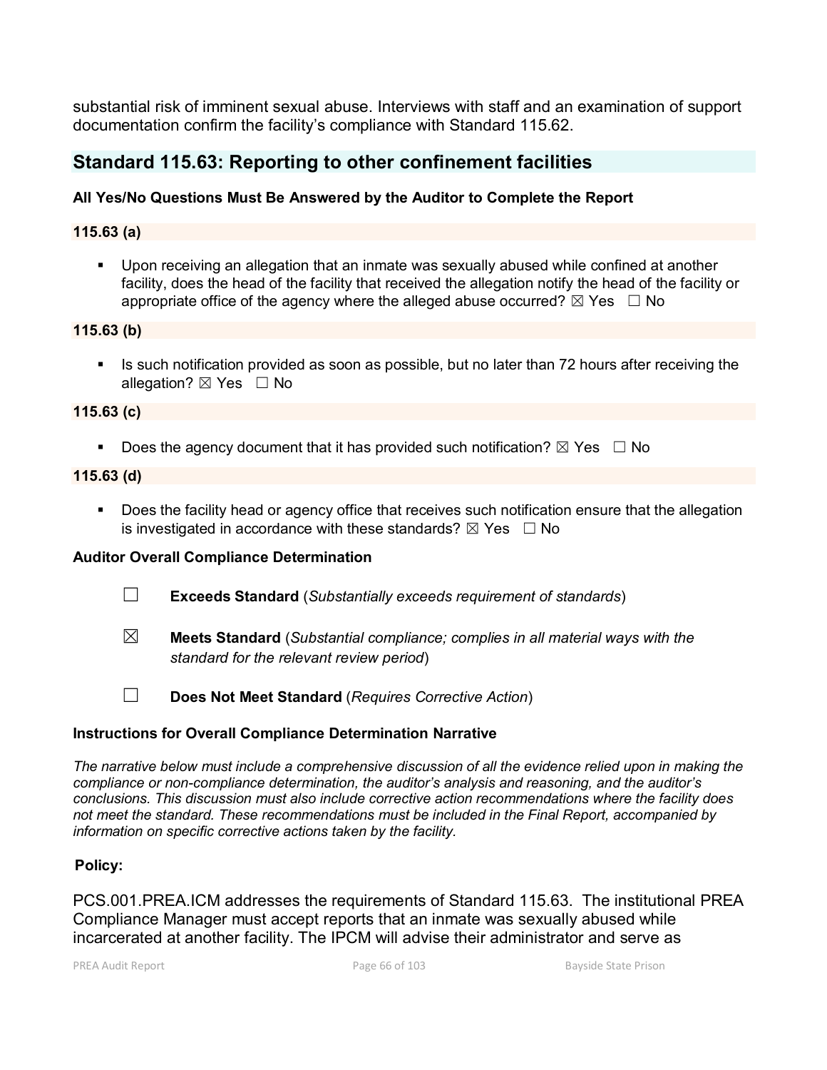substantial risk of imminent sexual abuse. Interviews with staff and an examination of support documentation confirm the facility's compliance with Standard 115.62.

## Standard 115.63: Reporting to other confinement facilities

**All Yes/No Questions Must Be Answered by the Auditor to Complete the Report**

**115.63 (a)**

- Upon receiving an allegation that an inmate was sexually abused while confined at another facility, does the head of the facility that received the allegation notify the head of the facility or appropriate office of the agency where the alleged abuse occurred? ☒ Yes ☐ No

**115.63 (b)**

- Is such notification provided as soon as possible, but no later than 72 hours after receiving the allegation? ☒ Yes ☐ No

**115.63 (c)**

- Does the agency document that it has provided such notification? ☒ Yes ☐ No

**115.63 (d)**

- Does the facility head or agency office that receives such notification ensure that the allegation is investigated in accordance with these standards? ☒ Yes ☐ No

**Auditor Overall Compliance Determination**

☐ **Exceeds Standard** (*Substantially exceeds requirement of standards*)

☒ **Meets Standard** (*Substantial compliance; complies in all material ways with the standard for the relevant review period*)

☐ **Does Not Meet Standard** (*Requires Corrective Action*)

**Instructions for Overall Compliance Determination Narrative**

*The narrative below must include a comprehensive discussion of all the evidence relied upon in making the compliance or non-compliance determination, the auditor's analysis and reasoning, and the auditor's conclusions. This discussion must also include corrective action recommendations where the facility does not meet the standard. These recommendations must be included in the Final Report, accompanied by information on specific corrective actions taken by the facility.*

**Policy:**

PCS.001.PREA.ICM addresses the requirements of Standard 115.63. The institutional PREA Compliance Manager must accept reports that an inmate was sexually abused while incarcerated at another facility. The IPCM will advise their administrator and serve as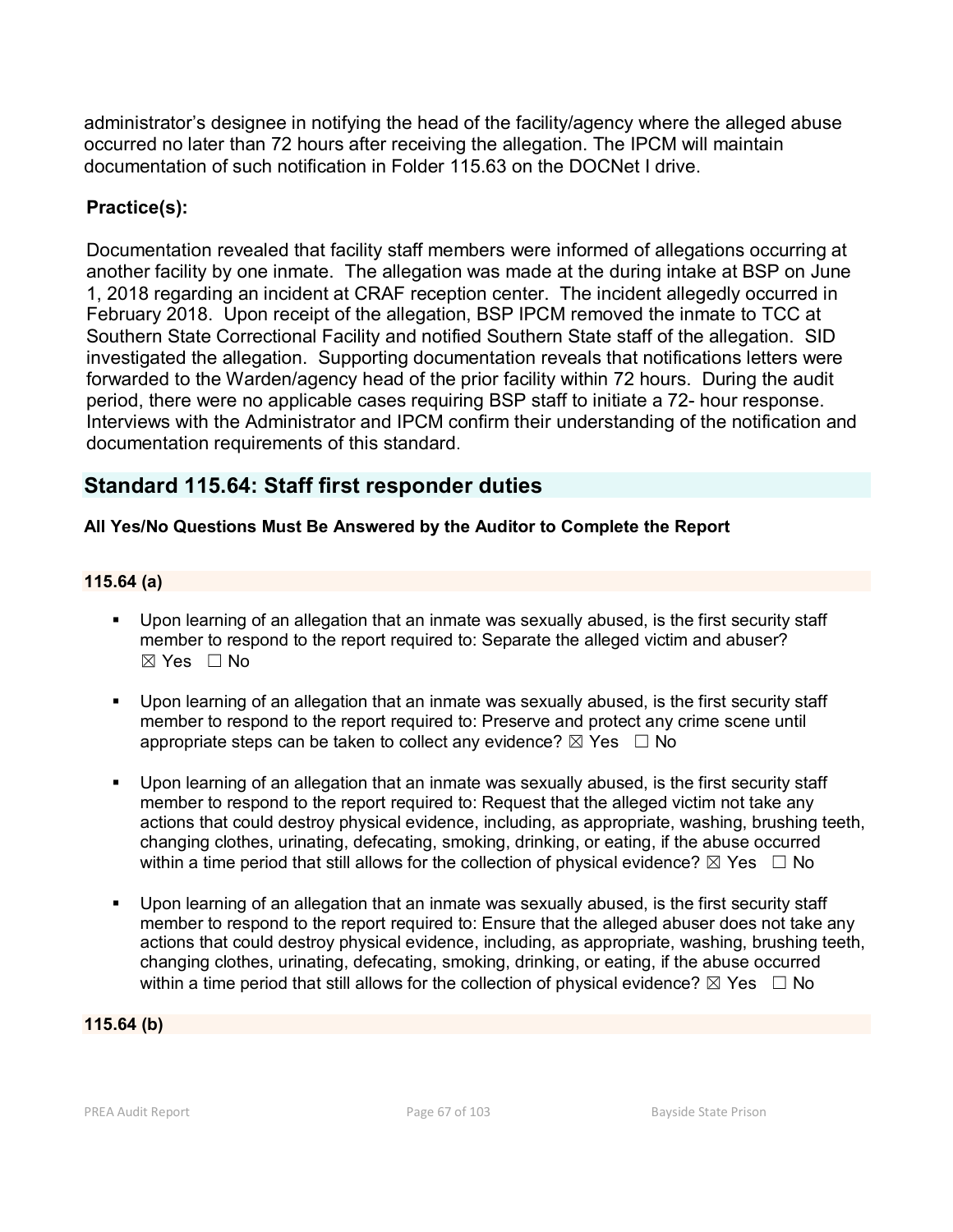administrator's designee in notifying the head of the facility/agency where the alleged abuse occurred no later than 72 hours after receiving the allegation. The IPCM will maintain documentation of such notification in Folder 115.63 on the DOCNet I drive.

**Practice(s):**

Documentation revealed that facility staff members were informed of allegations occurring at another facility by one inmate. The allegation was made at the during intake at BSP on June 1, 2018 regarding an incident at CRAF reception center. The incident allegedly occurred in February 2018. Upon receipt of the allegation, BSP IPCM removed the inmate to TCC at Southern State Correctional Facility and notified Southern State staff of the allegation. SID investigated the allegation. Supporting documentation reveals that notifications letters were forwarded to the Warden/agency head of the prior facility within 72 hours. During the audit period, there were no applicable cases requiring BSP staff to initiate a 72- hour response. Interviews with the Administrator and IPCM confirm their understanding of the notification and documentation requirements of this standard.

## Standard 115.64: Staff first responder duties

**All Yes/No Questions Must Be Answered by the Auditor to Complete the Report**

**115.64 (a)**

- Upon learning of an allegation that an inmate was sexually abused, is the first security staff member to respond to the report required to: Separate the alleged victim and abuser? ☒ Yes ☐ No

- Upon learning of an allegation that an inmate was sexually abused, is the first security staff member to respond to the report required to: Preserve and protect any crime scene until appropriate steps can be taken to collect any evidence? ☒ Yes ☐ No

- Upon learning of an allegation that an inmate was sexually abused, is the first security staff member to respond to the report required to: Request that the alleged victim not take any actions that could destroy physical evidence, including, as appropriate, washing, brushing teeth, changing clothes, urinating, defecating, smoking, drinking, or eating, if the abuse occurred within a time period that still allows for the collection of physical evidence? ☒ Yes ☐ No

- Upon learning of an allegation that an inmate was sexually abused, is the first security staff member to respond to the report required to: Ensure that the alleged abuser does not take any actions that could destroy physical evidence, including, as appropriate, washing, brushing teeth, changing clothes, urinating, defecating, smoking, drinking, or eating, if the abuse occurred within a time period that still allows for the collection of physical evidence? ☒ Yes ☐ No

**115.64 (b)**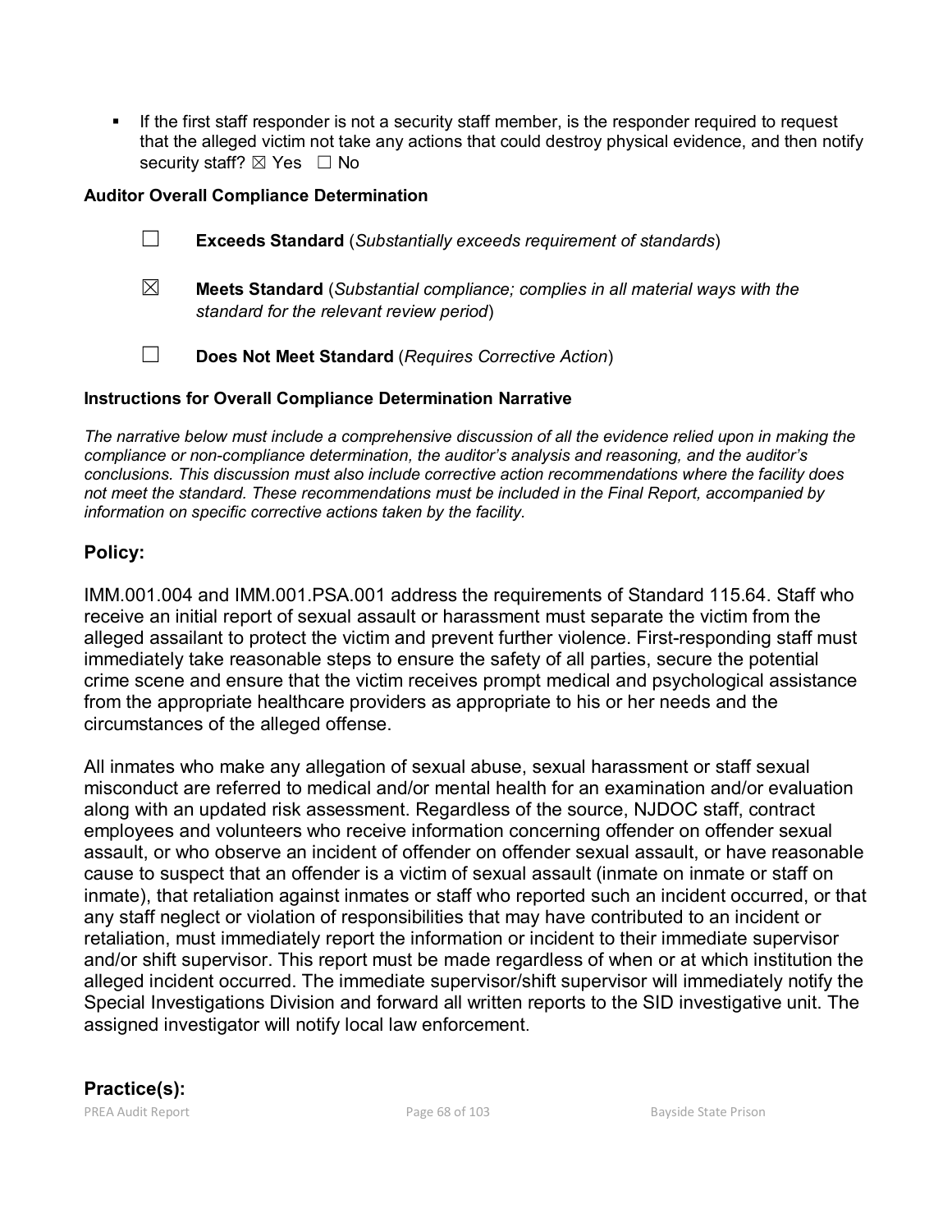- If the first staff responder is not a security staff member, is the responder required to request that the alleged victim not take any actions that could destroy physical evidence, and then notify security staff? ☒ Yes ☐ No

**Auditor Overall Compliance Determination**

☐ **Exceeds Standard** (*Substantially exceeds requirement of standards*)

☒ **Meets Standard** (*Substantial compliance; complies in all material ways with the standard for the relevant review period*)

☐ **Does Not Meet Standard** (*Requires Corrective Action*)

**Instructions for Overall Compliance Determination Narrative**

*The narrative below must include a comprehensive discussion of all the evidence relied upon in making the compliance or non-compliance determination, the auditor's analysis and reasoning, and the auditor's conclusions. This discussion must also include corrective action recommendations where the facility does not meet the standard. These recommendations must be included in the Final Report, accompanied by information on specific corrective actions taken by the facility.*

## Policy:

IMM.001.004 and IMM.001.PSA.001 address the requirements of Standard 115.64. Staff who receive an initial report of sexual assault or harassment must separate the victim from the alleged assailant to protect the victim and prevent further violence. First-responding staff must immediately take reasonable steps to ensure the safety of all parties, secure the potential crime scene and ensure that the victim receives prompt medical and psychological assistance from the appropriate healthcare providers as appropriate to his or her needs and the circumstances of the alleged offense.

All inmates who make any allegation of sexual abuse, sexual harassment or staff sexual misconduct are referred to medical and/or mental health for an examination and/or evaluation along with an updated risk assessment. Regardless of the source, NJDOC staff, contract employees and volunteers who receive information concerning offender on offender sexual assault, or who observe an incident of offender on offender sexual assault, or have reasonable cause to suspect that an offender is a victim of sexual assault (inmate on inmate or staff on inmate), that retaliation against inmates or staff who reported such an incident occurred, or that any staff neglect or violation of responsibilities that may have contributed to an incident or retaliation, must immediately report the information or incident to their immediate supervisor and/or shift supervisor. This report must be made regardless of when or at which institution the alleged incident occurred. The immediate supervisor/shift supervisor will immediately notify the Special Investigations Division and forward all written reports to the SID investigative unit. The assigned investigator will notify local law enforcement.

## Practice(s):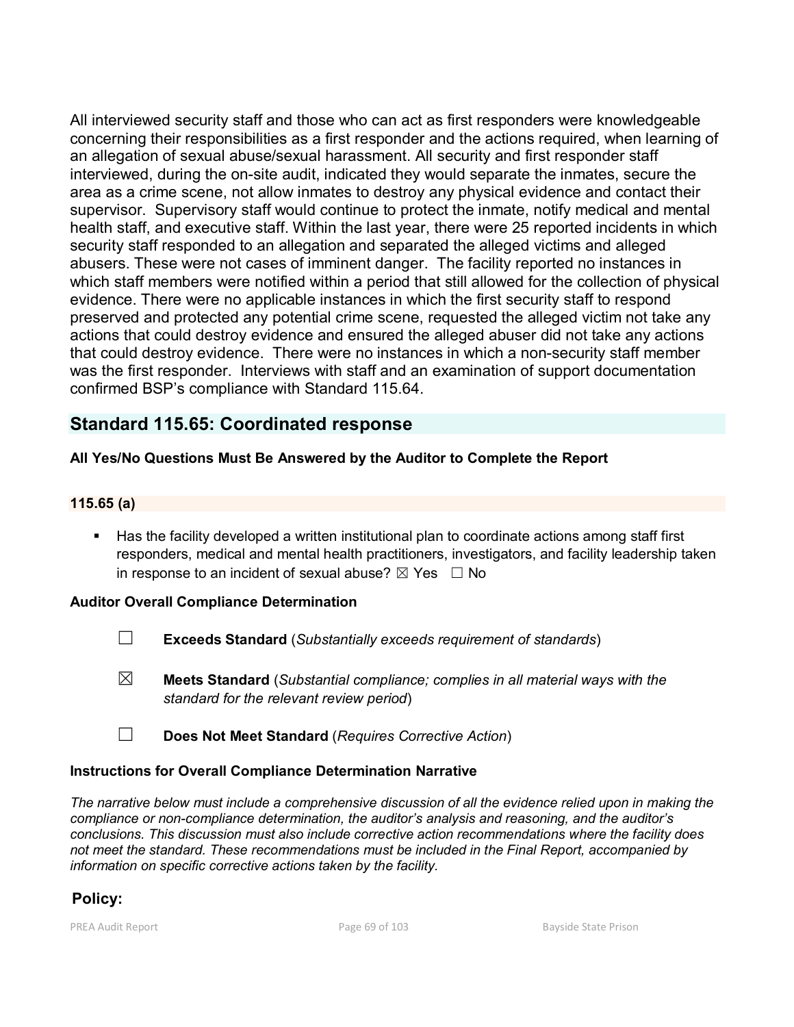All interviewed security staff and those who can act as first responders were knowledgeable concerning their responsibilities as a first responder and the actions required, when learning of an allegation of sexual abuse/sexual harassment. All security and first responder staff interviewed, during the on-site audit, indicated they would separate the inmates, secure the area as a crime scene, not allow inmates to destroy any physical evidence and contact their supervisor. Supervisory staff would continue to protect the inmate, notify medical and mental health staff, and executive staff. Within the last year, there were 25 reported incidents in which security staff responded to an allegation and separated the alleged victims and alleged abusers. These were not cases of imminent danger. The facility reported no instances in which staff members were notified within a period that still allowed for the collection of physical evidence. There were no applicable instances in which the first security staff to respond preserved and protected any potential crime scene, requested the alleged victim not take any actions that could destroy evidence and ensured the alleged abuser did not take any actions that could destroy evidence. There were no instances in which a non-security staff member was the first responder. Interviews with staff and an examination of support documentation confirmed BSP's compliance with Standard 115.64.

## Standard 115.65: Coordinated response

**All Yes/No Questions Must Be Answered by the Auditor to Complete the Report**

### 115.65 (a)

- Has the facility developed a written institutional plan to coordinate actions among staff first responders, medical and mental health practitioners, investigators, and facility leadership taken in response to an incident of sexual abuse? ☒ Yes ☐ No

**Auditor Overall Compliance Determination**

☐ **Exceeds Standard** (*Substantially exceeds requirement of standards*)

☒ **Meets Standard** (*Substantial compliance; complies in all material ways with the standard for the relevant review period*)

☐ **Does Not Meet Standard** (*Requires Corrective Action*)

**Instructions for Overall Compliance Determination Narrative**

*The narrative below must include a comprehensive discussion of all the evidence relied upon in making the compliance or non-compliance determination, the auditor's analysis and reasoning, and the auditor's conclusions. This discussion must also include corrective action recommendations where the facility does not meet the standard. These recommendations must be included in the Final Report, accompanied by information on specific corrective actions taken by the facility.*

**Policy:**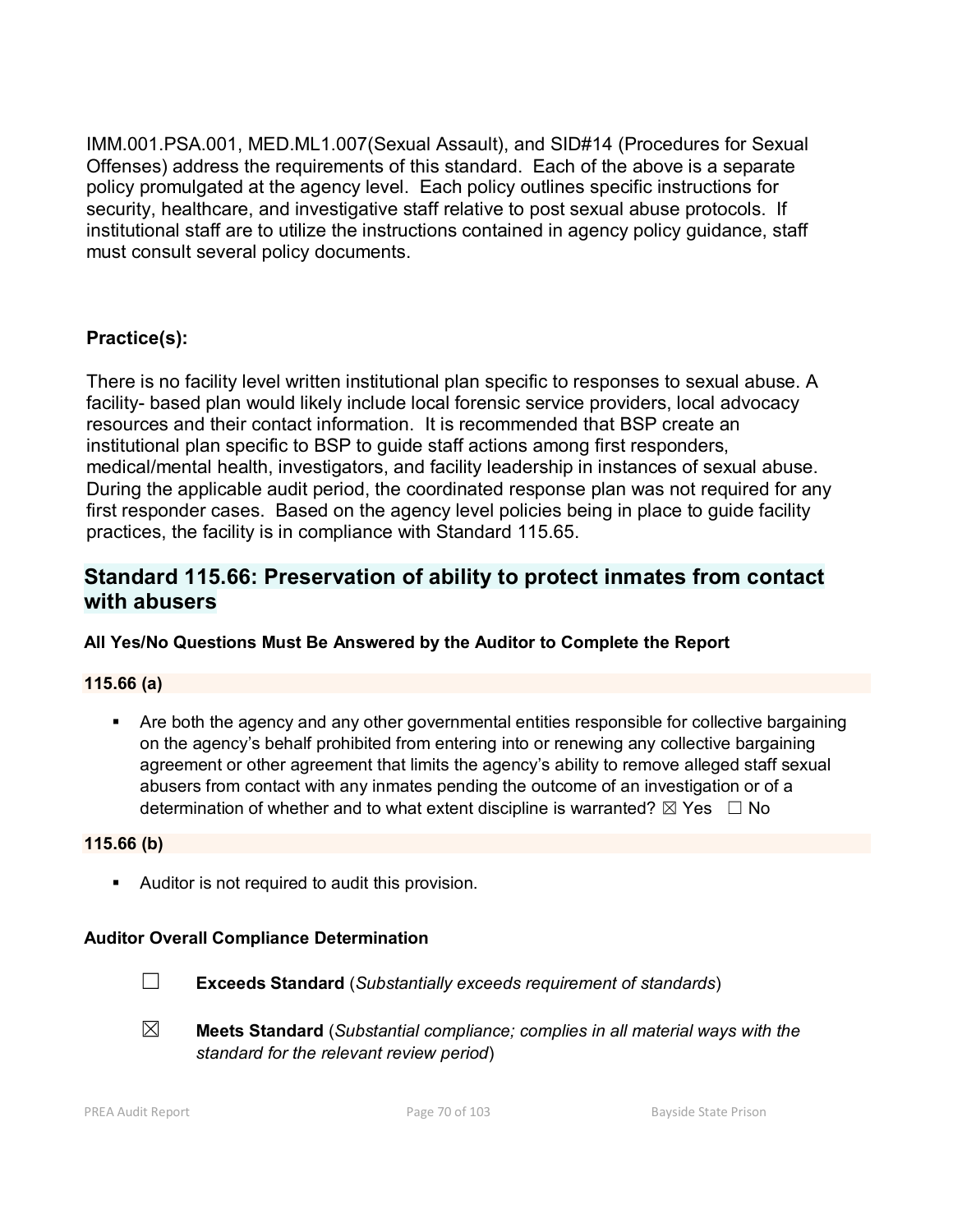IMM.001.PSA.001, MED.ML1.007(Sexual Assault), and SID#14 (Procedures for Sexual Offenses) address the requirements of this standard. Each of the above is a separate policy promulgated at the agency level. Each policy outlines specific instructions for security, healthcare, and investigative staff relative to post sexual abuse protocols. If institutional staff are to utilize the instructions contained in agency policy guidance, staff must consult several policy documents.

**Practice(s):**

There is no facility level written institutional plan specific to responses to sexual abuse. A facility- based plan would likely include local forensic service providers, local advocacy resources and their contact information. It is recommended that BSP create an institutional plan specific to BSP to guide staff actions among first responders, medical/mental health, investigators, and facility leadership in instances of sexual abuse. During the applicable audit period, the coordinated response plan was not required for any first responder cases. Based on the agency level policies being in place to guide facility practices, the facility is in compliance with Standard 115.65.

## Standard 115.66: Preservation of ability to protect inmates from contact with abusers

**All Yes/No Questions Must Be Answered by the Auditor to Complete the Report**

**115.66 (a)**

- Are both the agency and any other governmental entities responsible for collective bargaining on the agency's behalf prohibited from entering into or renewing any collective bargaining agreement or other agreement that limits the agency's ability to remove alleged staff sexual abusers from contact with any inmates pending the outcome of an investigation or of a determination of whether and to what extent discipline is warranted? ☒ Yes ☐ No

**115.66 (b)**

- Auditor is not required to audit this provision.

**Auditor Overall Compliance Determination**

☐ **Exceeds Standard** (*Substantially exceeds requirement of standards*)

☒ **Meets Standard** (*Substantial compliance; complies in all material ways with the standard for the relevant review period*)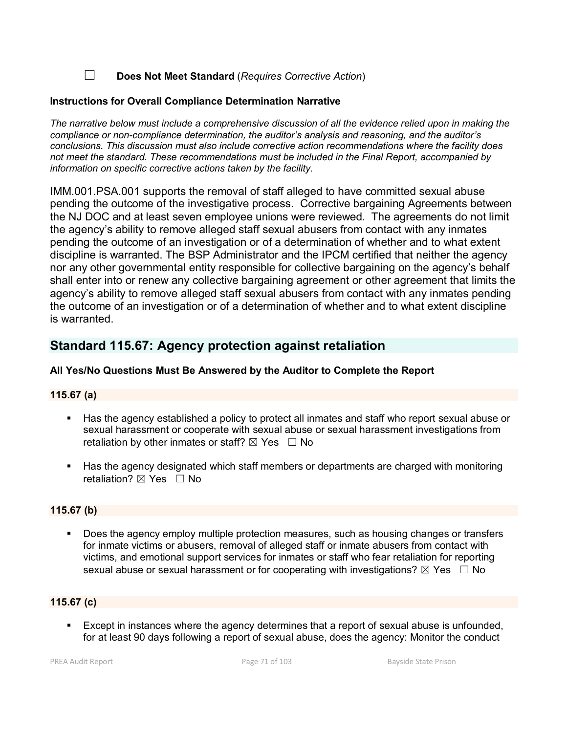☐ **Does Not Meet Standard** (*Requires Corrective Action*)

**Instructions for Overall Compliance Determination Narrative**

*The narrative below must include a comprehensive discussion of all the evidence relied upon in making the compliance or non-compliance determination, the auditor's analysis and reasoning, and the auditor's conclusions. This discussion must also include corrective action recommendations where the facility does not meet the standard. These recommendations must be included in the Final Report, accompanied by information on specific corrective actions taken by the facility.*

IMM.001.PSA.001 supports the removal of staff alleged to have committed sexual abuse pending the outcome of the investigative process. Corrective bargaining Agreements between the NJ DOC and at least seven employee unions were reviewed. The agreements do not limit the agency's ability to remove alleged staff sexual abusers from contact with any inmates pending the outcome of an investigation or of a determination of whether and to what extent discipline is warranted. The BSP Administrator and the IPCM certified that neither the agency nor any other governmental entity responsible for collective bargaining on the agency's behalf shall enter into or renew any collective bargaining agreement or other agreement that limits the agency's ability to remove alleged staff sexual abusers from contact with any inmates pending the outcome of an investigation or of a determination of whether and to what extent discipline is warranted.

## Standard 115.67: Agency protection against retaliation

**All Yes/No Questions Must Be Answered by the Auditor to Complete the Report**

**115.67 (a)**

- Has the agency established a policy to protect all inmates and staff who report sexual abuse or sexual harassment or cooperate with sexual abuse or sexual harassment investigations from retaliation by other inmates or staff? ☒ Yes ☐ No

- Has the agency designated which staff members or departments are charged with monitoring retaliation? ☒ Yes ☐ No

**115.67 (b)**

- Does the agency employ multiple protection measures, such as housing changes or transfers for inmate victims or abusers, removal of alleged staff or inmate abusers from contact with victims, and emotional support services for inmates or staff who fear retaliation for reporting sexual abuse or sexual harassment or for cooperating with investigations? ☒ Yes ☐ No

**115.67 (c)**

- Except in instances where the agency determines that a report of sexual abuse is unfounded, for at least 90 days following a report of sexual abuse, does the agency: Monitor the conduct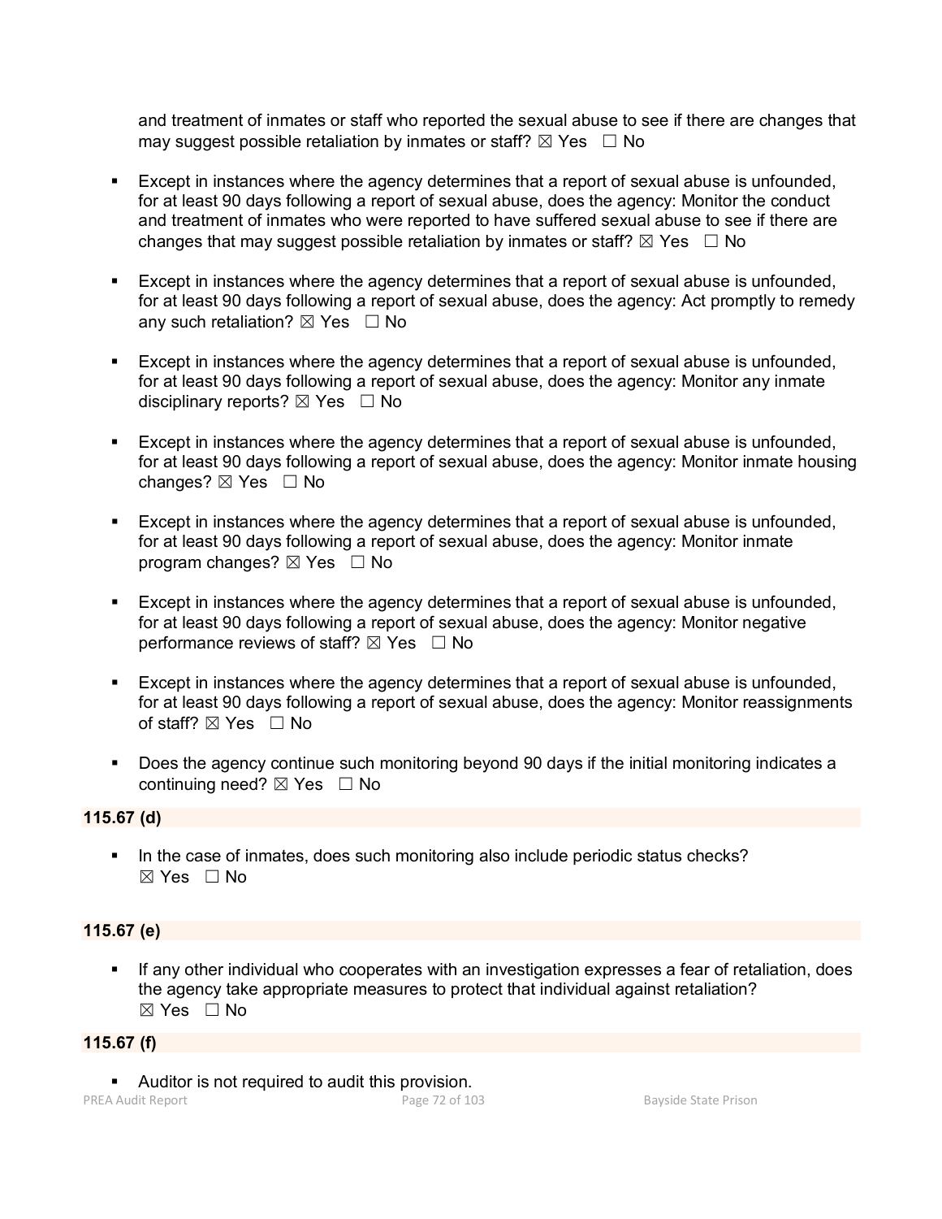and treatment of inmates or staff who reported the sexual abuse to see if there are changes that may suggest possible retaliation by inmates or staff? ☒ Yes ☐ No

- Except in instances where the agency determines that a report of sexual abuse is unfounded, for at least 90 days following a report of sexual abuse, does the agency: Monitor the conduct and treatment of inmates who were reported to have suffered sexual abuse to see if there are changes that may suggest possible retaliation by inmates or staff? ☒ Yes ☐ No
- Except in instances where the agency determines that a report of sexual abuse is unfounded, for at least 90 days following a report of sexual abuse, does the agency: Act promptly to remedy any such retaliation? ☒ Yes ☐ No
- Except in instances where the agency determines that a report of sexual abuse is unfounded, for at least 90 days following a report of sexual abuse, does the agency: Monitor any inmate disciplinary reports? ☒ Yes ☐ No
- Except in instances where the agency determines that a report of sexual abuse is unfounded, for at least 90 days following a report of sexual abuse, does the agency: Monitor inmate housing changes? ☒ Yes ☐ No
- Except in instances where the agency determines that a report of sexual abuse is unfounded, for at least 90 days following a report of sexual abuse, does the agency: Monitor inmate program changes? ☒ Yes ☐ No
- Except in instances where the agency determines that a report of sexual abuse is unfounded, for at least 90 days following a report of sexual abuse, does the agency: Monitor negative performance reviews of staff? ☒ Yes ☐ No
- Except in instances where the agency determines that a report of sexual abuse is unfounded, for at least 90 days following a report of sexual abuse, does the agency: Monitor reassignments of staff? ☒ Yes ☐ No
- Does the agency continue such monitoring beyond 90 days if the initial monitoring indicates a continuing need? ☒ Yes ☐ No

**115.67 (d)**

- In the case of inmates, does such monitoring also include periodic status checks? ☒ Yes ☐ No

**115.67 (e)**

- If any other individual who cooperates with an investigation expresses a fear of retaliation, does the agency take appropriate measures to protect that individual against retaliation? ☒ Yes ☐ No

**115.67 (f)**

- Auditor is not required to audit this provision.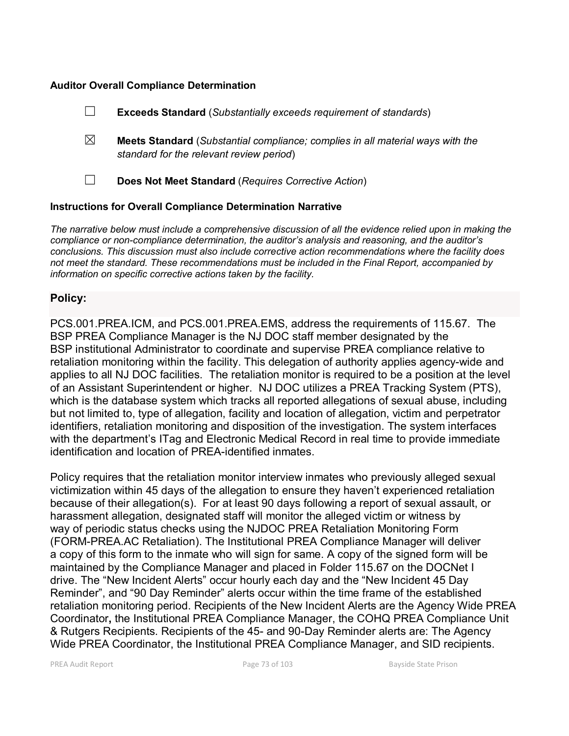**Auditor Overall Compliance Determination**

☐ **Exceeds Standard** (*Substantially exceeds requirement of standards*)

☒ **Meets Standard** (*Substantial compliance; complies in all material ways with the standard for the relevant review period*)

☐ **Does Not Meet Standard** (*Requires Corrective Action*)

**Instructions for Overall Compliance Determination Narrative**

*The narrative below must include a comprehensive discussion of all the evidence relied upon in making the compliance or non-compliance determination, the auditor's analysis and reasoning, and the auditor's conclusions. This discussion must also include corrective action recommendations where the facility does not meet the standard. These recommendations must be included in the Final Report, accompanied by information on specific corrective actions taken by the facility.*

## Policy:

PCS.001.PREA.ICM, and PCS.001.PREA.EMS, address the requirements of 115.67. The BSP PREA Compliance Manager is the NJ DOC staff member designated by the BSP institutional Administrator to coordinate and supervise PREA compliance relative to retaliation monitoring within the facility. This delegation of authority applies agency-wide and applies to all NJ DOC facilities. The retaliation monitor is required to be a position at the level of an Assistant Superintendent or higher. NJ DOC utilizes a PREA Tracking System (PTS), which is the database system which tracks all reported allegations of sexual abuse, including but not limited to, type of allegation, facility and location of allegation, victim and perpetrator identifiers, retaliation monitoring and disposition of the investigation. The system interfaces with the department's ITag and Electronic Medical Record in real time to provide immediate identification and location of PREA-identified inmates.

Policy requires that the retaliation monitor interview inmates who previously alleged sexual victimization within 45 days of the allegation to ensure they haven't experienced retaliation because of their allegation(s). For at least 90 days following a report of sexual assault, or harassment allegation, designated staff will monitor the alleged victim or witness by way of periodic status checks using the NJDOC PREA Retaliation Monitoring Form (FORM-PREA.AC Retaliation). The Institutional PREA Compliance Manager will deliver a copy of this form to the inmate who will sign for same. A copy of the signed form will be maintained by the Compliance Manager and placed in Folder 115.67 on the DOCNet I drive. The "New Incident Alerts" occur hourly each day and the "New Incident 45 Day Reminder", and "90 Day Reminder" alerts occur within the time frame of the established retaliation monitoring period. Recipients of the New Incident Alerts are the Agency Wide PREA Coordinator**,** the Institutional PREA Compliance Manager, the COHQ PREA Compliance Unit & Rutgers Recipients. Recipients of the 45- and 90-Day Reminder alerts are: The Agency Wide PREA Coordinator, the Institutional PREA Compliance Manager, and SID recipients.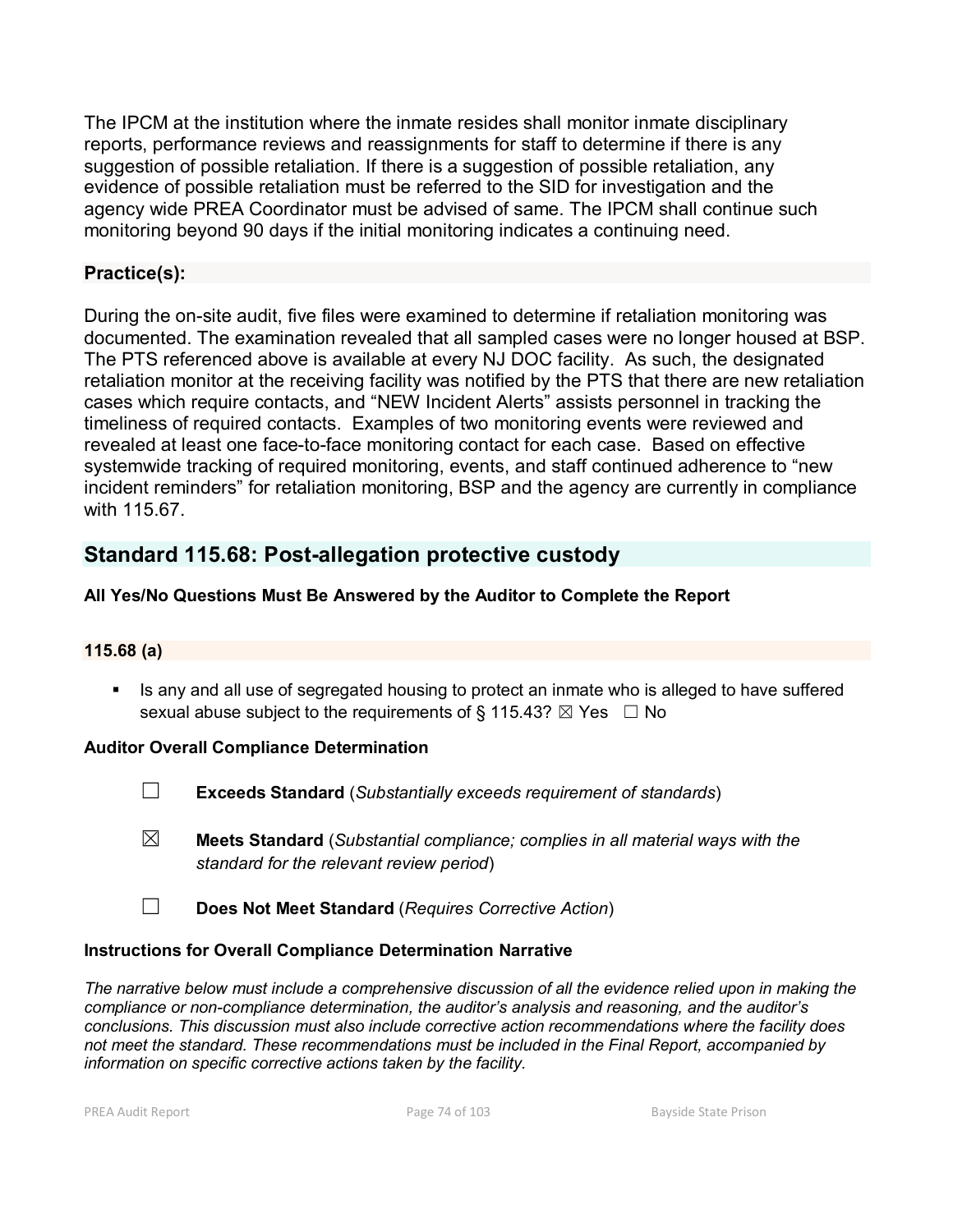The IPCM at the institution where the inmate resides shall monitor inmate disciplinary reports, performance reviews and reassignments for staff to determine if there is any suggestion of possible retaliation. If there is a suggestion of possible retaliation, any evidence of possible retaliation must be referred to the SID for investigation and the agency wide PREA Coordinator must be advised of same. The IPCM shall continue such monitoring beyond 90 days if the initial monitoring indicates a continuing need.

### Practice(s):

During the on-site audit, five files were examined to determine if retaliation monitoring was documented. The examination revealed that all sampled cases were no longer housed at BSP. The PTS referenced above is available at every NJ DOC facility. As such, the designated retaliation monitor at the receiving facility was notified by the PTS that there are new retaliation cases which require contacts, and "NEW Incident Alerts" assists personnel in tracking the timeliness of required contacts. Examples of two monitoring events were reviewed and revealed at least one face-to-face monitoring contact for each case. Based on effective systemwide tracking of required monitoring, events, and staff continued adherence to "new incident reminders" for retaliation monitoring, BSP and the agency are currently in compliance with 115.67.

## Standard 115.68: Post-allegation protective custody

**All Yes/No Questions Must Be Answered by the Auditor to Complete the Report**

### 115.68 (a)

- Is any and all use of segregated housing to protect an inmate who is alleged to have suffered sexual abuse subject to the requirements of § 115.43? ☒ Yes ☐ No

**Auditor Overall Compliance Determination**

☐ **Exceeds Standard** (*Substantially exceeds requirement of standards*)

☒ **Meets Standard** (*Substantial compliance; complies in all material ways with the standard for the relevant review period*)

☐ **Does Not Meet Standard** (*Requires Corrective Action*)

**Instructions for Overall Compliance Determination Narrative**

*The narrative below must include a comprehensive discussion of all the evidence relied upon in making the compliance or non-compliance determination, the auditor's analysis and reasoning, and the auditor's conclusions. This discussion must also include corrective action recommendations where the facility does not meet the standard. These recommendations must be included in the Final Report, accompanied by information on specific corrective actions taken by the facility.*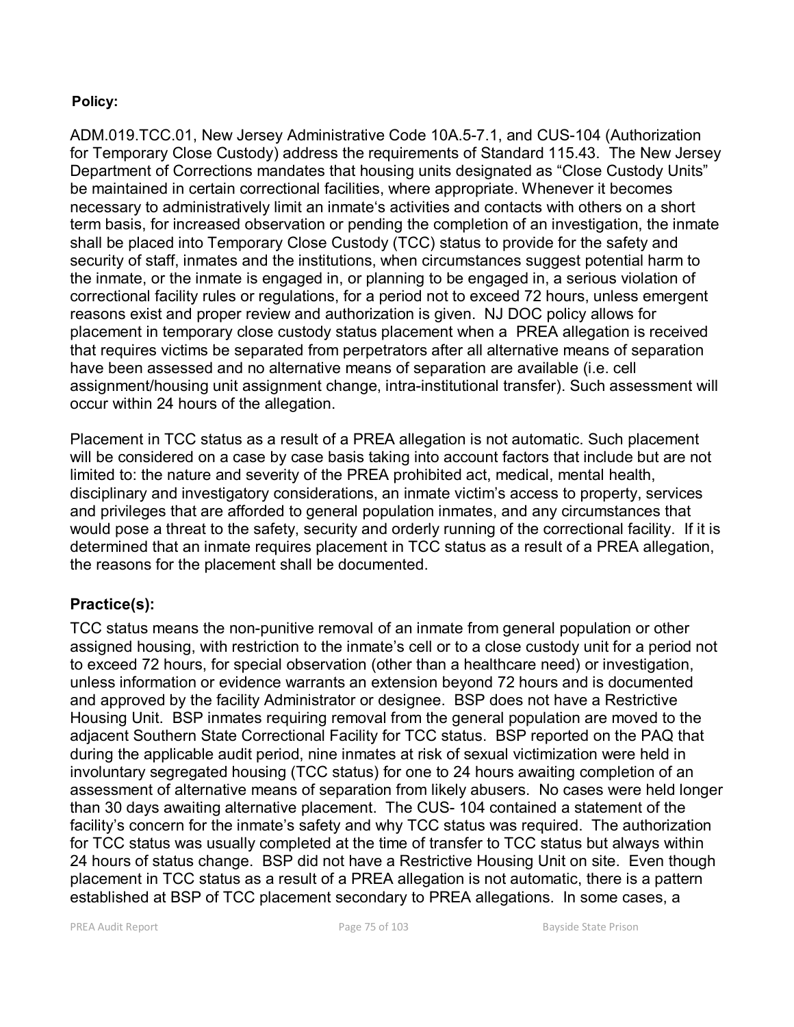**Policy:**

ADM.019.TCC.01, New Jersey Administrative Code 10A.5-7.1, and CUS-104 (Authorization for Temporary Close Custody) address the requirements of Standard 115.43. The New Jersey Department of Corrections mandates that housing units designated as "Close Custody Units" be maintained in certain correctional facilities, where appropriate. Whenever it becomes necessary to administratively limit an inmate's activities and contacts with others on a short term basis, for increased observation or pending the completion of an investigation, the inmate shall be placed into Temporary Close Custody (TCC) status to provide for the safety and security of staff, inmates and the institutions, when circumstances suggest potential harm to the inmate, or the inmate is engaged in, or planning to be engaged in, a serious violation of correctional facility rules or regulations, for a period not to exceed 72 hours, unless emergent reasons exist and proper review and authorization is given. NJ DOC policy allows for placement in temporary close custody status placement when a PREA allegation is received that requires victims be separated from perpetrators after all alternative means of separation have been assessed and no alternative means of separation are available (i.e. cell assignment/housing unit assignment change, intra-institutional transfer). Such assessment will occur within 24 hours of the allegation.

Placement in TCC status as a result of a PREA allegation is not automatic. Such placement will be considered on a case by case basis taking into account factors that include but are not limited to: the nature and severity of the PREA prohibited act, medical, mental health, disciplinary and investigatory considerations, an inmate victim's access to property, services and privileges that are afforded to general population inmates, and any circumstances that would pose a threat to the safety, security and orderly running of the correctional facility. If it is determined that an inmate requires placement in TCC status as a result of a PREA allegation, the reasons for the placement shall be documented.

## Practice(s):

TCC status means the non-punitive removal of an inmate from general population or other assigned housing, with restriction to the inmate's cell or to a close custody unit for a period not to exceed 72 hours, for special observation (other than a healthcare need) or investigation, unless information or evidence warrants an extension beyond 72 hours and is documented and approved by the facility Administrator or designee. BSP does not have a Restrictive Housing Unit. BSP inmates requiring removal from the general population are moved to the adjacent Southern State Correctional Facility for TCC status. BSP reported on the PAQ that during the applicable audit period, nine inmates at risk of sexual victimization were held in involuntary segregated housing (TCC status) for one to 24 hours awaiting completion of an assessment of alternative means of separation from likely abusers. No cases were held longer than 30 days awaiting alternative placement. The CUS- 104 contained a statement of the facility's concern for the inmate's safety and why TCC status was required. The authorization for TCC status was usually completed at the time of transfer to TCC status but always within 24 hours of status change. BSP did not have a Restrictive Housing Unit on site. Even though placement in TCC status as a result of a PREA allegation is not automatic, there is a pattern established at BSP of TCC placement secondary to PREA allegations. In some cases, a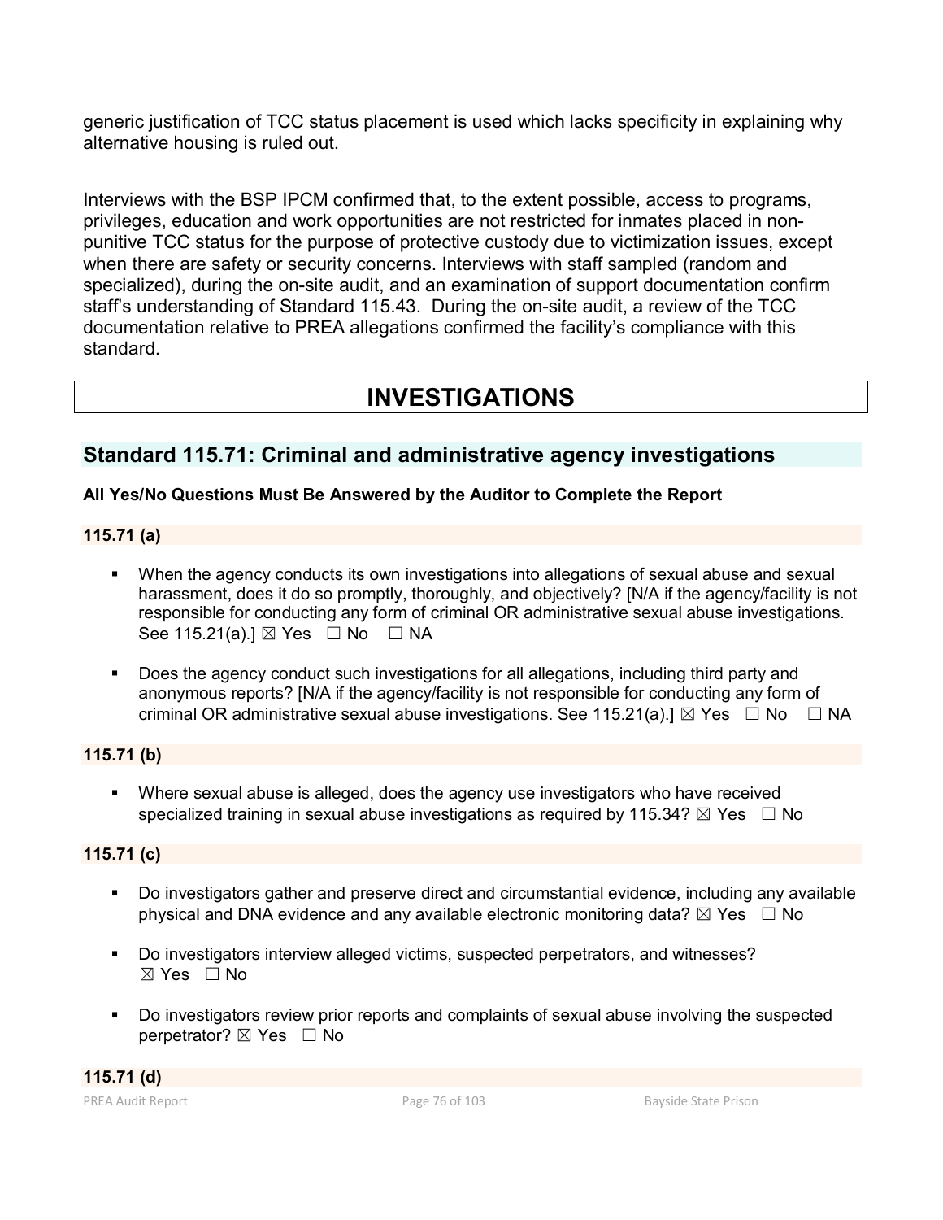generic justification of TCC status placement is used which lacks specificity in explaining why alternative housing is ruled out.

Interviews with the BSP IPCM confirmed that, to the extent possible, access to programs, privileges, education and work opportunities are not restricted for inmates placed in non-punitive TCC status for the purpose of protective custody due to victimization issues, except when there are safety or security concerns. Interviews with staff sampled (random and specialized), during the on-site audit, and an examination of support documentation confirm staff's understanding of Standard 115.43. During the on-site audit, a review of the TCC documentation relative to PREA allegations confirmed the facility's compliance with this standard.

# INVESTIGATIONS

## Standard 115.71: Criminal and administrative agency investigations

**All Yes/No Questions Must Be Answered by the Auditor to Complete the Report**

### 115.71 (a)

- When the agency conducts its own investigations into allegations of sexual abuse and sexual harassment, does it do so promptly, thoroughly, and objectively? [N/A if the agency/facility is not responsible for conducting any form of criminal OR administrative sexual abuse investigations. See 115.21(a).] ☒ Yes ☐ No ☐ NA

- Does the agency conduct such investigations for all allegations, including third party and anonymous reports? [N/A if the agency/facility is not responsible for conducting any form of criminal OR administrative sexual abuse investigations. See 115.21(a).] ☒ Yes ☐ No ☐ NA

### 115.71 (b)

- Where sexual abuse is alleged, does the agency use investigators who have received specialized training in sexual abuse investigations as required by 115.34? ☒ Yes ☐ No

### 115.71 (c)

- Do investigators gather and preserve direct and circumstantial evidence, including any available physical and DNA evidence and any available electronic monitoring data? ☒ Yes ☐ No

- Do investigators interview alleged victims, suspected perpetrators, and witnesses? ☒ Yes ☐ No

- Do investigators review prior reports and complaints of sexual abuse involving the suspected perpetrator? ☒ Yes ☐ No

### 115.71 (d)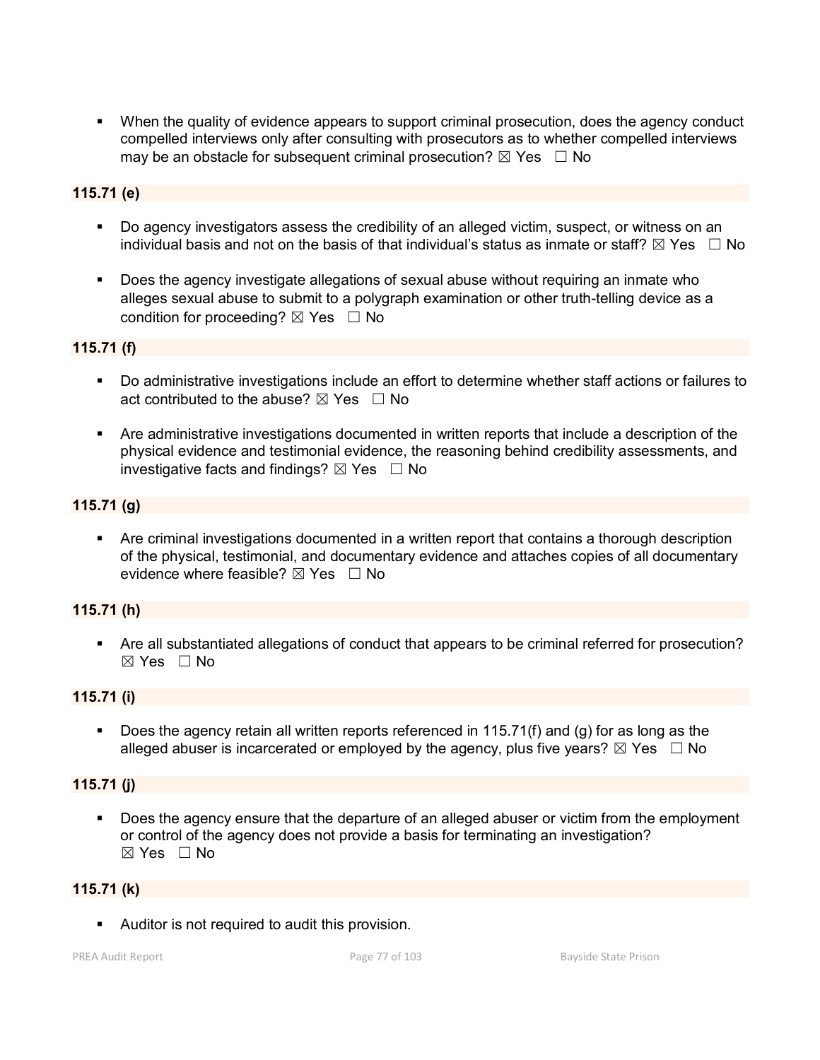- When the quality of evidence appears to support criminal prosecution, does the agency conduct compelled interviews only after consulting with prosecutors as to whether compelled interviews may be an obstacle for subsequent criminal prosecution? ☒ Yes ☐ No

**115.71 (e)**

- Do agency investigators assess the credibility of an alleged victim, suspect, or witness on an individual basis and not on the basis of that individual's status as inmate or staff? ☒ Yes ☐ No
- Does the agency investigate allegations of sexual abuse without requiring an inmate who alleges sexual abuse to submit to a polygraph examination or other truth-telling device as a condition for proceeding? ☒ Yes ☐ No

**115.71 (f)**

- Do administrative investigations include an effort to determine whether staff actions or failures to act contributed to the abuse? ☒ Yes ☐ No
- Are administrative investigations documented in written reports that include a description of the physical evidence and testimonial evidence, the reasoning behind credibility assessments, and investigative facts and findings? ☒ Yes ☐ No

**115.71 (g)**

- Are criminal investigations documented in a written report that contains a thorough description of the physical, testimonial, and documentary evidence and attaches copies of all documentary evidence where feasible? ☒ Yes ☐ No

**115.71 (h)**

- Are all substantiated allegations of conduct that appears to be criminal referred for prosecution? ☒ Yes ☐ No

**115.71 (i)**

- Does the agency retain all written reports referenced in 115.71(f) and (g) for as long as the alleged abuser is incarcerated or employed by the agency, plus five years? ☒ Yes ☐ No

**115.71 (j)**

- Does the agency ensure that the departure of an alleged abuser or victim from the employment or control of the agency does not provide a basis for terminating an investigation? ☒ Yes ☐ No

**115.71 (k)**

- Auditor is not required to audit this provision.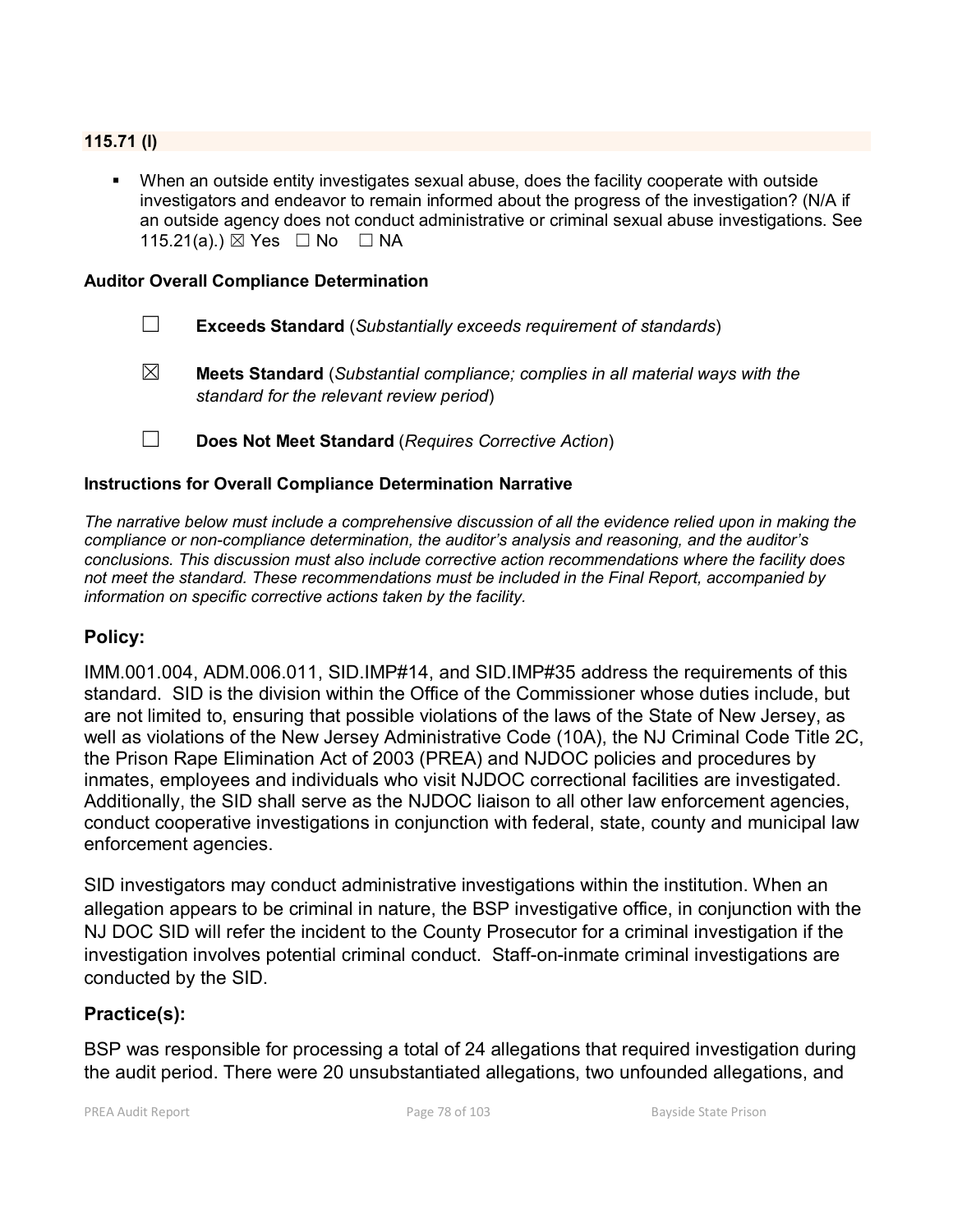**115.71 (l)**

- When an outside entity investigates sexual abuse, does the facility cooperate with outside investigators and endeavor to remain informed about the progress of the investigation? (N/A if an outside agency does not conduct administrative or criminal sexual abuse investigations. See 115.21(a).) ☒ Yes ☐ No ☐ NA

**Auditor Overall Compliance Determination**

☐ **Exceeds Standard** (*Substantially exceeds requirement of standards*)

☒ **Meets Standard** (*Substantial compliance; complies in all material ways with the standard for the relevant review period*)

☐ **Does Not Meet Standard** (*Requires Corrective Action*)

**Instructions for Overall Compliance Determination Narrative**

*The narrative below must include a comprehensive discussion of all the evidence relied upon in making the compliance or non-compliance determination, the auditor's analysis and reasoning, and the auditor's conclusions. This discussion must also include corrective action recommendations where the facility does not meet the standard. These recommendations must be included in the Final Report, accompanied by information on specific corrective actions taken by the facility.*

## Policy:

IMM.001.004, ADM.006.011, SID.IMP#14, and SID.IMP#35 address the requirements of this standard. SID is the division within the Office of the Commissioner whose duties include, but are not limited to, ensuring that possible violations of the laws of the State of New Jersey, as well as violations of the New Jersey Administrative Code (10A), the NJ Criminal Code Title 2C, the Prison Rape Elimination Act of 2003 (PREA) and NJDOC policies and procedures by inmates, employees and individuals who visit NJDOC correctional facilities are investigated. Additionally, the SID shall serve as the NJDOC liaison to all other law enforcement agencies, conduct cooperative investigations in conjunction with federal, state, county and municipal law enforcement agencies.

SID investigators may conduct administrative investigations within the institution. When an allegation appears to be criminal in nature, the BSP investigative office, in conjunction with the NJ DOC SID will refer the incident to the County Prosecutor for a criminal investigation if the investigation involves potential criminal conduct. Staff-on-inmate criminal investigations are conducted by the SID.

## Practice(s):

BSP was responsible for processing a total of 24 allegations that required investigation during the audit period. There were 20 unsubstantiated allegations, two unfounded allegations, and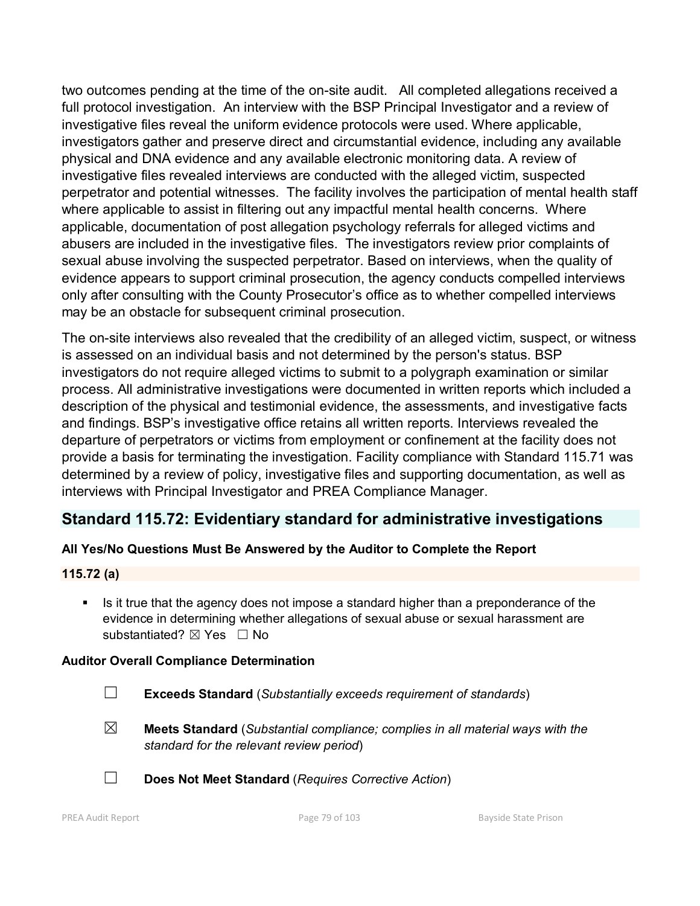two outcomes pending at the time of the on-site audit. All completed allegations received a full protocol investigation. An interview with the BSP Principal Investigator and a review of investigative files reveal the uniform evidence protocols were used. Where applicable, investigators gather and preserve direct and circumstantial evidence, including any available physical and DNA evidence and any available electronic monitoring data. A review of investigative files revealed interviews are conducted with the alleged victim, suspected perpetrator and potential witnesses. The facility involves the participation of mental health staff where applicable to assist in filtering out any impactful mental health concerns. Where applicable, documentation of post allegation psychology referrals for alleged victims and abusers are included in the investigative files. The investigators review prior complaints of sexual abuse involving the suspected perpetrator. Based on interviews, when the quality of evidence appears to support criminal prosecution, the agency conducts compelled interviews only after consulting with the County Prosecutor's office as to whether compelled interviews may be an obstacle for subsequent criminal prosecution.

The on-site interviews also revealed that the credibility of an alleged victim, suspect, or witness is assessed on an individual basis and not determined by the person's status. BSP investigators do not require alleged victims to submit to a polygraph examination or similar process. All administrative investigations were documented in written reports which included a description of the physical and testimonial evidence, the assessments, and investigative facts and findings. BSP's investigative office retains all written reports. Interviews revealed the departure of perpetrators or victims from employment or confinement at the facility does not provide a basis for terminating the investigation. Facility compliance with Standard 115.71 was determined by a review of policy, investigative files and supporting documentation, as well as interviews with Principal Investigator and PREA Compliance Manager.

## Standard 115.72: Evidentiary standard for administrative investigations

**All Yes/No Questions Must Be Answered by the Auditor to Complete the Report**

**115.72 (a)**

- Is it true that the agency does not impose a standard higher than a preponderance of the evidence in determining whether allegations of sexual abuse or sexual harassment are substantiated? ☒ Yes ☐ No

**Auditor Overall Compliance Determination**

☐ **Exceeds Standard** (*Substantially exceeds requirement of standards*)

☒ **Meets Standard** (*Substantial compliance; complies in all material ways with the standard for the relevant review period*)

☐ **Does Not Meet Standard** (*Requires Corrective Action*)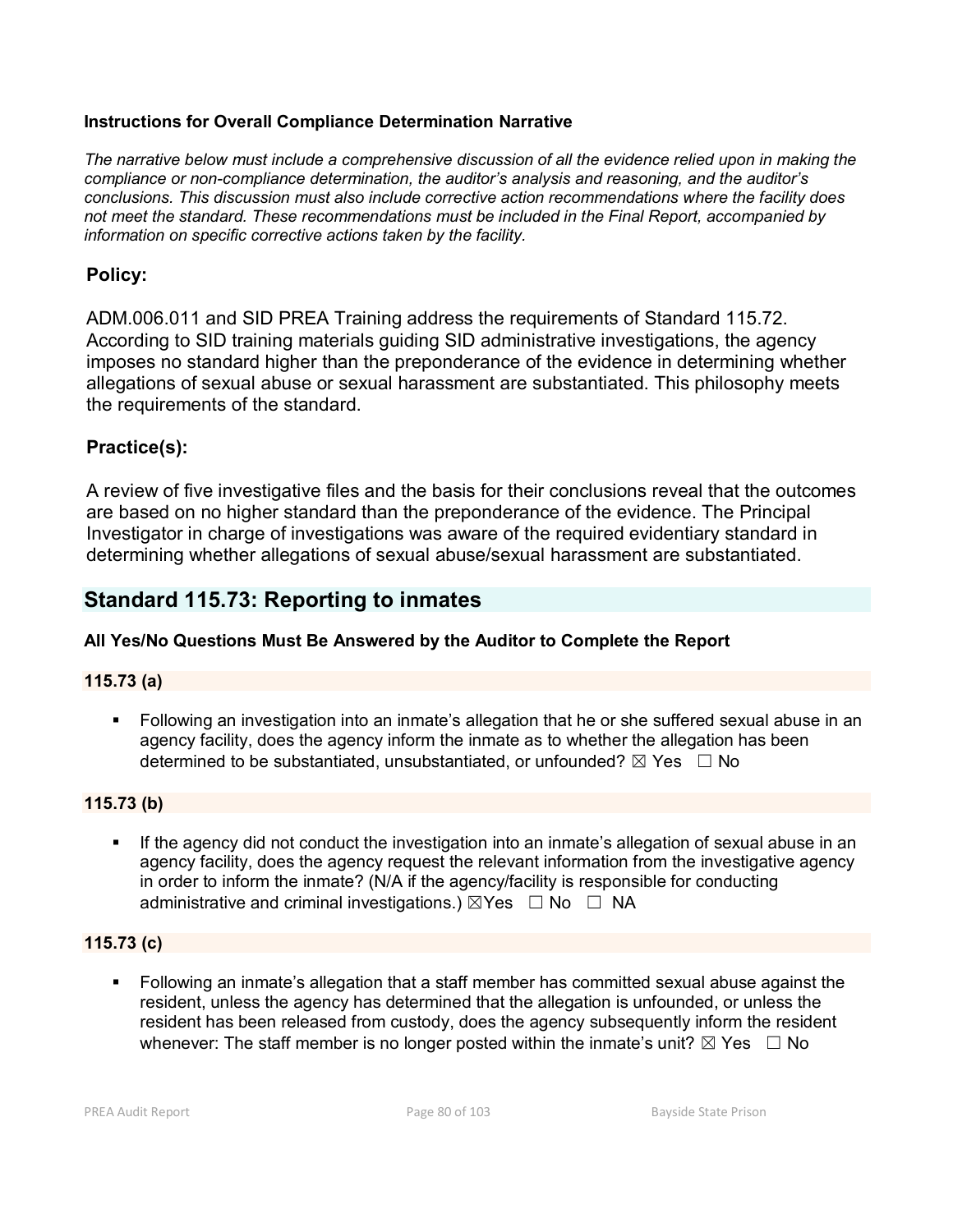**Instructions for Overall Compliance Determination Narrative**

*The narrative below must include a comprehensive discussion of all the evidence relied upon in making the compliance or non-compliance determination, the auditor's analysis and reasoning, and the auditor's conclusions. This discussion must also include corrective action recommendations where the facility does not meet the standard. These recommendations must be included in the Final Report, accompanied by information on specific corrective actions taken by the facility.*

**Policy:**

ADM.006.011 and SID PREA Training address the requirements of Standard 115.72. According to SID training materials guiding SID administrative investigations, the agency imposes no standard higher than the preponderance of the evidence in determining whether allegations of sexual abuse or sexual harassment are substantiated. This philosophy meets the requirements of the standard.

**Practice(s):**

A review of five investigative files and the basis for their conclusions reveal that the outcomes are based on no higher standard than the preponderance of the evidence. The Principal Investigator in charge of investigations was aware of the required evidentiary standard in determining whether allegations of sexual abuse/sexual harassment are substantiated.

## Standard 115.73: Reporting to inmates

**All Yes/No Questions Must Be Answered by the Auditor to Complete the Report**

**115.73 (a)**

- Following an investigation into an inmate's allegation that he or she suffered sexual abuse in an agency facility, does the agency inform the inmate as to whether the allegation has been determined to be substantiated, unsubstantiated, or unfounded? ☒ Yes ☐ No

**115.73 (b)**

- If the agency did not conduct the investigation into an inmate's allegation of sexual abuse in an agency facility, does the agency request the relevant information from the investigative agency in order to inform the inmate? (N/A if the agency/facility is responsible for conducting administrative and criminal investigations.) ☒Yes ☐ No ☐ NA

**115.73 (c)**

- Following an inmate's allegation that a staff member has committed sexual abuse against the resident, unless the agency has determined that the allegation is unfounded, or unless the resident has been released from custody, does the agency subsequently inform the resident whenever: The staff member is no longer posted within the inmate's unit? ☒ Yes ☐ No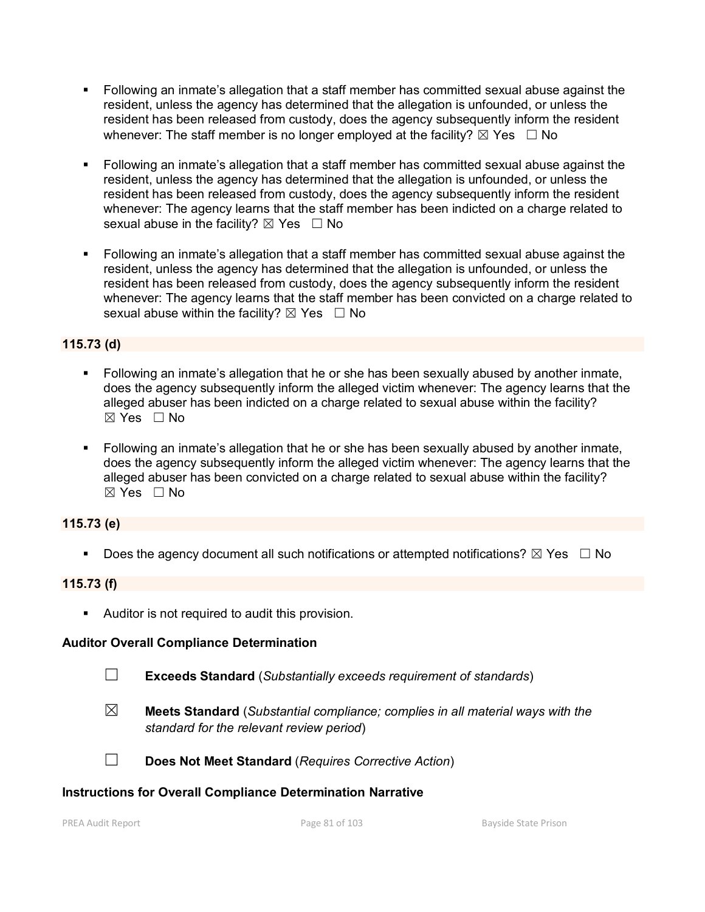- Following an inmate's allegation that a staff member has committed sexual abuse against the resident, unless the agency has determined that the allegation is unfounded, or unless the resident has been released from custody, does the agency subsequently inform the resident whenever: The staff member is no longer employed at the facility? ☒ Yes ☐ No

- Following an inmate's allegation that a staff member has committed sexual abuse against the resident, unless the agency has determined that the allegation is unfounded, or unless the resident has been released from custody, does the agency subsequently inform the resident whenever: The agency learns that the staff member has been indicted on a charge related to sexual abuse in the facility? ☒ Yes ☐ No

- Following an inmate's allegation that a staff member has committed sexual abuse against the resident, unless the agency has determined that the allegation is unfounded, or unless the resident has been released from custody, does the agency subsequently inform the resident whenever: The agency learns that the staff member has been convicted on a charge related to sexual abuse within the facility? ☒ Yes ☐ No

**115.73 (d)**

- Following an inmate's allegation that he or she has been sexually abused by another inmate, does the agency subsequently inform the alleged victim whenever: The agency learns that the alleged abuser has been indicted on a charge related to sexual abuse within the facility? ☒ Yes ☐ No

- Following an inmate's allegation that he or she has been sexually abused by another inmate, does the agency subsequently inform the alleged victim whenever: The agency learns that the alleged abuser has been convicted on a charge related to sexual abuse within the facility? ☒ Yes ☐ No

**115.73 (e)**

- Does the agency document all such notifications or attempted notifications? ☒ Yes ☐ No

**115.73 (f)**

- Auditor is not required to audit this provision.

**Auditor Overall Compliance Determination**

☐ **Exceeds Standard** (*Substantially exceeds requirement of standards*)

☒ **Meets Standard** (*Substantial compliance; complies in all material ways with the standard for the relevant review period*)

☐ **Does Not Meet Standard** (*Requires Corrective Action*)

**Instructions for Overall Compliance Determination Narrative**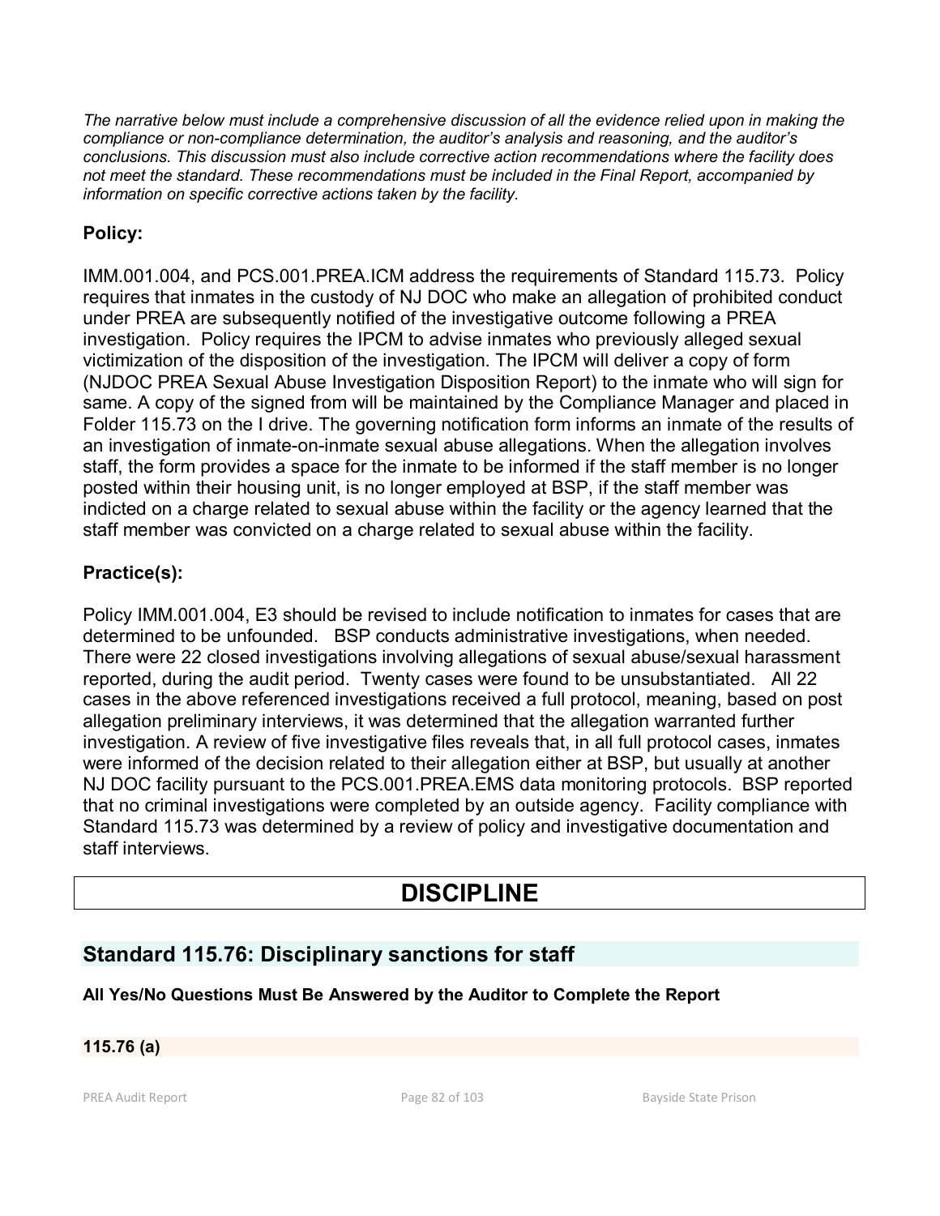*The narrative below must include a comprehensive discussion of all the evidence relied upon in making the compliance or non-compliance determination, the auditor's analysis and reasoning, and the auditor's conclusions. This discussion must also include corrective action recommendations where the facility does not meet the standard. These recommendations must be included in the Final Report, accompanied by information on specific corrective actions taken by the facility.*

**Policy:**

IMM.001.004, and PCS.001.PREA.ICM address the requirements of Standard 115.73. Policy requires that inmates in the custody of NJ DOC who make an allegation of prohibited conduct under PREA are subsequently notified of the investigative outcome following a PREA investigation. Policy requires the IPCM to advise inmates who previously alleged sexual victimization of the disposition of the investigation. The IPCM will deliver a copy of form (NJDOC PREA Sexual Abuse Investigation Disposition Report) to the inmate who will sign for same. A copy of the signed from will be maintained by the Compliance Manager and placed in Folder 115.73 on the I drive. The governing notification form informs an inmate of the results of an investigation of inmate-on-inmate sexual abuse allegations. When the allegation involves staff, the form provides a space for the inmate to be informed if the staff member is no longer posted within their housing unit, is no longer employed at BSP, if the staff member was indicted on a charge related to sexual abuse within the facility or the agency learned that the staff member was convicted on a charge related to sexual abuse within the facility.

**Practice(s):**

Policy IMM.001.004, E3 should be revised to include notification to inmates for cases that are determined to be unfounded. BSP conducts administrative investigations, when needed. There were 22 closed investigations involving allegations of sexual abuse/sexual harassment reported, during the audit period. Twenty cases were found to be unsubstantiated. All 22 cases in the above referenced investigations received a full protocol, meaning, based on post allegation preliminary interviews, it was determined that the allegation warranted further investigation. A review of five investigative files reveals that, in all full protocol cases, inmates were informed of the decision related to their allegation either at BSP, but usually at another NJ DOC facility pursuant to the PCS.001.PREA.EMS data monitoring protocols. BSP reported that no criminal investigations were completed by an outside agency. Facility compliance with Standard 115.73 was determined by a review of policy and investigative documentation and staff interviews.

# DISCIPLINE

## Standard 115.76: Disciplinary sanctions for staff

**All Yes/No Questions Must Be Answered by the Auditor to Complete the Report**

**115.76 (a)**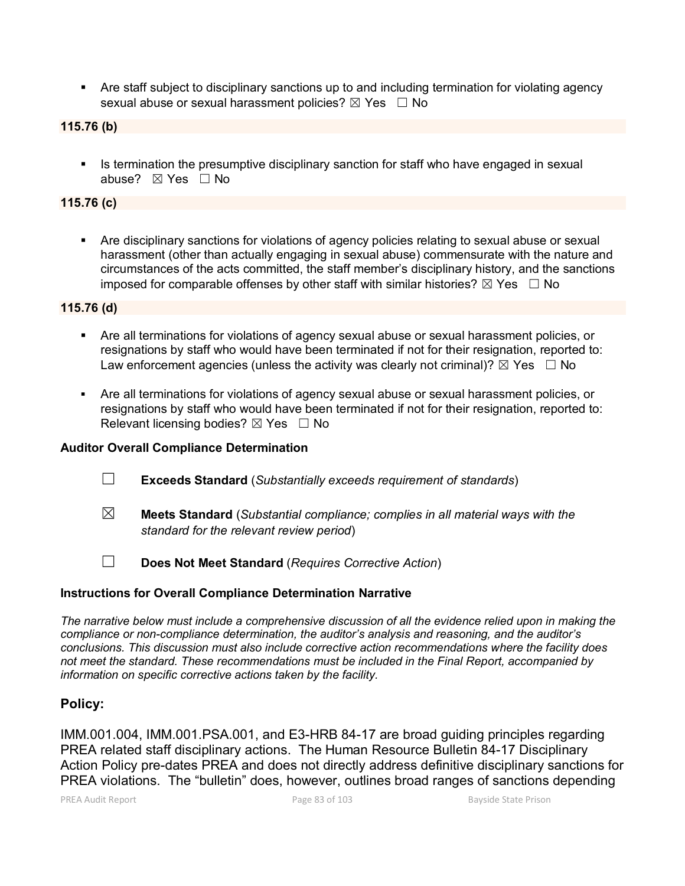- Are staff subject to disciplinary sanctions up to and including termination for violating agency sexual abuse or sexual harassment policies? ☒ Yes ☐ No

**115.76 (b)**

- Is termination the presumptive disciplinary sanction for staff who have engaged in sexual abuse? ☒ Yes ☐ No

**115.76 (c)**

- Are disciplinary sanctions for violations of agency policies relating to sexual abuse or sexual harassment (other than actually engaging in sexual abuse) commensurate with the nature and circumstances of the acts committed, the staff member's disciplinary history, and the sanctions imposed for comparable offenses by other staff with similar histories? ☒ Yes ☐ No

**115.76 (d)**

- Are all terminations for violations of agency sexual abuse or sexual harassment policies, or resignations by staff who would have been terminated if not for their resignation, reported to: Law enforcement agencies (unless the activity was clearly not criminal)? ☒ Yes ☐ No
- Are all terminations for violations of agency sexual abuse or sexual harassment policies, or resignations by staff who would have been terminated if not for their resignation, reported to: Relevant licensing bodies? ☒ Yes ☐ No

**Auditor Overall Compliance Determination**

☐ **Exceeds Standard** (*Substantially exceeds requirement of standards*)

☒ **Meets Standard** (*Substantial compliance; complies in all material ways with the standard for the relevant review period*)

☐ **Does Not Meet Standard** (*Requires Corrective Action*)

**Instructions for Overall Compliance Determination Narrative**

*The narrative below must include a comprehensive discussion of all the evidence relied upon in making the compliance or non-compliance determination, the auditor's analysis and reasoning, and the auditor's conclusions. This discussion must also include corrective action recommendations where the facility does not meet the standard. These recommendations must be included in the Final Report, accompanied by information on specific corrective actions taken by the facility.*

## Policy:

IMM.001.004, IMM.001.PSA.001, and E3-HRB 84-17 are broad guiding principles regarding PREA related staff disciplinary actions. The Human Resource Bulletin 84-17 Disciplinary Action Policy pre-dates PREA and does not directly address definitive disciplinary sanctions for PREA violations. The "bulletin" does, however, outlines broad ranges of sanctions depending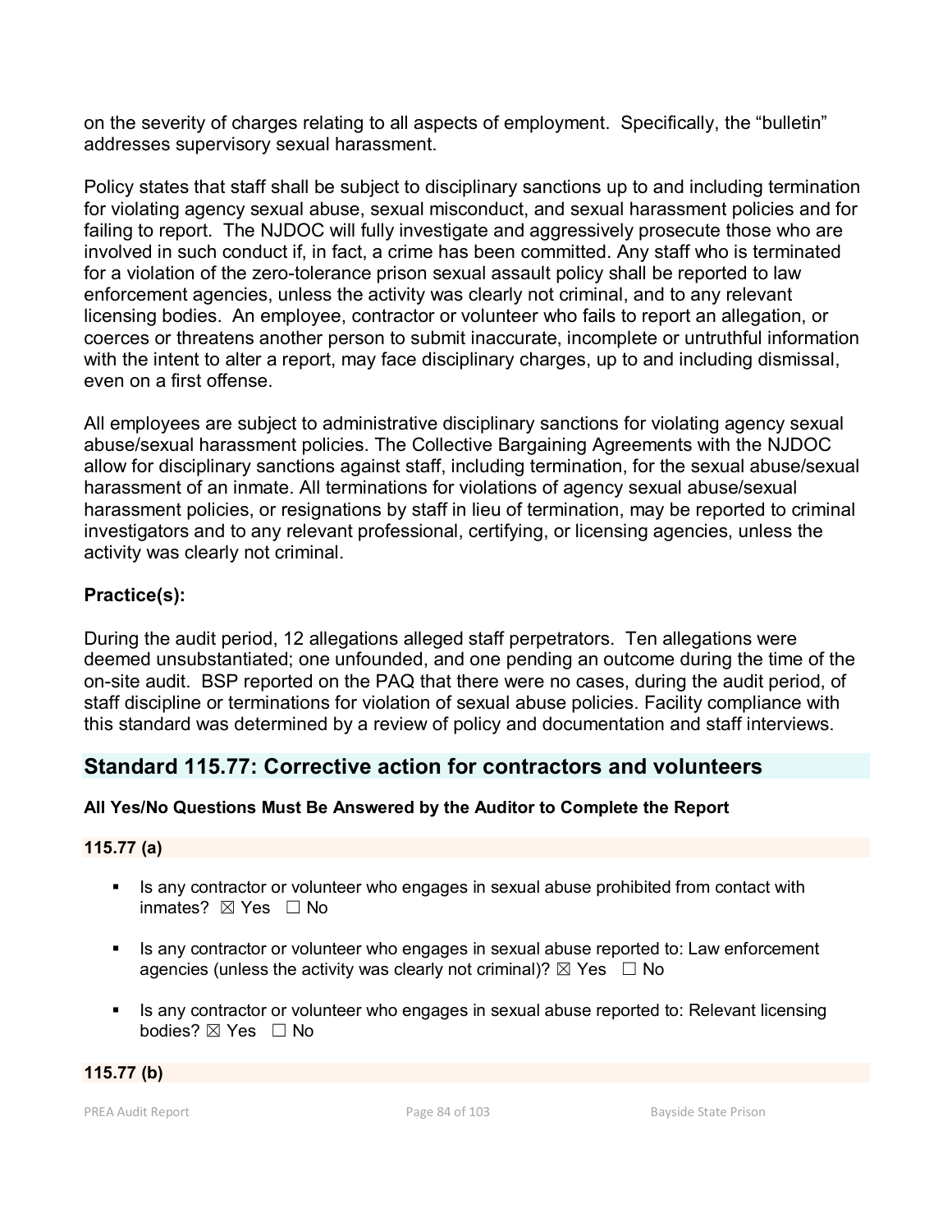on the severity of charges relating to all aspects of employment. Specifically, the "bulletin" addresses supervisory sexual harassment.

Policy states that staff shall be subject to disciplinary sanctions up to and including termination for violating agency sexual abuse, sexual misconduct, and sexual harassment policies and for failing to report. The NJDOC will fully investigate and aggressively prosecute those who are involved in such conduct if, in fact, a crime has been committed. Any staff who is terminated for a violation of the zero-tolerance prison sexual assault policy shall be reported to law enforcement agencies, unless the activity was clearly not criminal, and to any relevant licensing bodies. An employee, contractor or volunteer who fails to report an allegation, or coerces or threatens another person to submit inaccurate, incomplete or untruthful information with the intent to alter a report, may face disciplinary charges, up to and including dismissal, even on a first offense.

All employees are subject to administrative disciplinary sanctions for violating agency sexual abuse/sexual harassment policies. The Collective Bargaining Agreements with the NJDOC allow for disciplinary sanctions against staff, including termination, for the sexual abuse/sexual harassment of an inmate. All terminations for violations of agency sexual abuse/sexual harassment policies, or resignations by staff in lieu of termination, may be reported to criminal investigators and to any relevant professional, certifying, or licensing agencies, unless the activity was clearly not criminal.

**Practice(s):**

During the audit period, 12 allegations alleged staff perpetrators. Ten allegations were deemed unsubstantiated; one unfounded, and one pending an outcome during the time of the on-site audit. BSP reported on the PAQ that there were no cases, during the audit period, of staff discipline or terminations for violation of sexual abuse policies. Facility compliance with this standard was determined by a review of policy and documentation and staff interviews.

## Standard 115.77: Corrective action for contractors and volunteers

**All Yes/No Questions Must Be Answered by the Auditor to Complete the Report**

**115.77 (a)**

- Is any contractor or volunteer who engages in sexual abuse prohibited from contact with inmates? ☒ Yes ☐ No
- Is any contractor or volunteer who engages in sexual abuse reported to: Law enforcement agencies (unless the activity was clearly not criminal)? ☒ Yes ☐ No
- Is any contractor or volunteer who engages in sexual abuse reported to: Relevant licensing bodies? ☒ Yes ☐ No

**115.77 (b)**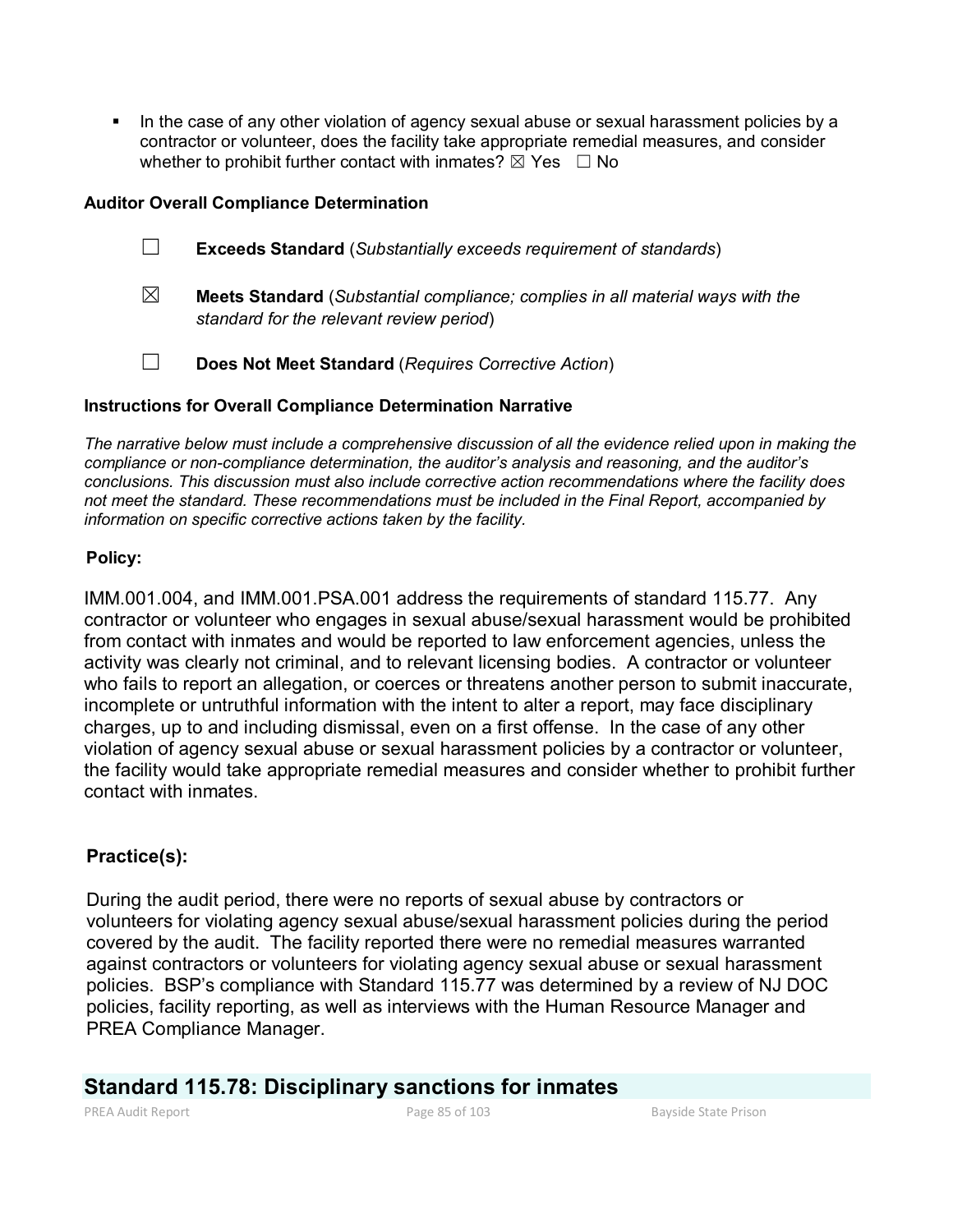- In the case of any other violation of agency sexual abuse or sexual harassment policies by a contractor or volunteer, does the facility take appropriate remedial measures, and consider whether to prohibit further contact with inmates? ☒ Yes ☐ No

**Auditor Overall Compliance Determination**

☐ **Exceeds Standard** (*Substantially exceeds requirement of standards*)

☒ **Meets Standard** (*Substantial compliance; complies in all material ways with the standard for the relevant review period*)

☐ **Does Not Meet Standard** (*Requires Corrective Action*)

**Instructions for Overall Compliance Determination Narrative**

*The narrative below must include a comprehensive discussion of all the evidence relied upon in making the compliance or non-compliance determination, the auditor's analysis and reasoning, and the auditor's conclusions. This discussion must also include corrective action recommendations where the facility does not meet the standard. These recommendations must be included in the Final Report, accompanied by information on specific corrective actions taken by the facility.*

**Policy:**

IMM.001.004, and IMM.001.PSA.001 address the requirements of standard 115.77. Any contractor or volunteer who engages in sexual abuse/sexual harassment would be prohibited from contact with inmates and would be reported to law enforcement agencies, unless the activity was clearly not criminal, and to relevant licensing bodies. A contractor or volunteer who fails to report an allegation, or coerces or threatens another person to submit inaccurate, incomplete or untruthful information with the intent to alter a report, may face disciplinary charges, up to and including dismissal, even on a first offense. In the case of any other violation of agency sexual abuse or sexual harassment policies by a contractor or volunteer, the facility would take appropriate remedial measures and consider whether to prohibit further contact with inmates.

**Practice(s):**

During the audit period, there were no reports of sexual abuse by contractors or volunteers for violating agency sexual abuse/sexual harassment policies during the period covered by the audit. The facility reported there were no remedial measures warranted against contractors or volunteers for violating agency sexual abuse or sexual harassment policies. BSP's compliance with Standard 115.77 was determined by a review of NJ DOC policies, facility reporting, as well as interviews with the Human Resource Manager and PREA Compliance Manager.

## Standard 115.78: Disciplinary sanctions for inmates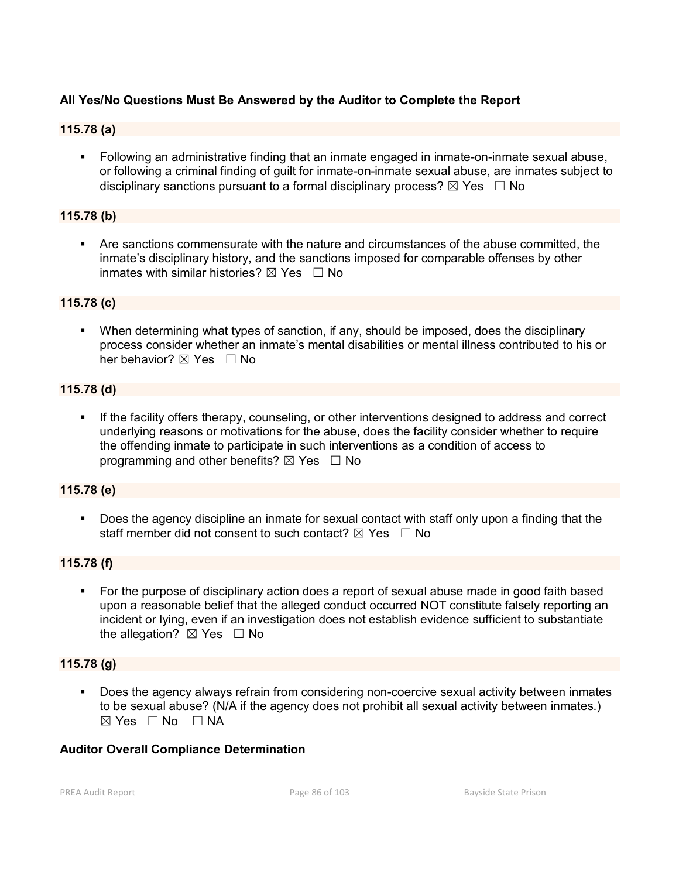**All Yes/No Questions Must Be Answered by the Auditor to Complete the Report**

**115.78 (a)**

- Following an administrative finding that an inmate engaged in inmate-on-inmate sexual abuse, or following a criminal finding of guilt for inmate-on-inmate sexual abuse, are inmates subject to disciplinary sanctions pursuant to a formal disciplinary process? ☒ Yes ☐ No

**115.78 (b)**

- Are sanctions commensurate with the nature and circumstances of the abuse committed, the inmate's disciplinary history, and the sanctions imposed for comparable offenses by other inmates with similar histories? ☒ Yes ☐ No

**115.78 (c)**

- When determining what types of sanction, if any, should be imposed, does the disciplinary process consider whether an inmate's mental disabilities or mental illness contributed to his or her behavior? ☒ Yes ☐ No

**115.78 (d)**

- If the facility offers therapy, counseling, or other interventions designed to address and correct underlying reasons or motivations for the abuse, does the facility consider whether to require the offending inmate to participate in such interventions as a condition of access to programming and other benefits? ☒ Yes ☐ No

**115.78 (e)**

- Does the agency discipline an inmate for sexual contact with staff only upon a finding that the staff member did not consent to such contact? ☒ Yes ☐ No

**115.78 (f)**

- For the purpose of disciplinary action does a report of sexual abuse made in good faith based upon a reasonable belief that the alleged conduct occurred NOT constitute falsely reporting an incident or lying, even if an investigation does not establish evidence sufficient to substantiate the allegation? ☒ Yes ☐ No

**115.78 (g)**

- Does the agency always refrain from considering non-coercive sexual activity between inmates to be sexual abuse? (N/A if the agency does not prohibit all sexual activity between inmates.) ☒ Yes ☐ No ☐ NA

**Auditor Overall Compliance Determination**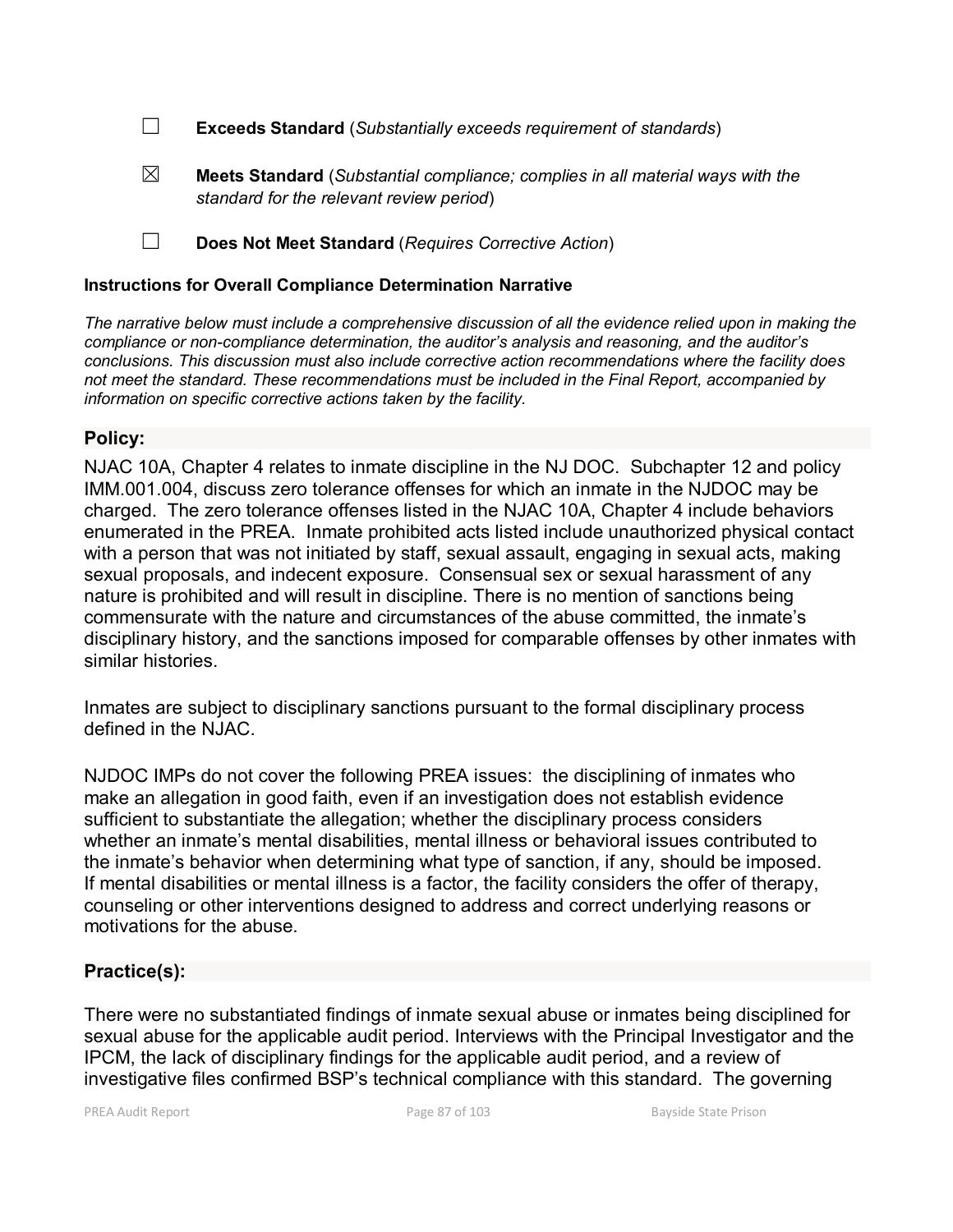☐ **Exceeds Standard** (*Substantially exceeds requirement of standards*)

☒ **Meets Standard** (*Substantial compliance; complies in all material ways with the standard for the relevant review period*)

☐ **Does Not Meet Standard** (*Requires Corrective Action*)

**Instructions for Overall Compliance Determination Narrative**

*The narrative below must include a comprehensive discussion of all the evidence relied upon in making the compliance or non-compliance determination, the auditor's analysis and reasoning, and the auditor's conclusions. This discussion must also include corrective action recommendations where the facility does not meet the standard. These recommendations must be included in the Final Report, accompanied by information on specific corrective actions taken by the facility.*

### Policy:

NJAC 10A, Chapter 4 relates to inmate discipline in the NJ DOC. Subchapter 12 and policy IMM.001.004, discuss zero tolerance offenses for which an inmate in the NJDOC may be charged. The zero tolerance offenses listed in the NJAC 10A, Chapter 4 include behaviors enumerated in the PREA. Inmate prohibited acts listed include unauthorized physical contact with a person that was not initiated by staff, sexual assault, engaging in sexual acts, making sexual proposals, and indecent exposure. Consensual sex or sexual harassment of any nature is prohibited and will result in discipline. There is no mention of sanctions being commensurate with the nature and circumstances of the abuse committed, the inmate's disciplinary history, and the sanctions imposed for comparable offenses by other inmates with similar histories.

Inmates are subject to disciplinary sanctions pursuant to the formal disciplinary process defined in the NJAC.

NJDOC IMPs do not cover the following PREA issues: the disciplining of inmates who make an allegation in good faith, even if an investigation does not establish evidence sufficient to substantiate the allegation; whether the disciplinary process considers whether an inmate's mental disabilities, mental illness or behavioral issues contributed to the inmate's behavior when determining what type of sanction, if any, should be imposed. If mental disabilities or mental illness is a factor, the facility considers the offer of therapy, counseling or other interventions designed to address and correct underlying reasons or motivations for the abuse.

### Practice(s):

There were no substantiated findings of inmate sexual abuse or inmates being disciplined for sexual abuse for the applicable audit period. Interviews with the Principal Investigator and the IPCM, the lack of disciplinary findings for the applicable audit period, and a review of investigative files confirmed BSP's technical compliance with this standard. The governing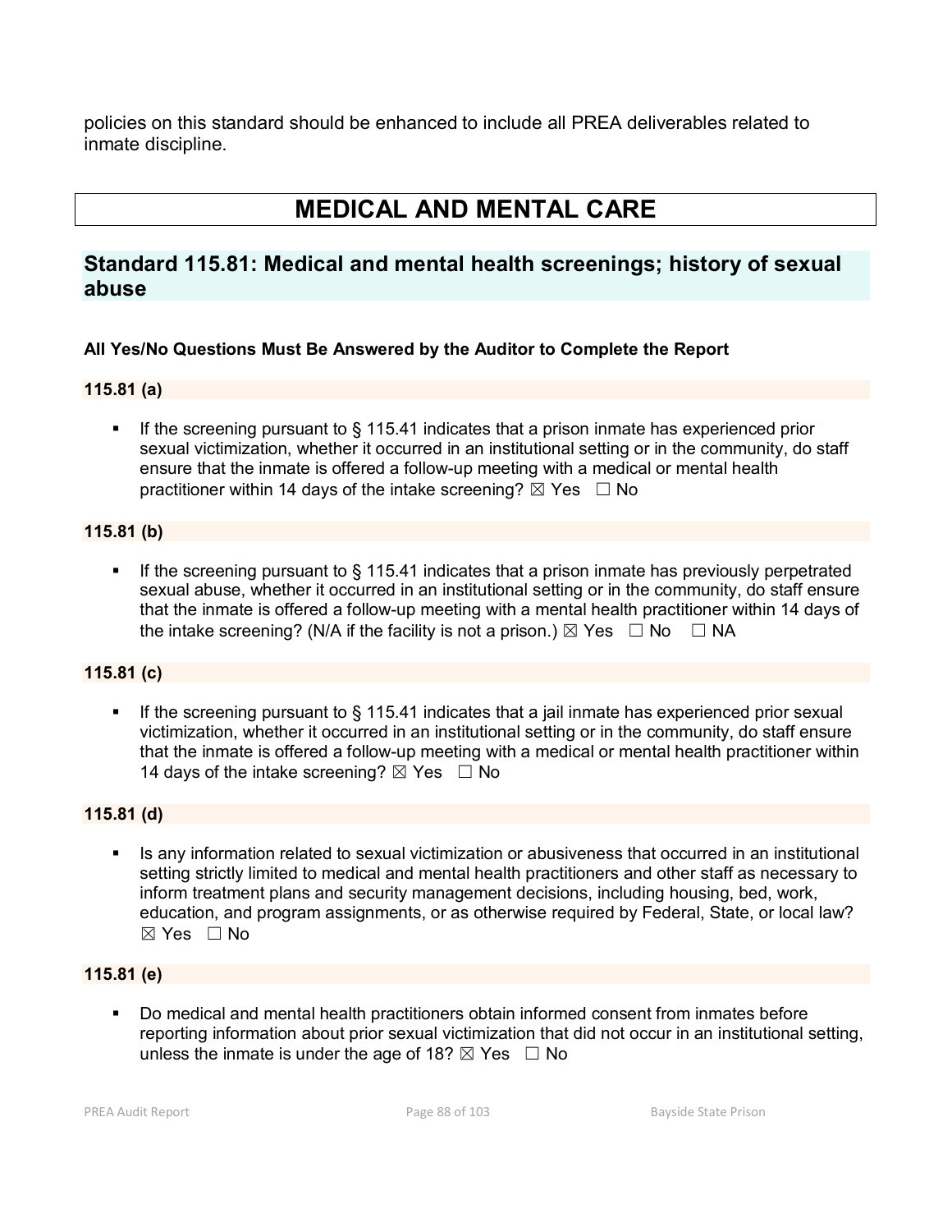policies on this standard should be enhanced to include all PREA deliverables related to inmate discipline.

# MEDICAL AND MENTAL CARE

## Standard 115.81: Medical and mental health screenings; history of sexual abuse

**All Yes/No Questions Must Be Answered by the Auditor to Complete the Report**

**115.81 (a)**

- If the screening pursuant to § 115.41 indicates that a prison inmate has experienced prior sexual victimization, whether it occurred in an institutional setting or in the community, do staff ensure that the inmate is offered a follow-up meeting with a medical or mental health practitioner within 14 days of the intake screening? ☒ Yes ☐ No

**115.81 (b)**

- If the screening pursuant to § 115.41 indicates that a prison inmate has previously perpetrated sexual abuse, whether it occurred in an institutional setting or in the community, do staff ensure that the inmate is offered a follow-up meeting with a mental health practitioner within 14 days of the intake screening? (N/A if the facility is not a prison.) ☒ Yes ☐ No ☐ NA

**115.81 (c)**

- If the screening pursuant to § 115.41 indicates that a jail inmate has experienced prior sexual victimization, whether it occurred in an institutional setting or in the community, do staff ensure that the inmate is offered a follow-up meeting with a medical or mental health practitioner within 14 days of the intake screening? ☒ Yes ☐ No

**115.81 (d)**

- Is any information related to sexual victimization or abusiveness that occurred in an institutional setting strictly limited to medical and mental health practitioners and other staff as necessary to inform treatment plans and security management decisions, including housing, bed, work, education, and program assignments, or as otherwise required by Federal, State, or local law? ☒ Yes ☐ No

**115.81 (e)**

- Do medical and mental health practitioners obtain informed consent from inmates before reporting information about prior sexual victimization that did not occur in an institutional setting, unless the inmate is under the age of 18? ☒ Yes ☐ No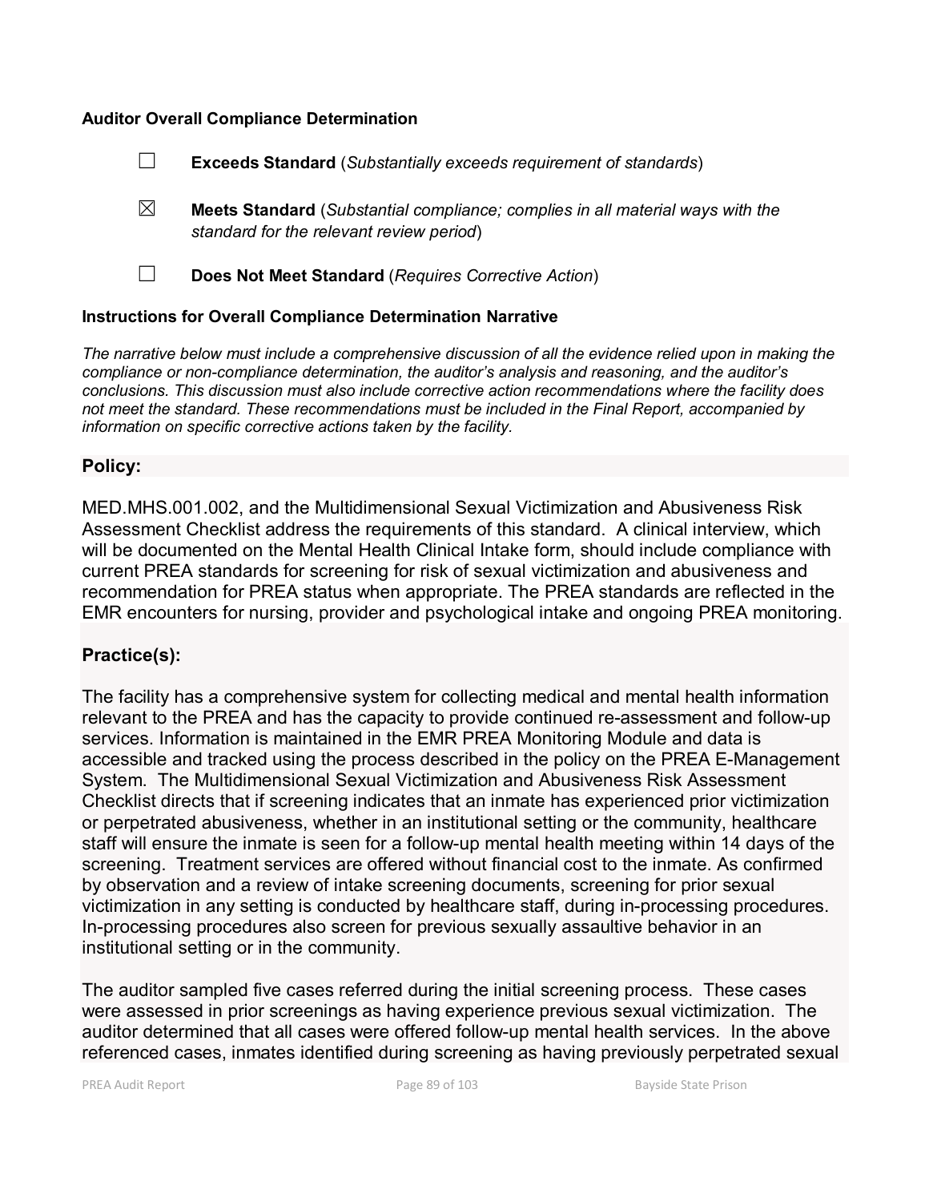**Auditor Overall Compliance Determination**

☐ **Exceeds Standard** (*Substantially exceeds requirement of standards*)

☒ **Meets Standard** (*Substantial compliance; complies in all material ways with the standard for the relevant review period*)

☐ **Does Not Meet Standard** (*Requires Corrective Action*)

**Instructions for Overall Compliance Determination Narrative**

*The narrative below must include a comprehensive discussion of all the evidence relied upon in making the compliance or non-compliance determination, the auditor's analysis and reasoning, and the auditor's conclusions. This discussion must also include corrective action recommendations where the facility does not meet the standard. These recommendations must be included in the Final Report, accompanied by information on specific corrective actions taken by the facility.*

## Policy:

MED.MHS.001.002, and the Multidimensional Sexual Victimization and Abusiveness Risk Assessment Checklist address the requirements of this standard. A clinical interview, which will be documented on the Mental Health Clinical Intake form, should include compliance with current PREA standards for screening for risk of sexual victimization and abusiveness and recommendation for PREA status when appropriate. The PREA standards are reflected in the EMR encounters for nursing, provider and psychological intake and ongoing PREA monitoring.

## Practice(s):

The facility has a comprehensive system for collecting medical and mental health information relevant to the PREA and has the capacity to provide continued re-assessment and follow-up services. Information is maintained in the EMR PREA Monitoring Module and data is accessible and tracked using the process described in the policy on the PREA E-Management System. The Multidimensional Sexual Victimization and Abusiveness Risk Assessment Checklist directs that if screening indicates that an inmate has experienced prior victimization or perpetrated abusiveness, whether in an institutional setting or the community, healthcare staff will ensure the inmate is seen for a follow-up mental health meeting within 14 days of the screening. Treatment services are offered without financial cost to the inmate. As confirmed by observation and a review of intake screening documents, screening for prior sexual victimization in any setting is conducted by healthcare staff, during in-processing procedures. In-processing procedures also screen for previous sexually assaultive behavior in an institutional setting or in the community.

The auditor sampled five cases referred during the initial screening process. These cases were assessed in prior screenings as having experience previous sexual victimization. The auditor determined that all cases were offered follow-up mental health services. In the above referenced cases, inmates identified during screening as having previously perpetrated sexual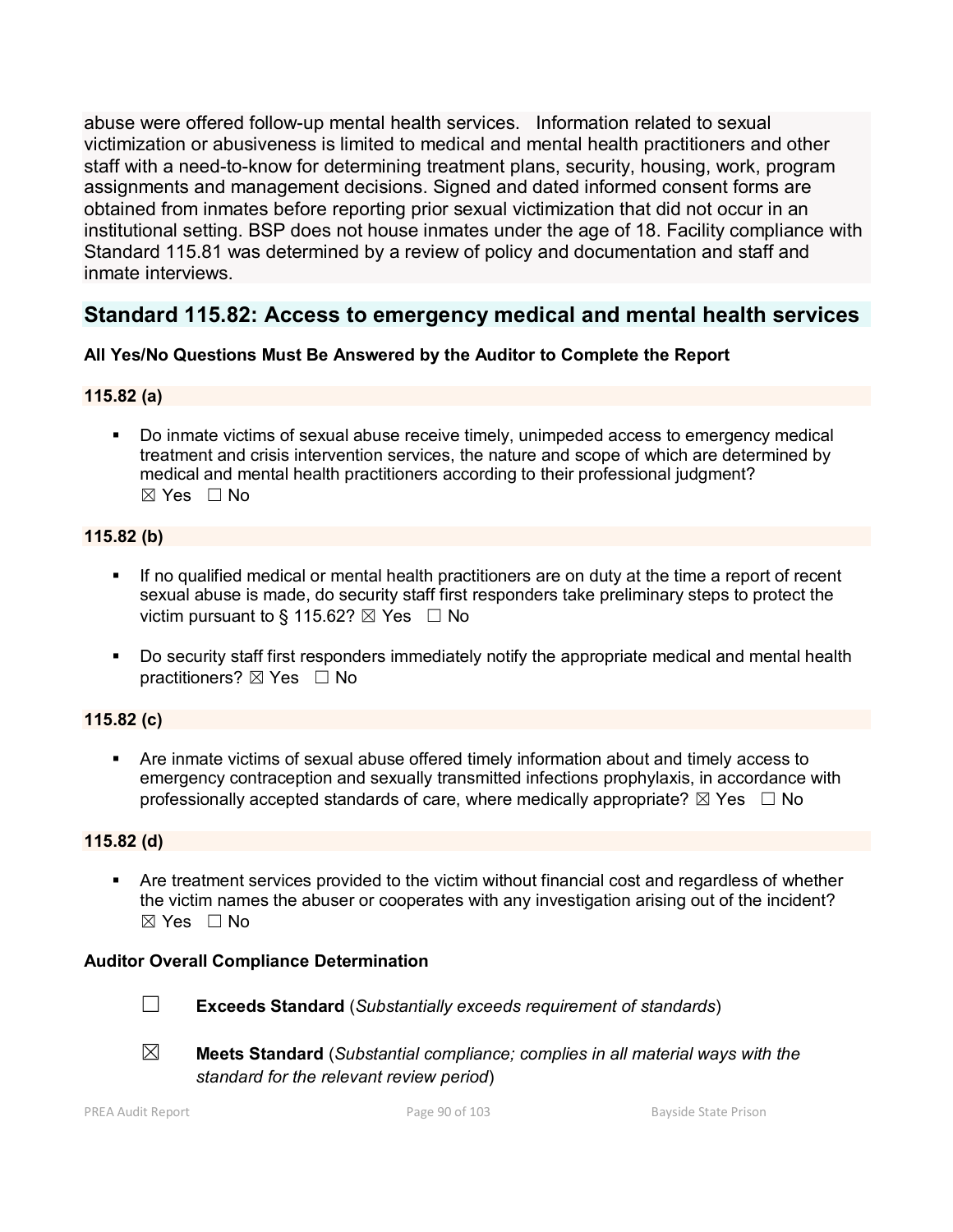abuse were offered follow-up mental health services. Information related to sexual victimization or abusiveness is limited to medical and mental health practitioners and other staff with a need-to-know for determining treatment plans, security, housing, work, program assignments and management decisions. Signed and dated informed consent forms are obtained from inmates before reporting prior sexual victimization that did not occur in an institutional setting. BSP does not house inmates under the age of 18. Facility compliance with Standard 115.81 was determined by a review of policy and documentation and staff and inmate interviews.

## Standard 115.82: Access to emergency medical and mental health services

**All Yes/No Questions Must Be Answered by the Auditor to Complete the Report**

**115.82 (a)**

- Do inmate victims of sexual abuse receive timely, unimpeded access to emergency medical treatment and crisis intervention services, the nature and scope of which are determined by medical and mental health practitioners according to their professional judgment?
  ☒ Yes ☐ No

**115.82 (b)**

- If no qualified medical or mental health practitioners are on duty at the time a report of recent sexual abuse is made, do security staff first responders take preliminary steps to protect the victim pursuant to § 115.62? ☒ Yes ☐ No

- Do security staff first responders immediately notify the appropriate medical and mental health practitioners? ☒ Yes ☐ No

**115.82 (c)**

- Are inmate victims of sexual abuse offered timely information about and timely access to emergency contraception and sexually transmitted infections prophylaxis, in accordance with professionally accepted standards of care, where medically appropriate? ☒ Yes ☐ No

**115.82 (d)**

- Are treatment services provided to the victim without financial cost and regardless of whether the victim names the abuser or cooperates with any investigation arising out of the incident?
  ☒ Yes ☐ No

**Auditor Overall Compliance Determination**

☐ **Exceeds Standard** (*Substantially exceeds requirement of standards*)

☒ **Meets Standard** (*Substantial compliance; complies in all material ways with the standard for the relevant review period*)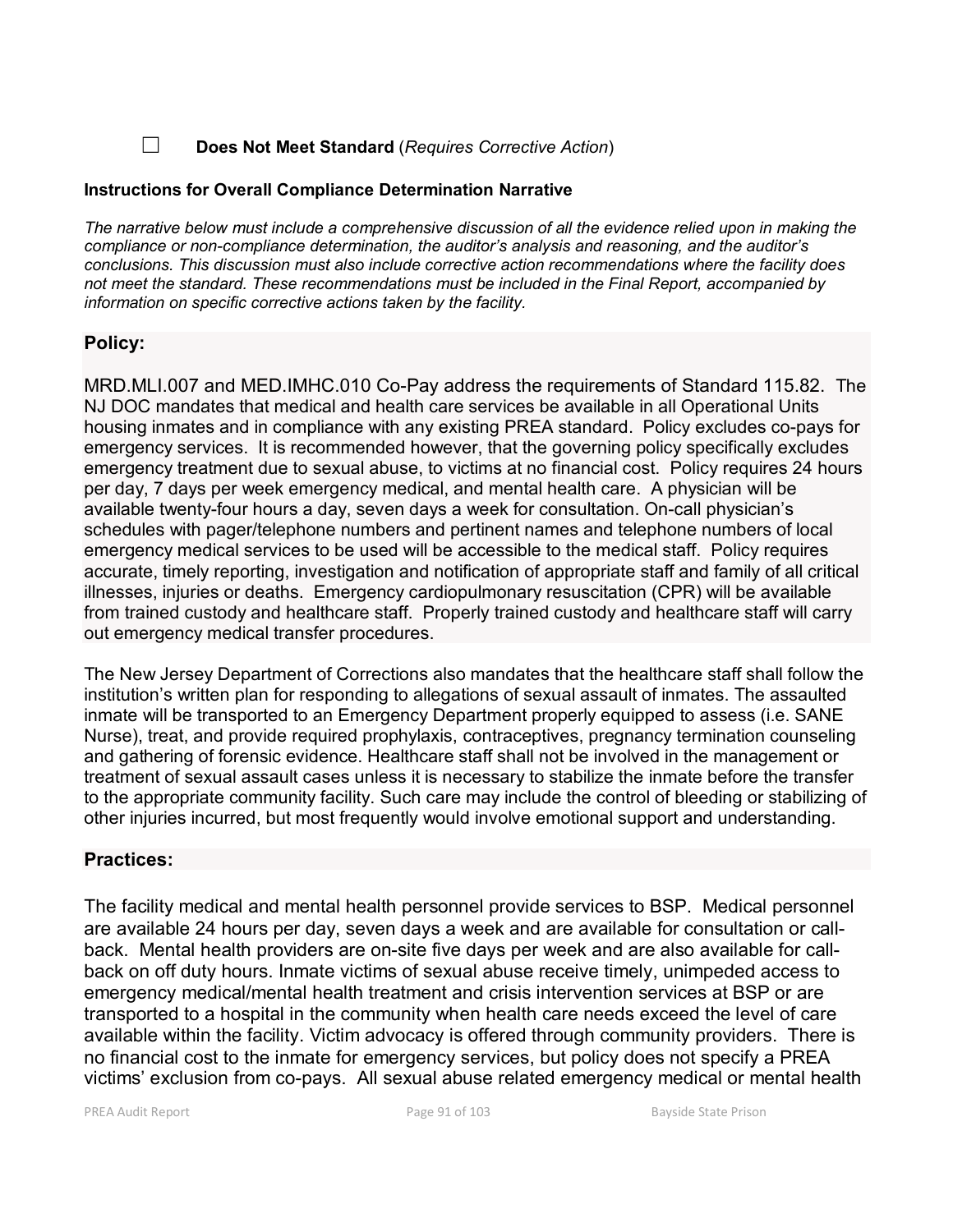☐ **Does Not Meet Standard** (*Requires Corrective Action*)

**Instructions for Overall Compliance Determination Narrative**

*The narrative below must include a comprehensive discussion of all the evidence relied upon in making the compliance or non-compliance determination, the auditor's analysis and reasoning, and the auditor's conclusions. This discussion must also include corrective action recommendations where the facility does not meet the standard. These recommendations must be included in the Final Report, accompanied by information on specific corrective actions taken by the facility.*

## Policy:

MRD.MLI.007 and MED.IMHC.010 Co-Pay address the requirements of Standard 115.82. The NJ DOC mandates that medical and health care services be available in all Operational Units housing inmates and in compliance with any existing PREA standard. Policy excludes co-pays for emergency services. It is recommended however, that the governing policy specifically excludes emergency treatment due to sexual abuse, to victims at no financial cost. Policy requires 24 hours per day, 7 days per week emergency medical, and mental health care. A physician will be available twenty-four hours a day, seven days a week for consultation. On-call physician's schedules with pager/telephone numbers and pertinent names and telephone numbers of local emergency medical services to be used will be accessible to the medical staff. Policy requires accurate, timely reporting, investigation and notification of appropriate staff and family of all critical illnesses, injuries or deaths. Emergency cardiopulmonary resuscitation (CPR) will be available from trained custody and healthcare staff. Properly trained custody and healthcare staff will carry out emergency medical transfer procedures.

The New Jersey Department of Corrections also mandates that the healthcare staff shall follow the institution's written plan for responding to allegations of sexual assault of inmates. The assaulted inmate will be transported to an Emergency Department properly equipped to assess (i.e. SANE Nurse), treat, and provide required prophylaxis, contraceptives, pregnancy termination counseling and gathering of forensic evidence. Healthcare staff shall not be involved in the management or treatment of sexual assault cases unless it is necessary to stabilize the inmate before the transfer to the appropriate community facility. Such care may include the control of bleeding or stabilizing of other injuries incurred, but most frequently would involve emotional support and understanding.

## Practices:

The facility medical and mental health personnel provide services to BSP. Medical personnel are available 24 hours per day, seven days a week and are available for consultation or call-back. Mental health providers are on-site five days per week and are also available for call-back on off duty hours. Inmate victims of sexual abuse receive timely, unimpeded access to emergency medical/mental health treatment and crisis intervention services at BSP or are transported to a hospital in the community when health care needs exceed the level of care available within the facility. Victim advocacy is offered through community providers. There is no financial cost to the inmate for emergency services, but policy does not specify a PREA victims' exclusion from co-pays. All sexual abuse related emergency medical or mental health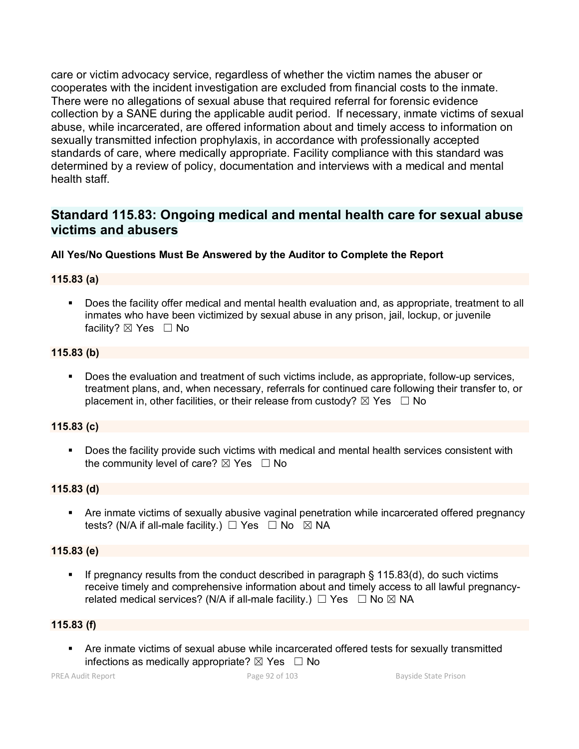care or victim advocacy service, regardless of whether the victim names the abuser or cooperates with the incident investigation are excluded from financial costs to the inmate. There were no allegations of sexual abuse that required referral for forensic evidence collection by a SANE during the applicable audit period. If necessary, inmate victims of sexual abuse, while incarcerated, are offered information about and timely access to information on sexually transmitted infection prophylaxis, in accordance with professionally accepted standards of care, where medically appropriate. Facility compliance with this standard was determined by a review of policy, documentation and interviews with a medical and mental health staff.

## Standard 115.83: Ongoing medical and mental health care for sexual abuse victims and abusers

**All Yes/No Questions Must Be Answered by the Auditor to Complete the Report**

**115.83 (a)**

- Does the facility offer medical and mental health evaluation and, as appropriate, treatment to all inmates who have been victimized by sexual abuse in any prison, jail, lockup, or juvenile facility? ☒ Yes ☐ No

**115.83 (b)**

- Does the evaluation and treatment of such victims include, as appropriate, follow-up services, treatment plans, and, when necessary, referrals for continued care following their transfer to, or placement in, other facilities, or their release from custody? ☒ Yes ☐ No

**115.83 (c)**

- Does the facility provide such victims with medical and mental health services consistent with the community level of care? ☒ Yes ☐ No

**115.83 (d)**

- Are inmate victims of sexually abusive vaginal penetration while incarcerated offered pregnancy tests? (N/A if all-male facility.) ☐ Yes ☐ No ☒ NA

**115.83 (e)**

- If pregnancy results from the conduct described in paragraph § 115.83(d), do such victims receive timely and comprehensive information about and timely access to all lawful pregnancy-related medical services? (N/A if all-male facility.) ☐ Yes ☐ No ☒ NA

**115.83 (f)**

- Are inmate victims of sexual abuse while incarcerated offered tests for sexually transmitted infections as medically appropriate? ☒ Yes ☐ No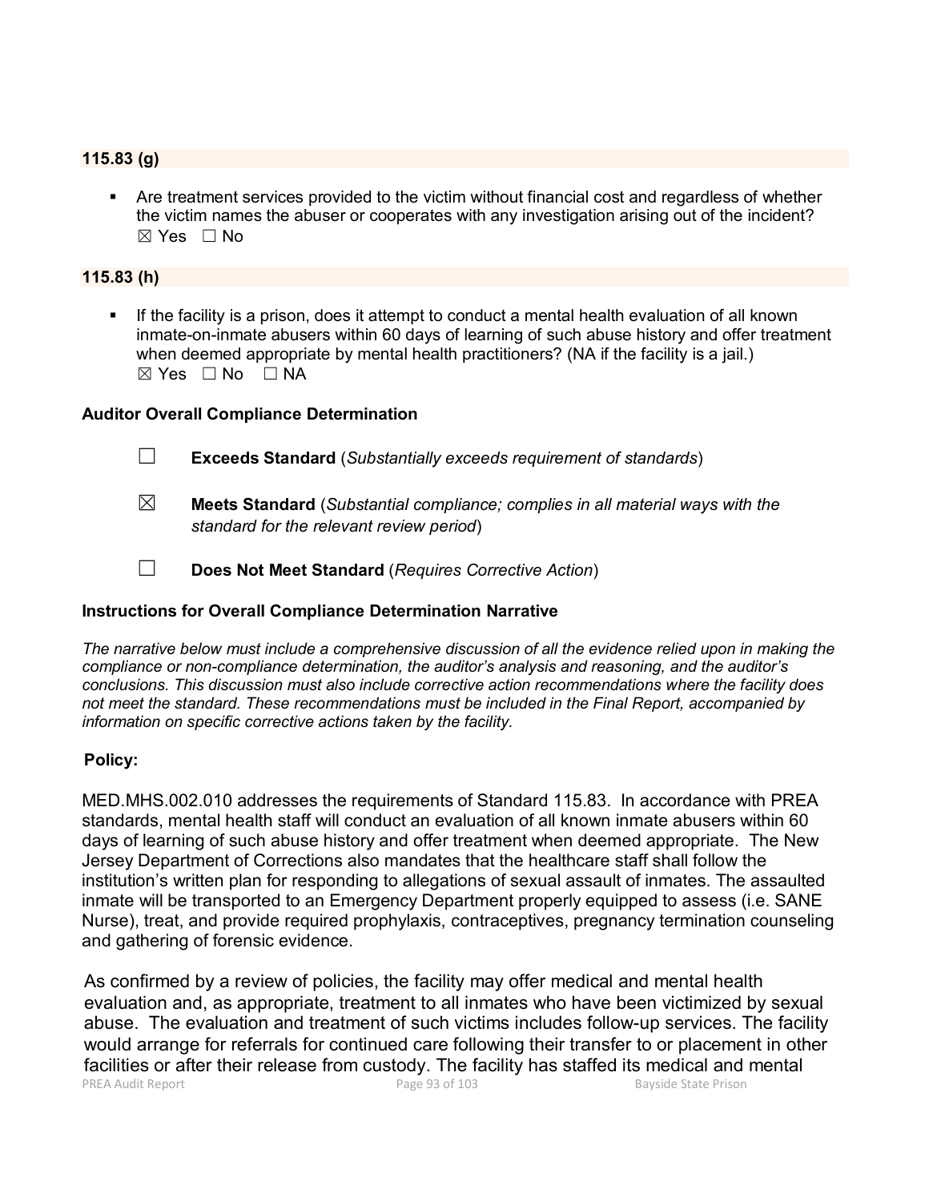**115.83 (g)**

- Are treatment services provided to the victim without financial cost and regardless of whether the victim names the abuser or cooperates with any investigation arising out of the incident?
☒ Yes ☐ No

**115.83 (h)**

- If the facility is a prison, does it attempt to conduct a mental health evaluation of all known inmate-on-inmate abusers within 60 days of learning of such abuse history and offer treatment when deemed appropriate by mental health practitioners? (NA if the facility is a jail.)
☒ Yes ☐ No ☐ NA

**Auditor Overall Compliance Determination**

☐ **Exceeds Standard** (*Substantially exceeds requirement of standards*)

☒ **Meets Standard** (*Substantial compliance; complies in all material ways with the standard for the relevant review period*)

☐ **Does Not Meet Standard** (*Requires Corrective Action*)

**Instructions for Overall Compliance Determination Narrative**

*The narrative below must include a comprehensive discussion of all the evidence relied upon in making the compliance or non-compliance determination, the auditor's analysis and reasoning, and the auditor's conclusions. This discussion must also include corrective action recommendations where the facility does not meet the standard. These recommendations must be included in the Final Report, accompanied by information on specific corrective actions taken by the facility.*

**Policy:**

MED.MHS.002.010 addresses the requirements of Standard 115.83. In accordance with PREA standards, mental health staff will conduct an evaluation of all known inmate abusers within 60 days of learning of such abuse history and offer treatment when deemed appropriate. The New Jersey Department of Corrections also mandates that the healthcare staff shall follow the institution's written plan for responding to allegations of sexual assault of inmates. The assaulted inmate will be transported to an Emergency Department properly equipped to assess (i.e. SANE Nurse), treat, and provide required prophylaxis, contraceptives, pregnancy termination counseling and gathering of forensic evidence.

As confirmed by a review of policies, the facility may offer medical and mental health evaluation and, as appropriate, treatment to all inmates who have been victimized by sexual abuse. The evaluation and treatment of such victims includes follow-up services. The facility would arrange for referrals for continued care following their transfer to or placement in other facilities or after their release from custody. The facility has staffed its medical and mental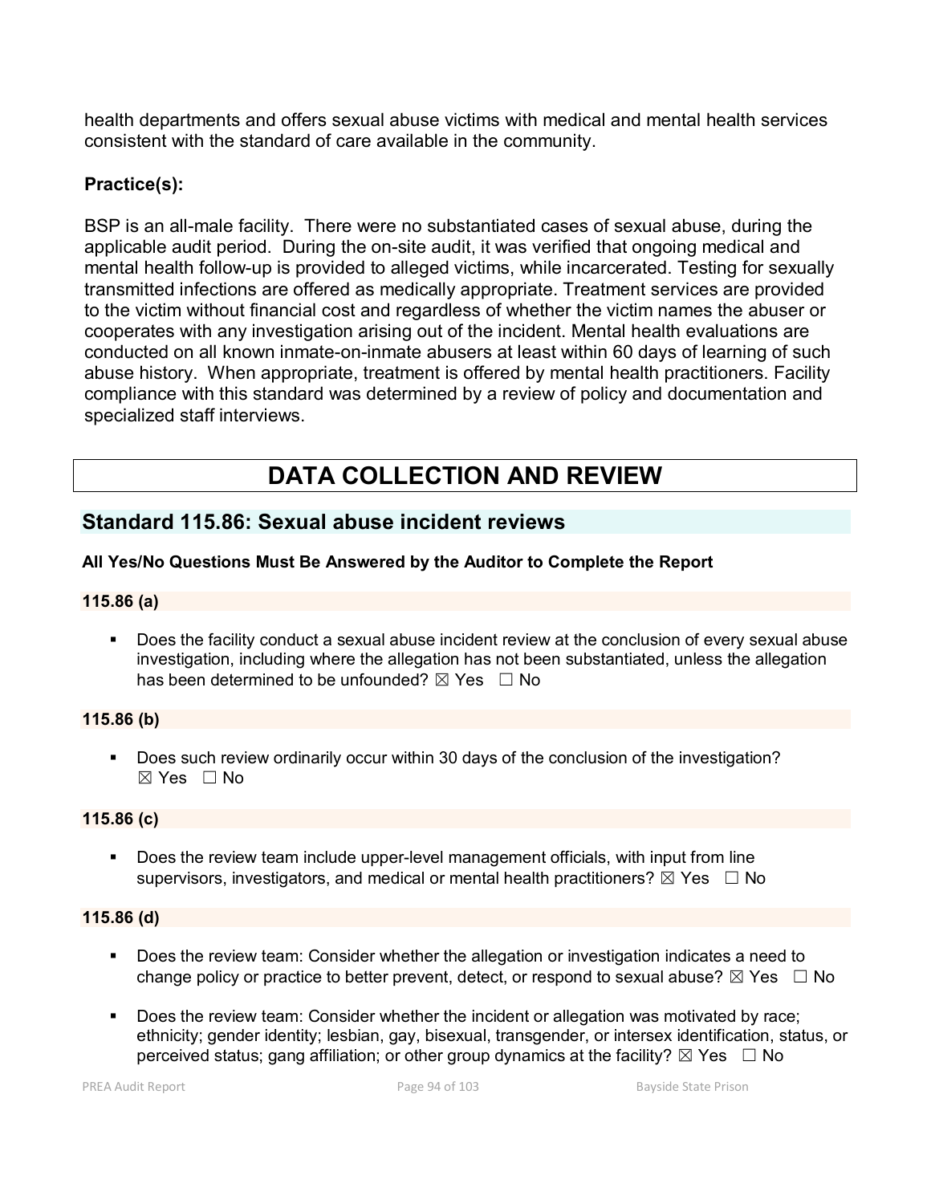health departments and offers sexual abuse victims with medical and mental health services consistent with the standard of care available in the community.

**Practice(s):**

BSP is an all-male facility. There were no substantiated cases of sexual abuse, during the applicable audit period. During the on-site audit, it was verified that ongoing medical and mental health follow-up is provided to alleged victims, while incarcerated. Testing for sexually transmitted infections are offered as medically appropriate. Treatment services are provided to the victim without financial cost and regardless of whether the victim names the abuser or cooperates with any investigation arising out of the incident. Mental health evaluations are conducted on all known inmate-on-inmate abusers at least within 60 days of learning of such abuse history. When appropriate, treatment is offered by mental health practitioners. Facility compliance with this standard was determined by a review of policy and documentation and specialized staff interviews.

# DATA COLLECTION AND REVIEW

## Standard 115.86: Sexual abuse incident reviews

**All Yes/No Questions Must Be Answered by the Auditor to Complete the Report**

**115.86 (a)**

- Does the facility conduct a sexual abuse incident review at the conclusion of every sexual abuse investigation, including where the allegation has not been substantiated, unless the allegation has been determined to be unfounded? ☒ Yes ☐ No

**115.86 (b)**

- Does such review ordinarily occur within 30 days of the conclusion of the investigation? ☒ Yes ☐ No

**115.86 (c)**

- Does the review team include upper-level management officials, with input from line supervisors, investigators, and medical or mental health practitioners? ☒ Yes ☐ No

**115.86 (d)**

- Does the review team: Consider whether the allegation or investigation indicates a need to change policy or practice to better prevent, detect, or respond to sexual abuse? ☒ Yes ☐ No
- Does the review team: Consider whether the incident or allegation was motivated by race; ethnicity; gender identity; lesbian, gay, bisexual, transgender, or intersex identification, status, or perceived status; gang affiliation; or other group dynamics at the facility? ☒ Yes ☐ No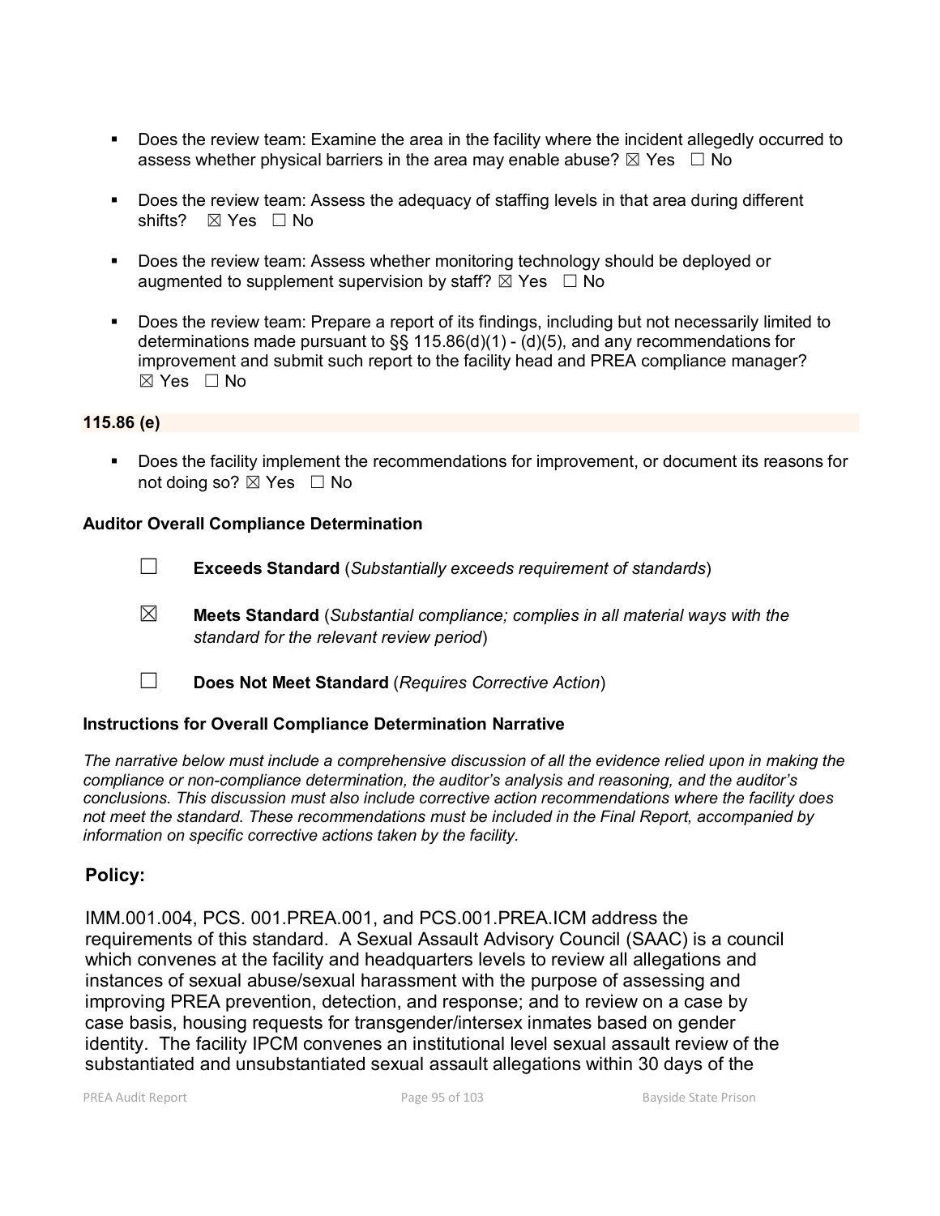- Does the review team: Examine the area in the facility where the incident allegedly occurred to assess whether physical barriers in the area may enable abuse? ☒ Yes ☐ No

- Does the review team: Assess the adequacy of staffing levels in that area during different shifts? ☒ Yes ☐ No

- Does the review team: Assess whether monitoring technology should be deployed or augmented to supplement supervision by staff? ☒ Yes ☐ No

- Does the review team: Prepare a report of its findings, including but not necessarily limited to determinations made pursuant to §§ 115.86(d)(1) - (d)(5), and any recommendations for improvement and submit such report to the facility head and PREA compliance manager? ☒ Yes ☐ No

**115.86 (e)**

- Does the facility implement the recommendations for improvement, or document its reasons for not doing so? ☒ Yes ☐ No

**Auditor Overall Compliance Determination**

☐ **Exceeds Standard** (*Substantially exceeds requirement of standards*)

☒ **Meets Standard** (*Substantial compliance; complies in all material ways with the standard for the relevant review period*)

☐ **Does Not Meet Standard** (*Requires Corrective Action*)

**Instructions for Overall Compliance Determination Narrative**

*The narrative below must include a comprehensive discussion of all the evidence relied upon in making the compliance or non-compliance determination, the auditor's analysis and reasoning, and the auditor's conclusions. This discussion must also include corrective action recommendations where the facility does not meet the standard. These recommendations must be included in the Final Report, accompanied by information on specific corrective actions taken by the facility.*

**Policy:**

IMM.001.004, PCS. 001.PREA.001, and PCS.001.PREA.ICM address the requirements of this standard. A Sexual Assault Advisory Council (SAAC) is a council which convenes at the facility and headquarters levels to review all allegations and instances of sexual abuse/sexual harassment with the purpose of assessing and improving PREA prevention, detection, and response; and to review on a case by case basis, housing requests for transgender/intersex inmates based on gender identity. The facility IPCM convenes an institutional level sexual assault review of the substantiated and unsubstantiated sexual assault allegations within 30 days of the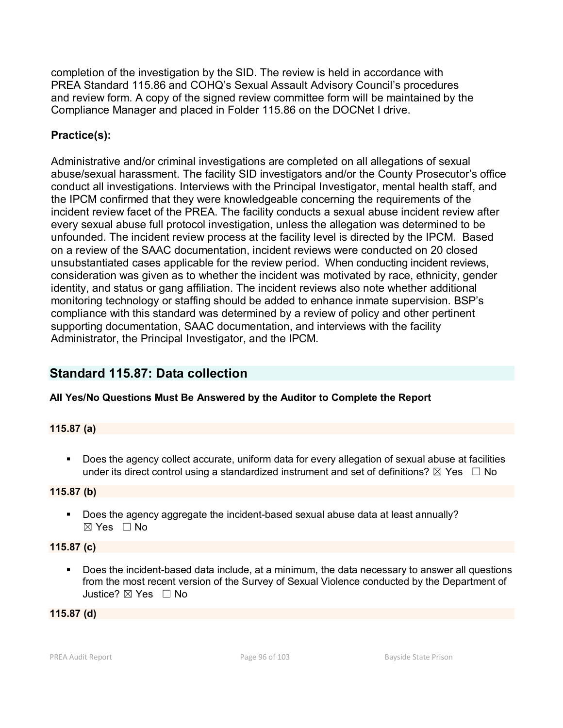completion of the investigation by the SID. The review is held in accordance with PREA Standard 115.86 and COHQ's Sexual Assault Advisory Council's procedures and review form. A copy of the signed review committee form will be maintained by the Compliance Manager and placed in Folder 115.86 on the DOCNet I drive.

**Practice(s):**

Administrative and/or criminal investigations are completed on all allegations of sexual abuse/sexual harassment. The facility SID investigators and/or the County Prosecutor's office conduct all investigations. Interviews with the Principal Investigator, mental health staff, and the IPCM confirmed that they were knowledgeable concerning the requirements of the incident review facet of the PREA. The facility conducts a sexual abuse incident review after every sexual abuse full protocol investigation, unless the allegation was determined to be unfounded. The incident review process at the facility level is directed by the IPCM. Based on a review of the SAAC documentation, incident reviews were conducted on 20 closed unsubstantiated cases applicable for the review period. When conducting incident reviews, consideration was given as to whether the incident was motivated by race, ethnicity, gender identity, and status or gang affiliation. The incident reviews also note whether additional monitoring technology or staffing should be added to enhance inmate supervision. BSP's compliance with this standard was determined by a review of policy and other pertinent supporting documentation, SAAC documentation, and interviews with the facility Administrator, the Principal Investigator, and the IPCM.

## Standard 115.87: Data collection

**All Yes/No Questions Must Be Answered by the Auditor to Complete the Report**

**115.87 (a)**

- Does the agency collect accurate, uniform data for every allegation of sexual abuse at facilities under its direct control using a standardized instrument and set of definitions? ☒ Yes ☐ No

**115.87 (b)**

- Does the agency aggregate the incident-based sexual abuse data at least annually? ☒ Yes ☐ No

**115.87 (c)**

- Does the incident-based data include, at a minimum, the data necessary to answer all questions from the most recent version of the Survey of Sexual Violence conducted by the Department of Justice? ☒ Yes ☐ No

**115.87 (d)**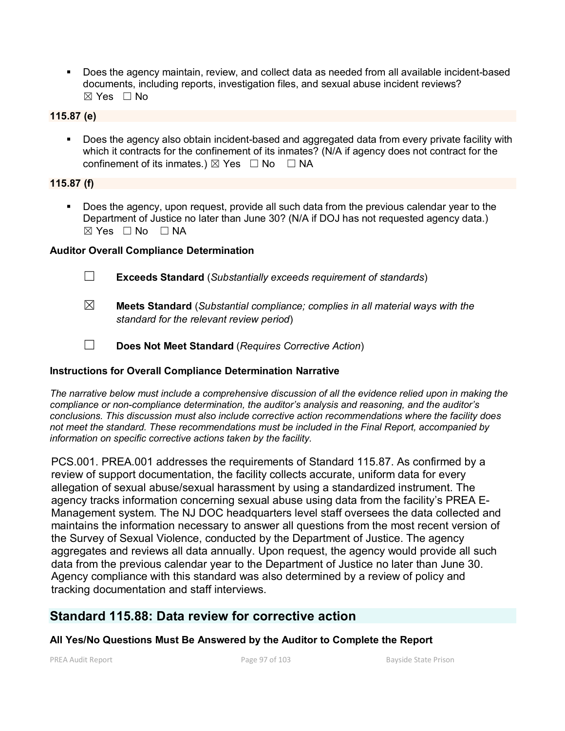- Does the agency maintain, review, and collect data as needed from all available incident-based documents, including reports, investigation files, and sexual abuse incident reviews?
  ☒ Yes ☐ No

**115.87 (e)**

- Does the agency also obtain incident-based and aggregated data from every private facility with which it contracts for the confinement of its inmates? (N/A if agency does not contract for the confinement of its inmates.) ☒ Yes ☐ No ☐ NA

**115.87 (f)**

- Does the agency, upon request, provide all such data from the previous calendar year to the Department of Justice no later than June 30? (N/A if DOJ has not requested agency data.)
  ☒ Yes ☐ No ☐ NA

**Auditor Overall Compliance Determination**

☐ **Exceeds Standard** (*Substantially exceeds requirement of standards*)

☒ **Meets Standard** (*Substantial compliance; complies in all material ways with the standard for the relevant review period*)

☐ **Does Not Meet Standard** (*Requires Corrective Action*)

**Instructions for Overall Compliance Determination Narrative**

*The narrative below must include a comprehensive discussion of all the evidence relied upon in making the compliance or non-compliance determination, the auditor's analysis and reasoning, and the auditor's conclusions. This discussion must also include corrective action recommendations where the facility does not meet the standard. These recommendations must be included in the Final Report, accompanied by information on specific corrective actions taken by the facility.*

PCS.001. PREA.001 addresses the requirements of Standard 115.87. As confirmed by a review of support documentation, the facility collects accurate, uniform data for every allegation of sexual abuse/sexual harassment by using a standardized instrument. The agency tracks information concerning sexual abuse using data from the facility's PREA E-Management system. The NJ DOC headquarters level staff oversees the data collected and maintains the information necessary to answer all questions from the most recent version of the Survey of Sexual Violence, conducted by the Department of Justice. The agency aggregates and reviews all data annually. Upon request, the agency would provide all such data from the previous calendar year to the Department of Justice no later than June 30. Agency compliance with this standard was also determined by a review of policy and tracking documentation and staff interviews.

## Standard 115.88: Data review for corrective action

**All Yes/No Questions Must Be Answered by the Auditor to Complete the Report**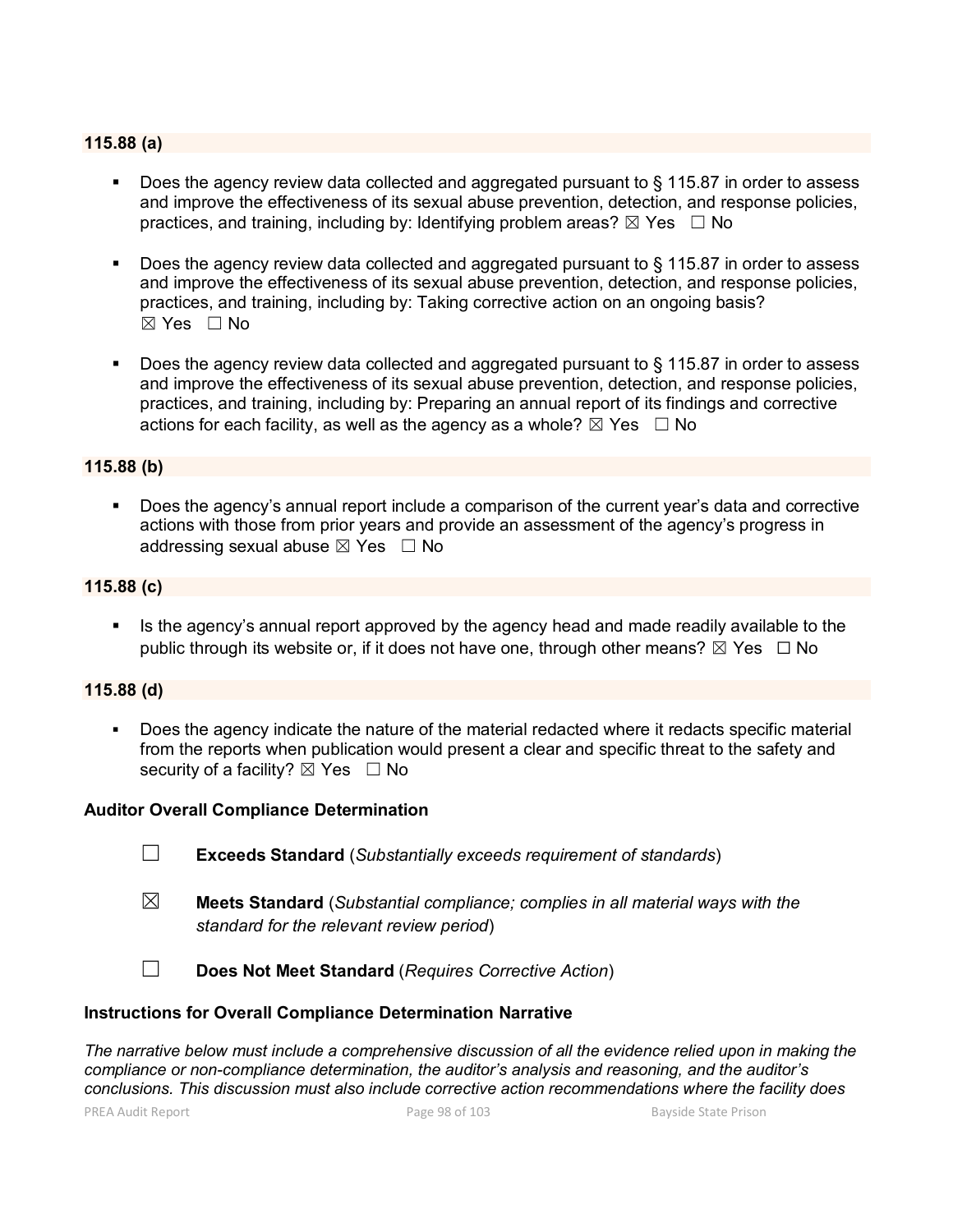### 115.88 (a)

- Does the agency review data collected and aggregated pursuant to § 115.87 in order to assess and improve the effectiveness of its sexual abuse prevention, detection, and response policies, practices, and training, including by: Identifying problem areas? ☒ Yes ☐ No

- Does the agency review data collected and aggregated pursuant to § 115.87 in order to assess and improve the effectiveness of its sexual abuse prevention, detection, and response policies, practices, and training, including by: Taking corrective action on an ongoing basis? ☒ Yes ☐ No

- Does the agency review data collected and aggregated pursuant to § 115.87 in order to assess and improve the effectiveness of its sexual abuse prevention, detection, and response policies, practices, and training, including by: Preparing an annual report of its findings and corrective actions for each facility, as well as the agency as a whole? ☒ Yes ☐ No

### 115.88 (b)

- Does the agency's annual report include a comparison of the current year's data and corrective actions with those from prior years and provide an assessment of the agency's progress in addressing sexual abuse ☒ Yes ☐ No

### 115.88 (c)

- Is the agency's annual report approved by the agency head and made readily available to the public through its website or, if it does not have one, through other means? ☒ Yes ☐ No

### 115.88 (d)

- Does the agency indicate the nature of the material redacted where it redacts specific material from the reports when publication would present a clear and specific threat to the safety and security of a facility? ☒ Yes ☐ No

### Auditor Overall Compliance Determination

☐ **Exceeds Standard** (*Substantially exceeds requirement of standards*)

☒ **Meets Standard** (*Substantial compliance; complies in all material ways with the standard for the relevant review period*)

☐ **Does Not Meet Standard** (*Requires Corrective Action*)

### Instructions for Overall Compliance Determination Narrative

*The narrative below must include a comprehensive discussion of all the evidence relied upon in making the compliance or non-compliance determination, the auditor's analysis and reasoning, and the auditor's conclusions. This discussion must also include corrective action recommendations where the facility does*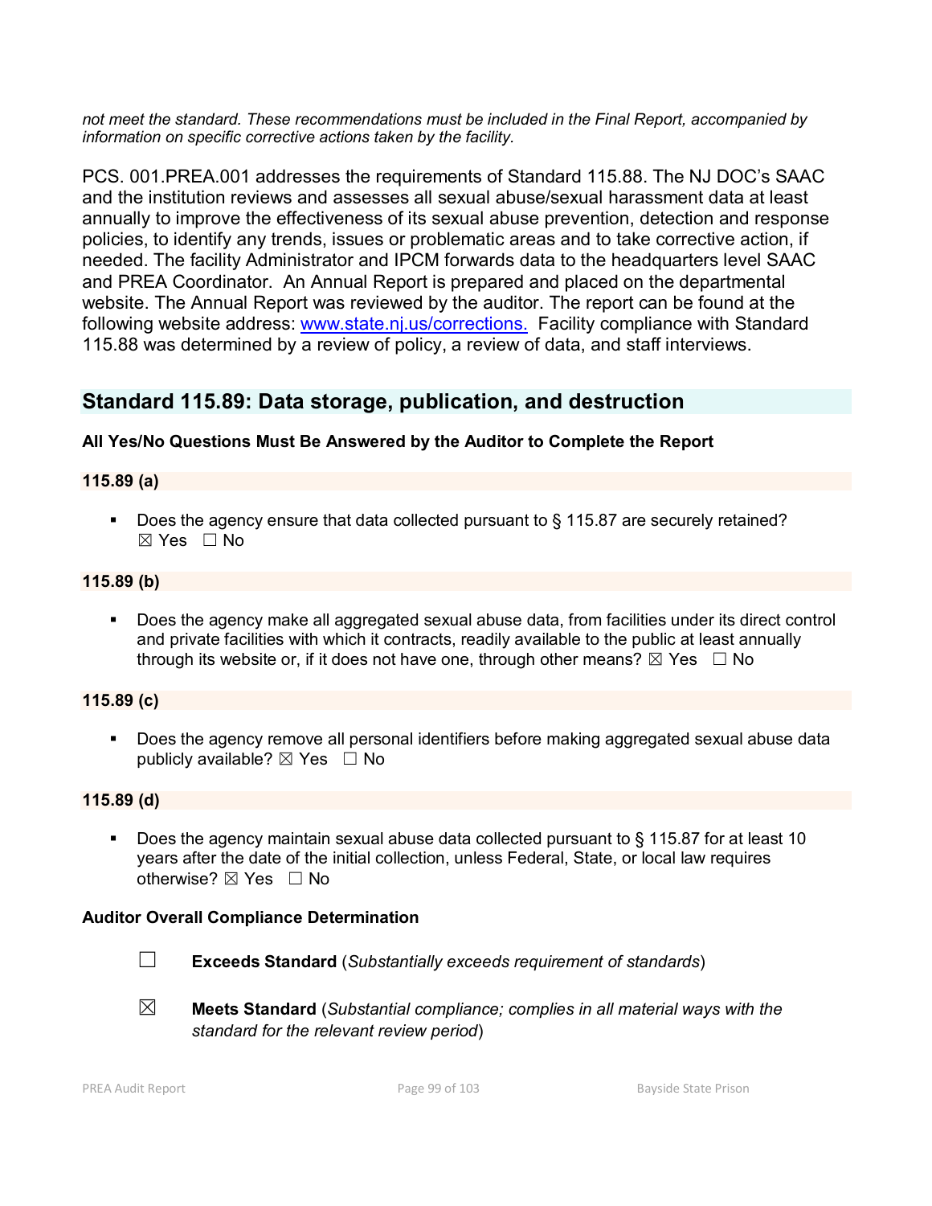*not meet the standard. These recommendations must be included in the Final Report, accompanied by information on specific corrective actions taken by the facility.*

PCS. 001.PREA.001 addresses the requirements of Standard 115.88. The NJ DOC's SAAC and the institution reviews and assesses all sexual abuse/sexual harassment data at least annually to improve the effectiveness of its sexual abuse prevention, detection and response policies, to identify any trends, issues or problematic areas and to take corrective action, if needed. The facility Administrator and IPCM forwards data to the headquarters level SAAC and PREA Coordinator. An Annual Report is prepared and placed on the departmental website. The Annual Report was reviewed by the auditor. The report can be found at the following website address: [www.state.nj.us/corrections.](http://www.state.nj.us/corrections) Facility compliance with Standard 115.88 was determined by a review of policy, a review of data, and staff interviews.

## Standard 115.89: Data storage, publication, and destruction

**All Yes/No Questions Must Be Answered by the Auditor to Complete the Report**

**115.89 (a)**

- Does the agency ensure that data collected pursuant to § 115.87 are securely retained? ☒ Yes ☐ No

**115.89 (b)**

- Does the agency make all aggregated sexual abuse data, from facilities under its direct control and private facilities with which it contracts, readily available to the public at least annually through its website or, if it does not have one, through other means? ☒ Yes ☐ No

**115.89 (c)**

- Does the agency remove all personal identifiers before making aggregated sexual abuse data publicly available? ☒ Yes ☐ No

**115.89 (d)**

- Does the agency maintain sexual abuse data collected pursuant to § 115.87 for at least 10 years after the date of the initial collection, unless Federal, State, or local law requires otherwise? ☒ Yes ☐ No

**Auditor Overall Compliance Determination**

☐ **Exceeds Standard** (*Substantially exceeds requirement of standards*)

☒ **Meets Standard** (*Substantial compliance; complies in all material ways with the standard for the relevant review period*)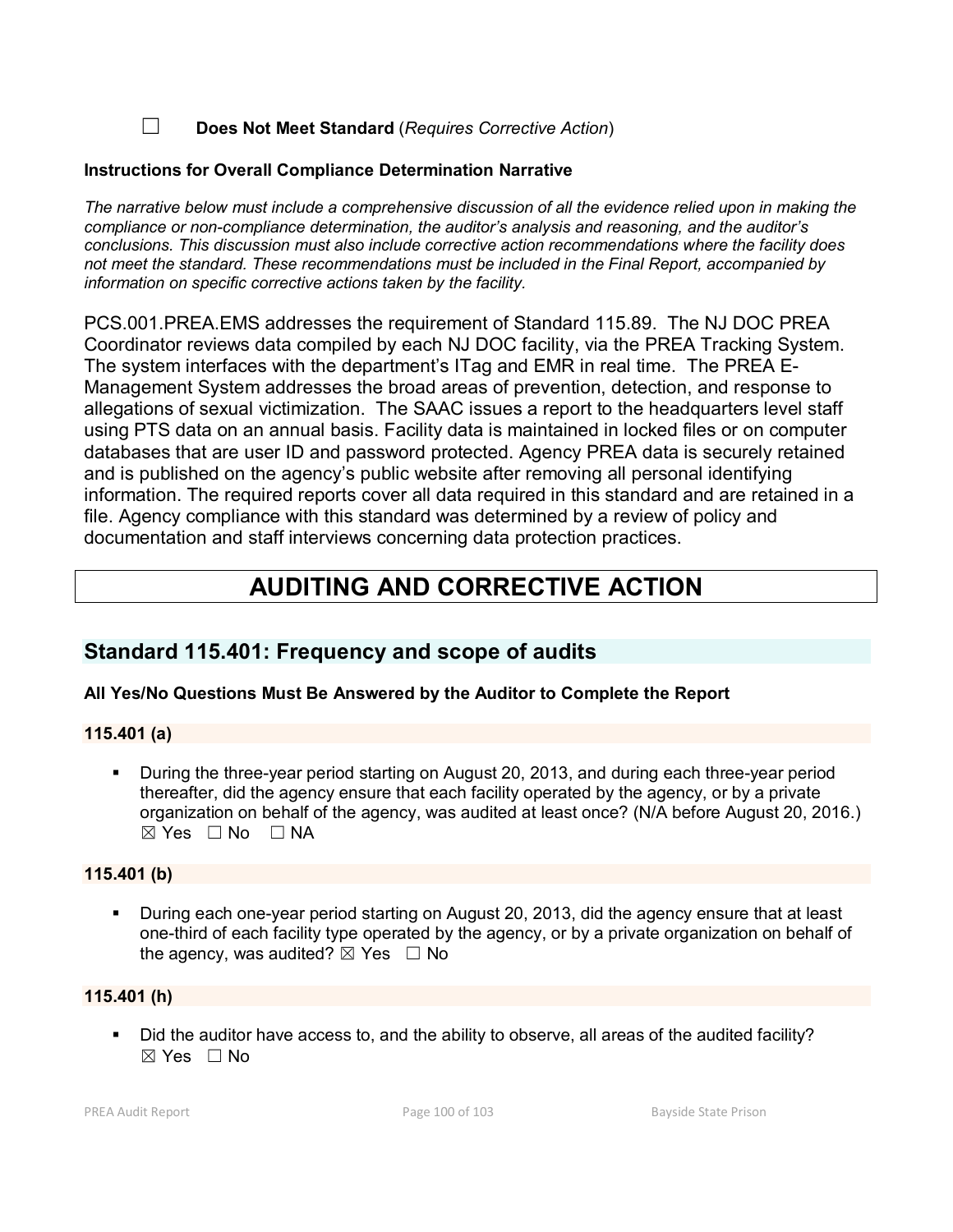☐ **Does Not Meet Standard** (*Requires Corrective Action*)

**Instructions for Overall Compliance Determination Narrative**

*The narrative below must include a comprehensive discussion of all the evidence relied upon in making the compliance or non-compliance determination, the auditor's analysis and reasoning, and the auditor's conclusions. This discussion must also include corrective action recommendations where the facility does not meet the standard. These recommendations must be included in the Final Report, accompanied by information on specific corrective actions taken by the facility.*

PCS.001.PREA.EMS addresses the requirement of Standard 115.89. The NJ DOC PREA Coordinator reviews data compiled by each NJ DOC facility, via the PREA Tracking System. The system interfaces with the department's ITag and EMR in real time. The PREA E-Management System addresses the broad areas of prevention, detection, and response to allegations of sexual victimization. The SAAC issues a report to the headquarters level staff using PTS data on an annual basis. Facility data is maintained in locked files or on computer databases that are user ID and password protected. Agency PREA data is securely retained and is published on the agency's public website after removing all personal identifying information. The required reports cover all data required in this standard and are retained in a file. Agency compliance with this standard was determined by a review of policy and documentation and staff interviews concerning data protection practices.

# AUDITING AND CORRECTIVE ACTION

## Standard 115.401: Frequency and scope of audits

**All Yes/No Questions Must Be Answered by the Auditor to Complete the Report**

**115.401 (a)**

- During the three-year period starting on August 20, 2013, and during each three-year period thereafter, did the agency ensure that each facility operated by the agency, or by a private organization on behalf of the agency, was audited at least once? (N/A before August 20, 2016.) ☒ Yes ☐ No ☐ NA

**115.401 (b)**

- During each one-year period starting on August 20, 2013, did the agency ensure that at least one-third of each facility type operated by the agency, or by a private organization on behalf of the agency, was audited? ☒ Yes ☐ No

**115.401 (h)**

- Did the auditor have access to, and the ability to observe, all areas of the audited facility? ☒ Yes ☐ No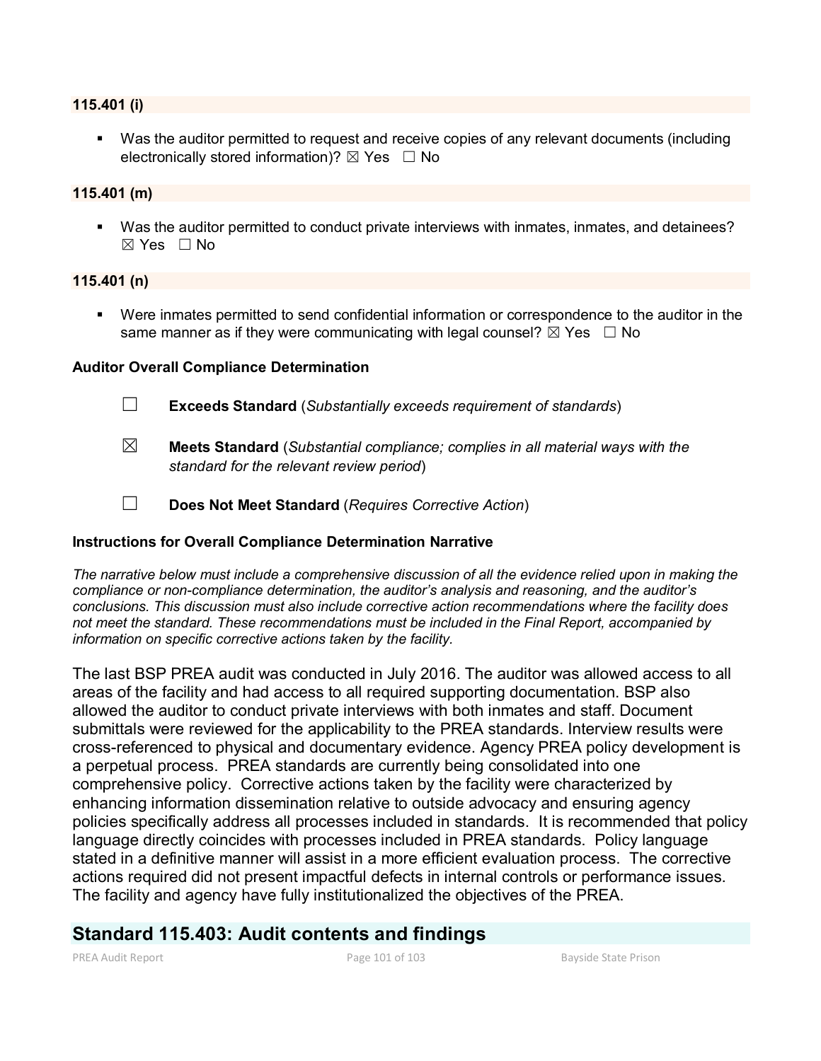**115.401 (i)**

- Was the auditor permitted to request and receive copies of any relevant documents (including electronically stored information)? ☒ Yes ☐ No

**115.401 (m)**

- Was the auditor permitted to conduct private interviews with inmates, inmates, and detainees? ☒ Yes ☐ No

**115.401 (n)**

- Were inmates permitted to send confidential information or correspondence to the auditor in the same manner as if they were communicating with legal counsel? ☒ Yes ☐ No

**Auditor Overall Compliance Determination**

☐ **Exceeds Standard** (*Substantially exceeds requirement of standards*)

☒ **Meets Standard** (*Substantial compliance; complies in all material ways with the standard for the relevant review period*)

☐ **Does Not Meet Standard** (*Requires Corrective Action*)

**Instructions for Overall Compliance Determination Narrative**

*The narrative below must include a comprehensive discussion of all the evidence relied upon in making the compliance or non-compliance determination, the auditor's analysis and reasoning, and the auditor's conclusions. This discussion must also include corrective action recommendations where the facility does not meet the standard. These recommendations must be included in the Final Report, accompanied by information on specific corrective actions taken by the facility.*

The last BSP PREA audit was conducted in July 2016. The auditor was allowed access to all areas of the facility and had access to all required supporting documentation. BSP also allowed the auditor to conduct private interviews with both inmates and staff. Document submittals were reviewed for the applicability to the PREA standards. Interview results were cross-referenced to physical and documentary evidence. Agency PREA policy development is a perpetual process. PREA standards are currently being consolidated into one comprehensive policy. Corrective actions taken by the facility were characterized by enhancing information dissemination relative to outside advocacy and ensuring agency policies specifically address all processes included in standards. It is recommended that policy language directly coincides with processes included in PREA standards. Policy language stated in a definitive manner will assist in a more efficient evaluation process. The corrective actions required did not present impactful defects in internal controls or performance issues. The facility and agency have fully institutionalized the objectives of the PREA.

## Standard 115.403: Audit contents and findings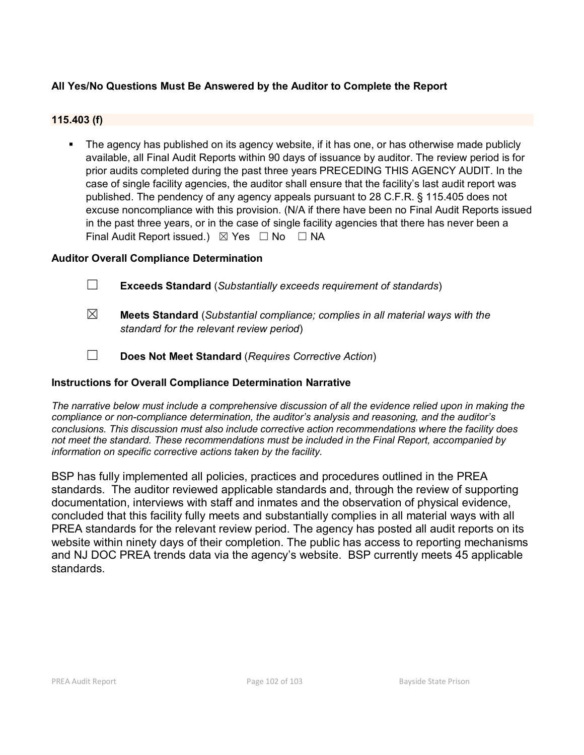**All Yes/No Questions Must Be Answered by the Auditor to Complete the Report**

**115.403 (f)**

- The agency has published on its agency website, if it has one, or has otherwise made publicly available, all Final Audit Reports within 90 days of issuance by auditor. The review period is for prior audits completed during the past three years PRECEDING THIS AGENCY AUDIT. In the case of single facility agencies, the auditor shall ensure that the facility's last audit report was published. The pendency of any agency appeals pursuant to 28 C.F.R. § 115.405 does not excuse noncompliance with this provision. (N/A if there have been no Final Audit Reports issued in the past three years, or in the case of single facility agencies that there has never been a Final Audit Report issued.) ☒ Yes ☐ No ☐ NA

**Auditor Overall Compliance Determination**

☐ **Exceeds Standard** (*Substantially exceeds requirement of standards*)

☒ **Meets Standard** (*Substantial compliance; complies in all material ways with the standard for the relevant review period*)

☐ **Does Not Meet Standard** (*Requires Corrective Action*)

**Instructions for Overall Compliance Determination Narrative**

*The narrative below must include a comprehensive discussion of all the evidence relied upon in making the compliance or non-compliance determination, the auditor's analysis and reasoning, and the auditor's conclusions. This discussion must also include corrective action recommendations where the facility does not meet the standard. These recommendations must be included in the Final Report, accompanied by information on specific corrective actions taken by the facility.*

BSP has fully implemented all policies, practices and procedures outlined in the PREA standards. The auditor reviewed applicable standards and, through the review of supporting documentation, interviews with staff and inmates and the observation of physical evidence, concluded that this facility fully meets and substantially complies in all material ways with all PREA standards for the relevant review period. The agency has posted all audit reports on its website within ninety days of their completion. The public has access to reporting mechanisms and NJ DOC PREA trends data via the agency's website. BSP currently meets 45 applicable standards.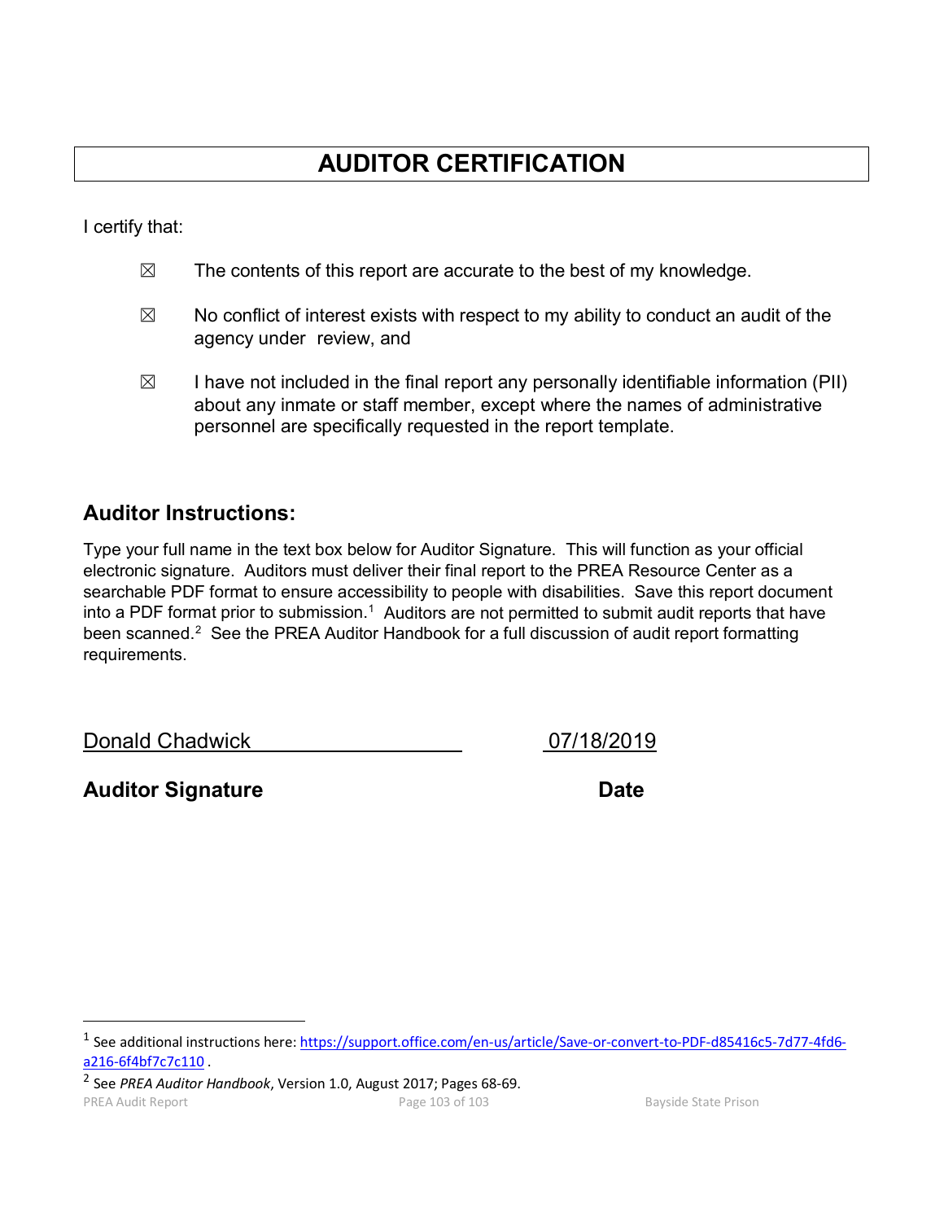# AUDITOR CERTIFICATION

I certify that:

☒ The contents of this report are accurate to the best of my knowledge.

☒ No conflict of interest exists with respect to my ability to conduct an audit of the agency under review, and

☒ I have not included in the final report any personally identifiable information (PII) about any inmate or staff member, except where the names of administrative personnel are specifically requested in the report template.

## Auditor Instructions:

Type your full name in the text box below for Auditor Signature. This will function as your official electronic signature. Auditors must deliver their final report to the PREA Resource Center as a searchable PDF format to ensure accessibility to people with disabilities. Save this report document into a PDF format prior to submission.[1] Auditors are not permitted to submit audit reports that have been scanned.[2] See the PREA Auditor Handbook for a full discussion of audit report formatting requirements.

Donald Chadwick 07/18/2019

**Auditor Signature** **Date**

---

[1] See additional instructions here: https://support.office.com/en-us/article/Save-or-convert-to-PDF-d85416c5-7d77-4fd6-a216-6f4bf7c7c110 .

[2] See *PREA Auditor Handbook*, Version 1.0, August 2017; Pages 68-69.